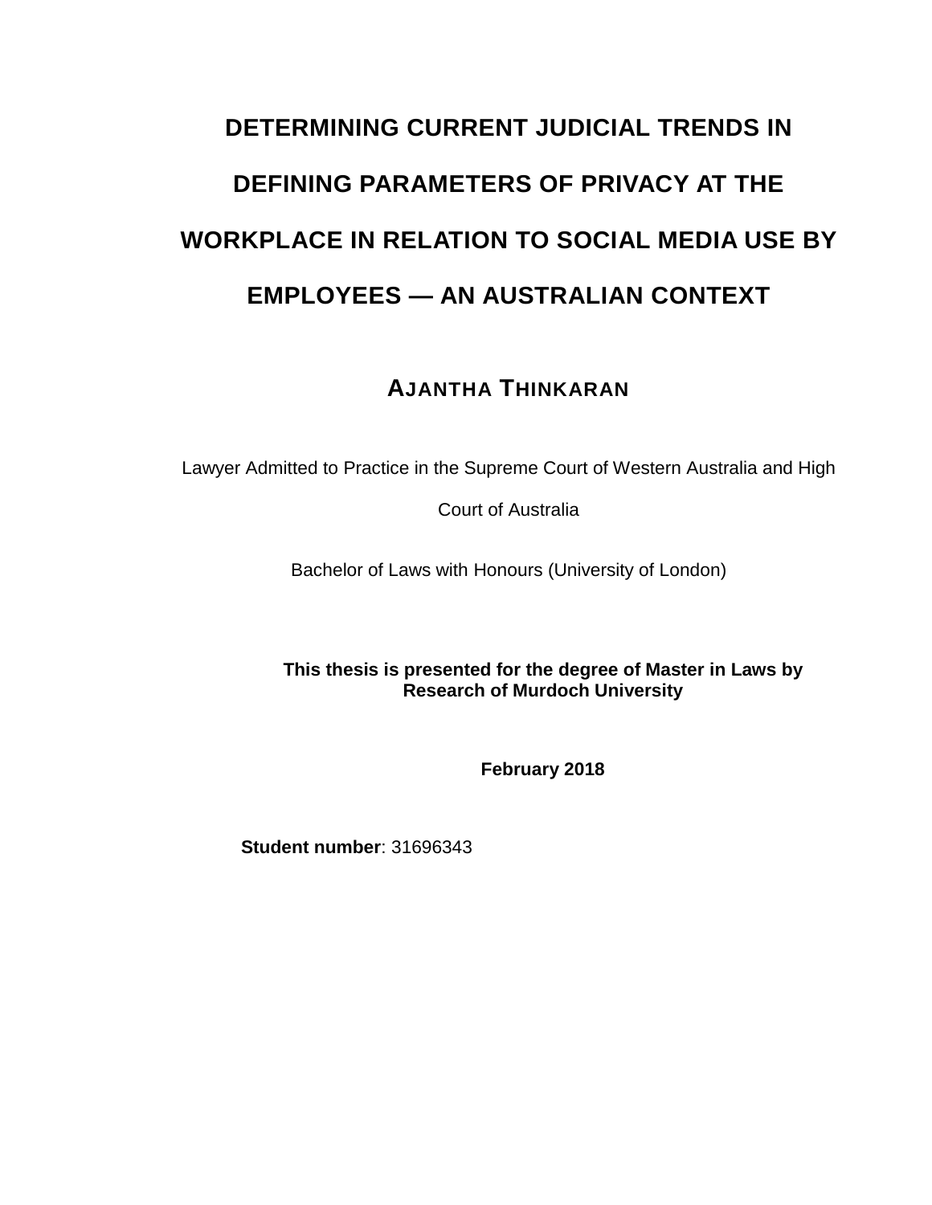# DETERMINING CURRENT JUDICIAL TRENDS IN DEFINING PARAMETERS OF PRIVACY AT THE WORKPLACE IN RELATION TO SOCIAL MEDIA USE BY EMPLOYEES — AN AUSTRALIAN CONTEXT

**AJANTHA THINKARAN**

Lawyer Admitted to Practice in the Supreme Court of Western Australia and High Court of Australia

Bachelor of Laws with Honours (University of London)

**This thesis is presented for the degree of Master in Laws by Research of Murdoch University**

**February 2018**

**Student number**: 31696343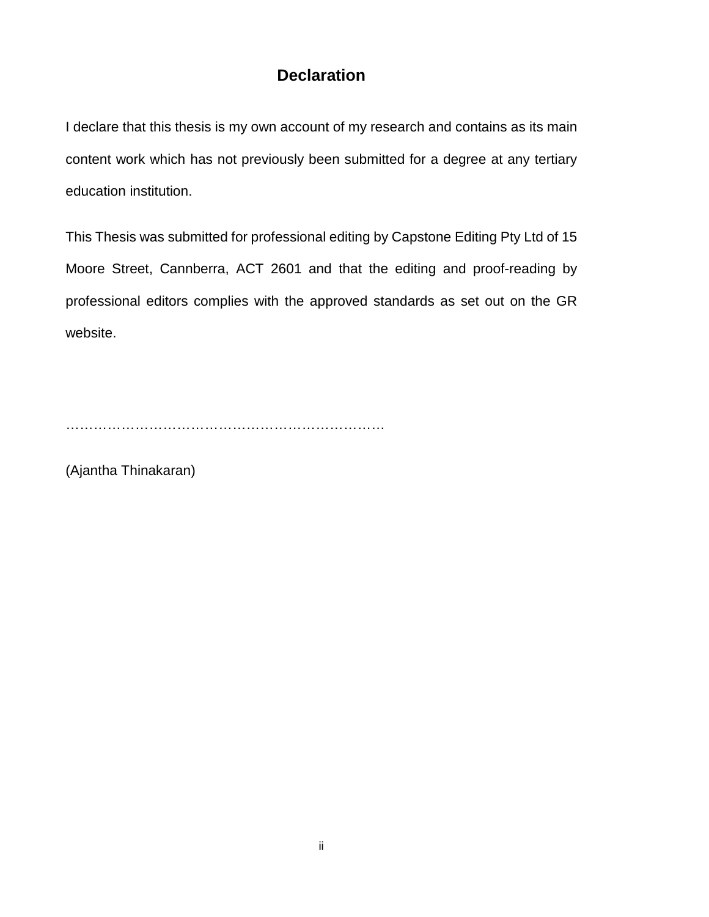# Declaration

I declare that this thesis is my own account of my research and contains as its main content work which has not previously been submitted for a degree at any tertiary education institution.

This Thesis was submitted for professional editing by Capstone Editing Pty Ltd of 15 Moore Street, Cannberra, ACT 2601 and that the editing and proof-reading by professional editors complies with the approved standards as set out on the GR website.

……………………………………………………………

(Ajantha Thinakaran)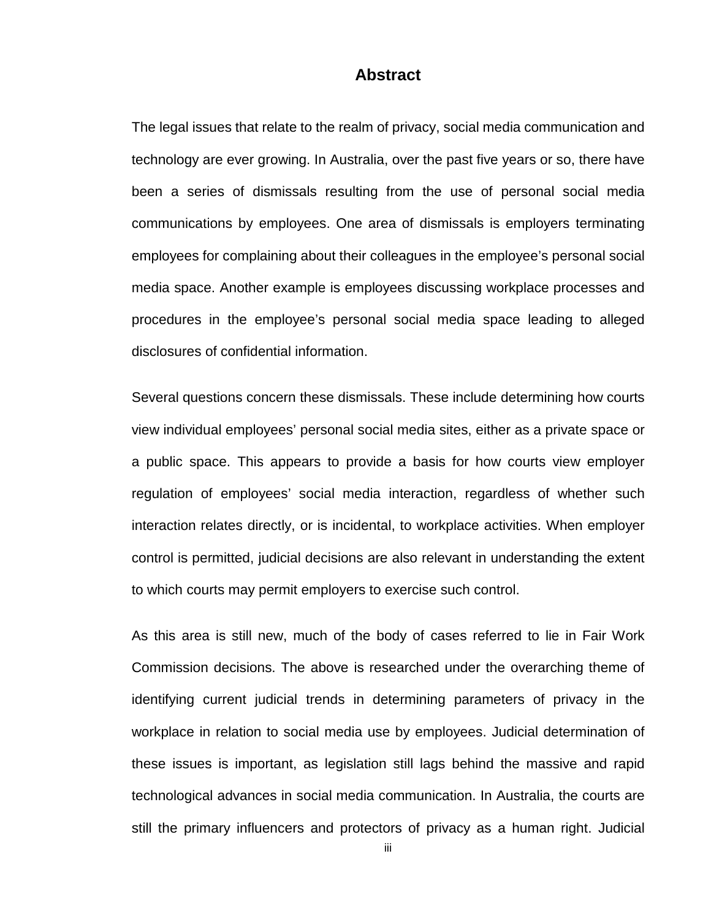# Abstract

The legal issues that relate to the realm of privacy, social media communication and technology are ever growing. In Australia, over the past five years or so, there have been a series of dismissals resulting from the use of personal social media communications by employees. One area of dismissals is employers terminating employees for complaining about their colleagues in the employee's personal social media space. Another example is employees discussing workplace processes and procedures in the employee's personal social media space leading to alleged disclosures of confidential information.

Several questions concern these dismissals. These include determining how courts view individual employees' personal social media sites, either as a private space or a public space. This appears to provide a basis for how courts view employer regulation of employees' social media interaction, regardless of whether such interaction relates directly, or is incidental, to workplace activities. When employer control is permitted, judicial decisions are also relevant in understanding the extent to which courts may permit employers to exercise such control.

As this area is still new, much of the body of cases referred to lie in Fair Work Commission decisions. The above is researched under the overarching theme of identifying current judicial trends in determining parameters of privacy in the workplace in relation to social media use by employees. Judicial determination of these issues is important, as legislation still lags behind the massive and rapid technological advances in social media communication. In Australia, the courts are still the primary influencers and protectors of privacy as a human right. Judicial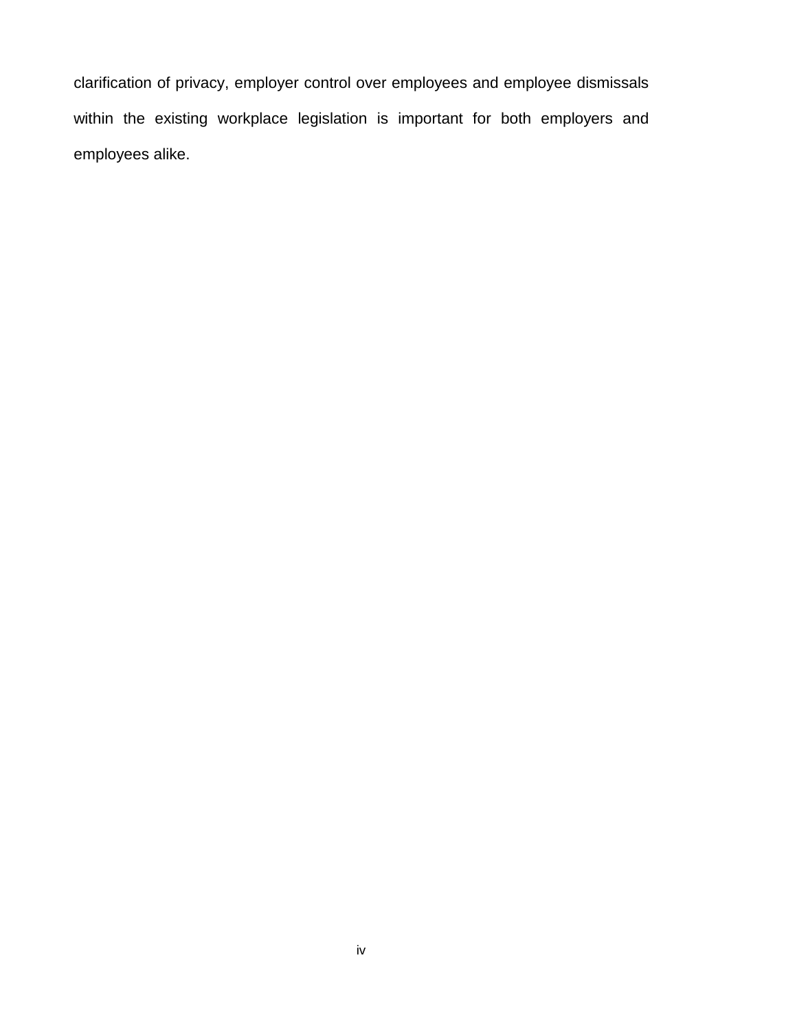clarification of privacy, employer control over employees and employee dismissals within the existing workplace legislation is important for both employers and employees alike.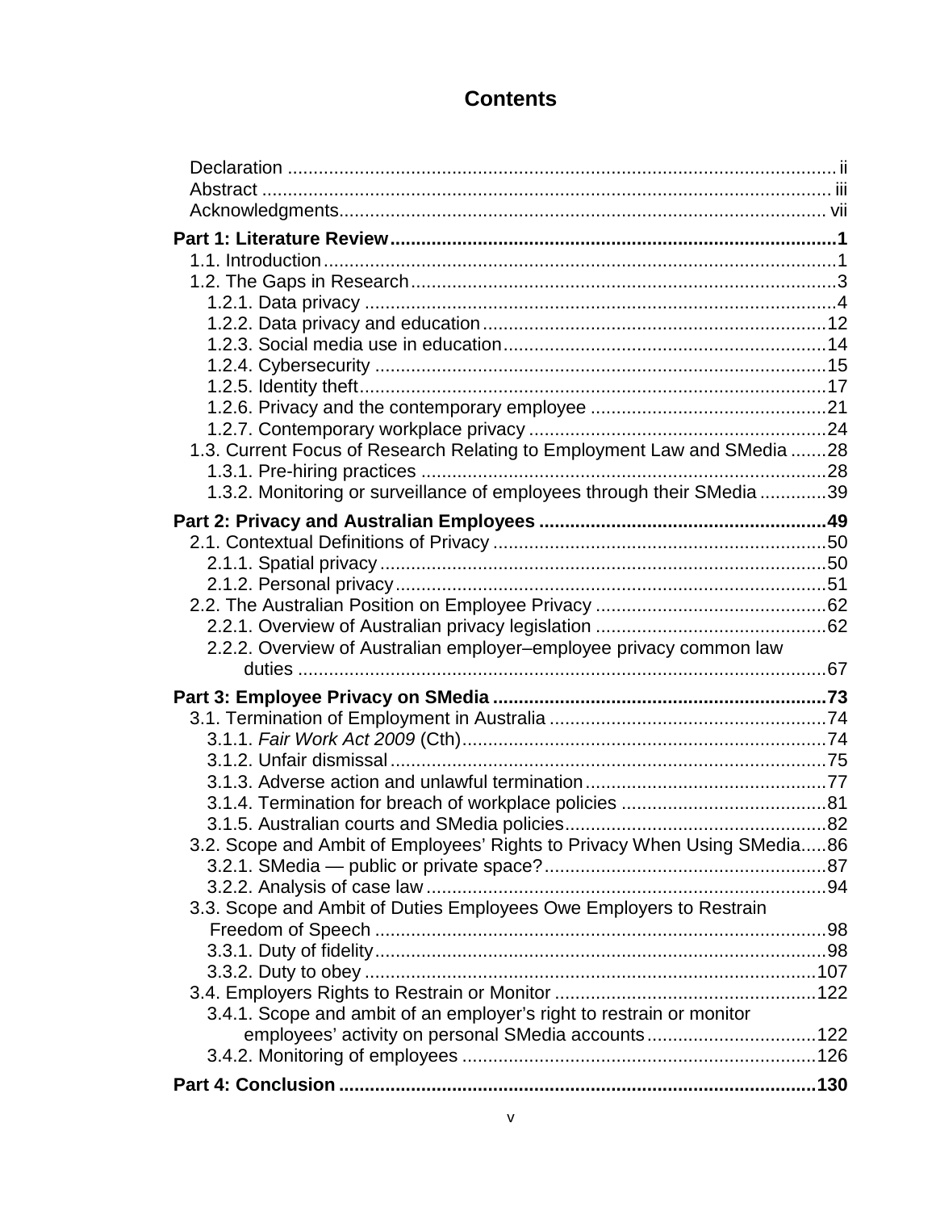# Contents

Declaration ii
Abstract iii
Acknowledgments vii

**Part 1: Literature Review 1**

- 1.1. Introduction 1
- 1.2. The Gaps in Research 3
  - 1.2.1. Data privacy 4
  - 1.2.2. Data privacy and education 12
  - 1.2.3. Social media use in education 14
  - 1.2.4. Cybersecurity 15
  - 1.2.5. Identity theft 17
  - 1.2.6. Privacy and the contemporary employee 21
  - 1.2.7. Contemporary workplace privacy 24
- 1.3. Current Focus of Research Relating to Employment Law and SMedia 28
  - 1.3.1. Pre-hiring practices 28
  - 1.3.2. Monitoring or surveillance of employees through their SMedia 39

**Part 2: Privacy and Australian Employees 49**

- 2.1. Contextual Definitions of Privacy 50
  - 2.1.1. Spatial privacy 50
  - 2.1.2. Personal privacy 51
- 2.2. The Australian Position on Employee Privacy 62
  - 2.2.1. Overview of Australian privacy legislation 62
  - 2.2.2. Overview of Australian employer–employee privacy common law duties 67

**Part 3: Employee Privacy on SMedia 73**

- 3.1. Termination of Employment in Australia 74
  - 3.1.1. *Fair Work Act 2009* (Cth) 74
  - 3.1.2. Unfair dismissal 75
  - 3.1.3. Adverse action and unlawful termination 77
  - 3.1.4. Termination for breach of workplace policies 81
  - 3.1.5. Australian courts and SMedia policies 82
- 3.2. Scope and Ambit of Employees' Rights to Privacy When Using SMedia 86
  - 3.2.1. SMedia — public or private space? 87
  - 3.2.2. Analysis of case law 94
- 3.3. Scope and Ambit of Duties Employees Owe Employers to Restrain Freedom of Speech 98
  - 3.3.1. Duty of fidelity 98
  - 3.3.2. Duty to obey 107
- 3.4. Employers Rights to Restrain or Monitor 122
  - 3.4.1. Scope and ambit of an employer's right to restrain or monitor employees' activity on personal SMedia accounts 122
  - 3.4.2. Monitoring of employees 126

**Part 4: Conclusion 130**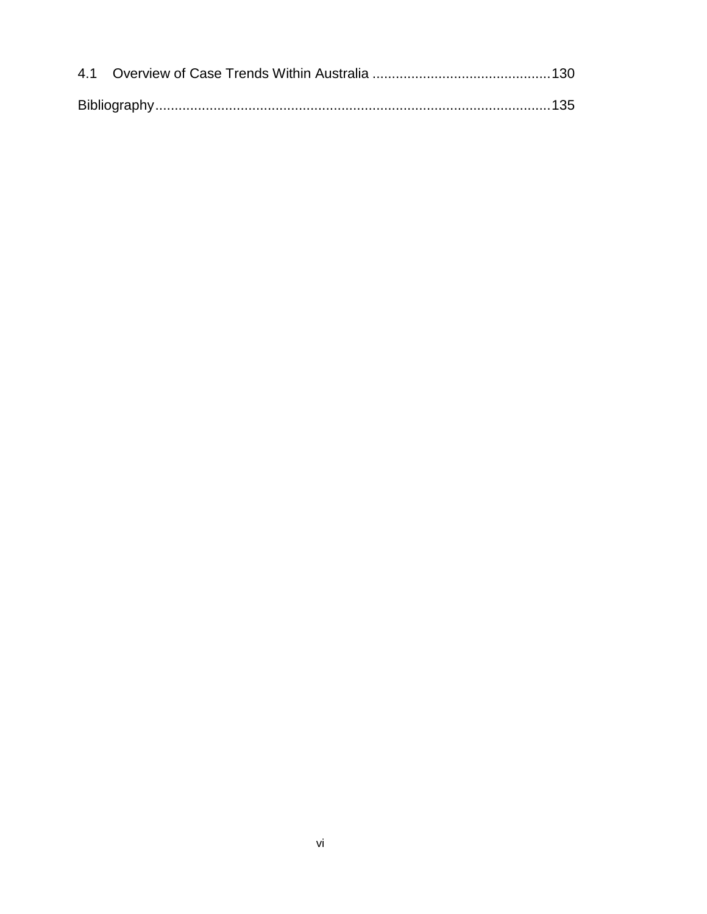4.1 Overview of Case Trends Within Australia ............................................130

Bibliography....................................................................................................135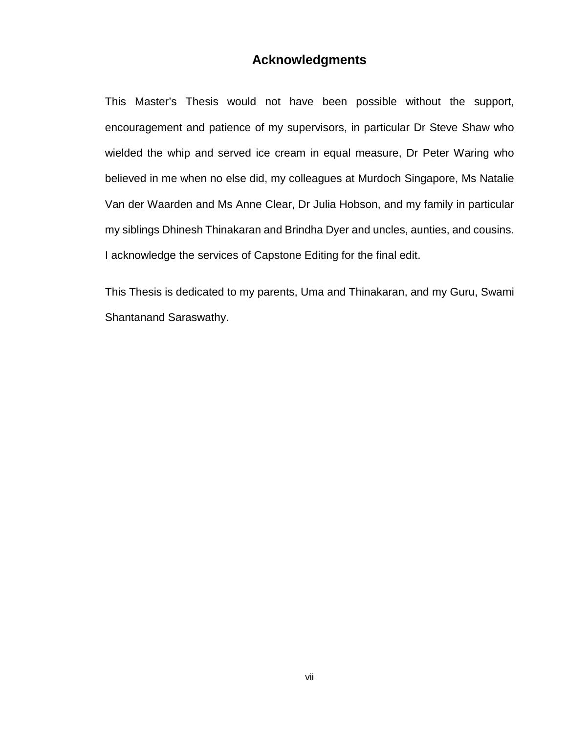# Acknowledgments

This Master's Thesis would not have been possible without the support, encouragement and patience of my supervisors, in particular Dr Steve Shaw who wielded the whip and served ice cream in equal measure, Dr Peter Waring who believed in me when no else did, my colleagues at Murdoch Singapore, Ms Natalie Van der Waarden and Ms Anne Clear, Dr Julia Hobson, and my family in particular my siblings Dhinesh Thinakaran and Brindha Dyer and uncles, aunties, and cousins. I acknowledge the services of Capstone Editing for the final edit.

This Thesis is dedicated to my parents, Uma and Thinakaran, and my Guru, Swami Shantanand Saraswathy.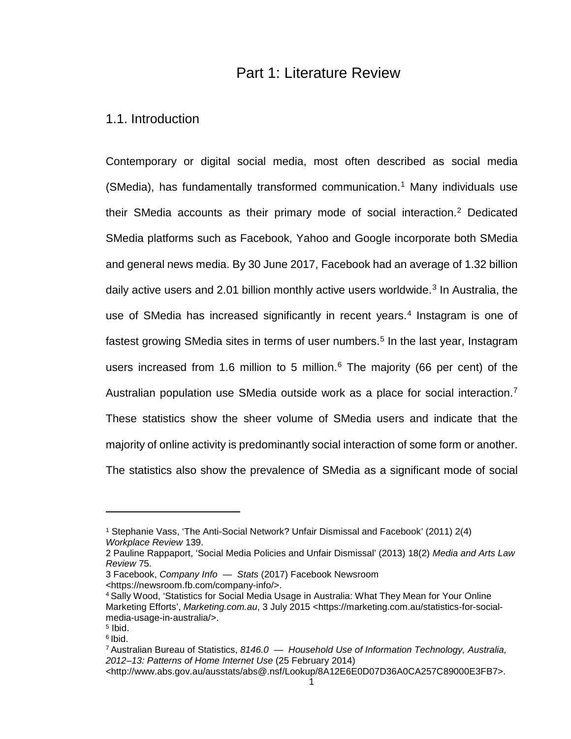# Part 1: Literature Review

## 1.1. Introduction

Contemporary or digital social media, most often described as social media (SMedia), has fundamentally transformed communication.[1] Many individuals use their SMedia accounts as their primary mode of social interaction.[2] Dedicated SMedia platforms such as Facebook, Yahoo and Google incorporate both SMedia and general news media. By 30 June 2017, Facebook had an average of 1.32 billion daily active users and 2.01 billion monthly active users worldwide.[3] In Australia, the use of SMedia has increased significantly in recent years.[4] Instagram is one of fastest growing SMedia sites in terms of user numbers.[5] In the last year, Instagram users increased from 1.6 million to 5 million.[6] The majority (66 per cent) of the Australian population use SMedia outside work as a place for social interaction.[7] These statistics show the sheer volume of SMedia users and indicate that the majority of online activity is predominantly social interaction of some form or another. The statistics also show the prevalence of SMedia as a significant mode of social

---

[1] Stephanie Vass, 'The Anti-Social Network? Unfair Dismissal and Facebook' (2011) 2(4) *Workplace Review* 139.

[2] Pauline Rappaport, 'Social Media Policies and Unfair Dismissal' (2013) 18(2) *Media and Arts Law Review* 75.

[3] Facebook, *Company Info — Stats* (2017) Facebook Newsroom <https://newsroom.fb.com/company-info/>.

[4] Sally Wood, 'Statistics for Social Media Usage in Australia: What They Mean for Your Online Marketing Efforts', *Marketing.com.au*, 3 July 2015 <https://marketing.com.au/statistics-for-social-media-usage-in-australia/>.

[5] Ibid.

[6] Ibid.

[7] Australian Bureau of Statistics, *8146.0 — Household Use of Information Technology, Australia, 2012–13: Patterns of Home Internet Use* (25 February 2014) <http://www.abs.gov.au/ausstats/abs@.nsf/Lookup/8A12E6E0D07D36A0CA257C89000E3FB7>.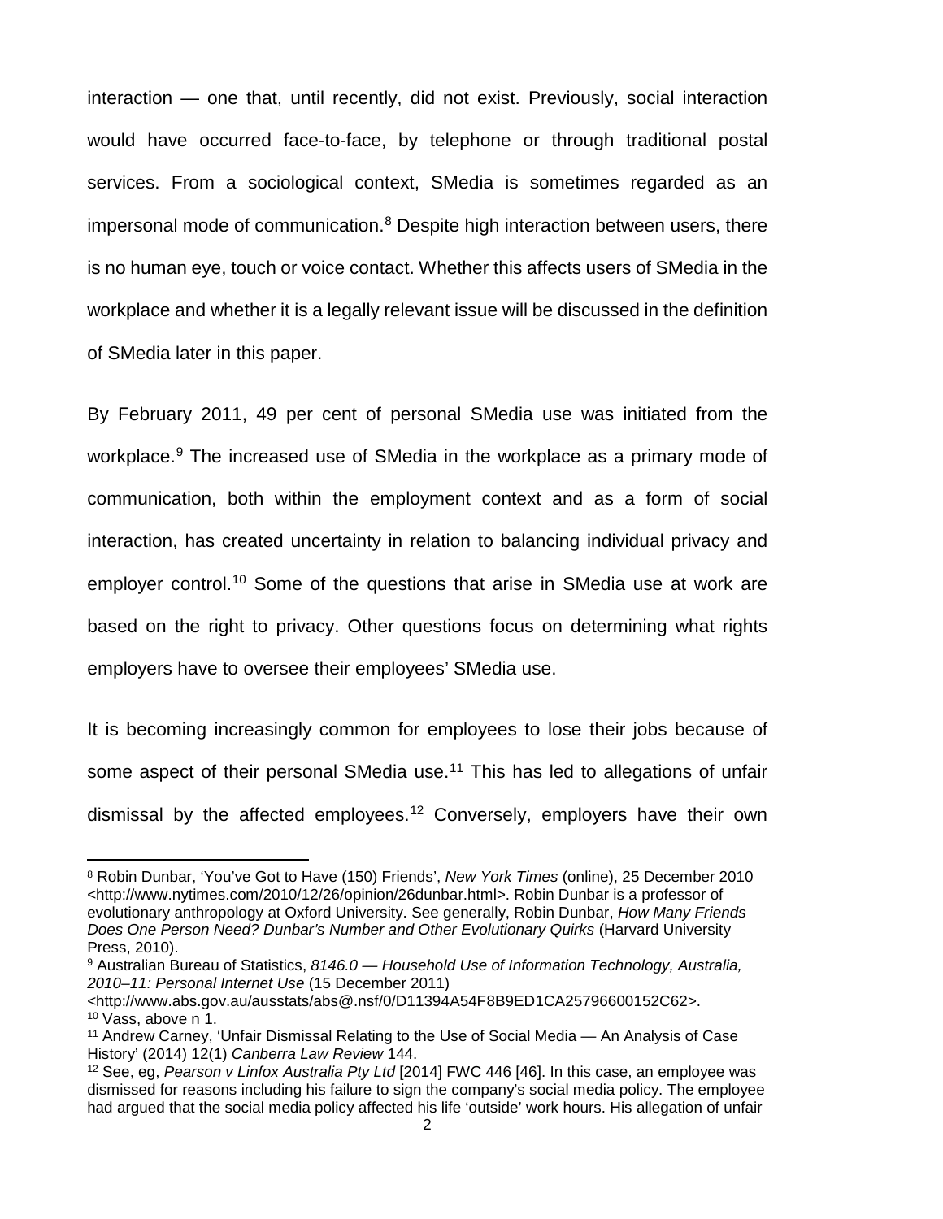interaction — one that, until recently, did not exist. Previously, social interaction would have occurred face-to-face, by telephone or through traditional postal services. From a sociological context, SMedia is sometimes regarded as an impersonal mode of communication.[8] Despite high interaction between users, there is no human eye, touch or voice contact. Whether this affects users of SMedia in the workplace and whether it is a legally relevant issue will be discussed in the definition of SMedia later in this paper.

By February 2011, 49 per cent of personal SMedia use was initiated from the workplace.[9] The increased use of SMedia in the workplace as a primary mode of communication, both within the employment context and as a form of social interaction, has created uncertainty in relation to balancing individual privacy and employer control.[10] Some of the questions that arise in SMedia use at work are based on the right to privacy. Other questions focus on determining what rights employers have to oversee their employees' SMedia use.

It is becoming increasingly common for employees to lose their jobs because of some aspect of their personal SMedia use.[11] This has led to allegations of unfair dismissal by the affected employees.[12] Conversely, employers have their own

---

[8] Robin Dunbar, 'You've Got to Have (150) Friends', *New York Times* (online), 25 December 2010 <http://www.nytimes.com/2010/12/26/opinion/26dunbar.html>. Robin Dunbar is a professor of evolutionary anthropology at Oxford University. See generally, Robin Dunbar, *How Many Friends Does One Person Need? Dunbar's Number and Other Evolutionary Quirks* (Harvard University Press, 2010).

[9] Australian Bureau of Statistics, *8146.0 — Household Use of Information Technology, Australia, 2010–11: Personal Internet Use* (15 December 2011) <http://www.abs.gov.au/ausstats/abs@.nsf/0/D11394A54F8B9ED1CA25796600152C62>.

[10] Vass, above n 1.

[11] Andrew Carney, 'Unfair Dismissal Relating to the Use of Social Media — An Analysis of Case History' (2014) 12(1) *Canberra Law Review* 144.

[12] See, eg, *Pearson v Linfox Australia Pty Ltd* [2014] FWC 446 [46]. In this case, an employee was dismissed for reasons including his failure to sign the company's social media policy. The employee had argued that the social media policy affected his life 'outside' work hours. His allegation of unfair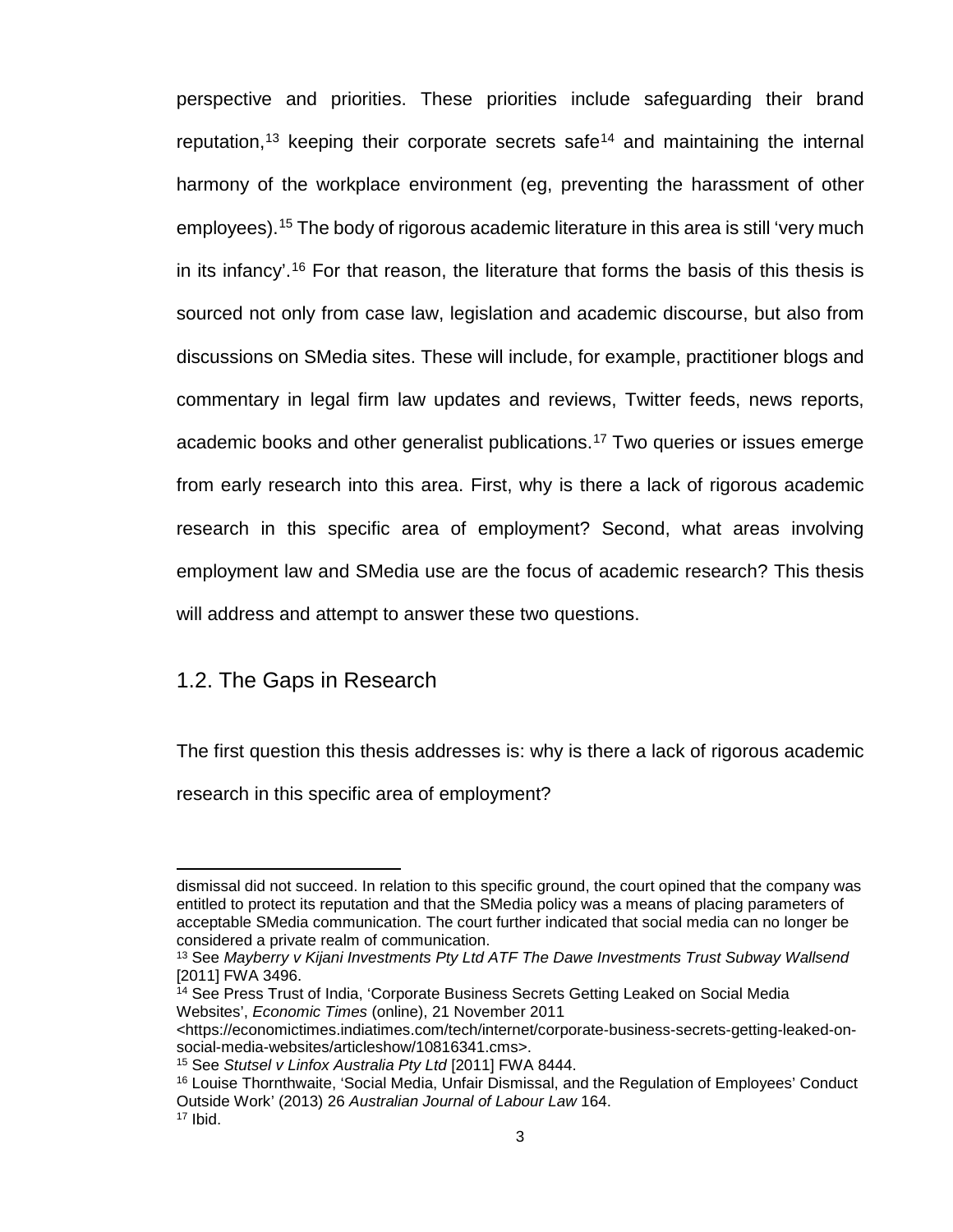perspective and priorities. These priorities include safeguarding their brand reputation,[13] keeping their corporate secrets safe[14] and maintaining the internal harmony of the workplace environment (eg, preventing the harassment of other employees).[15] The body of rigorous academic literature in this area is still 'very much in its infancy'.[16] For that reason, the literature that forms the basis of this thesis is sourced not only from case law, legislation and academic discourse, but also from discussions on SMedia sites. These will include, for example, practitioner blogs and commentary in legal firm law updates and reviews, Twitter feeds, news reports, academic books and other generalist publications.[17] Two queries or issues emerge from early research into this area. First, why is there a lack of rigorous academic research in this specific area of employment? Second, what areas involving employment law and SMedia use are the focus of academic research? This thesis will address and attempt to answer these two questions.

## 1.2. The Gaps in Research

The first question this thesis addresses is: why is there a lack of rigorous academic research in this specific area of employment?

---

dismissal did not succeed. In relation to this specific ground, the court opined that the company was entitled to protect its reputation and that the SMedia policy was a means of placing parameters of acceptable SMedia communication. The court further indicated that social media can no longer be considered a private realm of communication.

[13] See *Mayberry v Kijani Investments Pty Ltd ATF The Dawe Investments Trust Subway Wallsend* [2011] FWA 3496.

[14] See Press Trust of India, 'Corporate Business Secrets Getting Leaked on Social Media Websites', *Economic Times* (online), 21 November 2011 <https://economictimes.indiatimes.com/tech/internet/corporate-business-secrets-getting-leaked-on-social-media-websites/articleshow/10816341.cms>.

[15] See *Stutsel v Linfox Australia Pty Ltd* [2011] FWA 8444.

[16] Louise Thornthwaite, 'Social Media, Unfair Dismissal, and the Regulation of Employees' Conduct Outside Work' (2013) 26 *Australian Journal of Labour Law* 164.

[17] Ibid.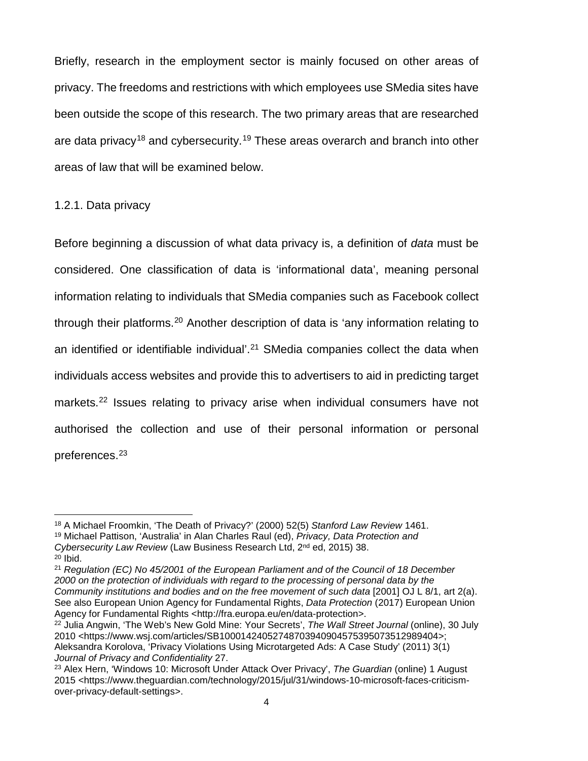Briefly, research in the employment sector is mainly focused on other areas of privacy. The freedoms and restrictions with which employees use SMedia sites have been outside the scope of this research. The two primary areas that are researched are data privacy[18] and cybersecurity.[19] These areas overarch and branch into other areas of law that will be examined below.

### 1.2.1. Data privacy

Before beginning a discussion of what data privacy is, a definition of *data* must be considered. One classification of data is 'informational data', meaning personal information relating to individuals that SMedia companies such as Facebook collect through their platforms.[20] Another description of data is 'any information relating to an identified or identifiable individual'.[21] SMedia companies collect the data when individuals access websites and provide this to advertisers to aid in predicting target markets.[22] Issues relating to privacy arise when individual consumers have not authorised the collection and use of their personal information or personal preferences.[23]

---

[18] A Michael Froomkin, 'The Death of Privacy?' (2000) 52(5) *Stanford Law Review* 1461.

[19] Michael Pattison, 'Australia' in Alan Charles Raul (ed), *Privacy, Data Protection and Cybersecurity Law Review* (Law Business Research Ltd, 2nd ed, 2015) 38.

[20] Ibid.

[21] *Regulation (EC) No 45/2001 of the European Parliament and of the Council of 18 December 2000 on the protection of individuals with regard to the processing of personal data by the Community institutions and bodies and on the free movement of such data* [2001] OJ L 8/1, art 2(a). See also European Union Agency for Fundamental Rights, *Data Protection* (2017) European Union Agency for Fundamental Rights <http://fra.europa.eu/en/data-protection>.

[22] Julia Angwin, 'The Web's New Gold Mine: Your Secrets', *The Wall Street Journal* (online), 30 July 2010 <https://www.wsj.com/articles/SB10001424052748703940904575395073512989404>; Aleksandra Korolova, 'Privacy Violations Using Microtargeted Ads: A Case Study' (2011) 3(1) *Journal of Privacy and Confidentiality* 27.

[23] Alex Hern, 'Windows 10: Microsoft Under Attack Over Privacy', *The Guardian* (online) 1 August 2015 <https://www.theguardian.com/technology/2015/jul/31/windows-10-microsoft-faces-criticism-over-privacy-default-settings>.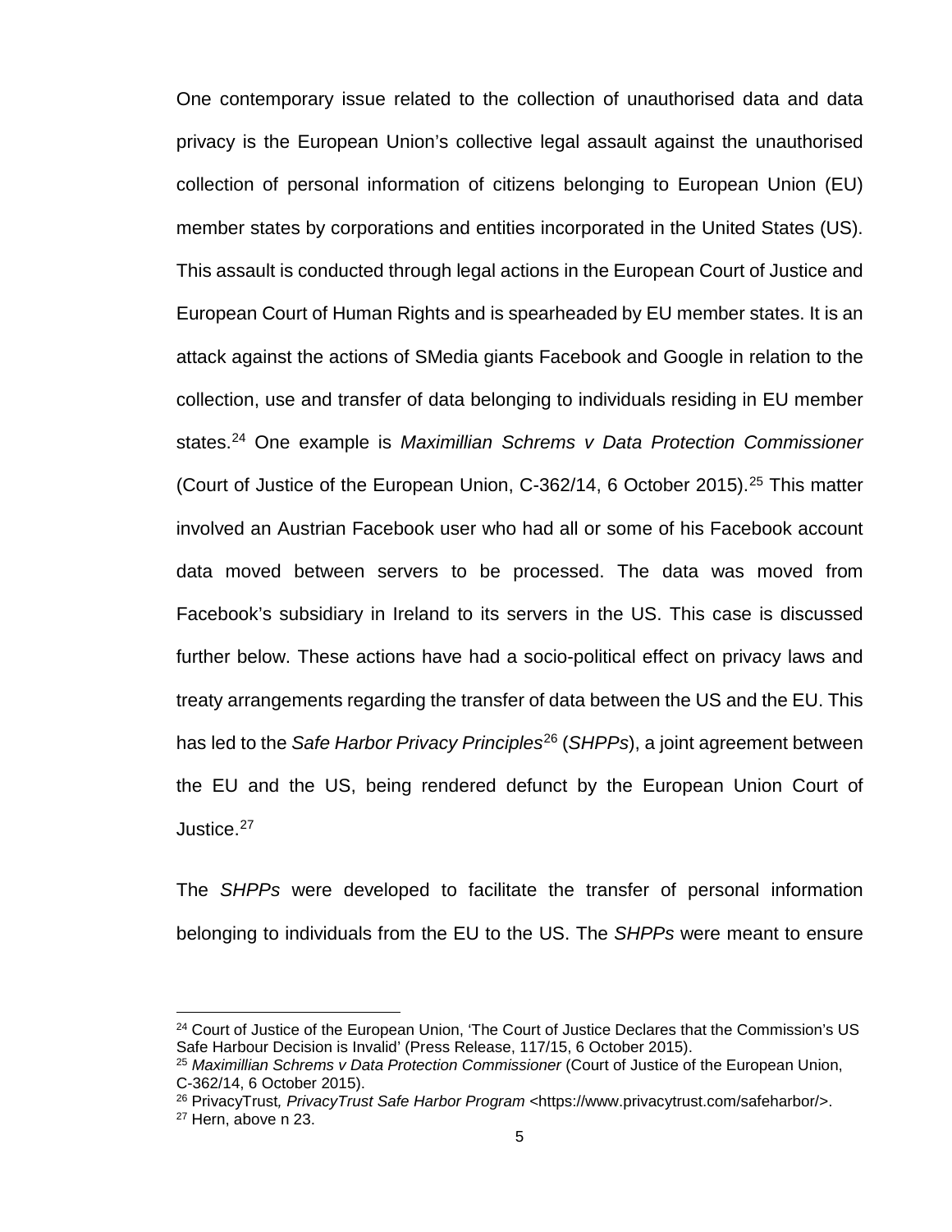One contemporary issue related to the collection of unauthorised data and data privacy is the European Union's collective legal assault against the unauthorised collection of personal information of citizens belonging to European Union (EU) member states by corporations and entities incorporated in the United States (US). This assault is conducted through legal actions in the European Court of Justice and European Court of Human Rights and is spearheaded by EU member states. It is an attack against the actions of SMedia giants Facebook and Google in relation to the collection, use and transfer of data belonging to individuals residing in EU member states.[24] One example is *Maximillian Schrems v Data Protection Commissioner* (Court of Justice of the European Union, C-362/14, 6 October 2015).[25] This matter involved an Austrian Facebook user who had all or some of his Facebook account data moved between servers to be processed. The data was moved from Facebook's subsidiary in Ireland to its servers in the US. This case is discussed further below. These actions have had a socio-political effect on privacy laws and treaty arrangements regarding the transfer of data between the US and the EU. This has led to the *Safe Harbor Privacy Principles*[26] (*SHPPs*), a joint agreement between the EU and the US, being rendered defunct by the European Union Court of Justice.[27]

The *SHPPs* were developed to facilitate the transfer of personal information belonging to individuals from the EU to the US. The *SHPPs* were meant to ensure

---

[24] Court of Justice of the European Union, 'The Court of Justice Declares that the Commission's US Safe Harbour Decision is Invalid' (Press Release, 117/15, 6 October 2015).

[25] *Maximillian Schrems v Data Protection Commissioner* (Court of Justice of the European Union, C-362/14, 6 October 2015).

[26] PrivacyTrust*, PrivacyTrust Safe Harbor Program* <https://www.privacytrust.com/safeharbor/>.

[27] Hern, above n 23.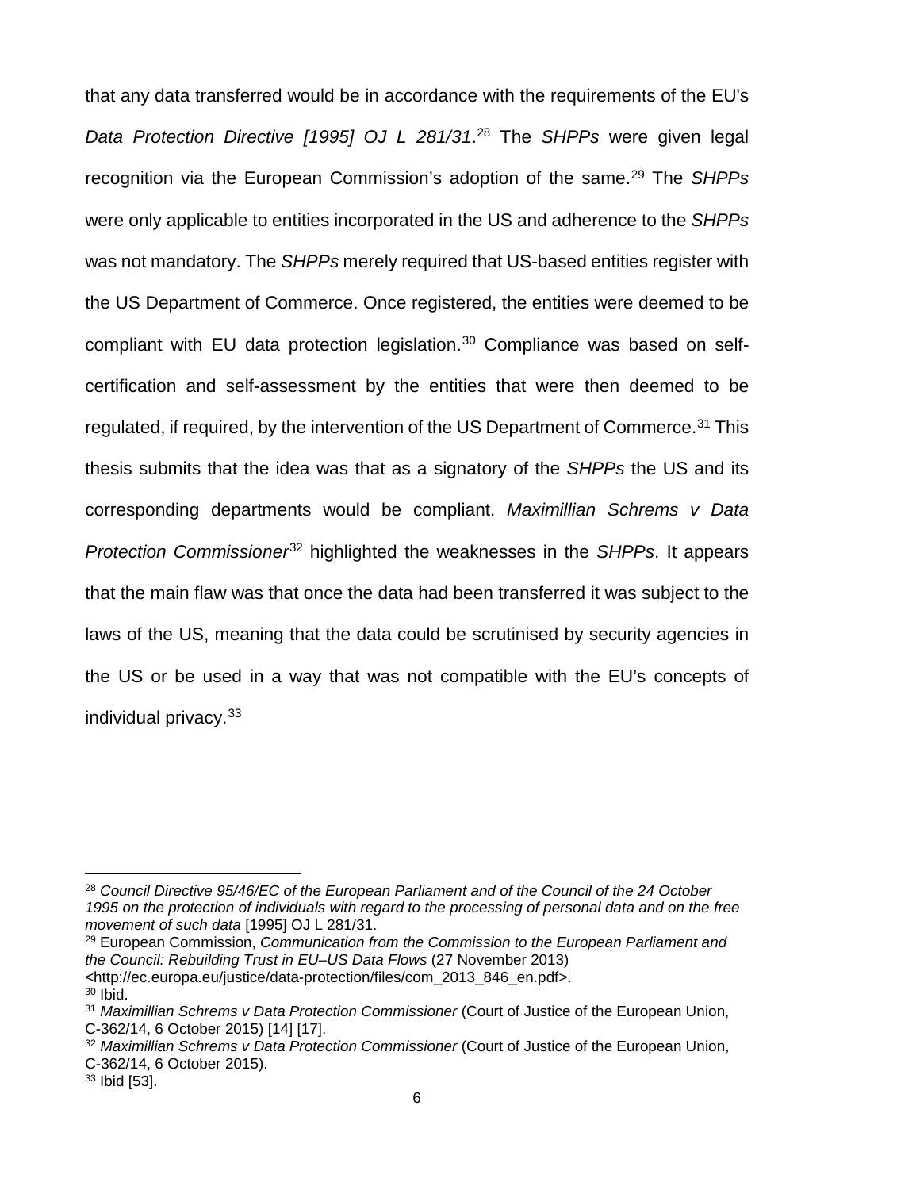that any data transferred would be in accordance with the requirements of the EU's *Data Protection Directive [1995] OJ L 281/31*.[28] The *SHPPs* were given legal recognition via the European Commission's adoption of the same.[29] The *SHPPs* were only applicable to entities incorporated in the US and adherence to the *SHPPs* was not mandatory. The *SHPPs* merely required that US-based entities register with the US Department of Commerce. Once registered, the entities were deemed to be compliant with EU data protection legislation.[30] Compliance was based on self-certification and self-assessment by the entities that were then deemed to be regulated, if required, by the intervention of the US Department of Commerce.[31] This thesis submits that the idea was that as a signatory of the *SHPPs* the US and its corresponding departments would be compliant. *Maximillian Schrems v Data Protection Commissioner*[32] highlighted the weaknesses in the *SHPPs*. It appears that the main flaw was that once the data had been transferred it was subject to the laws of the US, meaning that the data could be scrutinised by security agencies in the US or be used in a way that was not compatible with the EU's concepts of individual privacy.[33]

---

[28] *Council Directive 95/46/EC of the European Parliament and of the Council of the 24 October 1995 on the protection of individuals with regard to the processing of personal data and on the free movement of such data* [1995] OJ L 281/31.

[29] European Commission, *Communication from the Commission to the European Parliament and the Council: Rebuilding Trust in EU–US Data Flows* (27 November 2013) <http://ec.europa.eu/justice/data-protection/files/com_2013_846_en.pdf>.

[30] Ibid.

[31] *Maximillian Schrems v Data Protection Commissioner* (Court of Justice of the European Union, C-362/14, 6 October 2015) [14] [17].

[32] *Maximillian Schrems v Data Protection Commissioner* (Court of Justice of the European Union, C-362/14, 6 October 2015).

[33] Ibid [53].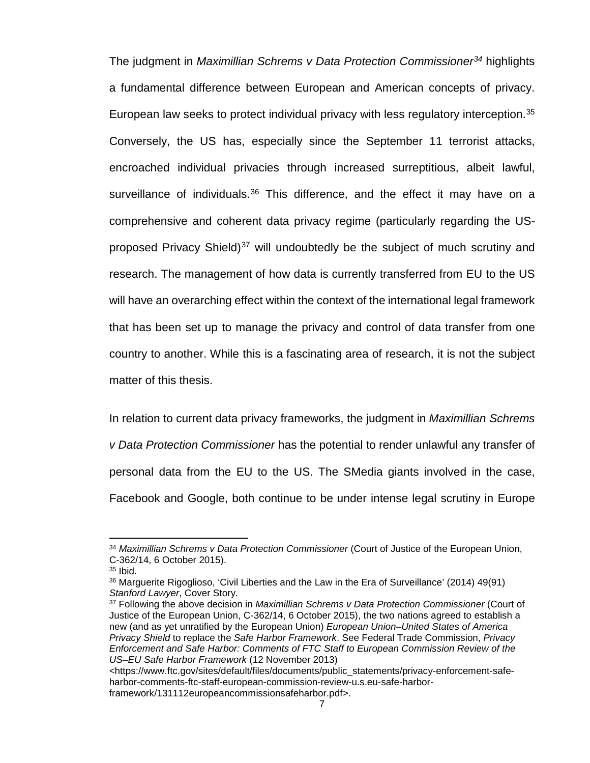The judgment in *Maximillian Schrems v Data Protection Commissioner*[34] highlights a fundamental difference between European and American concepts of privacy. European law seeks to protect individual privacy with less regulatory interception.[35] Conversely, the US has, especially since the September 11 terrorist attacks, encroached individual privacies through increased surreptitious, albeit lawful, surveillance of individuals.[36] This difference, and the effect it may have on a comprehensive and coherent data privacy regime (particularly regarding the US-proposed Privacy Shield)[37] will undoubtedly be the subject of much scrutiny and research. The management of how data is currently transferred from EU to the US will have an overarching effect within the context of the international legal framework that has been set up to manage the privacy and control of data transfer from one country to another. While this is a fascinating area of research, it is not the subject matter of this thesis.

In relation to current data privacy frameworks, the judgment in *Maximillian Schrems v Data Protection Commissioner* has the potential to render unlawful any transfer of personal data from the EU to the US. The SMedia giants involved in the case, Facebook and Google, both continue to be under intense legal scrutiny in Europe

---

[34] *Maximillian Schrems v Data Protection Commissioner* (Court of Justice of the European Union, C-362/14, 6 October 2015).

[35] Ibid.

[36] Marguerite Rigoglioso, 'Civil Liberties and the Law in the Era of Surveillance' (2014) 49(91) *Stanford Lawyer*, Cover Story.

[37] Following the above decision in *Maximillian Schrems v Data Protection Commissioner* (Court of Justice of the European Union, C-362/14, 6 October 2015), the two nations agreed to establish a new (and as yet unratified by the European Union) *European Union–United States of America Privacy Shield* to replace the *Safe Harbor Framework*. See Federal Trade Commission, *Privacy Enforcement and Safe Harbor: Comments of FTC Staff to European Commission Review of the US–EU Safe Harbor Framework* (12 November 2013) <https://www.ftc.gov/sites/default/files/documents/public_statements/privacy-enforcement-safe-harbor-comments-ftc-staff-european-commission-review-u.s.eu-safe-harbor-framework/131112europeancommissionsafeharbor.pdf>.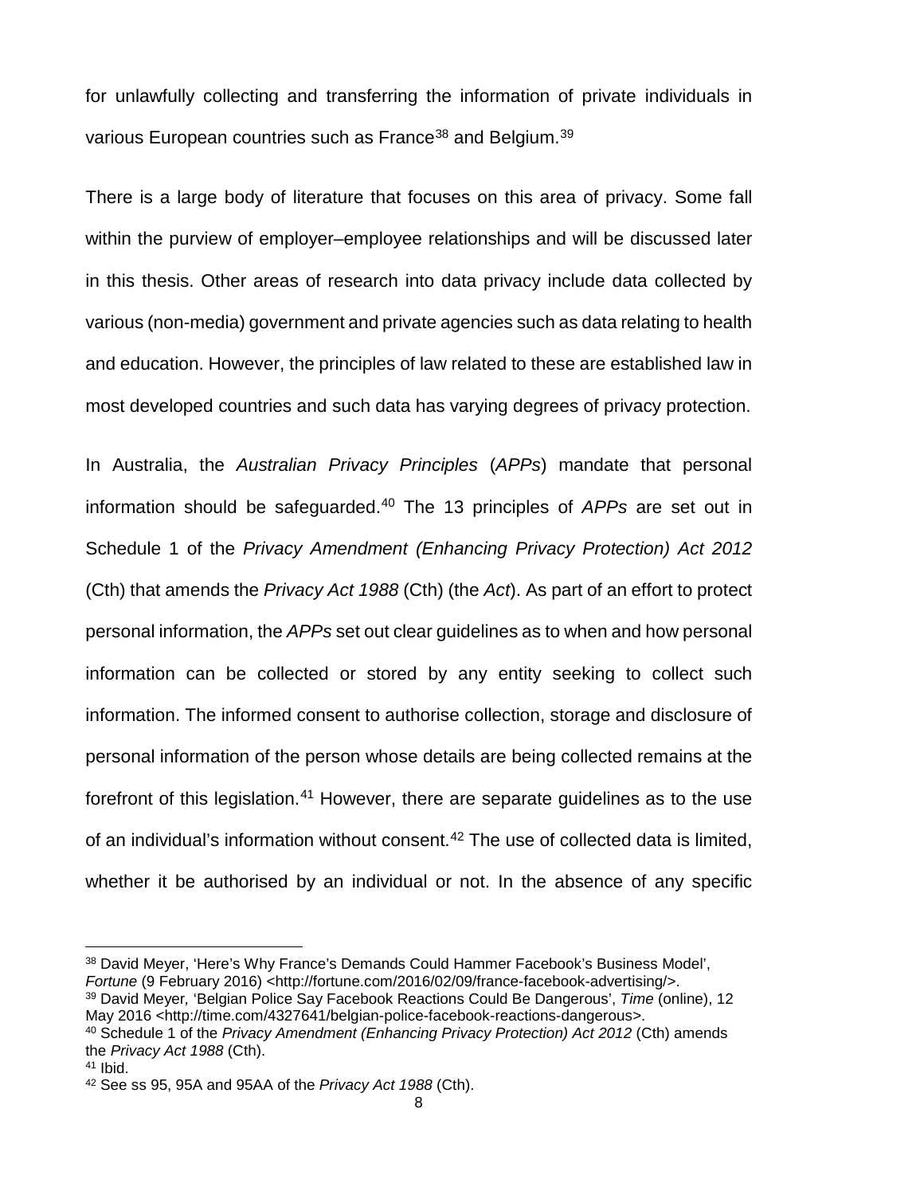for unlawfully collecting and transferring the information of private individuals in various European countries such as France[38] and Belgium.[39]

There is a large body of literature that focuses on this area of privacy. Some fall within the purview of employer–employee relationships and will be discussed later in this thesis. Other areas of research into data privacy include data collected by various (non-media) government and private agencies such as data relating to health and education. However, the principles of law related to these are established law in most developed countries and such data has varying degrees of privacy protection.

In Australia, the *Australian Privacy Principles* (*APPs*) mandate that personal information should be safeguarded.[40] The 13 principles of *APPs* are set out in Schedule 1 of the *Privacy Amendment (Enhancing Privacy Protection) Act 2012* (Cth) that amends the *Privacy Act 1988* (Cth) (the *Act*). As part of an effort to protect personal information, the *APPs* set out clear guidelines as to when and how personal information can be collected or stored by any entity seeking to collect such information. The informed consent to authorise collection, storage and disclosure of personal information of the person whose details are being collected remains at the forefront of this legislation.[41] However, there are separate guidelines as to the use of an individual's information without consent.[42] The use of collected data is limited, whether it be authorised by an individual or not. In the absence of any specific

---

[38] David Meyer, 'Here's Why France's Demands Could Hammer Facebook's Business Model', *Fortune* (9 February 2016) <http://fortune.com/2016/02/09/france-facebook-advertising/>.

[39] David Meyer, 'Belgian Police Say Facebook Reactions Could Be Dangerous', *Time* (online), 12 May 2016 <http://time.com/4327641/belgian-police-facebook-reactions-dangerous>.

[40] Schedule 1 of the *Privacy Amendment (Enhancing Privacy Protection) Act 2012* (Cth) amends the *Privacy Act 1988* (Cth).

[41] Ibid.

[42] See ss 95, 95A and 95AA of the *Privacy Act 1988* (Cth).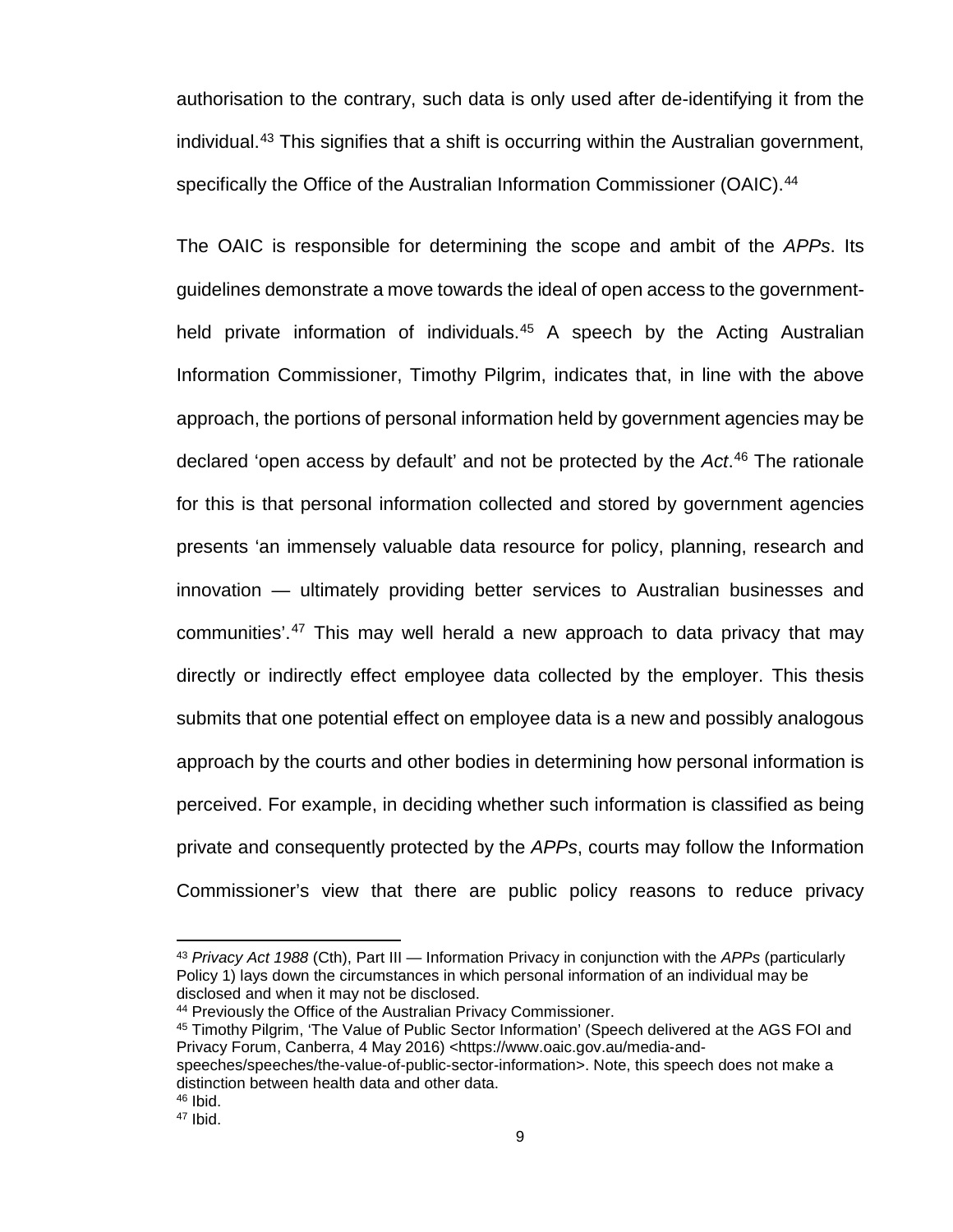authorisation to the contrary, such data is only used after de-identifying it from the individual.[43] This signifies that a shift is occurring within the Australian government, specifically the Office of the Australian Information Commissioner (OAIC).[44]

The OAIC is responsible for determining the scope and ambit of the *APPs*. Its guidelines demonstrate a move towards the ideal of open access to the government-held private information of individuals.[45] A speech by the Acting Australian Information Commissioner, Timothy Pilgrim, indicates that, in line with the above approach, the portions of personal information held by government agencies may be declared 'open access by default' and not be protected by the *Act*.[46] The rationale for this is that personal information collected and stored by government agencies presents 'an immensely valuable data resource for policy, planning, research and innovation — ultimately providing better services to Australian businesses and communities'.[47] This may well herald a new approach to data privacy that may directly or indirectly effect employee data collected by the employer. This thesis submits that one potential effect on employee data is a new and possibly analogous approach by the courts and other bodies in determining how personal information is perceived. For example, in deciding whether such information is classified as being private and consequently protected by the *APPs*, courts may follow the Information Commissioner's view that there are public policy reasons to reduce privacy

---

[43] *Privacy Act 1988* (Cth), Part III — Information Privacy in conjunction with the *APPs* (particularly Policy 1) lays down the circumstances in which personal information of an individual may be disclosed and when it may not be disclosed.

[44] Previously the Office of the Australian Privacy Commissioner.

[45] Timothy Pilgrim, 'The Value of Public Sector Information' (Speech delivered at the AGS FOI and Privacy Forum, Canberra, 4 May 2016) <https://www.oaic.gov.au/media-and-speeches/speeches/the-value-of-public-sector-information>. Note, this speech does not make a distinction between health data and other data.

[46] Ibid.

[47] Ibid.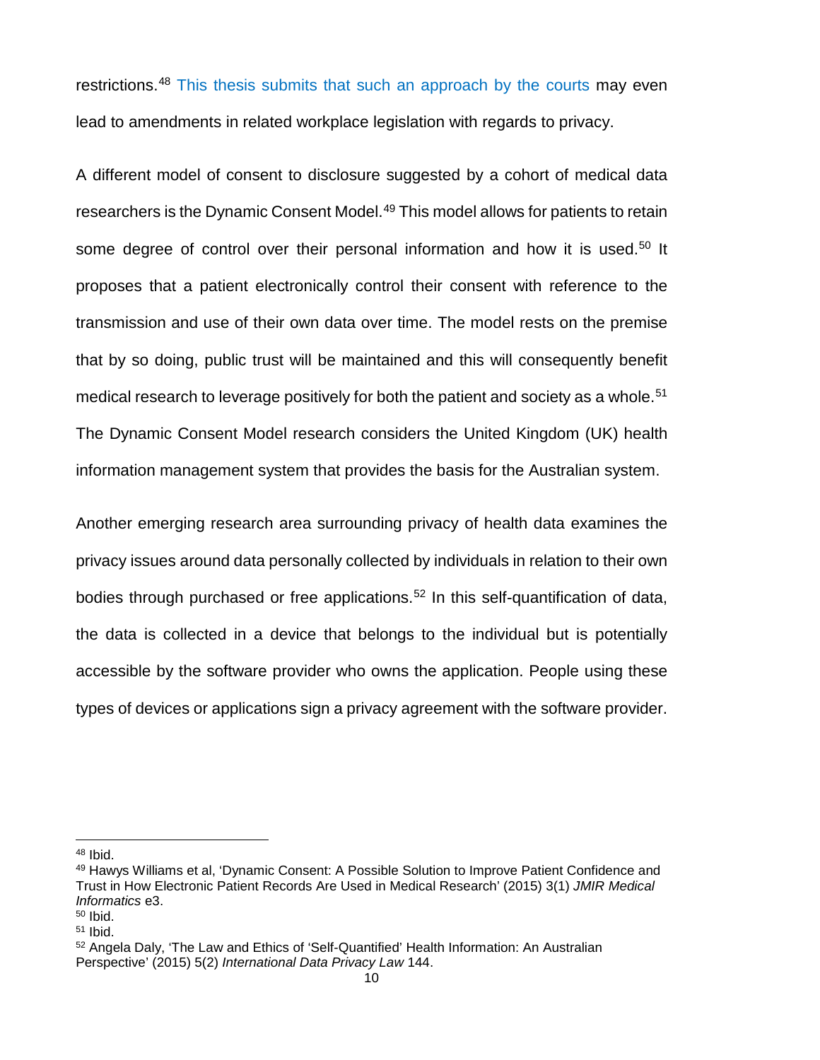restrictions.[48] This thesis submits that such an approach by the courts may even lead to amendments in related workplace legislation with regards to privacy.

A different model of consent to disclosure suggested by a cohort of medical data researchers is the Dynamic Consent Model.[49] This model allows for patients to retain some degree of control over their personal information and how it is used.[50] It proposes that a patient electronically control their consent with reference to the transmission and use of their own data over time. The model rests on the premise that by so doing, public trust will be maintained and this will consequently benefit medical research to leverage positively for both the patient and society as a whole.[51] The Dynamic Consent Model research considers the United Kingdom (UK) health information management system that provides the basis for the Australian system.

Another emerging research area surrounding privacy of health data examines the privacy issues around data personally collected by individuals in relation to their own bodies through purchased or free applications.[52] In this self-quantification of data, the data is collected in a device that belongs to the individual but is potentially accessible by the software provider who owns the application. People using these types of devices or applications sign a privacy agreement with the software provider.

---

[48] Ibid.

[49] Hawys Williams et al, 'Dynamic Consent: A Possible Solution to Improve Patient Confidence and Trust in How Electronic Patient Records Are Used in Medical Research' (2015) 3(1) *JMIR Medical Informatics* e3.

[50] Ibid.

[51] Ibid.

[52] Angela Daly, 'The Law and Ethics of 'Self-Quantified' Health Information: An Australian Perspective' (2015) 5(2) *International Data Privacy Law* 144.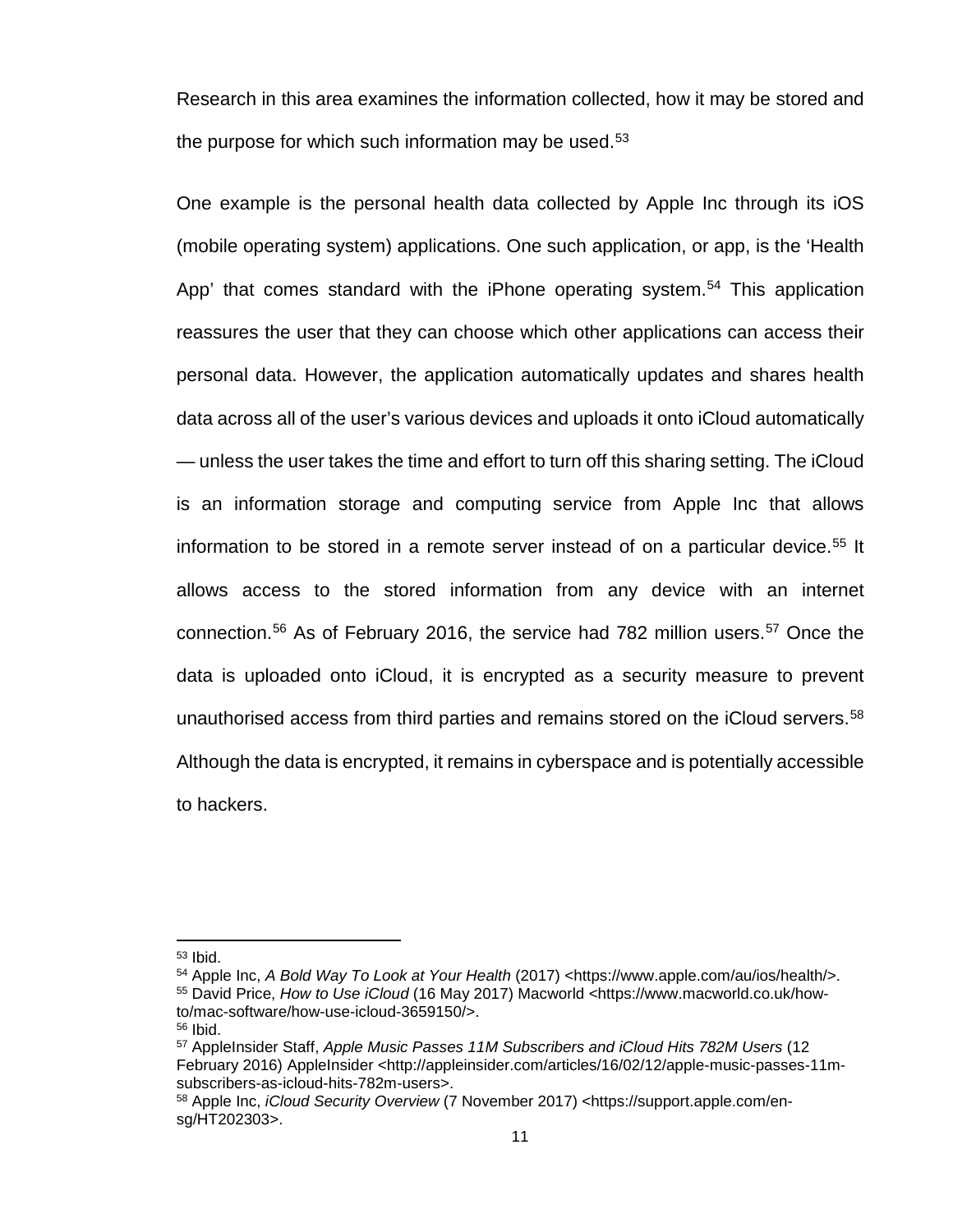Research in this area examines the information collected, how it may be stored and the purpose for which such information may be used.[53]

One example is the personal health data collected by Apple Inc through its iOS (mobile operating system) applications. One such application, or app, is the 'Health App' that comes standard with the iPhone operating system.[54] This application reassures the user that they can choose which other applications can access their personal data. However, the application automatically updates and shares health data across all of the user's various devices and uploads it onto iCloud automatically — unless the user takes the time and effort to turn off this sharing setting. The iCloud is an information storage and computing service from Apple Inc that allows information to be stored in a remote server instead of on a particular device.[55] It allows access to the stored information from any device with an internet connection.[56] As of February 2016, the service had 782 million users.[57] Once the data is uploaded onto iCloud, it is encrypted as a security measure to prevent unauthorised access from third parties and remains stored on the iCloud servers.[58] Although the data is encrypted, it remains in cyberspace and is potentially accessible to hackers.

---

[53] Ibid.

[54] Apple Inc, *A Bold Way To Look at Your Health* (2017) <https://www.apple.com/au/ios/health/>.

[55] David Price, *How to Use iCloud* (16 May 2017) Macworld <https://www.macworld.co.uk/how-to/mac-software/how-use-icloud-3659150/>.

[56] Ibid.

[57] AppleInsider Staff, *Apple Music Passes 11M Subscribers and iCloud Hits 782M Users* (12 February 2016) AppleInsider <http://appleinsider.com/articles/16/02/12/apple-music-passes-11m-subscribers-as-icloud-hits-782m-users>.

[58] Apple Inc, *iCloud Security Overview* (7 November 2017) <https://support.apple.com/en-sg/HT202303>.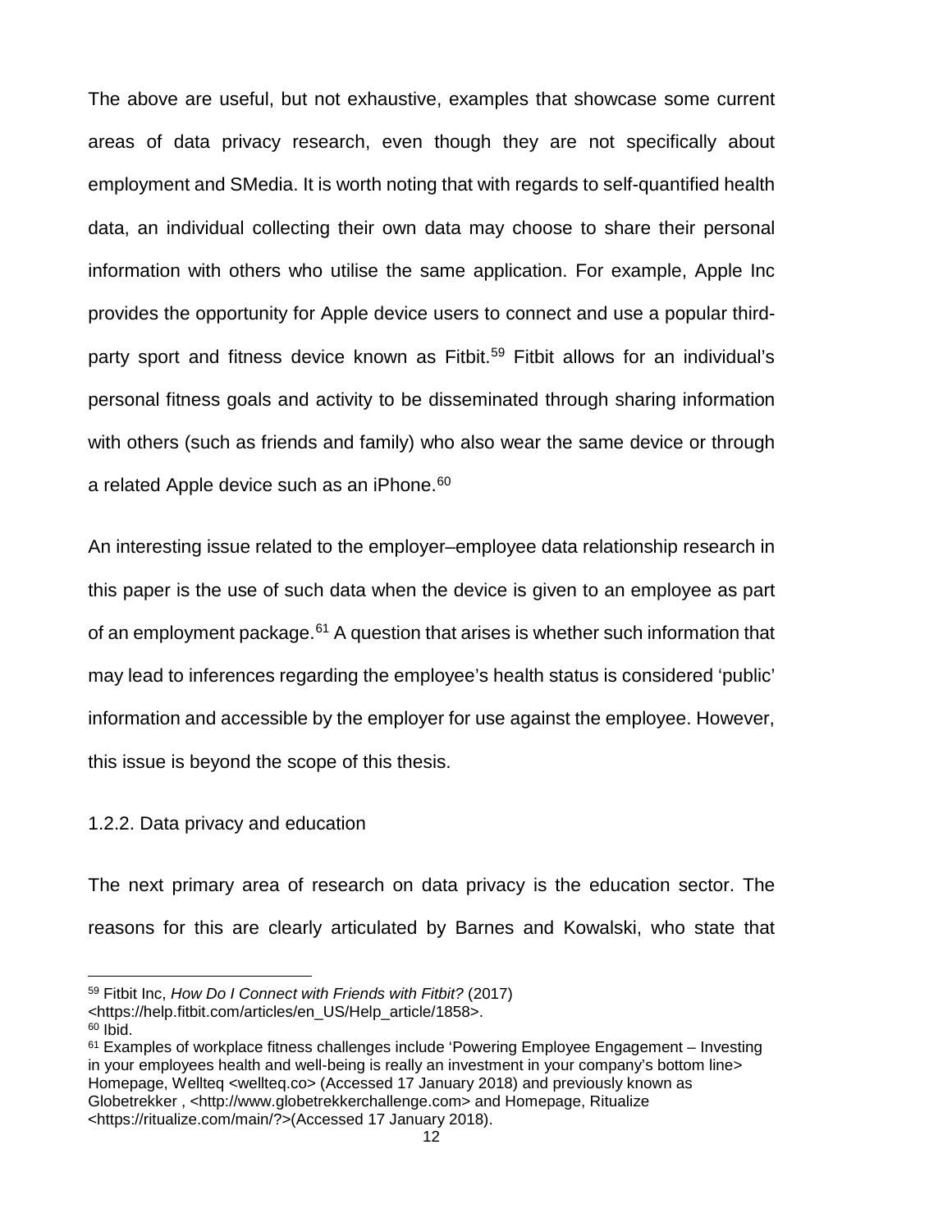The above are useful, but not exhaustive, examples that showcase some current areas of data privacy research, even though they are not specifically about employment and SMedia. It is worth noting that with regards to self-quantified health data, an individual collecting their own data may choose to share their personal information with others who utilise the same application. For example, Apple Inc provides the opportunity for Apple device users to connect and use a popular third-party sport and fitness device known as Fitbit.[59] Fitbit allows for an individual's personal fitness goals and activity to be disseminated through sharing information with others (such as friends and family) who also wear the same device or through a related Apple device such as an iPhone.[60]

An interesting issue related to the employer–employee data relationship research in this paper is the use of such data when the device is given to an employee as part of an employment package.[61] A question that arises is whether such information that may lead to inferences regarding the employee's health status is considered 'public' information and accessible by the employer for use against the employee. However, this issue is beyond the scope of this thesis.

### 1.2.2. Data privacy and education

The next primary area of research on data privacy is the education sector. The reasons for this are clearly articulated by Barnes and Kowalski, who state that

---

[59] Fitbit Inc, *How Do I Connect with Friends with Fitbit?* (2017) <https://help.fitbit.com/articles/en_US/Help_article/1858>.

[60] Ibid.

[61] Examples of workplace fitness challenges include 'Powering Employee Engagement – Investing in your employees health and well-being is really an investment in your company's bottom line> Homepage, Wellteq <wellteq.co> (Accessed 17 January 2018) and previously known as Globetrekker , <http://www.globetrekkerchallenge.com> and Homepage, Ritualize <https://ritualize.com/main/?>(Accessed 17 January 2018).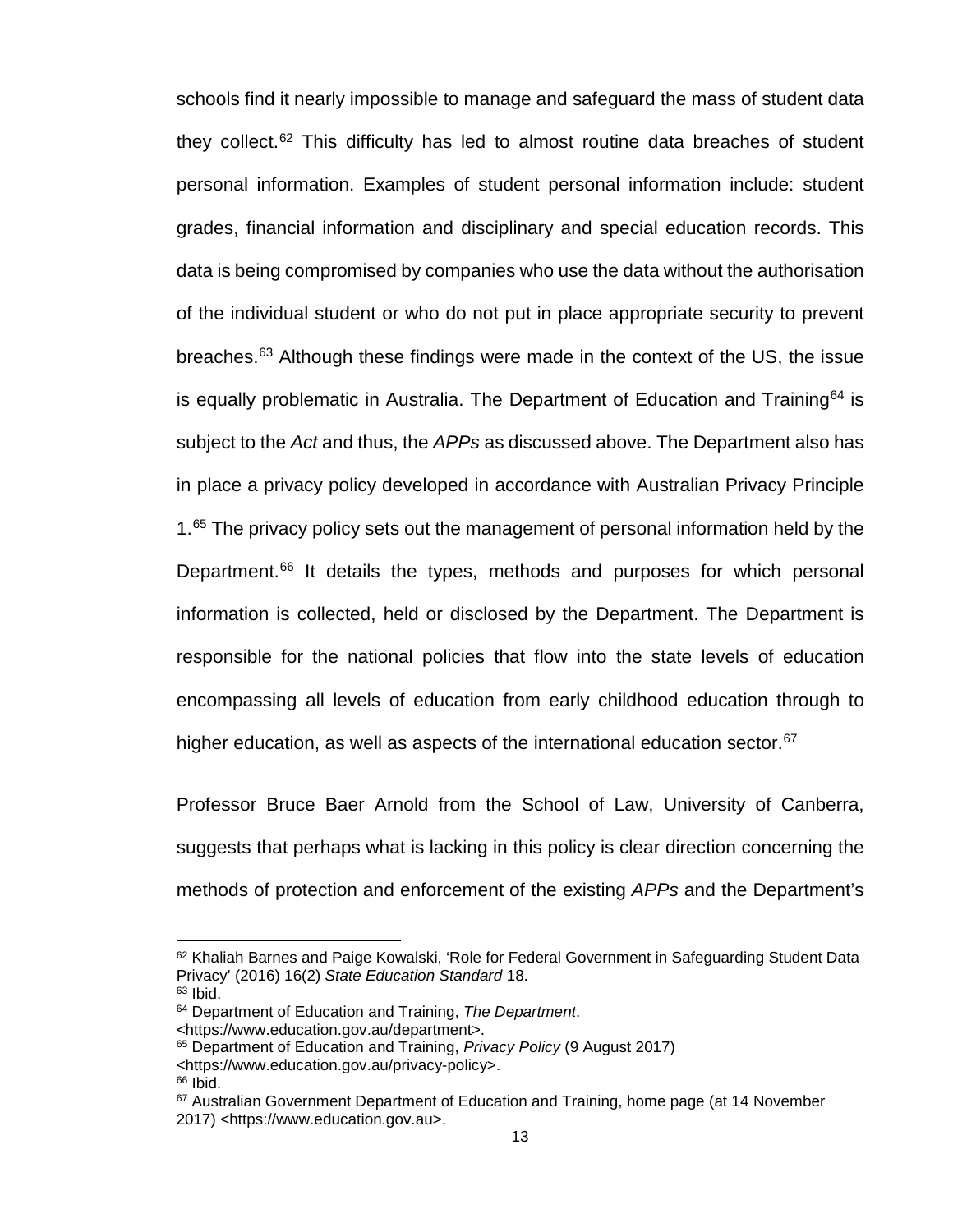schools find it nearly impossible to manage and safeguard the mass of student data they collect.[62] This difficulty has led to almost routine data breaches of student personal information. Examples of student personal information include: student grades, financial information and disciplinary and special education records. This data is being compromised by companies who use the data without the authorisation of the individual student or who do not put in place appropriate security to prevent breaches.[63] Although these findings were made in the context of the US, the issue is equally problematic in Australia. The Department of Education and Training[64] is subject to the *Act* and thus, the *APPs* as discussed above. The Department also has in place a privacy policy developed in accordance with Australian Privacy Principle 1.[65] The privacy policy sets out the management of personal information held by the Department.[66] It details the types, methods and purposes for which personal information is collected, held or disclosed by the Department. The Department is responsible for the national policies that flow into the state levels of education encompassing all levels of education from early childhood education through to higher education, as well as aspects of the international education sector.[67]

Professor Bruce Baer Arnold from the School of Law, University of Canberra, suggests that perhaps what is lacking in this policy is clear direction concerning the methods of protection and enforcement of the existing *APPs* and the Department's

---

[62] Khaliah Barnes and Paige Kowalski, 'Role for Federal Government in Safeguarding Student Data Privacy' (2016) 16(2) *State Education Standard* 18.

[63] Ibid.

[64] Department of Education and Training, *The Department*. <https://www.education.gov.au/department>.

[65] Department of Education and Training, *Privacy Policy* (9 August 2017) <https://www.education.gov.au/privacy-policy>.

[66] Ibid.

[67] Australian Government Department of Education and Training, home page (at 14 November 2017) <https://www.education.gov.au>.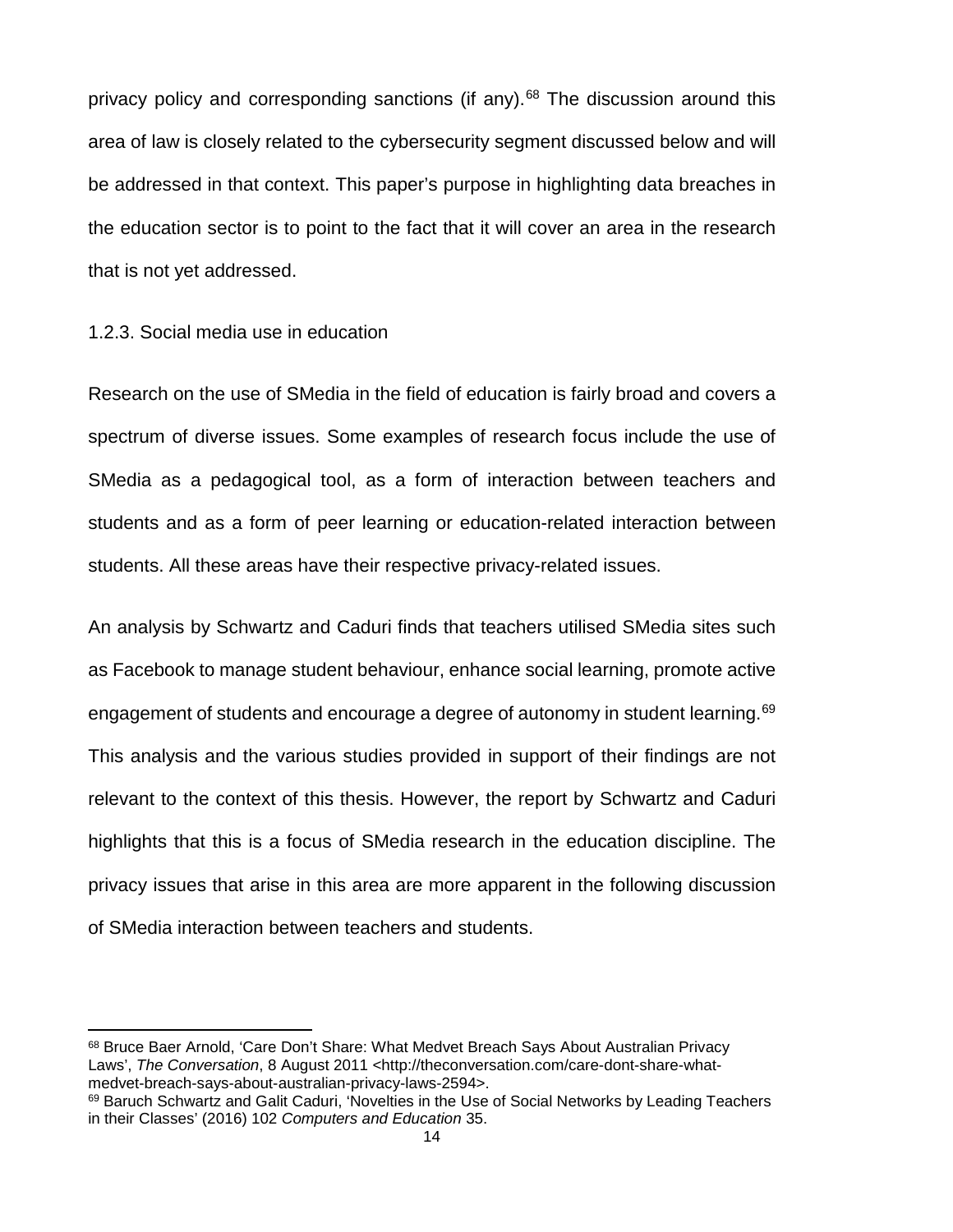privacy policy and corresponding sanctions (if any).[68] The discussion around this area of law is closely related to the cybersecurity segment discussed below and will be addressed in that context. This paper's purpose in highlighting data breaches in the education sector is to point to the fact that it will cover an area in the research that is not yet addressed.

### 1.2.3. Social media use in education

Research on the use of SMedia in the field of education is fairly broad and covers a spectrum of diverse issues. Some examples of research focus include the use of SMedia as a pedagogical tool, as a form of interaction between teachers and students and as a form of peer learning or education-related interaction between students. All these areas have their respective privacy-related issues.

An analysis by Schwartz and Caduri finds that teachers utilised SMedia sites such as Facebook to manage student behaviour, enhance social learning, promote active engagement of students and encourage a degree of autonomy in student learning.[69] This analysis and the various studies provided in support of their findings are not relevant to the context of this thesis. However, the report by Schwartz and Caduri highlights that this is a focus of SMedia research in the education discipline. The privacy issues that arise in this area are more apparent in the following discussion of SMedia interaction between teachers and students.

---

[68] Bruce Baer Arnold, 'Care Don't Share: What Medvet Breach Says About Australian Privacy Laws', *The Conversation*, 8 August 2011 <http://theconversation.com/care-dont-share-what-medvet-breach-says-about-australian-privacy-laws-2594>.

[69] Baruch Schwartz and Galit Caduri, 'Novelties in the Use of Social Networks by Leading Teachers in their Classes' (2016) 102 *Computers and Education* 35.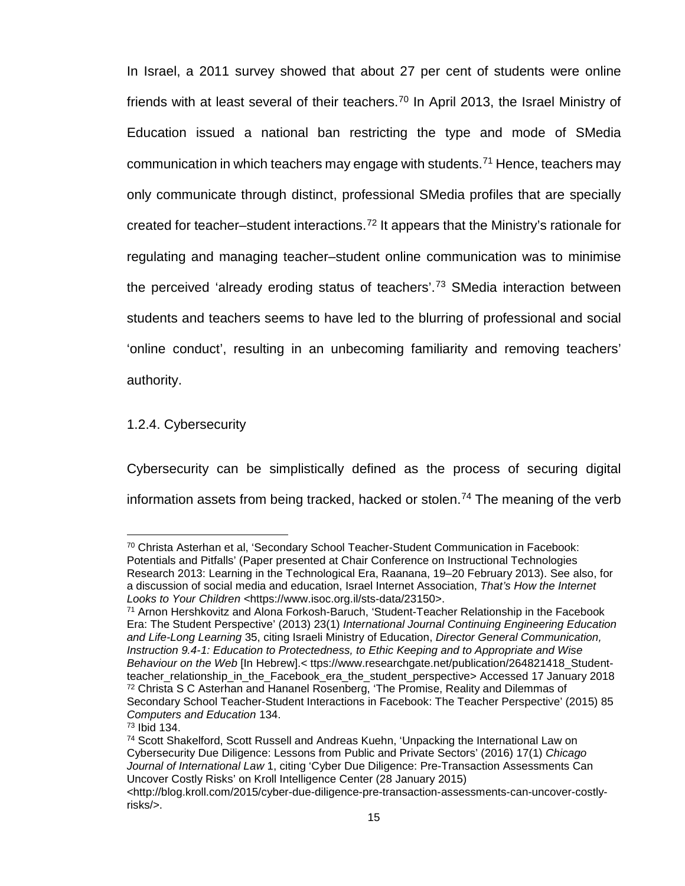In Israel, a 2011 survey showed that about 27 per cent of students were online friends with at least several of their teachers.[70] In April 2013, the Israel Ministry of Education issued a national ban restricting the type and mode of SMedia communication in which teachers may engage with students.[71] Hence, teachers may only communicate through distinct, professional SMedia profiles that are specially created for teacher–student interactions.[72] It appears that the Ministry's rationale for regulating and managing teacher–student online communication was to minimise the perceived 'already eroding status of teachers'.[73] SMedia interaction between students and teachers seems to have led to the blurring of professional and social 'online conduct', resulting in an unbecoming familiarity and removing teachers' authority.

### 1.2.4. Cybersecurity

Cybersecurity can be simplistically defined as the process of securing digital information assets from being tracked, hacked or stolen.[74] The meaning of the verb

---

[70] Christa Asterhan et al, 'Secondary School Teacher-Student Communication in Facebook: Potentials and Pitfalls' (Paper presented at Chair Conference on Instructional Technologies Research 2013: Learning in the Technological Era, Raanana, 19–20 February 2013). See also, for a discussion of social media and education, Israel Internet Association, *That's How the Internet Looks to Your Children* <https://www.isoc.org.il/sts-data/23150>.

[71] Arnon Hershkovitz and Alona Forkosh-Baruch, 'Student-Teacher Relationship in the Facebook Era: The Student Perspective' (2013) 23(1) *International Journal Continuing Engineering Education and Life-Long Learning* 35, citing Israeli Ministry of Education, *Director General Communication, Instruction 9.4-1: Education to Protectedness, to Ethic Keeping and to Appropriate and Wise Behaviour on the Web* [In Hebrew].< ttps://www.researchgate.net/publication/264821418_Student-teacher_relationship_in_the_Facebook_era_the_student_perspective> Accessed 17 January 2018

[72] Christa S C Asterhan and Hananel Rosenberg, 'The Promise, Reality and Dilemmas of Secondary School Teacher-Student Interactions in Facebook: The Teacher Perspective' (2015) 85 *Computers and Education* 134.

[73] Ibid 134.

[74] Scott Shakelford, Scott Russell and Andreas Kuehn, 'Unpacking the International Law on Cybersecurity Due Diligence: Lessons from Public and Private Sectors' (2016) 17(1) *Chicago Journal of International Law* 1, citing 'Cyber Due Diligence: Pre-Transaction Assessments Can Uncover Costly Risks' on Kroll Intelligence Center (28 January 2015) <http://blog.kroll.com/2015/cyber-due-diligence-pre-transaction-assessments-can-uncover-costly-risks/>.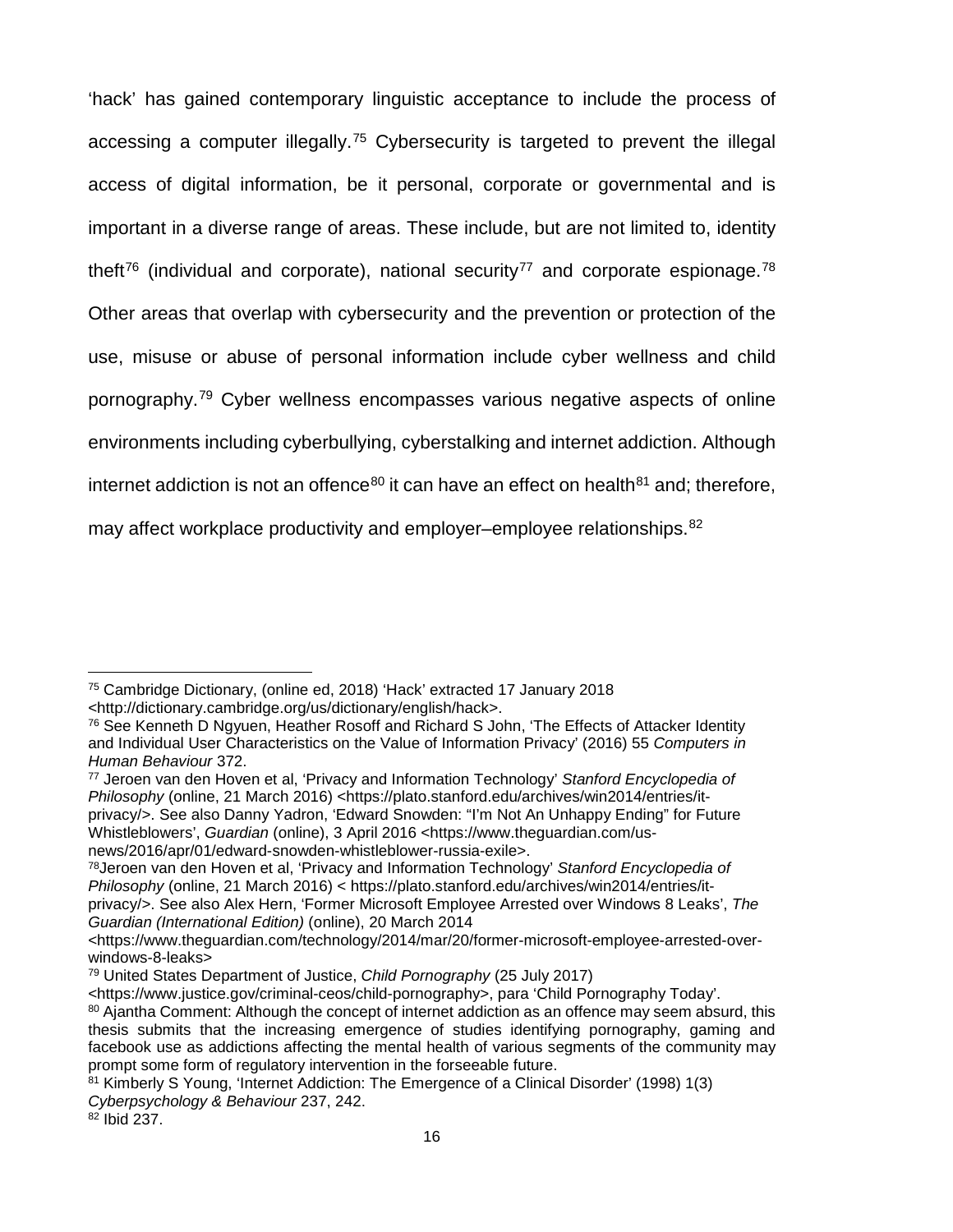'hack' has gained contemporary linguistic acceptance to include the process of accessing a computer illegally.[75] Cybersecurity is targeted to prevent the illegal access of digital information, be it personal, corporate or governmental and is important in a diverse range of areas. These include, but are not limited to, identity theft[76] (individual and corporate), national security[77] and corporate espionage.[78] Other areas that overlap with cybersecurity and the prevention or protection of the use, misuse or abuse of personal information include cyber wellness and child pornography.[79] Cyber wellness encompasses various negative aspects of online environments including cyberbullying, cyberstalking and internet addiction. Although internet addiction is not an offence[80] it can have an effect on health[81] and; therefore, may affect workplace productivity and employer–employee relationships.[82]

---

[75] Cambridge Dictionary, (online ed, 2018) 'Hack' extracted 17 January 2018 <http://dictionary.cambridge.org/us/dictionary/english/hack>.

[76] See Kenneth D Ngyuen, Heather Rosoff and Richard S John, 'The Effects of Attacker Identity and Individual User Characteristics on the Value of Information Privacy' (2016) 55 *Computers in Human Behaviour* 372.

[77] Jeroen van den Hoven et al, 'Privacy and Information Technology' *Stanford Encyclopedia of Philosophy* (online, 21 March 2016) <https://plato.stanford.edu/archives/win2014/entries/it-privacy/>. See also Danny Yadron, 'Edward Snowden: "I'm Not An Unhappy Ending" for Future Whistleblowers', *Guardian* (online), 3 April 2016 <https://www.theguardian.com/us-news/2016/apr/01/edward-snowden-whistleblower-russia-exile>.

[78] Jeroen van den Hoven et al, 'Privacy and Information Technology' *Stanford Encyclopedia of Philosophy* (online, 21 March 2016) < https://plato.stanford.edu/archives/win2014/entries/it-privacy/>. See also Alex Hern, 'Former Microsoft Employee Arrested over Windows 8 Leaks', *The Guardian (International Edition)* (online), 20 March 2014 <https://www.theguardian.com/technology/2014/mar/20/former-microsoft-employee-arrested-over-windows-8-leaks>

[79] United States Department of Justice, *Child Pornography* (25 July 2017) <https://www.justice.gov/criminal-ceos/child-pornography>, para 'Child Pornography Today'.

[80] Ajantha Comment: Although the concept of internet addiction as an offence may seem absurd, this thesis submits that the increasing emergence of studies identifying pornography, gaming and facebook use as addictions affecting the mental health of various segments of the community may prompt some form of regulatory intervention in the forseeable future.

[81] Kimberly S Young, 'Internet Addiction: The Emergence of a Clinical Disorder' (1998) 1(3) *Cyberpsychology & Behaviour* 237, 242.

[82] Ibid 237.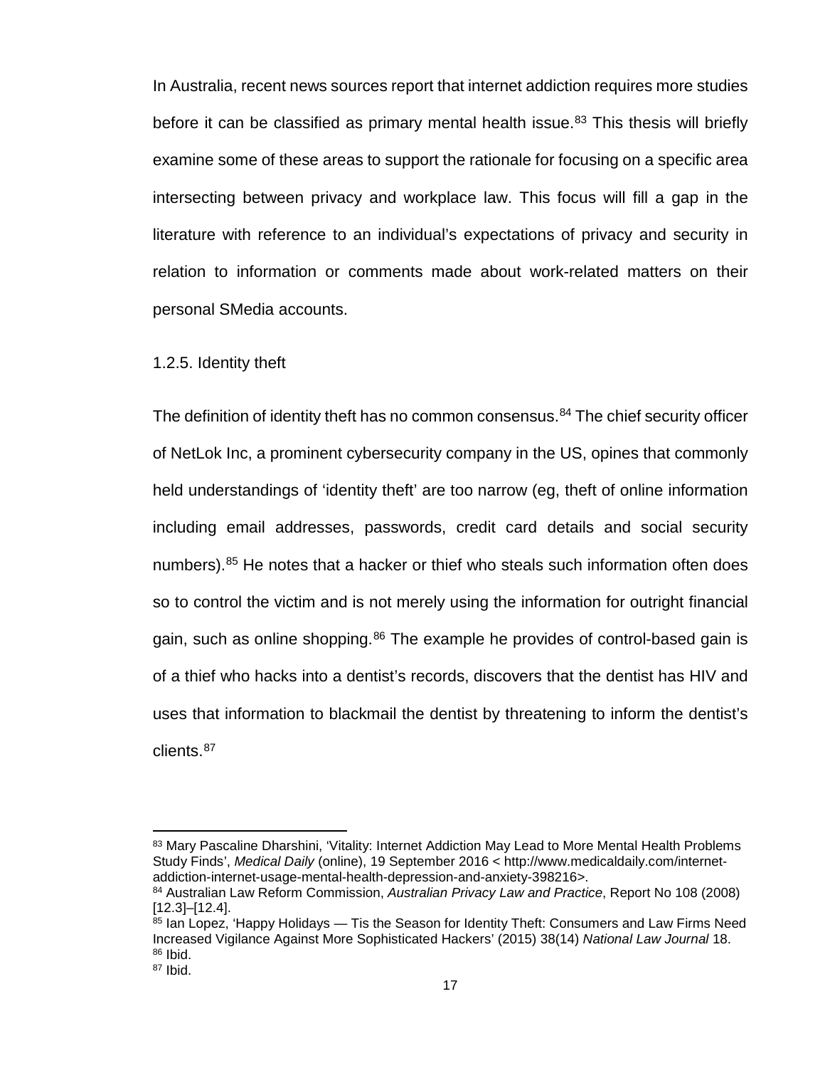In Australia, recent news sources report that internet addiction requires more studies before it can be classified as primary mental health issue.[83] This thesis will briefly examine some of these areas to support the rationale for focusing on a specific area intersecting between privacy and workplace law. This focus will fill a gap in the literature with reference to an individual's expectations of privacy and security in relation to information or comments made about work-related matters on their personal SMedia accounts.

### 1.2.5. Identity theft

The definition of identity theft has no common consensus.[84] The chief security officer of NetLok Inc, a prominent cybersecurity company in the US, opines that commonly held understandings of 'identity theft' are too narrow (eg, theft of online information including email addresses, passwords, credit card details and social security numbers).[85] He notes that a hacker or thief who steals such information often does so to control the victim and is not merely using the information for outright financial gain, such as online shopping.[86] The example he provides of control-based gain is of a thief who hacks into a dentist's records, discovers that the dentist has HIV and uses that information to blackmail the dentist by threatening to inform the dentist's clients.[87]

---

[83] Mary Pascaline Dharshini, 'Vitality: Internet Addiction May Lead to More Mental Health Problems Study Finds', *Medical Daily* (online), 19 September 2016 < http://www.medicaldaily.com/internet-addiction-internet-usage-mental-health-depression-and-anxiety-398216>.

[84] Australian Law Reform Commission, *Australian Privacy Law and Practice*, Report No 108 (2008) [12.3]–[12.4].

[85] Ian Lopez, 'Happy Holidays — Tis the Season for Identity Theft: Consumers and Law Firms Need Increased Vigilance Against More Sophisticated Hackers' (2015) 38(14) *National Law Journal* 18.

[86] Ibid.

[87] Ibid.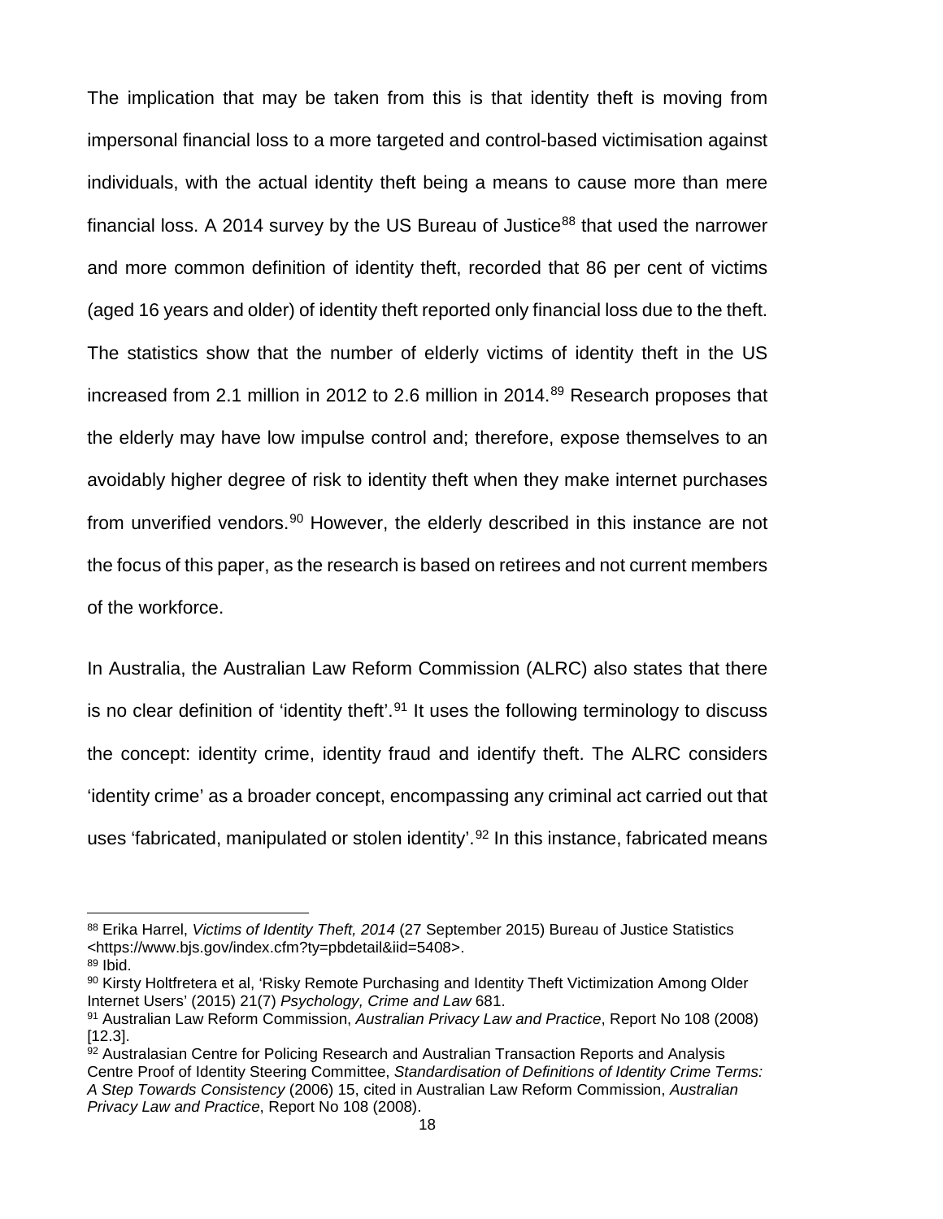The implication that may be taken from this is that identity theft is moving from impersonal financial loss to a more targeted and control-based victimisation against individuals, with the actual identity theft being a means to cause more than mere financial loss. A 2014 survey by the US Bureau of Justice[88] that used the narrower and more common definition of identity theft, recorded that 86 per cent of victims (aged 16 years and older) of identity theft reported only financial loss due to the theft. The statistics show that the number of elderly victims of identity theft in the US increased from 2.1 million in 2012 to 2.6 million in 2014.[89] Research proposes that the elderly may have low impulse control and; therefore, expose themselves to an avoidably higher degree of risk to identity theft when they make internet purchases from unverified vendors.[90] However, the elderly described in this instance are not the focus of this paper, as the research is based on retirees and not current members of the workforce.

In Australia, the Australian Law Reform Commission (ALRC) also states that there is no clear definition of 'identity theft'.[91] It uses the following terminology to discuss the concept: identity crime, identity fraud and identify theft. The ALRC considers 'identity crime' as a broader concept, encompassing any criminal act carried out that uses 'fabricated, manipulated or stolen identity'.[92] In this instance, fabricated means

---

[88] Erika Harrel, *Victims of Identity Theft, 2014* (27 September 2015) Bureau of Justice Statistics <https://www.bjs.gov/index.cfm?ty=pbdetail&iid=5408>.

[89] Ibid.

[90] Kirsty Holtfretera et al, 'Risky Remote Purchasing and Identity Theft Victimization Among Older Internet Users' (2015) 21(7) *Psychology, Crime and Law* 681.

[91] Australian Law Reform Commission, *Australian Privacy Law and Practice*, Report No 108 (2008) [12.3].

[92] Australasian Centre for Policing Research and Australian Transaction Reports and Analysis Centre Proof of Identity Steering Committee, *Standardisation of Definitions of Identity Crime Terms: A Step Towards Consistency* (2006) 15, cited in Australian Law Reform Commission, *Australian Privacy Law and Practice*, Report No 108 (2008).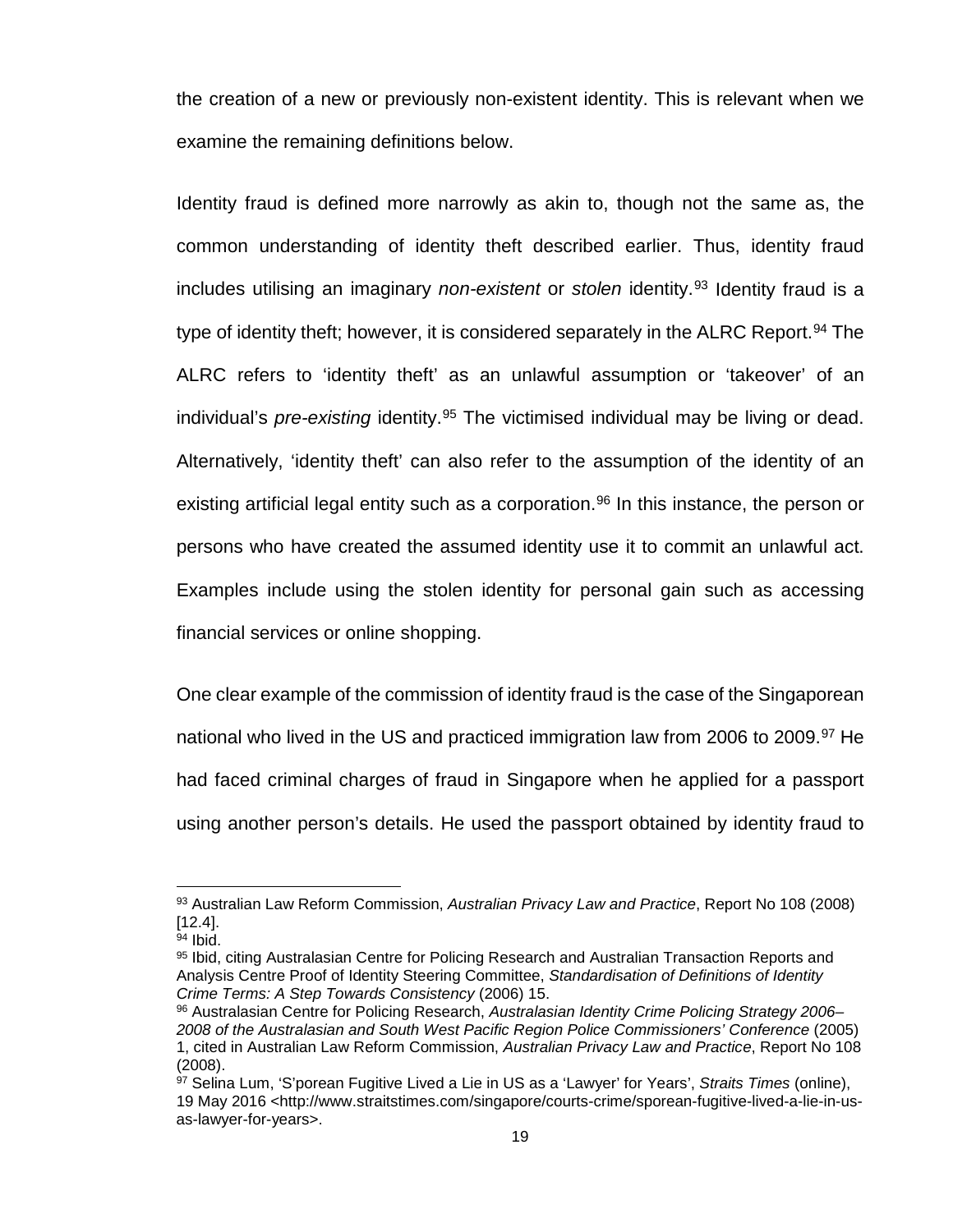the creation of a new or previously non-existent identity. This is relevant when we examine the remaining definitions below.

Identity fraud is defined more narrowly as akin to, though not the same as, the common understanding of identity theft described earlier. Thus, identity fraud includes utilising an imaginary *non-existent* or *stolen* identity.[93] Identity fraud is a type of identity theft; however, it is considered separately in the ALRC Report.[94] The ALRC refers to 'identity theft' as an unlawful assumption or 'takeover' of an individual's *pre-existing* identity.[95] The victimised individual may be living or dead. Alternatively, 'identity theft' can also refer to the assumption of the identity of an existing artificial legal entity such as a corporation.[96] In this instance, the person or persons who have created the assumed identity use it to commit an unlawful act. Examples include using the stolen identity for personal gain such as accessing financial services or online shopping.

One clear example of the commission of identity fraud is the case of the Singaporean national who lived in the US and practiced immigration law from 2006 to 2009.[97] He had faced criminal charges of fraud in Singapore when he applied for a passport using another person's details. He used the passport obtained by identity fraud to

---

[93] Australian Law Reform Commission, *Australian Privacy Law and Practice*, Report No 108 (2008) [12.4].

[94] Ibid.

[95] Ibid, citing Australasian Centre for Policing Research and Australian Transaction Reports and Analysis Centre Proof of Identity Steering Committee, *Standardisation of Definitions of Identity Crime Terms: A Step Towards Consistency* (2006) 15.

[96] Australasian Centre for Policing Research, *Australasian Identity Crime Policing Strategy 2006–2008 of the Australasian and South West Pacific Region Police Commissioners' Conference* (2005) 1, cited in Australian Law Reform Commission, *Australian Privacy Law and Practice*, Report No 108 (2008).

[97] Selina Lum, 'S'porean Fugitive Lived a Lie in US as a 'Lawyer' for Years', *Straits Times* (online), 19 May 2016 <http://www.straitstimes.com/singapore/courts-crime/sporean-fugitive-lived-a-lie-in-us-as-lawyer-for-years>.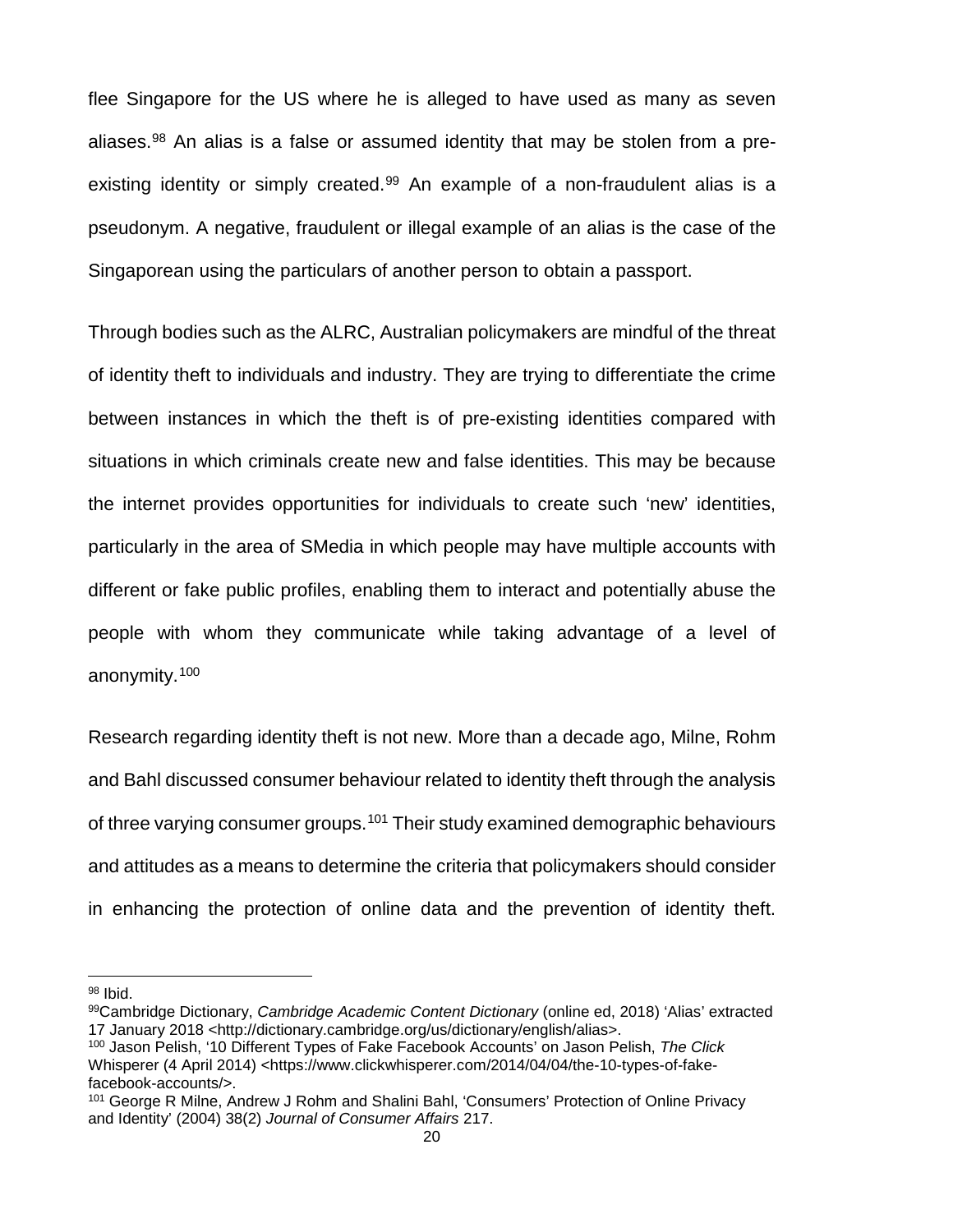flee Singapore for the US where he is alleged to have used as many as seven aliases.[98] An alias is a false or assumed identity that may be stolen from a pre-existing identity or simply created.[99] An example of a non-fraudulent alias is a pseudonym. A negative, fraudulent or illegal example of an alias is the case of the Singaporean using the particulars of another person to obtain a passport.

Through bodies such as the ALRC, Australian policymakers are mindful of the threat of identity theft to individuals and industry. They are trying to differentiate the crime between instances in which the theft is of pre-existing identities compared with situations in which criminals create new and false identities. This may be because the internet provides opportunities for individuals to create such 'new' identities, particularly in the area of SMedia in which people may have multiple accounts with different or fake public profiles, enabling them to interact and potentially abuse the people with whom they communicate while taking advantage of a level of anonymity.[100]

Research regarding identity theft is not new. More than a decade ago, Milne, Rohm and Bahl discussed consumer behaviour related to identity theft through the analysis of three varying consumer groups.[101] Their study examined demographic behaviours and attitudes as a means to determine the criteria that policymakers should consider in enhancing the protection of online data and the prevention of identity theft.

---

[98] Ibid.

[99] Cambridge Dictionary, *Cambridge Academic Content Dictionary* (online ed, 2018) 'Alias' extracted 17 January 2018 <http://dictionary.cambridge.org/us/dictionary/english/alias>.

[100] Jason Pelish, '10 Different Types of Fake Facebook Accounts' on Jason Pelish, *The Click* Whisperer (4 April 2014) <https://www.clickwhisperer.com/2014/04/04/the-10-types-of-fake-facebook-accounts/>.

[101] George R Milne, Andrew J Rohm and Shalini Bahl, 'Consumers' Protection of Online Privacy and Identity' (2004) 38(2) *Journal of Consumer Affairs* 217.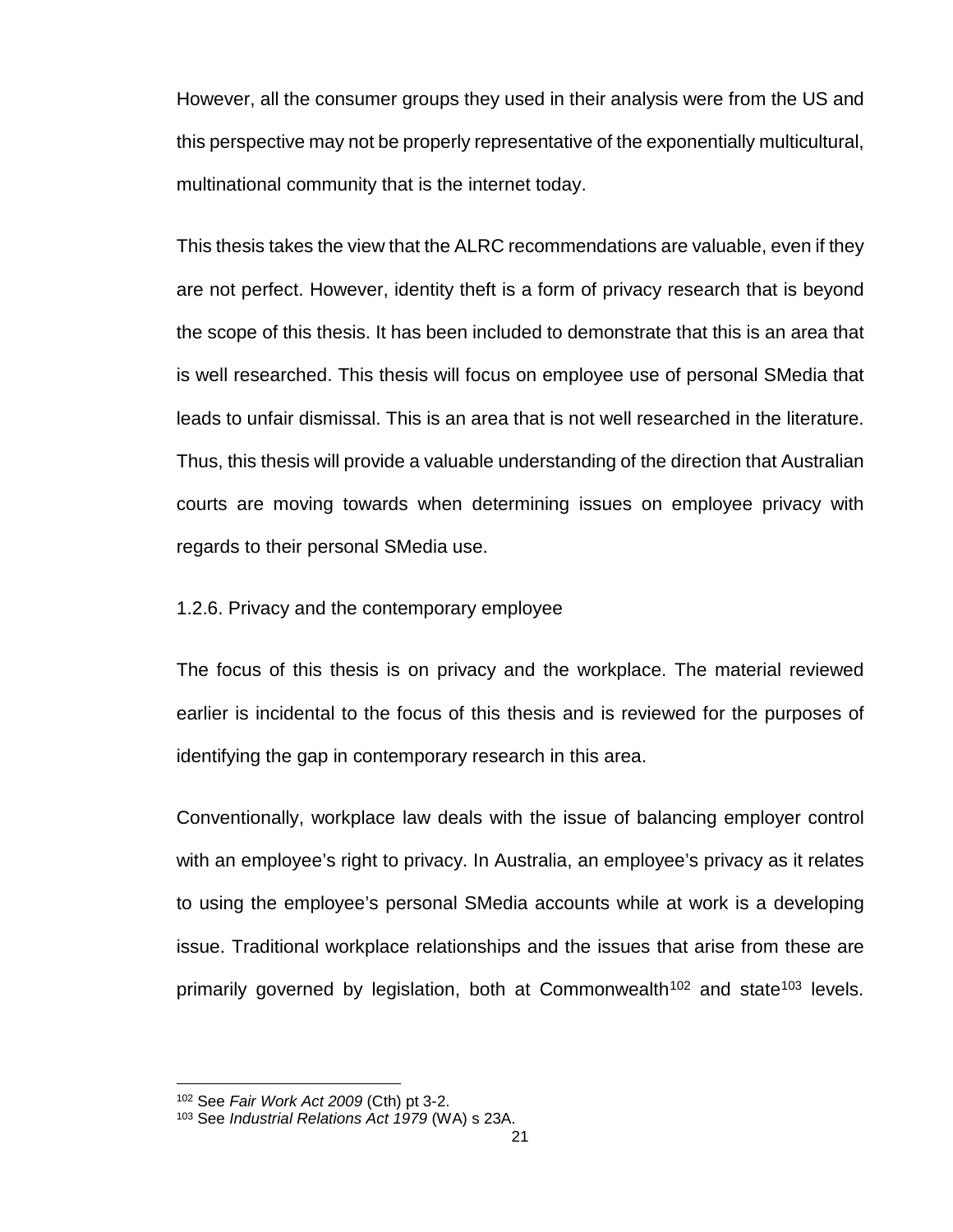However, all the consumer groups they used in their analysis were from the US and this perspective may not be properly representative of the exponentially multicultural, multinational community that is the internet today.

This thesis takes the view that the ALRC recommendations are valuable, even if they are not perfect. However, identity theft is a form of privacy research that is beyond the scope of this thesis. It has been included to demonstrate that this is an area that is well researched. This thesis will focus on employee use of personal SMedia that leads to unfair dismissal. This is an area that is not well researched in the literature. Thus, this thesis will provide a valuable understanding of the direction that Australian courts are moving towards when determining issues on employee privacy with regards to their personal SMedia use.

### 1.2.6. Privacy and the contemporary employee

The focus of this thesis is on privacy and the workplace. The material reviewed earlier is incidental to the focus of this thesis and is reviewed for the purposes of identifying the gap in contemporary research in this area.

Conventionally, workplace law deals with the issue of balancing employer control with an employee's right to privacy. In Australia, an employee's privacy as it relates to using the employee's personal SMedia accounts while at work is a developing issue. Traditional workplace relationships and the issues that arise from these are primarily governed by legislation, both at Commonwealth[102] and state[103] levels.

---

[102] See *Fair Work Act 2009* (Cth) pt 3-2.

[103] See *Industrial Relations Act 1979* (WA) s 23A.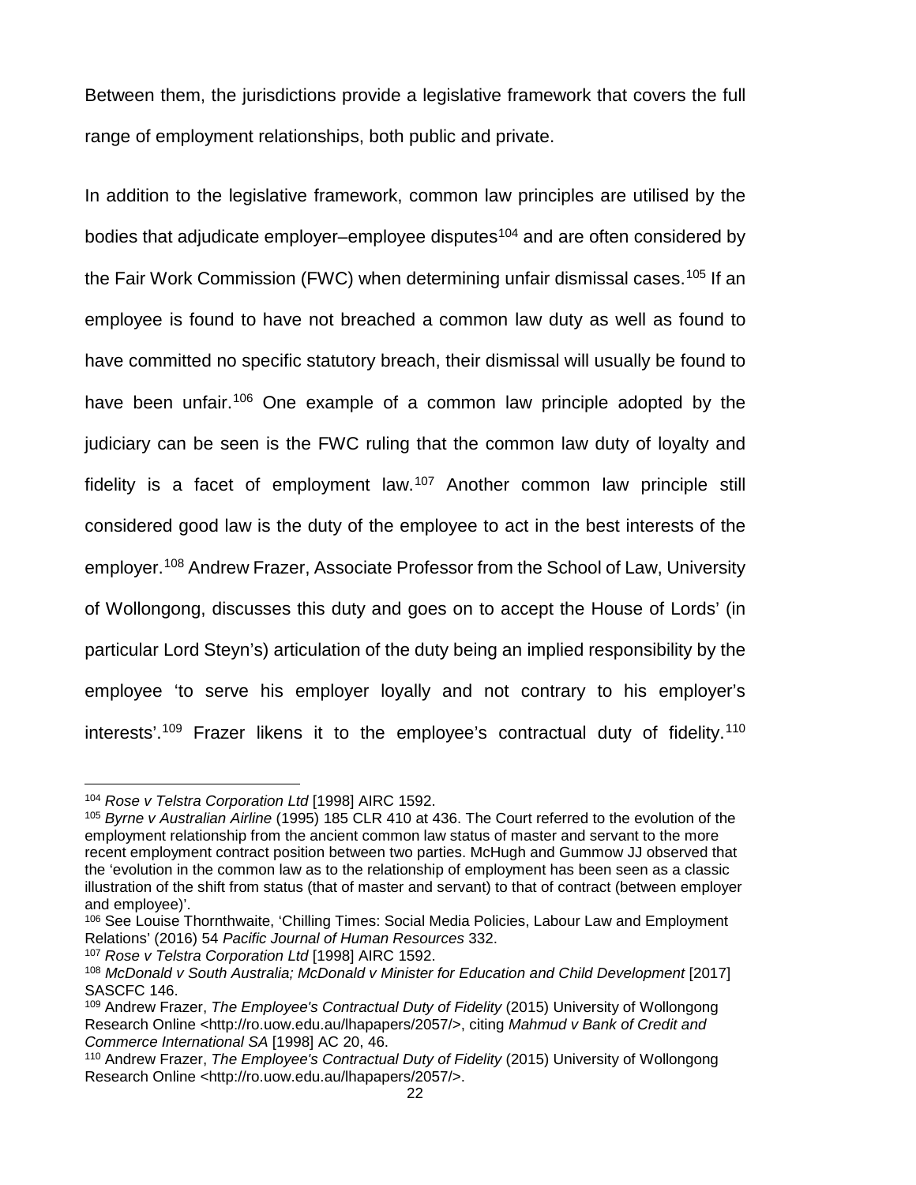Between them, the jurisdictions provide a legislative framework that covers the full range of employment relationships, both public and private.

In addition to the legislative framework, common law principles are utilised by the bodies that adjudicate employer–employee disputes[104] and are often considered by the Fair Work Commission (FWC) when determining unfair dismissal cases.[105] If an employee is found to have not breached a common law duty as well as found to have committed no specific statutory breach, their dismissal will usually be found to have been unfair.[106] One example of a common law principle adopted by the judiciary can be seen is the FWC ruling that the common law duty of loyalty and fidelity is a facet of employment law.[107] Another common law principle still considered good law is the duty of the employee to act in the best interests of the employer.[108] Andrew Frazer, Associate Professor from the School of Law, University of Wollongong, discusses this duty and goes on to accept the House of Lords' (in particular Lord Steyn's) articulation of the duty being an implied responsibility by the employee 'to serve his employer loyally and not contrary to his employer's interests'.[109] Frazer likens it to the employee's contractual duty of fidelity.[110]

---

[104] *Rose v Telstra Corporation Ltd* [1998] AIRC 1592.

[105] *Byrne v Australian Airline* (1995) 185 CLR 410 at 436. The Court referred to the evolution of the employment relationship from the ancient common law status of master and servant to the more recent employment contract position between two parties. McHugh and Gummow JJ observed that the 'evolution in the common law as to the relationship of employment has been seen as a classic illustration of the shift from status (that of master and servant) to that of contract (between employer and employee)'.

[106] See Louise Thornthwaite, 'Chilling Times: Social Media Policies, Labour Law and Employment Relations' (2016) 54 *Pacific Journal of Human Resources* 332.

[107] *Rose v Telstra Corporation Ltd* [1998] AIRC 1592.

[108] *McDonald v South Australia; McDonald v Minister for Education and Child Development* [2017] SASCFC 146.

[109] Andrew Frazer, *The Employee's Contractual Duty of Fidelity* (2015) University of Wollongong Research Online <http://ro.uow.edu.au/lhapapers/2057/>, citing *Mahmud v Bank of Credit and Commerce International SA* [1998] AC 20, 46.

[110] Andrew Frazer, *The Employee's Contractual Duty of Fidelity* (2015) University of Wollongong Research Online <http://ro.uow.edu.au/lhapapers/2057/>.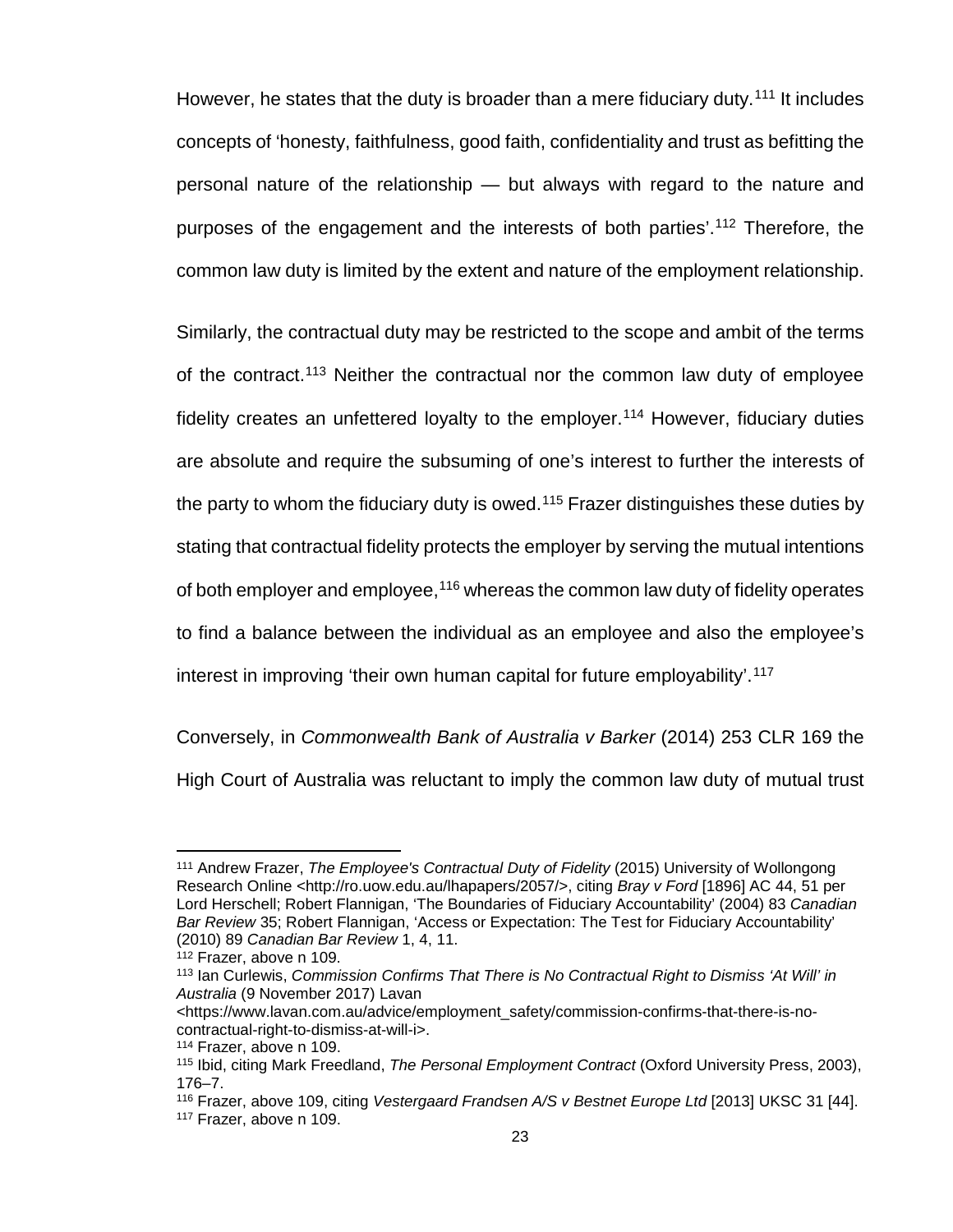However, he states that the duty is broader than a mere fiduciary duty.[111] It includes concepts of 'honesty, faithfulness, good faith, confidentiality and trust as befitting the personal nature of the relationship — but always with regard to the nature and purposes of the engagement and the interests of both parties'.[112] Therefore, the common law duty is limited by the extent and nature of the employment relationship.

Similarly, the contractual duty may be restricted to the scope and ambit of the terms of the contract.[113] Neither the contractual nor the common law duty of employee fidelity creates an unfettered loyalty to the employer.[114] However, fiduciary duties are absolute and require the subsuming of one's interest to further the interests of the party to whom the fiduciary duty is owed.[115] Frazer distinguishes these duties by stating that contractual fidelity protects the employer by serving the mutual intentions of both employer and employee,[116] whereas the common law duty of fidelity operates to find a balance between the individual as an employee and also the employee's interest in improving 'their own human capital for future employability'.[117]

Conversely, in *Commonwealth Bank of Australia v Barker* (2014) 253 CLR 169 the High Court of Australia was reluctant to imply the common law duty of mutual trust

---

[111] Andrew Frazer, *The Employee's Contractual Duty of Fidelity* (2015) University of Wollongong Research Online <http://ro.uow.edu.au/lhapapers/2057/>, citing *Bray v Ford* [1896] AC 44, 51 per Lord Herschell; Robert Flannigan, 'The Boundaries of Fiduciary Accountability' (2004) 83 *Canadian Bar Review* 35; Robert Flannigan, 'Access or Expectation: The Test for Fiduciary Accountability' (2010) 89 *Canadian Bar Review* 1, 4, 11.

[112] Frazer, above n 109.

[113] Ian Curlewis, *Commission Confirms That There is No Contractual Right to Dismiss 'At Will' in Australia* (9 November 2017) Lavan <https://www.lavan.com.au/advice/employment_safety/commission-confirms-that-there-is-no-contractual-right-to-dismiss-at-will-i>.

[114] Frazer, above n 109.

[115] Ibid, citing Mark Freedland, *The Personal Employment Contract* (Oxford University Press, 2003), 176–7.

[116] Frazer, above 109, citing *Vestergaard Frandsen A/S v Bestnet Europe Ltd* [2013] UKSC 31 [44].

[117] Frazer, above n 109.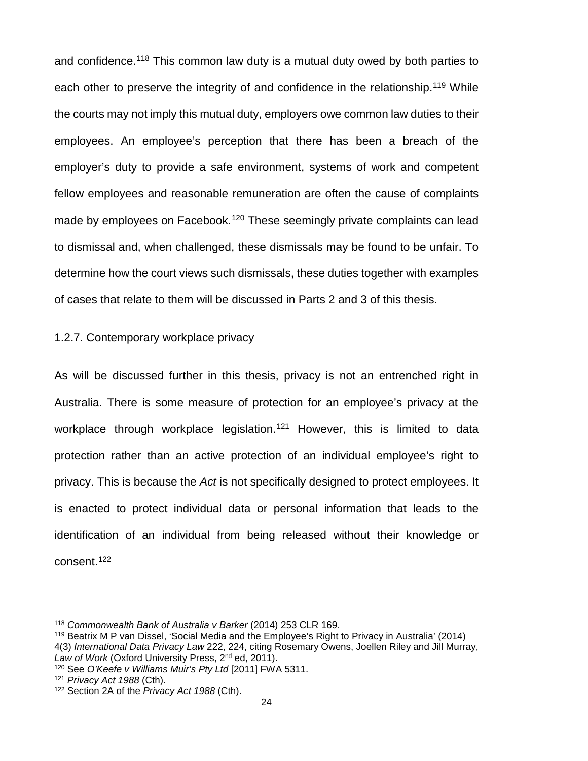and confidence.[118] This common law duty is a mutual duty owed by both parties to each other to preserve the integrity of and confidence in the relationship.[119] While the courts may not imply this mutual duty, employers owe common law duties to their employees. An employee's perception that there has been a breach of the employer's duty to provide a safe environment, systems of work and competent fellow employees and reasonable remuneration are often the cause of complaints made by employees on Facebook.[120] These seemingly private complaints can lead to dismissal and, when challenged, these dismissals may be found to be unfair. To determine how the court views such dismissals, these duties together with examples of cases that relate to them will be discussed in Parts 2 and 3 of this thesis.

### 1.2.7. Contemporary workplace privacy

As will be discussed further in this thesis, privacy is not an entrenched right in Australia. There is some measure of protection for an employee's privacy at the workplace through workplace legislation.[121] However, this is limited to data protection rather than an active protection of an individual employee's right to privacy. This is because the *Act* is not specifically designed to protect employees. It is enacted to protect individual data or personal information that leads to the identification of an individual from being released without their knowledge or consent.[122]

---

[118] *Commonwealth Bank of Australia v Barker* (2014) 253 CLR 169.

[119] Beatrix M P van Dissel, 'Social Media and the Employee's Right to Privacy in Australia' (2014) 4(3) *International Data Privacy Law* 222, 224, citing Rosemary Owens, Joellen Riley and Jill Murray, *Law of Work* (Oxford University Press, 2nd ed, 2011).

[120] See *O'Keefe v Williams Muir's Pty Ltd* [2011] FWA 5311.

[121] *Privacy Act 1988* (Cth).

[122] Section 2A of the *Privacy Act 1988* (Cth).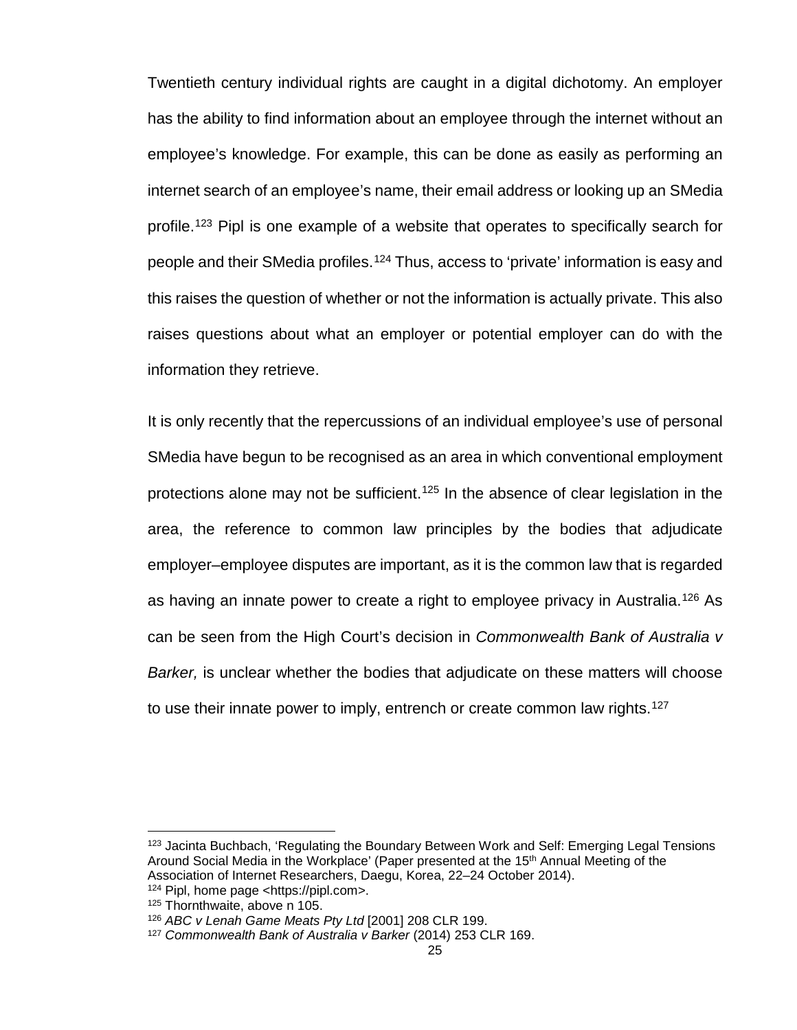Twentieth century individual rights are caught in a digital dichotomy. An employer has the ability to find information about an employee through the internet without an employee's knowledge. For example, this can be done as easily as performing an internet search of an employee's name, their email address or looking up an SMedia profile.[123] Pipl is one example of a website that operates to specifically search for people and their SMedia profiles.[124] Thus, access to 'private' information is easy and this raises the question of whether or not the information is actually private. This also raises questions about what an employer or potential employer can do with the information they retrieve.

It is only recently that the repercussions of an individual employee's use of personal SMedia have begun to be recognised as an area in which conventional employment protections alone may not be sufficient.[125] In the absence of clear legislation in the area, the reference to common law principles by the bodies that adjudicate employer–employee disputes are important, as it is the common law that is regarded as having an innate power to create a right to employee privacy in Australia.[126] As can be seen from the High Court's decision in *Commonwealth Bank of Australia v Barker,* is unclear whether the bodies that adjudicate on these matters will choose to use their innate power to imply, entrench or create common law rights.[127]

---

[123] Jacinta Buchbach, 'Regulating the Boundary Between Work and Self: Emerging Legal Tensions Around Social Media in the Workplace' (Paper presented at the 15th Annual Meeting of the Association of Internet Researchers, Daegu, Korea, 22–24 October 2014).

[124] Pipl, home page <https://pipl.com>.

[125] Thornthwaite, above n 105.

[126] *ABC v Lenah Game Meats Pty Ltd* [2001] 208 CLR 199.

[127] *Commonwealth Bank of Australia v Barker* (2014) 253 CLR 169.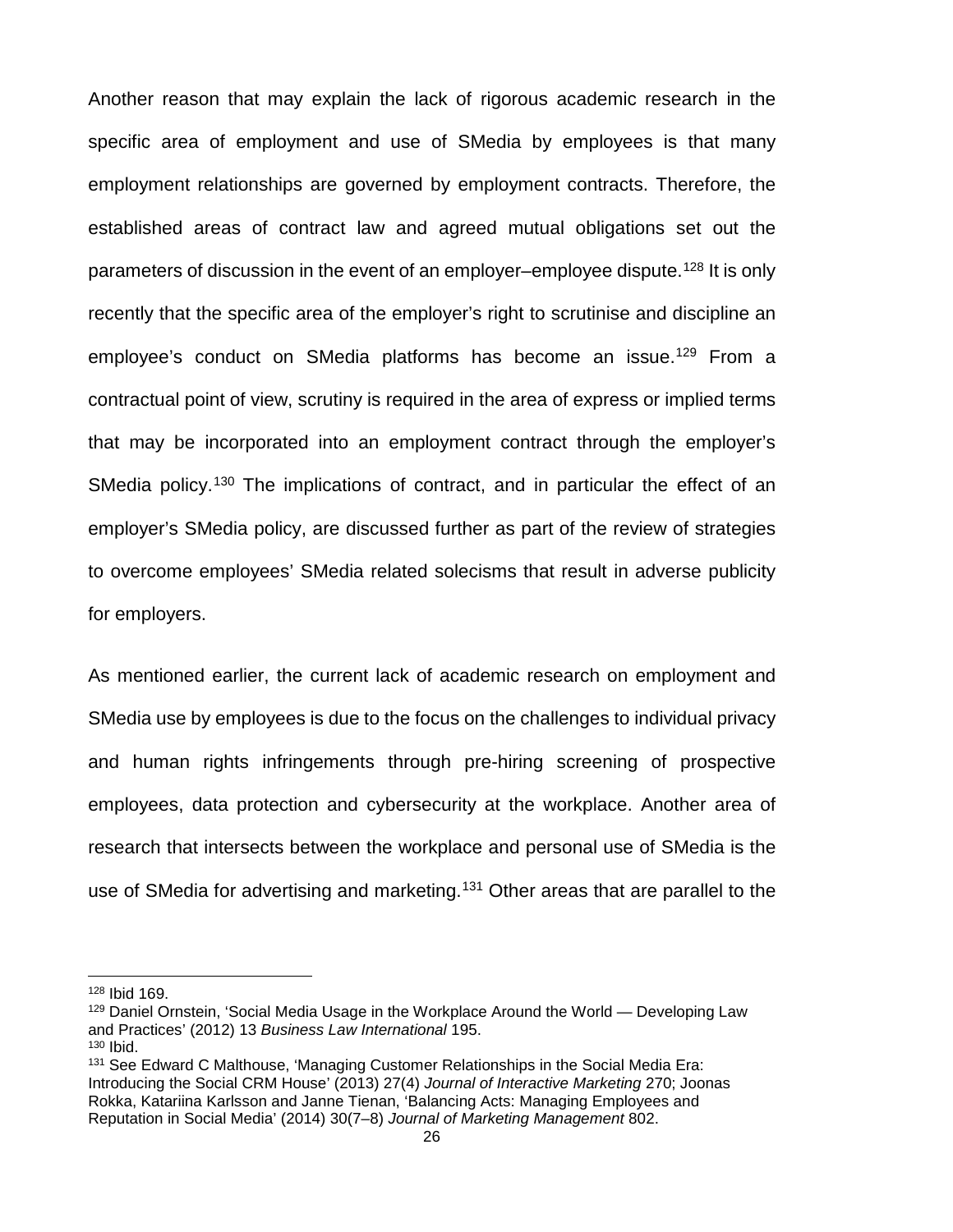Another reason that may explain the lack of rigorous academic research in the specific area of employment and use of SMedia by employees is that many employment relationships are governed by employment contracts. Therefore, the established areas of contract law and agreed mutual obligations set out the parameters of discussion in the event of an employer–employee dispute.[128] It is only recently that the specific area of the employer's right to scrutinise and discipline an employee's conduct on SMedia platforms has become an issue.[129] From a contractual point of view, scrutiny is required in the area of express or implied terms that may be incorporated into an employment contract through the employer's SMedia policy.[130] The implications of contract, and in particular the effect of an employer's SMedia policy, are discussed further as part of the review of strategies to overcome employees' SMedia related solecisms that result in adverse publicity for employers.

As mentioned earlier, the current lack of academic research on employment and SMedia use by employees is due to the focus on the challenges to individual privacy and human rights infringements through pre-hiring screening of prospective employees, data protection and cybersecurity at the workplace. Another area of research that intersects between the workplace and personal use of SMedia is the use of SMedia for advertising and marketing.[131] Other areas that are parallel to the

---

[128] Ibid 169.

[129] Daniel Ornstein, 'Social Media Usage in the Workplace Around the World — Developing Law and Practices' (2012) 13 *Business Law International* 195.

[130] Ibid.

[131] See Edward C Malthouse, 'Managing Customer Relationships in the Social Media Era: Introducing the Social CRM House' (2013) 27(4) *Journal of Interactive Marketing* 270; Joonas Rokka, Katariina Karlsson and Janne Tienan, 'Balancing Acts: Managing Employees and Reputation in Social Media' (2014) 30(7–8) *Journal of Marketing Management* 802.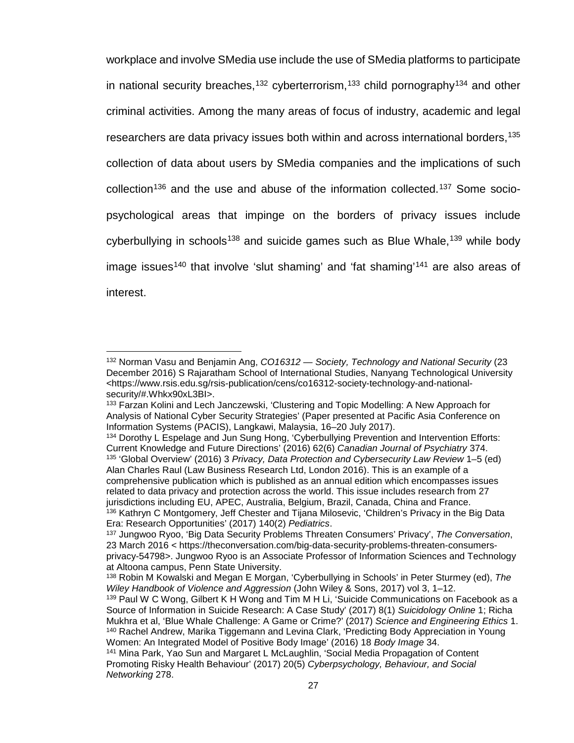workplace and involve SMedia use include the use of SMedia platforms to participate in national security breaches,[132] cyberterrorism,[133] child pornography[134] and other criminal activities. Among the many areas of focus of industry, academic and legal researchers are data privacy issues both within and across international borders,[135] collection of data about users by SMedia companies and the implications of such collection[136] and the use and abuse of the information collected.[137] Some socio-psychological areas that impinge on the borders of privacy issues include cyberbullying in schools[138] and suicide games such as Blue Whale,[139] while body image issues[140] that involve 'slut shaming' and 'fat shaming'[141] are also areas of interest.

---

[132] Norman Vasu and Benjamin Ang, *CO16312 — Society, Technology and National Security* (23 December 2016) S Rajaratham School of International Studies, Nanyang Technological University <https://www.rsis.edu.sg/rsis-publication/cens/co16312-society-technology-and-national-security/#.Whkx90xL3BI>.

[133] Farzan Kolini and Lech Janczewski, 'Clustering and Topic Modelling: A New Approach for Analysis of National Cyber Security Strategies' (Paper presented at Pacific Asia Conference on Information Systems (PACIS), Langkawi, Malaysia, 16–20 July 2017).

[134] Dorothy L Espelage and Jun Sung Hong, 'Cyberbullying Prevention and Intervention Efforts: Current Knowledge and Future Directions' (2016) 62(6) *Canadian Journal of Psychiatry* 374.

[135] 'Global Overview' (2016) 3 *Privacy, Data Protection and Cybersecurity Law Review* 1–5 (ed) Alan Charles Raul (Law Business Research Ltd, London 2016). This is an example of a comprehensive publication which is published as an annual edition which encompasses issues related to data privacy and protection across the world. This issue includes research from 27 jurisdictions including EU, APEC, Australia, Belgium, Brazil, Canada, China and France.

[136] Kathryn C Montgomery, Jeff Chester and Tijana Milosevic, 'Children's Privacy in the Big Data Era: Research Opportunities' (2017) 140(2) *Pediatrics*.

[137] Jungwoo Ryoo, 'Big Data Security Problems Threaten Consumers' Privacy', *The Conversation*, 23 March 2016 < https://theconversation.com/big-data-security-problems-threaten-consumers-privacy-54798>. Jungwoo Ryoo is an Associate Professor of Information Sciences and Technology at Altoona campus, Penn State University.

[138] Robin M Kowalski and Megan E Morgan, 'Cyberbullying in Schools' in Peter Sturmey (ed), *The Wiley Handbook of Violence and Aggression* (John Wiley & Sons, 2017) vol 3, 1–12.

[139] Paul W C Wong, Gilbert K H Wong and Tim M H Li, 'Suicide Communications on Facebook as a Source of Information in Suicide Research: A Case Study' (2017) 8(1) *Suicidology Online* 1; Richa Mukhra et al, 'Blue Whale Challenge: A Game or Crime?' (2017) *Science and Engineering Ethics* 1.

[140] Rachel Andrew, Marika Tiggemann and Levina Clark, 'Predicting Body Appreciation in Young Women: An Integrated Model of Positive Body Image' (2016) 18 *Body Image* 34.

[141] Mina Park, Yao Sun and Margaret L McLaughlin, 'Social Media Propagation of Content Promoting Risky Health Behaviour' (2017) 20(5) *Cyberpsychology, Behaviour, and Social Networking* 278.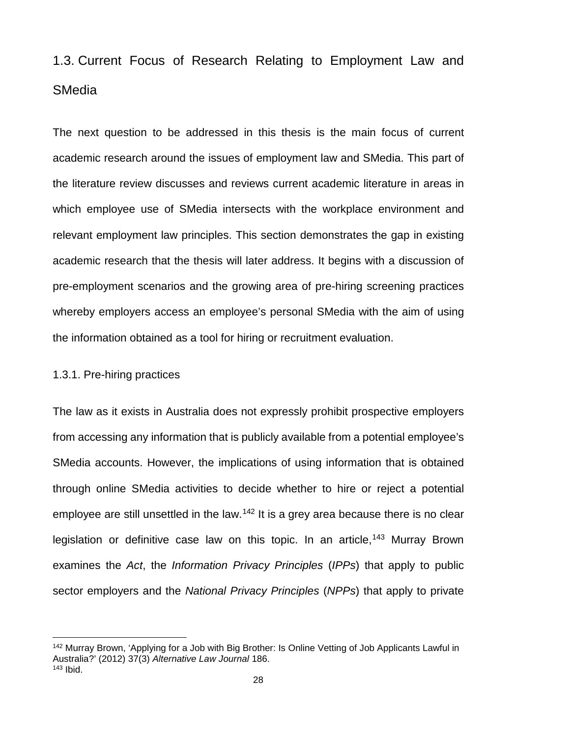## 1.3. Current Focus of Research Relating to Employment Law and SMedia

The next question to be addressed in this thesis is the main focus of current academic research around the issues of employment law and SMedia. This part of the literature review discusses and reviews current academic literature in areas in which employee use of SMedia intersects with the workplace environment and relevant employment law principles. This section demonstrates the gap in existing academic research that the thesis will later address. It begins with a discussion of pre-employment scenarios and the growing area of pre-hiring screening practices whereby employers access an employee's personal SMedia with the aim of using the information obtained as a tool for hiring or recruitment evaluation.

### 1.3.1. Pre-hiring practices

The law as it exists in Australia does not expressly prohibit prospective employers from accessing any information that is publicly available from a potential employee's SMedia accounts. However, the implications of using information that is obtained through online SMedia activities to decide whether to hire or reject a potential employee are still unsettled in the law.[142] It is a grey area because there is no clear legislation or definitive case law on this topic. In an article,[143] Murray Brown examines the *Act*, the *Information Privacy Principles* (*IPPs*) that apply to public sector employers and the *National Privacy Principles* (*NPPs*) that apply to private

---

[142] Murray Brown, 'Applying for a Job with Big Brother: Is Online Vetting of Job Applicants Lawful in Australia?' (2012) 37(3) *Alternative Law Journal* 186.
[143] Ibid.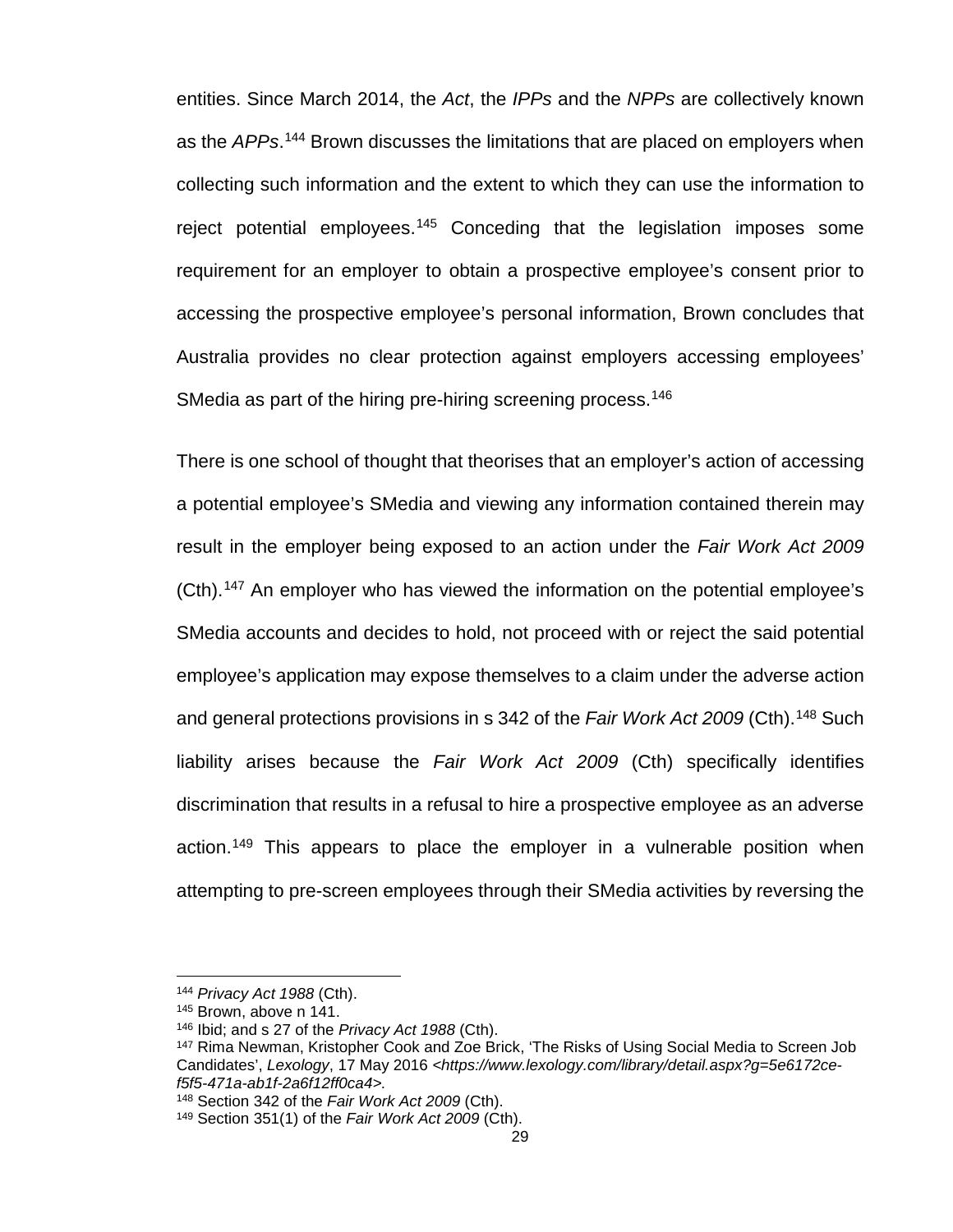entities. Since March 2014, the *Act*, the *IPPs* and the *NPPs* are collectively known as the *APPs*.[144] Brown discusses the limitations that are placed on employers when collecting such information and the extent to which they can use the information to reject potential employees.[145] Conceding that the legislation imposes some requirement for an employer to obtain a prospective employee's consent prior to accessing the prospective employee's personal information, Brown concludes that Australia provides no clear protection against employers accessing employees' SMedia as part of the hiring pre-hiring screening process.[146]

There is one school of thought that theorises that an employer's action of accessing a potential employee's SMedia and viewing any information contained therein may result in the employer being exposed to an action under the *Fair Work Act 2009* (Cth).[147] An employer who has viewed the information on the potential employee's SMedia accounts and decides to hold, not proceed with or reject the said potential employee's application may expose themselves to a claim under the adverse action and general protections provisions in s 342 of the *Fair Work Act 2009* (Cth).[148] Such liability arises because the *Fair Work Act 2009* (Cth) specifically identifies discrimination that results in a refusal to hire a prospective employee as an adverse action.[149] This appears to place the employer in a vulnerable position when attempting to pre-screen employees through their SMedia activities by reversing the

---

[144] *Privacy Act 1988* (Cth).

[145] Brown, above n 141.

[146] Ibid; and s 27 of the *Privacy Act 1988* (Cth).

[147] Rima Newman, Kristopher Cook and Zoe Brick, 'The Risks of Using Social Media to Screen Job Candidates', *Lexology*, 17 May 2016 <*https://www.lexology.com/library/detail.aspx?g=5e6172ce-f5f5-471a-ab1f-2a6f12ff0ca4*>.

[148] Section 342 of the *Fair Work Act 2009* (Cth).

[149] Section 351(1) of the *Fair Work Act 2009* (Cth).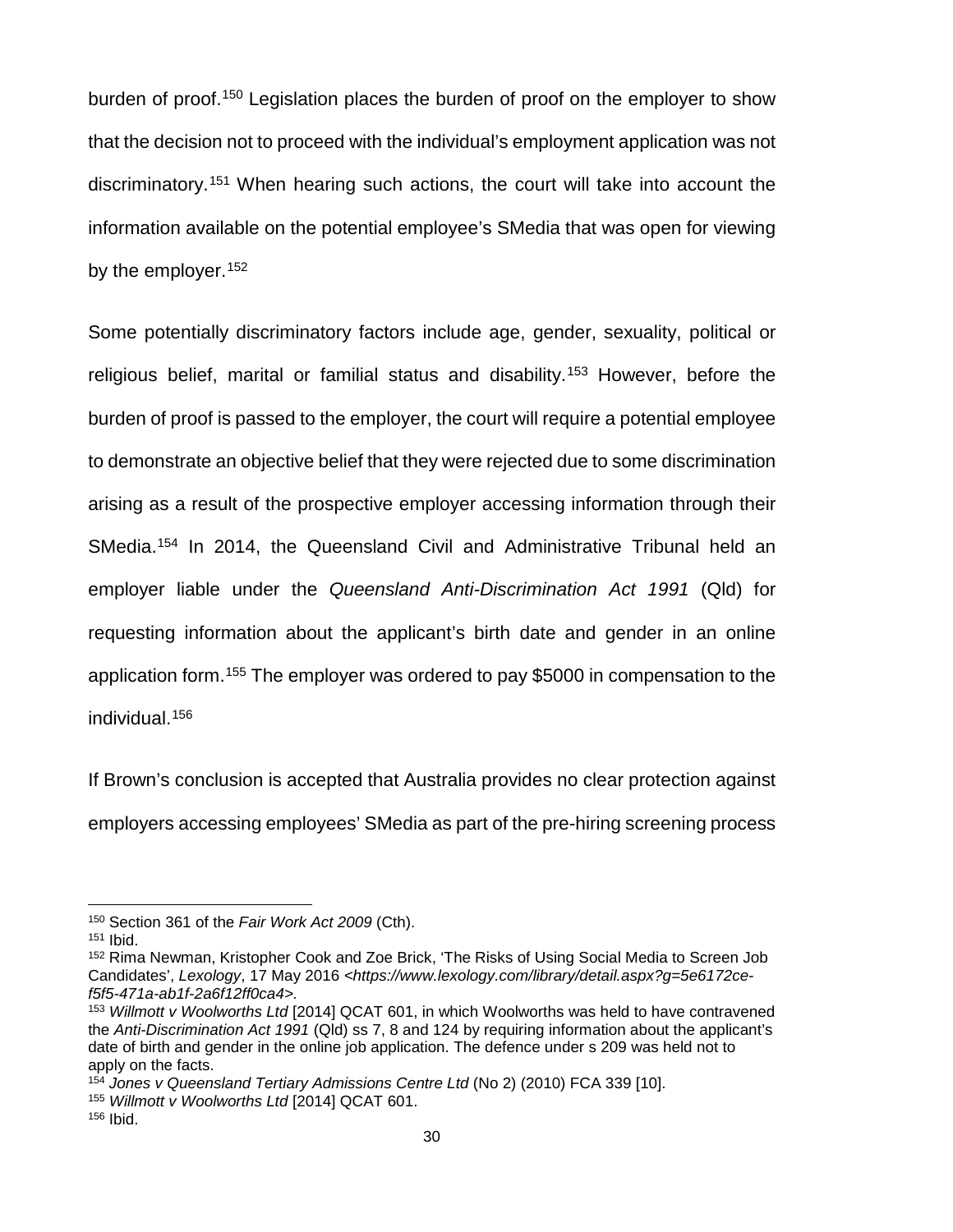burden of proof.[150] Legislation places the burden of proof on the employer to show that the decision not to proceed with the individual's employment application was not discriminatory.[151] When hearing such actions, the court will take into account the information available on the potential employee's SMedia that was open for viewing by the employer.[152]

Some potentially discriminatory factors include age, gender, sexuality, political or religious belief, marital or familial status and disability.[153] However, before the burden of proof is passed to the employer, the court will require a potential employee to demonstrate an objective belief that they were rejected due to some discrimination arising as a result of the prospective employer accessing information through their SMedia.[154] In 2014, the Queensland Civil and Administrative Tribunal held an employer liable under the *Queensland Anti-Discrimination Act 1991* (Qld) for requesting information about the applicant's birth date and gender in an online application form.[155] The employer was ordered to pay $5000 in compensation to the individual.[156]

If Brown's conclusion is accepted that Australia provides no clear protection against employers accessing employees' SMedia as part of the pre-hiring screening process

---

[150] Section 361 of the *Fair Work Act 2009* (Cth).

[151] Ibid.

[152] Rima Newman, Kristopher Cook and Zoe Brick, 'The Risks of Using Social Media to Screen Job Candidates', *Lexology*, 17 May 2016 *<https://www.lexology.com/library/detail.aspx?g=5e6172ce-f5f5-471a-ab1f-2a6f12ff0ca4>*.

[153] *Willmott v Woolworths Ltd* [2014] QCAT 601, in which Woolworths was held to have contravened the *Anti-Discrimination Act 1991* (Qld) ss 7, 8 and 124 by requiring information about the applicant's date of birth and gender in the online job application. The defence under s 209 was held not to apply on the facts.

[154] *Jones v Queensland Tertiary Admissions Centre Ltd* (No 2) (2010) FCA 339 [10].

[155] *Willmott v Woolworths Ltd* [2014] QCAT 601.

[156] Ibid.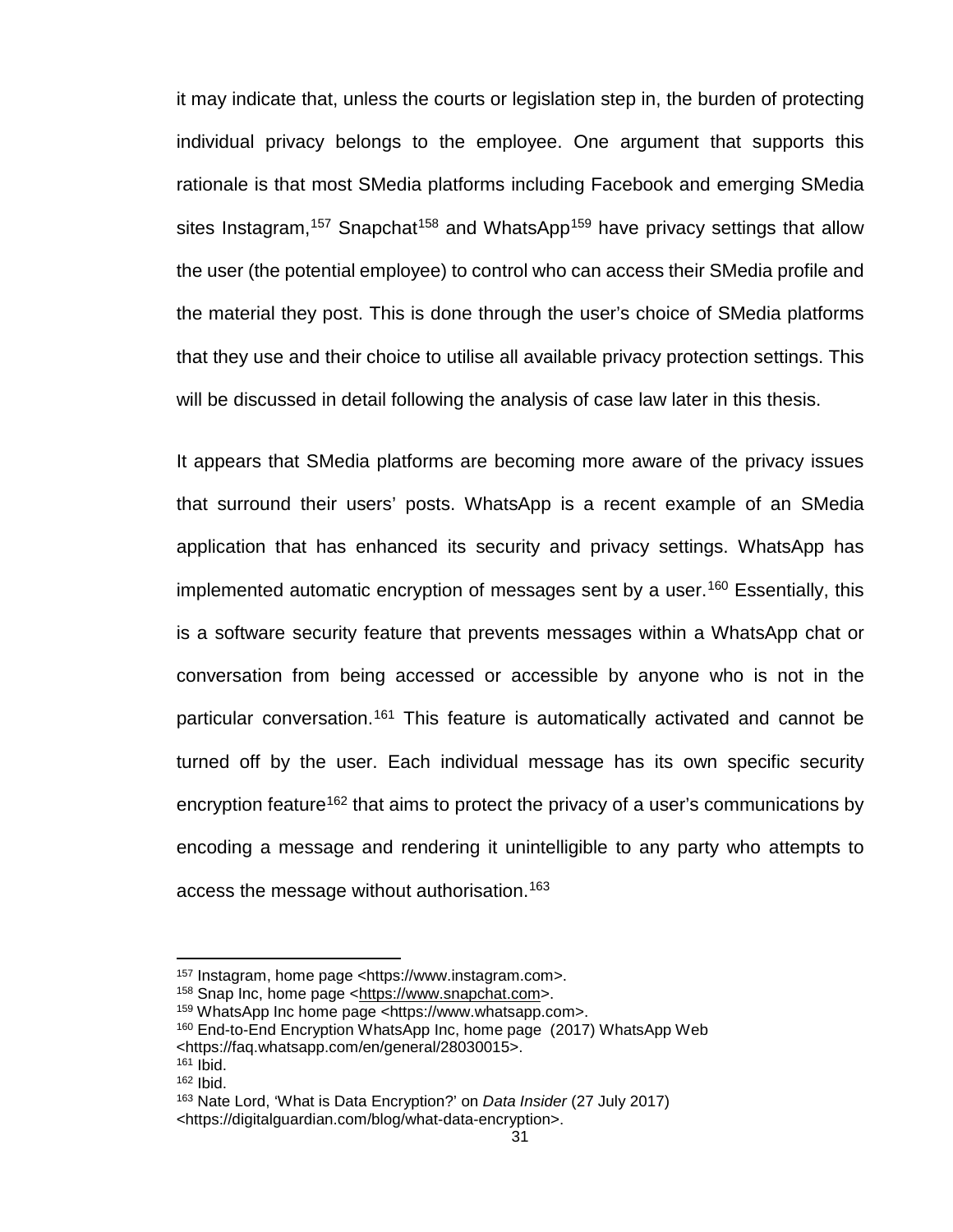it may indicate that, unless the courts or legislation step in, the burden of protecting individual privacy belongs to the employee. One argument that supports this rationale is that most SMedia platforms including Facebook and emerging SMedia sites Instagram,[157] Snapchat[158] and WhatsApp[159] have privacy settings that allow the user (the potential employee) to control who can access their SMedia profile and the material they post. This is done through the user's choice of SMedia platforms that they use and their choice to utilise all available privacy protection settings. This will be discussed in detail following the analysis of case law later in this thesis.

It appears that SMedia platforms are becoming more aware of the privacy issues that surround their users' posts. WhatsApp is a recent example of an SMedia application that has enhanced its security and privacy settings. WhatsApp has implemented automatic encryption of messages sent by a user.[160] Essentially, this is a software security feature that prevents messages within a WhatsApp chat or conversation from being accessed or accessible by anyone who is not in the particular conversation.[161] This feature is automatically activated and cannot be turned off by the user. Each individual message has its own specific security encryption feature[162] that aims to protect the privacy of a user's communications by encoding a message and rendering it unintelligible to any party who attempts to access the message without authorisation.[163]

---

[157] Instagram, home page <https://www.instagram.com>.

[158] Snap Inc, home page <https://www.snapchat.com>.

[159] WhatsApp Inc home page <https://www.whatsapp.com>.

[160] End-to-End Encryption WhatsApp Inc, home page (2017) WhatsApp Web <https://faq.whatsapp.com/en/general/28030015>.

[161] Ibid.

[162] Ibid.

[163] Nate Lord, 'What is Data Encryption?' on *Data Insider* (27 July 2017) <https://digitalguardian.com/blog/what-data-encryption>.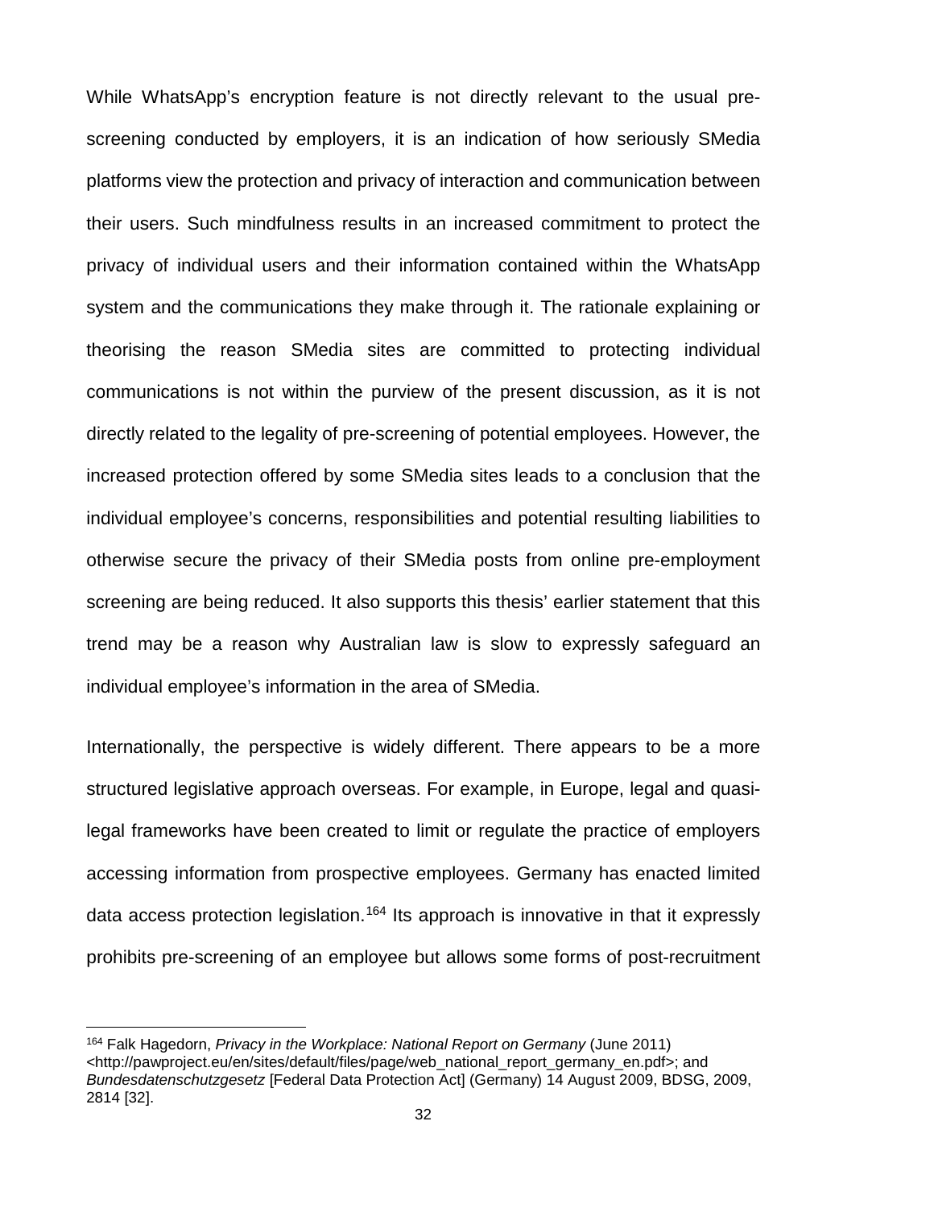While WhatsApp's encryption feature is not directly relevant to the usual pre-screening conducted by employers, it is an indication of how seriously SMedia platforms view the protection and privacy of interaction and communication between their users. Such mindfulness results in an increased commitment to protect the privacy of individual users and their information contained within the WhatsApp system and the communications they make through it. The rationale explaining or theorising the reason SMedia sites are committed to protecting individual communications is not within the purview of the present discussion, as it is not directly related to the legality of pre-screening of potential employees. However, the increased protection offered by some SMedia sites leads to a conclusion that the individual employee's concerns, responsibilities and potential resulting liabilities to otherwise secure the privacy of their SMedia posts from online pre-employment screening are being reduced. It also supports this thesis' earlier statement that this trend may be a reason why Australian law is slow to expressly safeguard an individual employee's information in the area of SMedia.

Internationally, the perspective is widely different. There appears to be a more structured legislative approach overseas. For example, in Europe, legal and quasi-legal frameworks have been created to limit or regulate the practice of employers accessing information from prospective employees. Germany has enacted limited data access protection legislation.[164] Its approach is innovative in that it expressly prohibits pre-screening of an employee but allows some forms of post-recruitment

---

[164] Falk Hagedorn, *Privacy in the Workplace: National Report on Germany* (June 2011) <http://pawproject.eu/en/sites/default/files/page/web_national_report_germany_en.pdf>; and *Bundesdatenschutzgesetz* [Federal Data Protection Act] (Germany) 14 August 2009, BDSG, 2009, 2814 [32].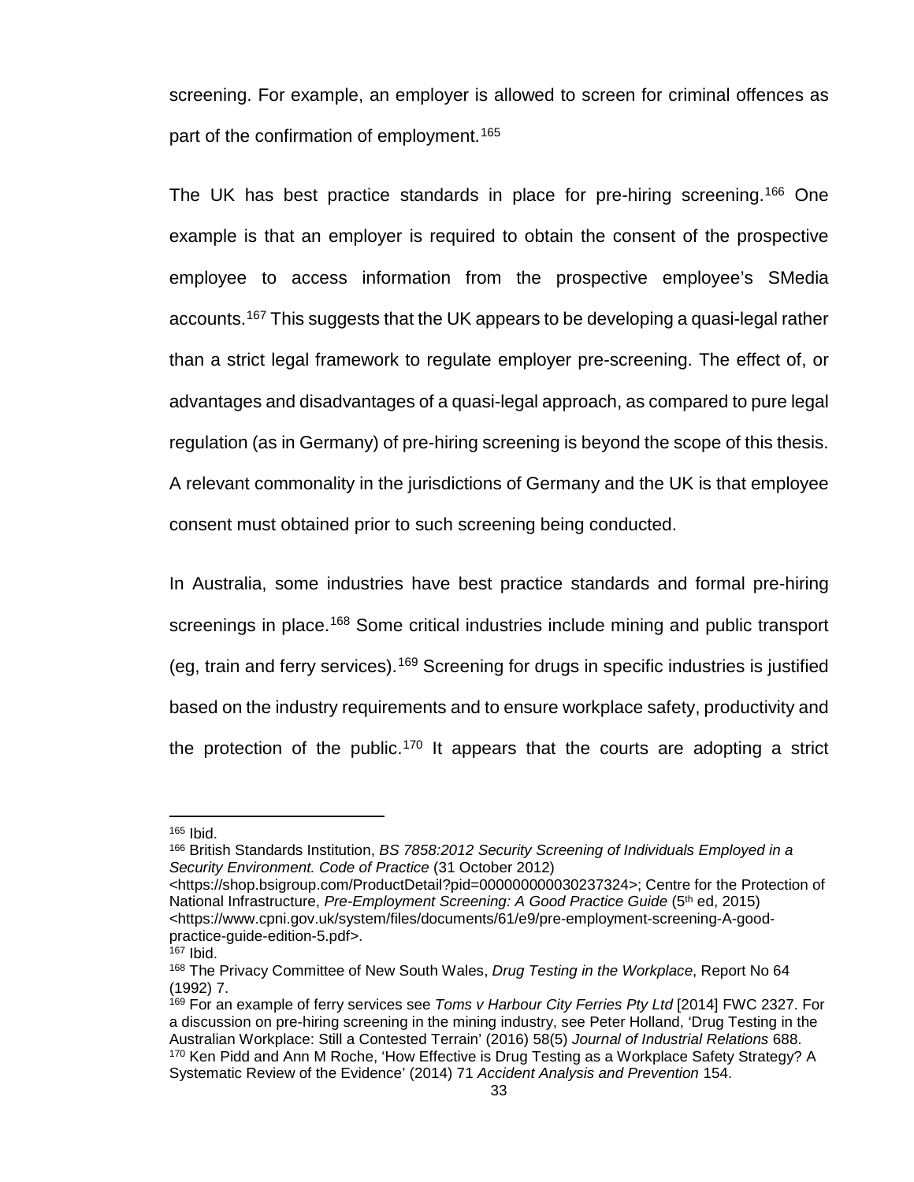screening. For example, an employer is allowed to screen for criminal offences as part of the confirmation of employment.[165]

The UK has best practice standards in place for pre-hiring screening.[166] One example is that an employer is required to obtain the consent of the prospective employee to access information from the prospective employee's SMedia accounts.[167] This suggests that the UK appears to be developing a quasi-legal rather than a strict legal framework to regulate employer pre-screening. The effect of, or advantages and disadvantages of a quasi-legal approach, as compared to pure legal regulation (as in Germany) of pre-hiring screening is beyond the scope of this thesis. A relevant commonality in the jurisdictions of Germany and the UK is that employee consent must obtained prior to such screening being conducted.

In Australia, some industries have best practice standards and formal pre-hiring screenings in place.[168] Some critical industries include mining and public transport (eg, train and ferry services).[169] Screening for drugs in specific industries is justified based on the industry requirements and to ensure workplace safety, productivity and the protection of the public.[170] It appears that the courts are adopting a strict

---

[165] Ibid.

[166] British Standards Institution, *BS 7858:2012 Security Screening of Individuals Employed in a Security Environment. Code of Practice* (31 October 2012) <https://shop.bsigroup.com/ProductDetail?pid=000000000030237324>; Centre for the Protection of National Infrastructure, *Pre-Employment Screening: A Good Practice Guide* (5th ed, 2015) <https://www.cpni.gov.uk/system/files/documents/61/e9/pre-employment-screening-A-good-practice-guide-edition-5.pdf>.

[167] Ibid.

[168] The Privacy Committee of New South Wales, *Drug Testing in the Workplace*, Report No 64 (1992) 7.

[169] For an example of ferry services see *Toms v Harbour City Ferries Pty Ltd* [2014] FWC 2327. For a discussion on pre-hiring screening in the mining industry, see Peter Holland, 'Drug Testing in the Australian Workplace: Still a Contested Terrain' (2016) 58(5) *Journal of Industrial Relations* 688.

[170] Ken Pidd and Ann M Roche, 'How Effective is Drug Testing as a Workplace Safety Strategy? A Systematic Review of the Evidence' (2014) 71 *Accident Analysis and Prevention* 154.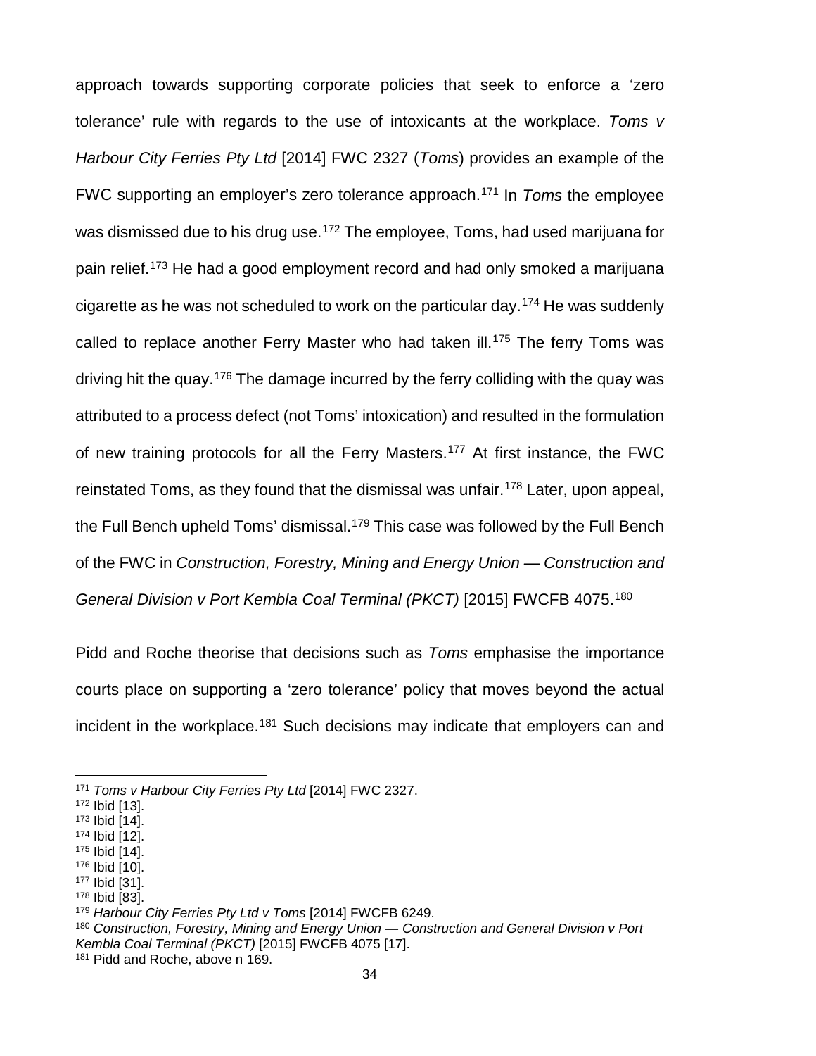approach towards supporting corporate policies that seek to enforce a 'zero tolerance' rule with regards to the use of intoxicants at the workplace. *Toms v Harbour City Ferries Pty Ltd* [2014] FWC 2327 (*Toms*) provides an example of the FWC supporting an employer's zero tolerance approach.[171] In *Toms* the employee was dismissed due to his drug use.[172] The employee, Toms, had used marijuana for pain relief.[173] He had a good employment record and had only smoked a marijuana cigarette as he was not scheduled to work on the particular day.[174] He was suddenly called to replace another Ferry Master who had taken ill.[175] The ferry Toms was driving hit the quay.[176] The damage incurred by the ferry colliding with the quay was attributed to a process defect (not Toms' intoxication) and resulted in the formulation of new training protocols for all the Ferry Masters.[177] At first instance, the FWC reinstated Toms, as they found that the dismissal was unfair.[178] Later, upon appeal, the Full Bench upheld Toms' dismissal.[179] This case was followed by the Full Bench of the FWC in *Construction, Forestry, Mining and Energy Union — Construction and General Division v Port Kembla Coal Terminal (PKCT)* [2015] FWCFB 4075.[180]

Pidd and Roche theorise that decisions such as *Toms* emphasise the importance courts place on supporting a 'zero tolerance' policy that moves beyond the actual incident in the workplace.[181] Such decisions may indicate that employers can and

---

[171] *Toms v Harbour City Ferries Pty Ltd* [2014] FWC 2327.
[172] Ibid [13].
[173] Ibid [14].
[174] Ibid [12].
[175] Ibid [14].
[176] Ibid [10].
[177] Ibid [31].
[178] Ibid [83].
[179] *Harbour City Ferries Pty Ltd v Toms* [2014] FWCFB 6249.
[180] *Construction, Forestry, Mining and Energy Union — Construction and General Division v Port Kembla Coal Terminal (PKCT)* [2015] FWCFB 4075 [17].
[181] Pidd and Roche, above n 169.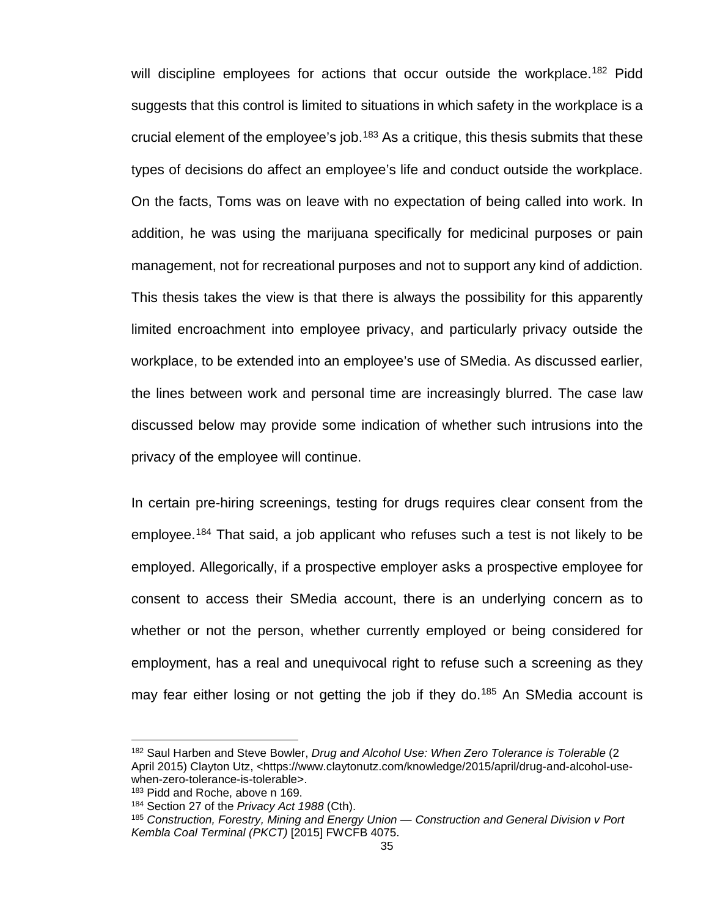will discipline employees for actions that occur outside the workplace.[182] Pidd suggests that this control is limited to situations in which safety in the workplace is a crucial element of the employee's job.[183] As a critique, this thesis submits that these types of decisions do affect an employee's life and conduct outside the workplace. On the facts, Toms was on leave with no expectation of being called into work. In addition, he was using the marijuana specifically for medicinal purposes or pain management, not for recreational purposes and not to support any kind of addiction. This thesis takes the view is that there is always the possibility for this apparently limited encroachment into employee privacy, and particularly privacy outside the workplace, to be extended into an employee's use of SMedia. As discussed earlier, the lines between work and personal time are increasingly blurred. The case law discussed below may provide some indication of whether such intrusions into the privacy of the employee will continue.

In certain pre-hiring screenings, testing for drugs requires clear consent from the employee.[184] That said, a job applicant who refuses such a test is not likely to be employed. Allegorically, if a prospective employer asks a prospective employee for consent to access their SMedia account, there is an underlying concern as to whether or not the person, whether currently employed or being considered for employment, has a real and unequivocal right to refuse such a screening as they may fear either losing or not getting the job if they do.[185] An SMedia account is

---

[182] Saul Harben and Steve Bowler, *Drug and Alcohol Use: When Zero Tolerance is Tolerable* (2 April 2015) Clayton Utz, <https://www.claytonutz.com/knowledge/2015/april/drug-and-alcohol-use-when-zero-tolerance-is-tolerable>.

[183] Pidd and Roche, above n 169.

[184] Section 27 of the *Privacy Act 1988* (Cth).

[185] *Construction, Forestry, Mining and Energy Union — Construction and General Division v Port Kembla Coal Terminal (PKCT)* [2015] FWCFB 4075.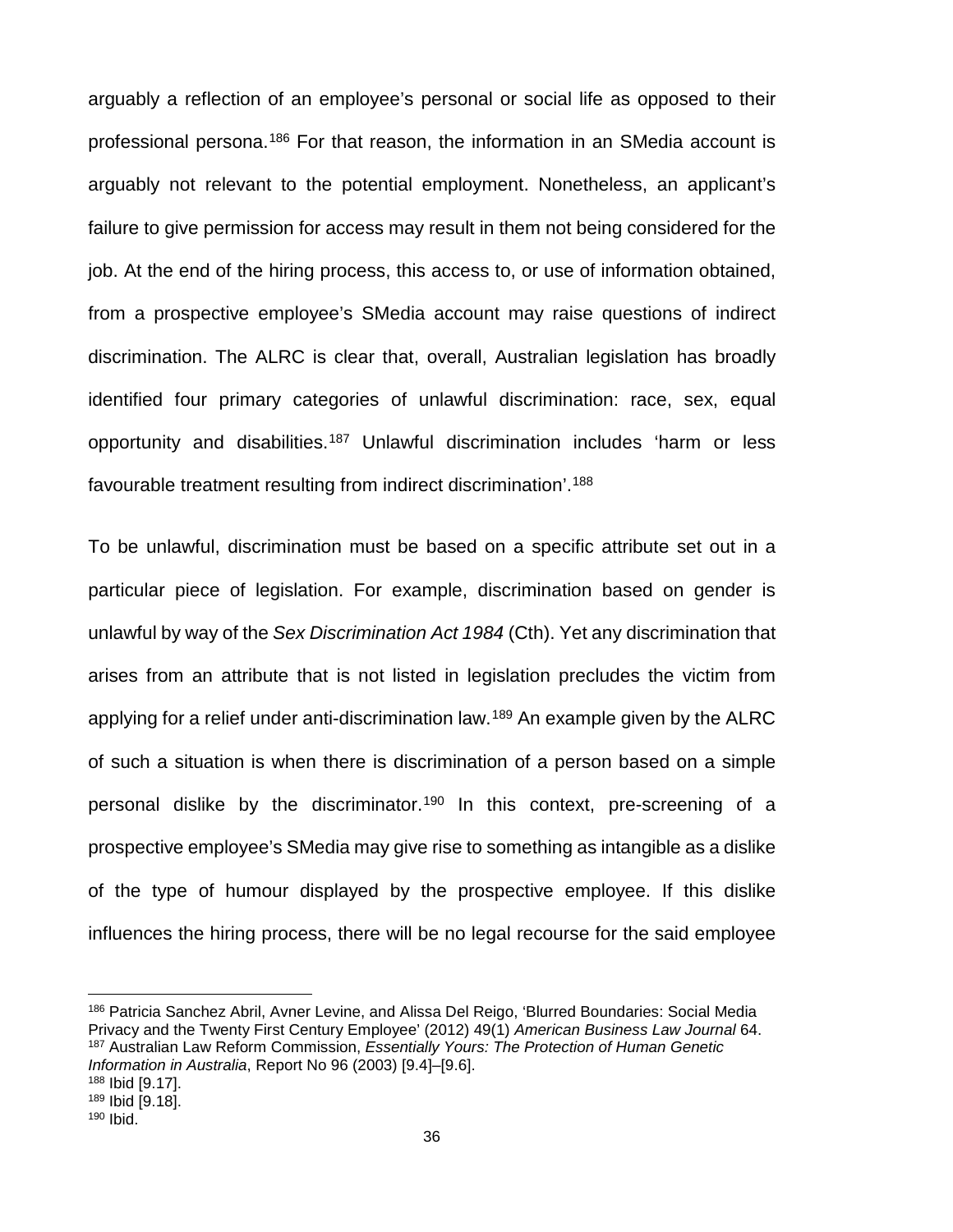arguably a reflection of an employee's personal or social life as opposed to their professional persona.[186] For that reason, the information in an SMedia account is arguably not relevant to the potential employment. Nonetheless, an applicant's failure to give permission for access may result in them not being considered for the job. At the end of the hiring process, this access to, or use of information obtained, from a prospective employee's SMedia account may raise questions of indirect discrimination. The ALRC is clear that, overall, Australian legislation has broadly identified four primary categories of unlawful discrimination: race, sex, equal opportunity and disabilities.[187] Unlawful discrimination includes 'harm or less favourable treatment resulting from indirect discrimination'.[188]

To be unlawful, discrimination must be based on a specific attribute set out in a particular piece of legislation. For example, discrimination based on gender is unlawful by way of the *Sex Discrimination Act 1984* (Cth). Yet any discrimination that arises from an attribute that is not listed in legislation precludes the victim from applying for a relief under anti-discrimination law.[189] An example given by the ALRC of such a situation is when there is discrimination of a person based on a simple personal dislike by the discriminator.[190] In this context, pre-screening of a prospective employee's SMedia may give rise to something as intangible as a dislike of the type of humour displayed by the prospective employee. If this dislike influences the hiring process, there will be no legal recourse for the said employee

---

[186] Patricia Sanchez Abril, Avner Levine, and Alissa Del Reigo, 'Blurred Boundaries: Social Media Privacy and the Twenty First Century Employee' (2012) 49(1) *American Business Law Journal* 64.
[187] Australian Law Reform Commission, *Essentially Yours: The Protection of Human Genetic Information in Australia*, Report No 96 (2003) [9.4]–[9.6].
[188] Ibid [9.17].
[189] Ibid [9.18].
[190] Ibid.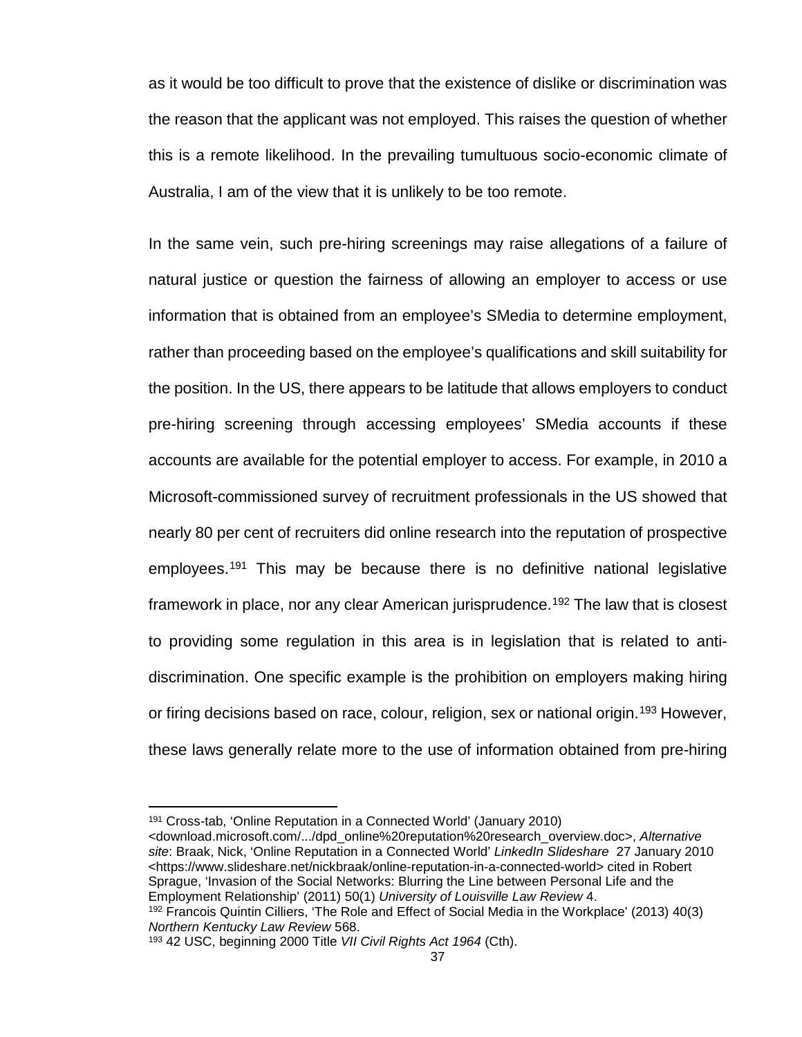as it would be too difficult to prove that the existence of dislike or discrimination was the reason that the applicant was not employed. This raises the question of whether this is a remote likelihood. In the prevailing tumultuous socio-economic climate of Australia, I am of the view that it is unlikely to be too remote.

In the same vein, such pre-hiring screenings may raise allegations of a failure of natural justice or question the fairness of allowing an employer to access or use information that is obtained from an employee's SMedia to determine employment, rather than proceeding based on the employee's qualifications and skill suitability for the position. In the US, there appears to be latitude that allows employers to conduct pre-hiring screening through accessing employees' SMedia accounts if these accounts are available for the potential employer to access. For example, in 2010 a Microsoft-commissioned survey of recruitment professionals in the US showed that nearly 80 per cent of recruiters did online research into the reputation of prospective employees.[191] This may be because there is no definitive national legislative framework in place, nor any clear American jurisprudence.[192] The law that is closest to providing some regulation in this area is in legislation that is related to anti-discrimination. One specific example is the prohibition on employers making hiring or firing decisions based on race, colour, religion, sex or national origin.[193] However, these laws generally relate more to the use of information obtained from pre-hiring

---

[191] Cross-tab, 'Online Reputation in a Connected World' (January 2010) <download.microsoft.com/.../dpd_online%20reputation%20research_overview.doc>, *Alternative site*: Braak, Nick, 'Online Reputation in a Connected World' *LinkedIn Slideshare* 27 January 2010 <https://www.slideshare.net/nickbraak/online-reputation-in-a-connected-world> cited in Robert Sprague, 'Invasion of the Social Networks: Blurring the Line between Personal Life and the Employment Relationship' (2011) 50(1) *University of Louisville Law Review* 4.

[192] Francois Quintin Cilliers, 'The Role and Effect of Social Media in the Workplace' (2013) 40(3) *Northern Kentucky Law Review* 568.

[193] 42 USC, beginning 2000 Title *VII Civil Rights Act 1964* (Cth).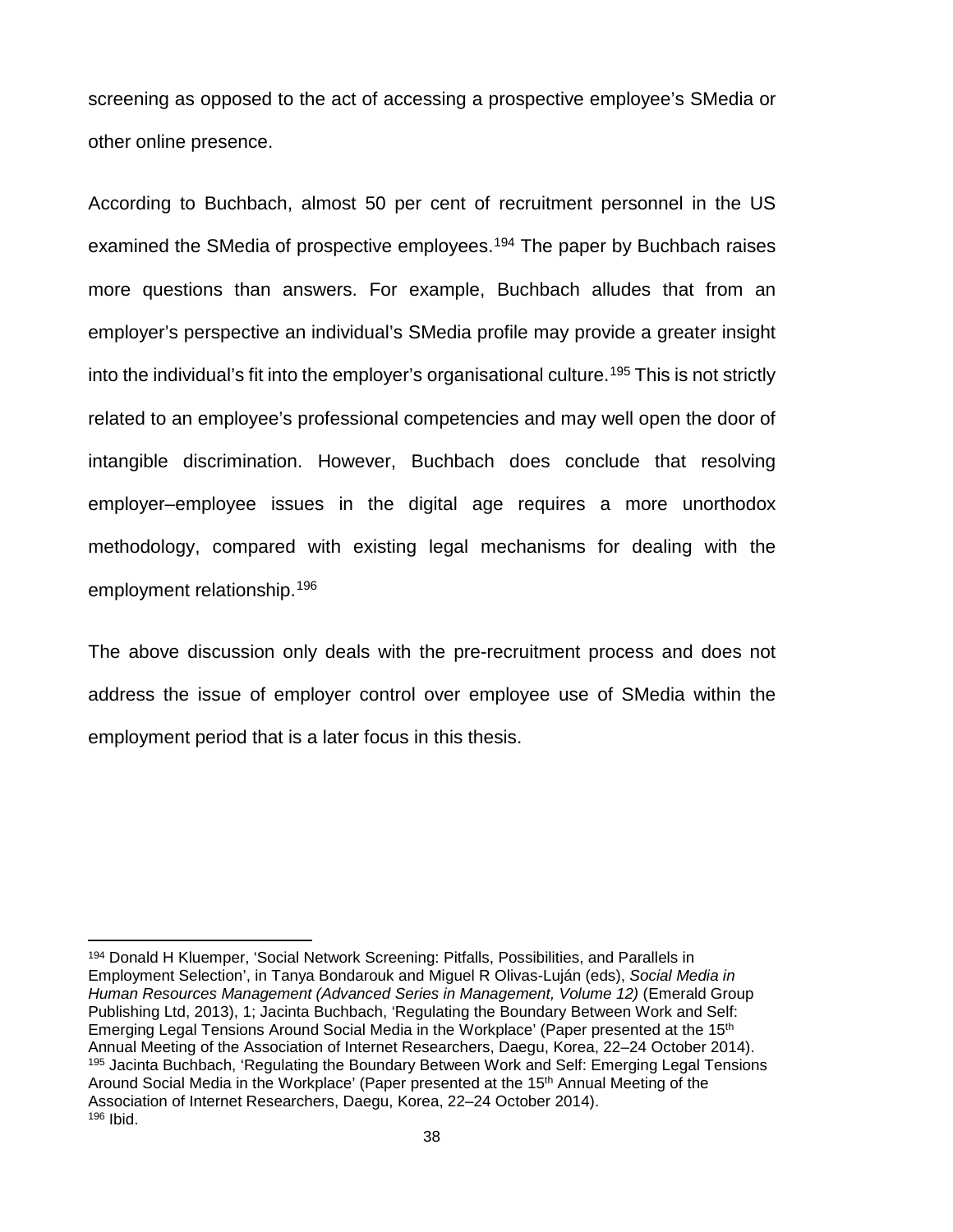screening as opposed to the act of accessing a prospective employee's SMedia or other online presence.

According to Buchbach, almost 50 per cent of recruitment personnel in the US examined the SMedia of prospective employees.[194] The paper by Buchbach raises more questions than answers. For example, Buchbach alludes that from an employer's perspective an individual's SMedia profile may provide a greater insight into the individual's fit into the employer's organisational culture.[195] This is not strictly related to an employee's professional competencies and may well open the door of intangible discrimination. However, Buchbach does conclude that resolving employer–employee issues in the digital age requires a more unorthodox methodology, compared with existing legal mechanisms for dealing with the employment relationship.[196]

The above discussion only deals with the pre-recruitment process and does not address the issue of employer control over employee use of SMedia within the employment period that is a later focus in this thesis.

---

[194] Donald H Kluemper, 'Social Network Screening: Pitfalls, Possibilities, and Parallels in Employment Selection', in Tanya Bondarouk and Miguel R Olivas-Luján (eds), *Social Media in Human Resources Management (Advanced Series in Management, Volume 12)* (Emerald Group Publishing Ltd, 2013), 1; Jacinta Buchbach, 'Regulating the Boundary Between Work and Self: Emerging Legal Tensions Around Social Media in the Workplace' (Paper presented at the 15th Annual Meeting of the Association of Internet Researchers, Daegu, Korea, 22–24 October 2014).

[195] Jacinta Buchbach, 'Regulating the Boundary Between Work and Self: Emerging Legal Tensions Around Social Media in the Workplace' (Paper presented at the 15th Annual Meeting of the Association of Internet Researchers, Daegu, Korea, 22–24 October 2014).

[196] Ibid.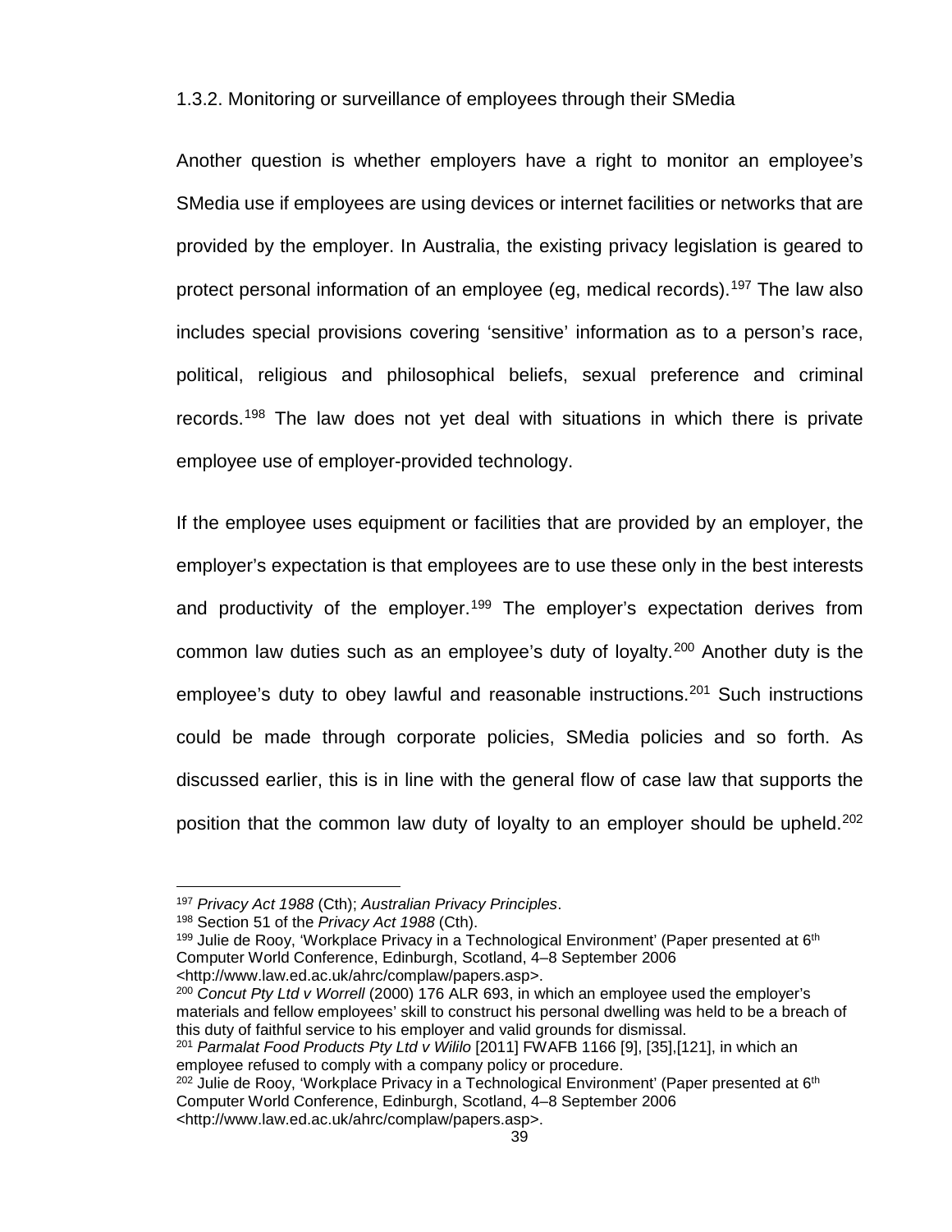### 1.3.2. Monitoring or surveillance of employees through their SMedia

Another question is whether employers have a right to monitor an employee's SMedia use if employees are using devices or internet facilities or networks that are provided by the employer. In Australia, the existing privacy legislation is geared to protect personal information of an employee (eg, medical records).[197] The law also includes special provisions covering 'sensitive' information as to a person's race, political, religious and philosophical beliefs, sexual preference and criminal records.[198] The law does not yet deal with situations in which there is private employee use of employer-provided technology.

If the employee uses equipment or facilities that are provided by an employer, the employer's expectation is that employees are to use these only in the best interests and productivity of the employer.[199] The employer's expectation derives from common law duties such as an employee's duty of loyalty.[200] Another duty is the employee's duty to obey lawful and reasonable instructions.[201] Such instructions could be made through corporate policies, SMedia policies and so forth. As discussed earlier, this is in line with the general flow of case law that supports the position that the common law duty of loyalty to an employer should be upheld.[202]

---

[197] *Privacy Act 1988* (Cth); *Australian Privacy Principles*.

[198] Section 51 of the *Privacy Act 1988* (Cth).

[199] Julie de Rooy, 'Workplace Privacy in a Technological Environment' (Paper presented at 6th Computer World Conference, Edinburgh, Scotland, 4–8 September 2006 <http://www.law.ed.ac.uk/ahrc/complaw/papers.asp>.

[200] *Concut Pty Ltd v Worrell* (2000) 176 ALR 693, in which an employee used the employer's materials and fellow employees' skill to construct his personal dwelling was held to be a breach of this duty of faithful service to his employer and valid grounds for dismissal.

[201] *Parmalat Food Products Pty Ltd v Wililo* [2011] FWAFB 1166 [9], [35],[121], in which an employee refused to comply with a company policy or procedure.

[202] Julie de Rooy, 'Workplace Privacy in a Technological Environment' (Paper presented at 6th Computer World Conference, Edinburgh, Scotland, 4–8 September 2006 <http://www.law.ed.ac.uk/ahrc/complaw/papers.asp>.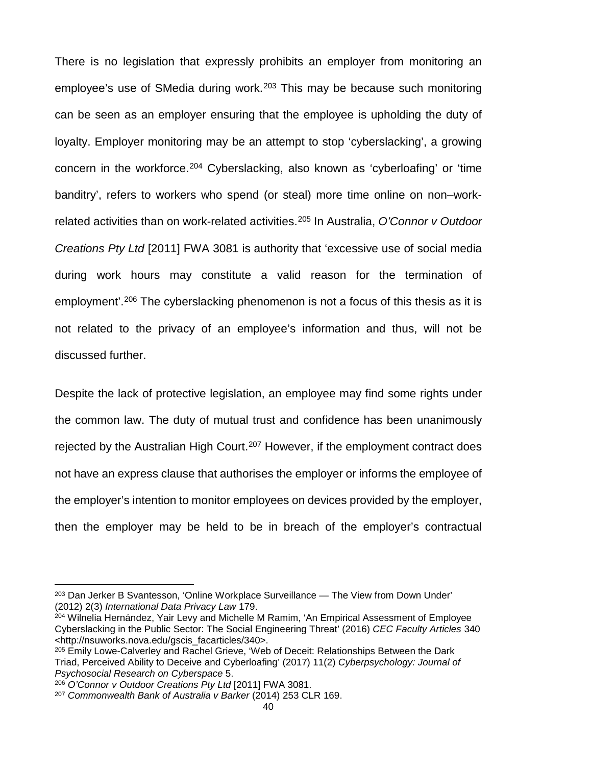There is no legislation that expressly prohibits an employer from monitoring an employee's use of SMedia during work.[203] This may be because such monitoring can be seen as an employer ensuring that the employee is upholding the duty of loyalty. Employer monitoring may be an attempt to stop 'cyberslacking', a growing concern in the workforce.[204] Cyberslacking, also known as 'cyberloafing' or 'time banditry', refers to workers who spend (or steal) more time online on non–work-related activities than on work-related activities.[205] In Australia, *O'Connor v Outdoor Creations Pty Ltd* [2011] FWA 3081 is authority that 'excessive use of social media during work hours may constitute a valid reason for the termination of employment'.[206] The cyberslacking phenomenon is not a focus of this thesis as it is not related to the privacy of an employee's information and thus, will not be discussed further.

Despite the lack of protective legislation, an employee may find some rights under the common law. The duty of mutual trust and confidence has been unanimously rejected by the Australian High Court.[207] However, if the employment contract does not have an express clause that authorises the employer or informs the employee of the employer's intention to monitor employees on devices provided by the employer, then the employer may be held to be in breach of the employer's contractual

---

[203] Dan Jerker B Svantesson, 'Online Workplace Surveillance — The View from Down Under' (2012) 2(3) *International Data Privacy Law* 179.

[204] Wilnelia Hernández, Yair Levy and Michelle M Ramim, 'An Empirical Assessment of Employee Cyberslacking in the Public Sector: The Social Engineering Threat' (2016) *CEC Faculty Articles* 340 <http://nsuworks.nova.edu/gscis_facarticles/340>.

[205] Emily Lowe-Calverley and Rachel Grieve, 'Web of Deceit: Relationships Between the Dark Triad, Perceived Ability to Deceive and Cyberloafing' (2017) 11(2) *Cyberpsychology: Journal of Psychosocial Research on Cyberspace* 5.

[206] *O'Connor v Outdoor Creations Pty Ltd* [2011] FWA 3081.

[207] *Commonwealth Bank of Australia v Barker* (2014) 253 CLR 169.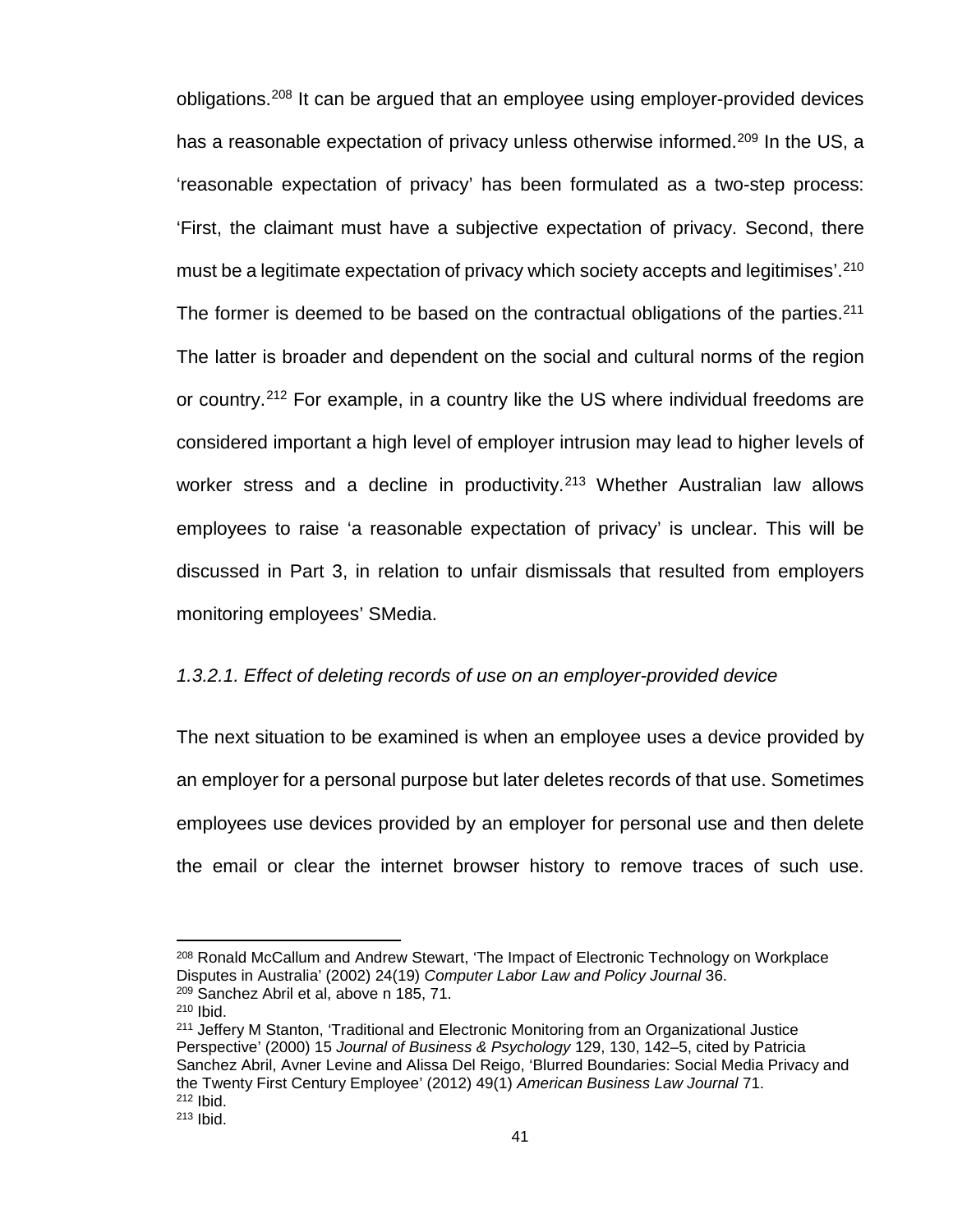obligations.[208] It can be argued that an employee using employer-provided devices has a reasonable expectation of privacy unless otherwise informed.[209] In the US, a 'reasonable expectation of privacy' has been formulated as a two-step process: 'First, the claimant must have a subjective expectation of privacy. Second, there must be a legitimate expectation of privacy which society accepts and legitimises'.[210] The former is deemed to be based on the contractual obligations of the parties.[211] The latter is broader and dependent on the social and cultural norms of the region or country.[212] For example, in a country like the US where individual freedoms are considered important a high level of employer intrusion may lead to higher levels of worker stress and a decline in productivity.[213] Whether Australian law allows employees to raise 'a reasonable expectation of privacy' is unclear. This will be discussed in Part 3, in relation to unfair dismissals that resulted from employers monitoring employees' SMedia.

#### *1.3.2.1. Effect of deleting records of use on an employer-provided device*

The next situation to be examined is when an employee uses a device provided by an employer for a personal purpose but later deletes records of that use. Sometimes employees use devices provided by an employer for personal use and then delete the email or clear the internet browser history to remove traces of such use.

---

[208] Ronald McCallum and Andrew Stewart, 'The Impact of Electronic Technology on Workplace Disputes in Australia' (2002) 24(19) *Computer Labor Law and Policy Journal* 36.

[209] Sanchez Abril et al, above n 185, 71.

[210] Ibid.

[211] Jeffery M Stanton, 'Traditional and Electronic Monitoring from an Organizational Justice Perspective' (2000) 15 *Journal of Business & Psychology* 129, 130, 142–5, cited by Patricia Sanchez Abril, Avner Levine and Alissa Del Reigo, 'Blurred Boundaries: Social Media Privacy and the Twenty First Century Employee' (2012) 49(1) *American Business Law Journal* 71.

[212] Ibid.

[213] Ibid.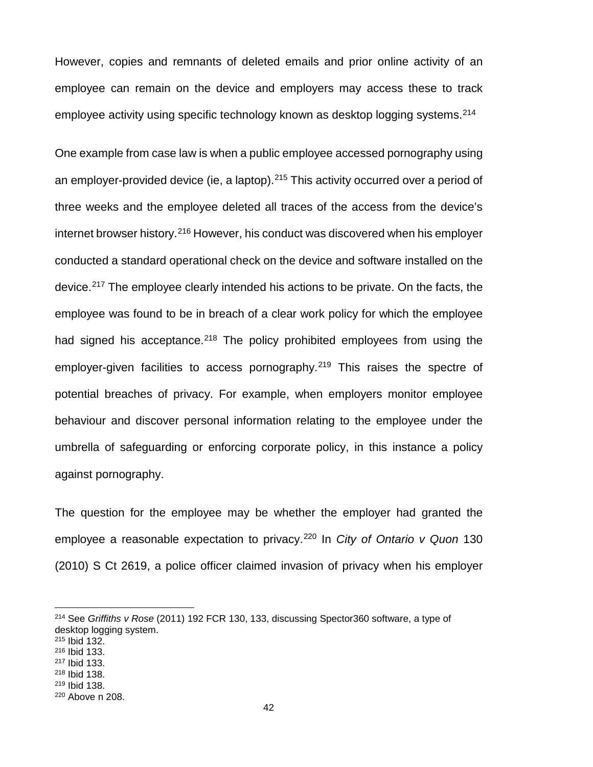However, copies and remnants of deleted emails and prior online activity of an employee can remain on the device and employers may access these to track employee activity using specific technology known as desktop logging systems.[214]

One example from case law is when a public employee accessed pornography using an employer-provided device (ie, a laptop).[215] This activity occurred over a period of three weeks and the employee deleted all traces of the access from the device's internet browser history.[216] However, his conduct was discovered when his employer conducted a standard operational check on the device and software installed on the device.[217] The employee clearly intended his actions to be private. On the facts, the employee was found to be in breach of a clear work policy for which the employee had signed his acceptance.[218] The policy prohibited employees from using the employer-given facilities to access pornography.[219] This raises the spectre of potential breaches of privacy. For example, when employers monitor employee behaviour and discover personal information relating to the employee under the umbrella of safeguarding or enforcing corporate policy, in this instance a policy against pornography.

The question for the employee may be whether the employer had granted the employee a reasonable expectation to privacy.[220] In *City of Ontario v Quon* 130 (2010) S Ct 2619, a police officer claimed invasion of privacy when his employer

---

[214] See *Griffiths v Rose* (2011) 192 FCR 130, 133, discussing Spector360 software, a type of desktop logging system.
[215] Ibid 132.
[216] Ibid 133.
[217] Ibid 133.
[218] Ibid 138.
[219] Ibid 138.
[220] Above n 208.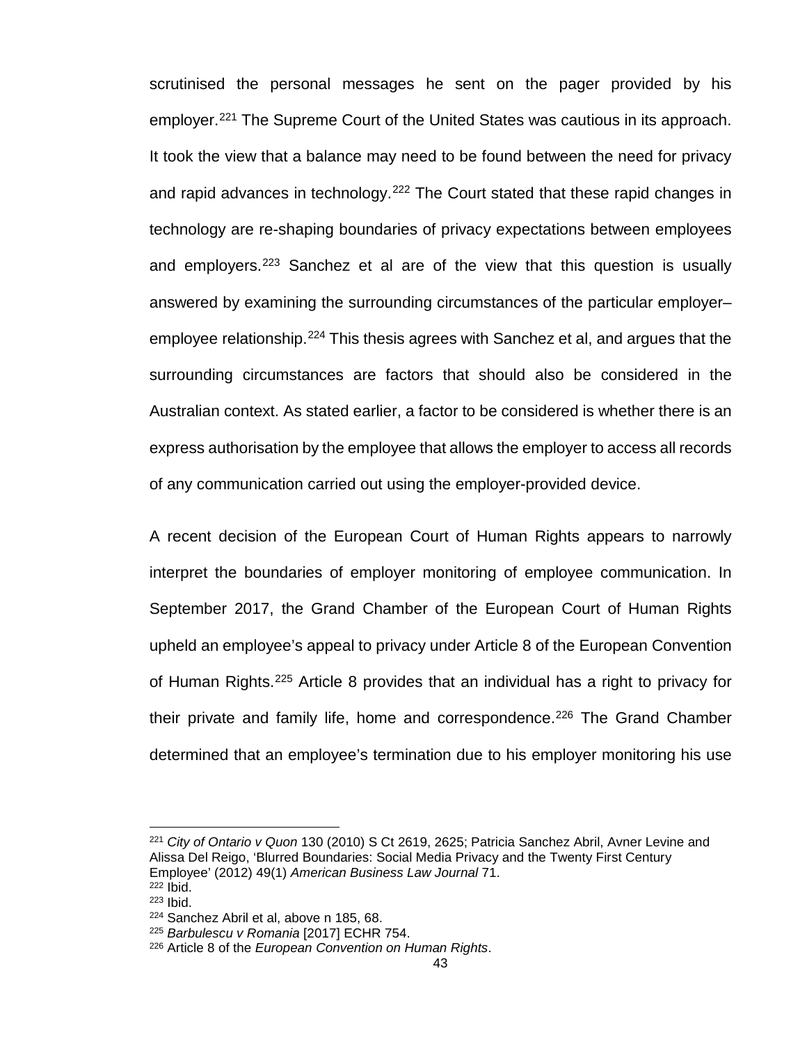scrutinised the personal messages he sent on the pager provided by his employer.[221] The Supreme Court of the United States was cautious in its approach. It took the view that a balance may need to be found between the need for privacy and rapid advances in technology.[222] The Court stated that these rapid changes in technology are re-shaping boundaries of privacy expectations between employees and employers.[223] Sanchez et al are of the view that this question is usually answered by examining the surrounding circumstances of the particular employer–employee relationship.[224] This thesis agrees with Sanchez et al, and argues that the surrounding circumstances are factors that should also be considered in the Australian context. As stated earlier, a factor to be considered is whether there is an express authorisation by the employee that allows the employer to access all records of any communication carried out using the employer-provided device.

A recent decision of the European Court of Human Rights appears to narrowly interpret the boundaries of employer monitoring of employee communication. In September 2017, the Grand Chamber of the European Court of Human Rights upheld an employee's appeal to privacy under Article 8 of the European Convention of Human Rights.[225] Article 8 provides that an individual has a right to privacy for their private and family life, home and correspondence.[226] The Grand Chamber determined that an employee's termination due to his employer monitoring his use

---

[221] *City of Ontario v Quon* 130 (2010) S Ct 2619, 2625; Patricia Sanchez Abril, Avner Levine and Alissa Del Reigo, 'Blurred Boundaries: Social Media Privacy and the Twenty First Century Employee' (2012) 49(1) *American Business Law Journal* 71.
[222] Ibid.
[223] Ibid.
[224] Sanchez Abril et al, above n 185, 68.
[225] *Barbulescu v Romania* [2017] ECHR 754.
[226] Article 8 of the *European Convention on Human Rights*.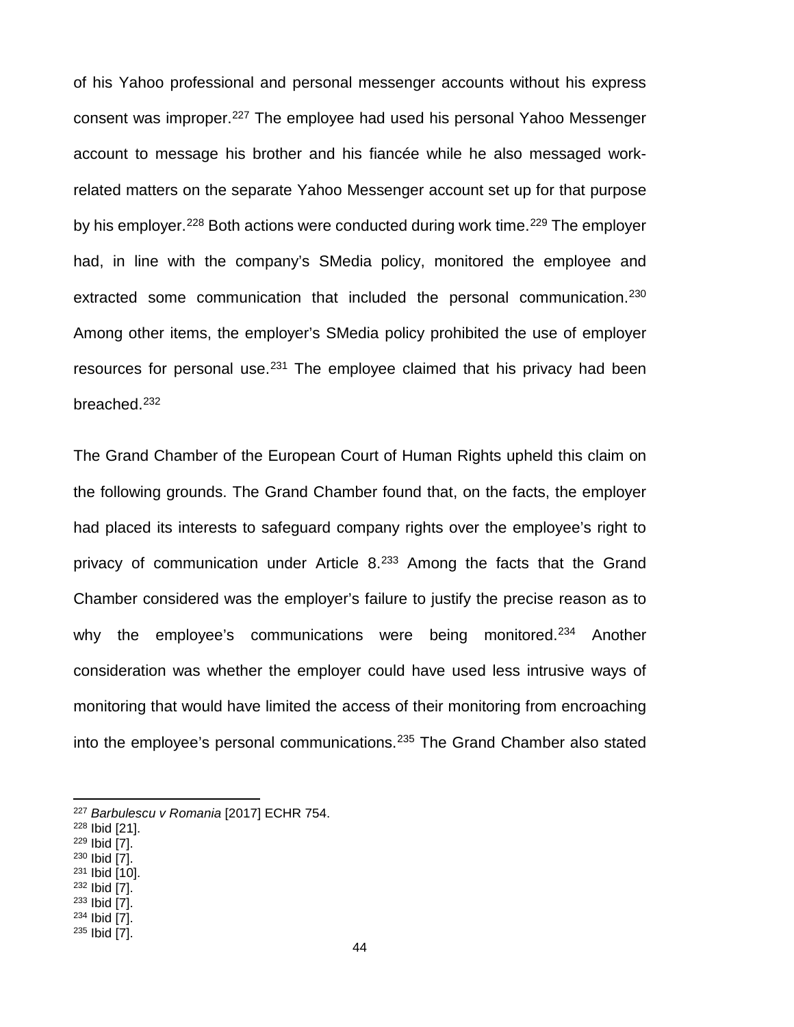of his Yahoo professional and personal messenger accounts without his express consent was improper.[227] The employee had used his personal Yahoo Messenger account to message his brother and his fiancée while he also messaged work-related matters on the separate Yahoo Messenger account set up for that purpose by his employer.[228] Both actions were conducted during work time.[229] The employer had, in line with the company's SMedia policy, monitored the employee and extracted some communication that included the personal communication.[230] Among other items, the employer's SMedia policy prohibited the use of employer resources for personal use.[231] The employee claimed that his privacy had been breached.[232]

The Grand Chamber of the European Court of Human Rights upheld this claim on the following grounds. The Grand Chamber found that, on the facts, the employer had placed its interests to safeguard company rights over the employee's right to privacy of communication under Article 8.[233] Among the facts that the Grand Chamber considered was the employer's failure to justify the precise reason as to why the employee's communications were being monitored.[234] Another consideration was whether the employer could have used less intrusive ways of monitoring that would have limited the access of their monitoring from encroaching into the employee's personal communications.[235] The Grand Chamber also stated

[227] *Barbulescu v Romania* [2017] ECHR 754.
[228] Ibid [21].
[229] Ibid [7].
[230] Ibid [7].
[231] Ibid [10].
[232] Ibid [7].
[233] Ibid [7].
[234] Ibid [7].
[235] Ibid [7].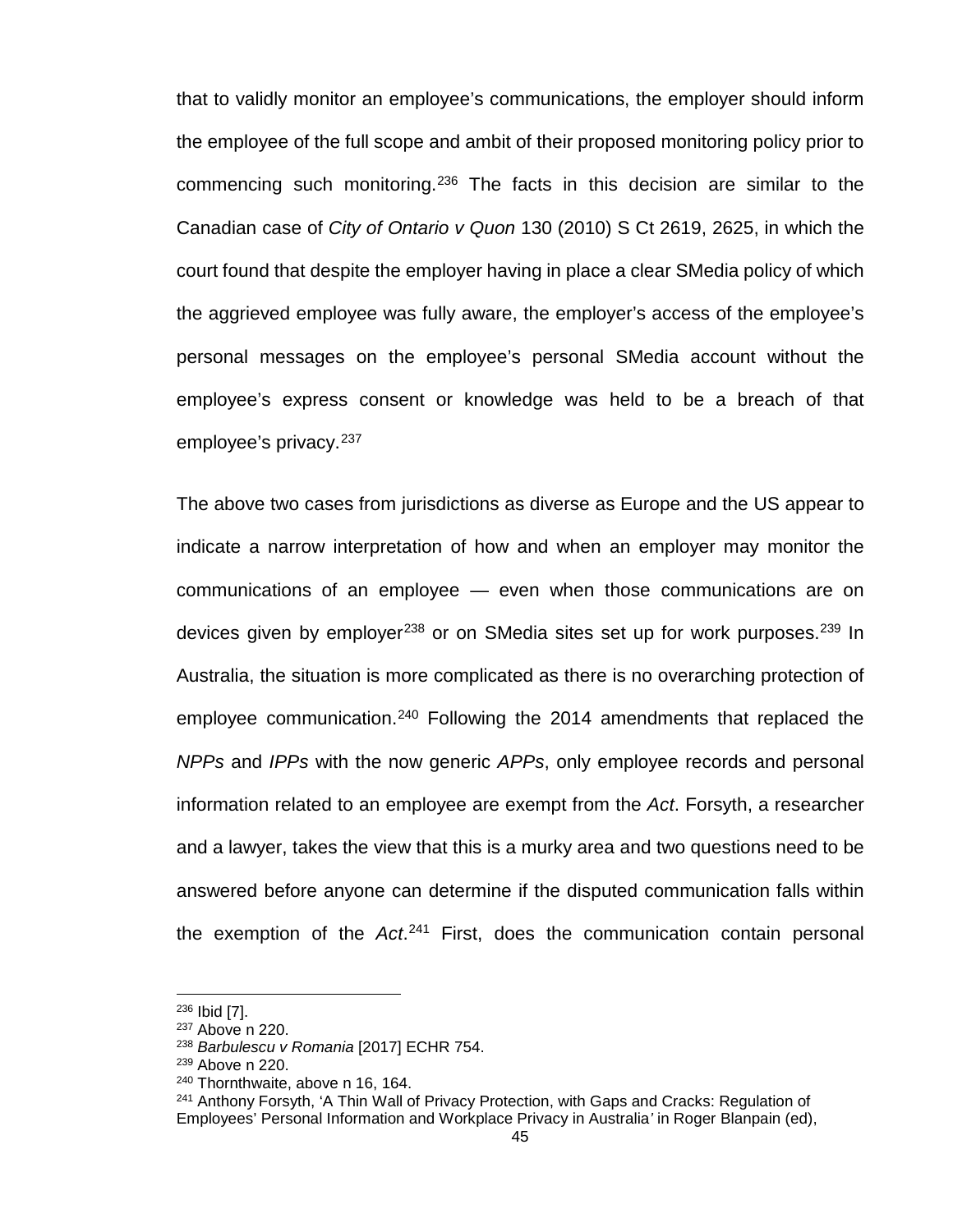that to validly monitor an employee's communications, the employer should inform the employee of the full scope and ambit of their proposed monitoring policy prior to commencing such monitoring.[236] The facts in this decision are similar to the Canadian case of *City of Ontario v Quon* 130 (2010) S Ct 2619, 2625, in which the court found that despite the employer having in place a clear SMedia policy of which the aggrieved employee was fully aware, the employer's access of the employee's personal messages on the employee's personal SMedia account without the employee's express consent or knowledge was held to be a breach of that employee's privacy.[237]

The above two cases from jurisdictions as diverse as Europe and the US appear to indicate a narrow interpretation of how and when an employer may monitor the communications of an employee — even when those communications are on devices given by employer[238] or on SMedia sites set up for work purposes.[239] In Australia, the situation is more complicated as there is no overarching protection of employee communication.[240] Following the 2014 amendments that replaced the *NPPs* and *IPPs* with the now generic *APPs*, only employee records and personal information related to an employee are exempt from the *Act*. Forsyth, a researcher and a lawyer, takes the view that this is a murky area and two questions need to be answered before anyone can determine if the disputed communication falls within the exemption of the *Act*.[241] First, does the communication contain personal

---

[236] Ibid [7].

[237] Above n 220.

[238] *Barbulescu v Romania* [2017] ECHR 754.

[239] Above n 220.

[240] Thornthwaite, above n 16, 164.

[241] Anthony Forsyth, 'A Thin Wall of Privacy Protection, with Gaps and Cracks: Regulation of Employees' Personal Information and Workplace Privacy in Australia' in Roger Blanpain (ed),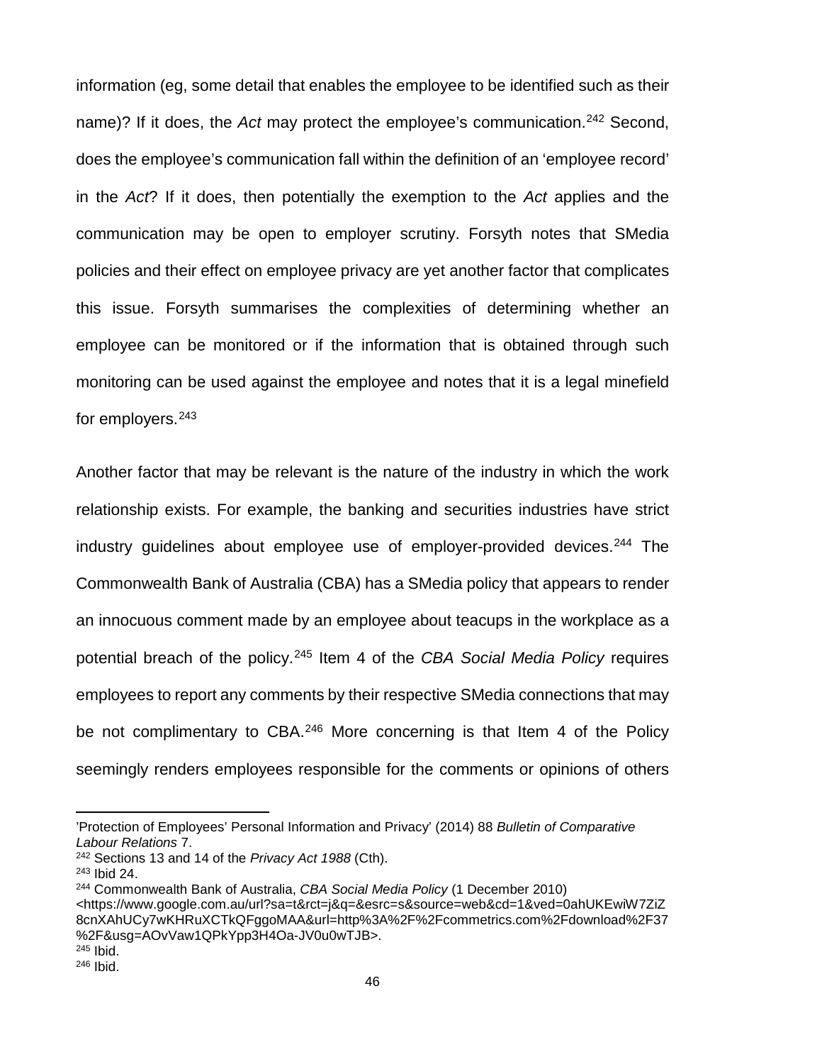information (eg, some detail that enables the employee to be identified such as their name)? If it does, the *Act* may protect the employee's communication.[242] Second, does the employee's communication fall within the definition of an 'employee record' in the *Act*? If it does, then potentially the exemption to the *Act* applies and the communication may be open to employer scrutiny. Forsyth notes that SMedia policies and their effect on employee privacy are yet another factor that complicates this issue. Forsyth summarises the complexities of determining whether an employee can be monitored or if the information that is obtained through such monitoring can be used against the employee and notes that it is a legal minefield for employers.[243]

Another factor that may be relevant is the nature of the industry in which the work relationship exists. For example, the banking and securities industries have strict industry guidelines about employee use of employer-provided devices.[244] The Commonwealth Bank of Australia (CBA) has a SMedia policy that appears to render an innocuous comment made by an employee about teacups in the workplace as a potential breach of the policy.[245] Item 4 of the *CBA Social Media Policy* requires employees to report any comments by their respective SMedia connections that may be not complimentary to CBA.[246] More concerning is that Item 4 of the Policy seemingly renders employees responsible for the comments or opinions of others

---

'Protection of Employees' Personal Information and Privacy' (2014) 88 *Bulletin of Comparative Labour Relations* 7.

[242] Sections 13 and 14 of the *Privacy Act 1988* (Cth).

[243] Ibid 24.

[244] Commonwealth Bank of Australia, *CBA Social Media Policy* (1 December 2010) <https://www.google.com.au/url?sa=t&rct=j&q=&esrc=s&source=web&cd=1&ved=0ahUKEwiW7ZiZ8cnXAhUCy7wKHRuXCTkQFggoMAA&url=http%3A%2F%2Fcommetrics.com%2Fdownload%2F37%2F&usg=AOvVaw1QPkYpp3H4Oa-JV0u0wTJB>.

[245] Ibid.

[246] Ibid.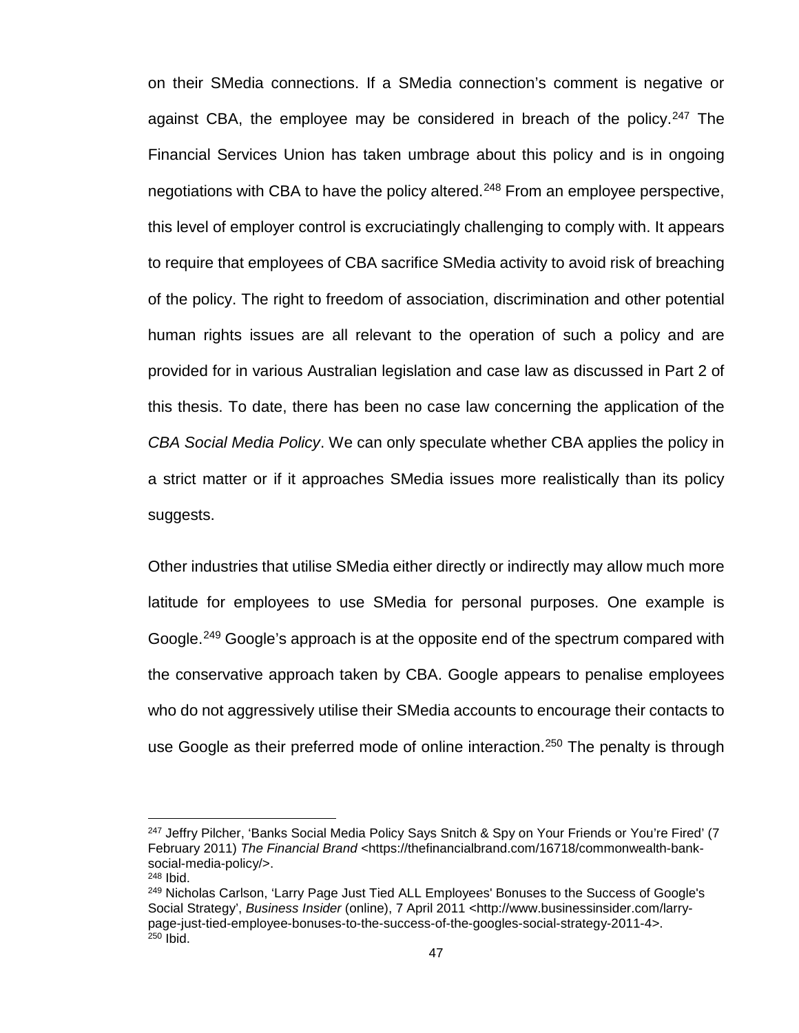on their SMedia connections. If a SMedia connection's comment is negative or against CBA, the employee may be considered in breach of the policy.[247] The Financial Services Union has taken umbrage about this policy and is in ongoing negotiations with CBA to have the policy altered.[248] From an employee perspective, this level of employer control is excruciatingly challenging to comply with. It appears to require that employees of CBA sacrifice SMedia activity to avoid risk of breaching of the policy. The right to freedom of association, discrimination and other potential human rights issues are all relevant to the operation of such a policy and are provided for in various Australian legislation and case law as discussed in Part 2 of this thesis. To date, there has been no case law concerning the application of the *CBA Social Media Policy*. We can only speculate whether CBA applies the policy in a strict matter or if it approaches SMedia issues more realistically than its policy suggests.

Other industries that utilise SMedia either directly or indirectly may allow much more latitude for employees to use SMedia for personal purposes. One example is Google.[249] Google's approach is at the opposite end of the spectrum compared with the conservative approach taken by CBA. Google appears to penalise employees who do not aggressively utilise their SMedia accounts to encourage their contacts to use Google as their preferred mode of online interaction.[250] The penalty is through

---

[247] Jeffry Pilcher, 'Banks Social Media Policy Says Snitch & Spy on Your Friends or You're Fired' (7 February 2011) *The Financial Brand* <https://thefinancialbrand.com/16718/commonwealth-bank-social-media-policy/>.

[248] Ibid.

[249] Nicholas Carlson, 'Larry Page Just Tied ALL Employees' Bonuses to the Success of Google's Social Strategy', *Business Insider* (online), 7 April 2011 <http://www.businessinsider.com/larry-page-just-tied-employee-bonuses-to-the-success-of-the-googles-social-strategy-2011-4>.

[250] Ibid.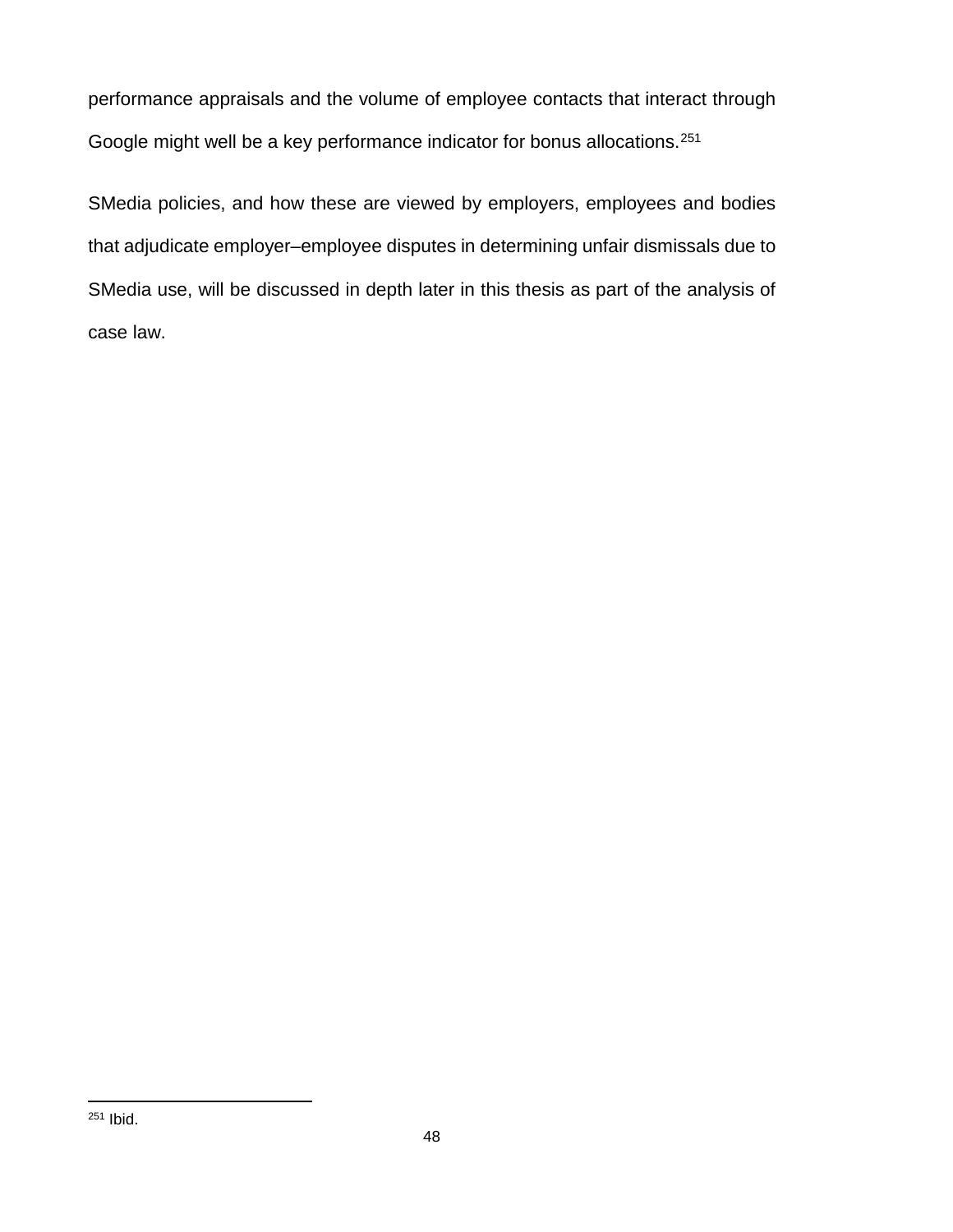performance appraisals and the volume of employee contacts that interact through Google might well be a key performance indicator for bonus allocations.[251]

SMedia policies, and how these are viewed by employers, employees and bodies that adjudicate employer–employee disputes in determining unfair dismissals due to SMedia use, will be discussed in depth later in this thesis as part of the analysis of case law.

---

[251] Ibid.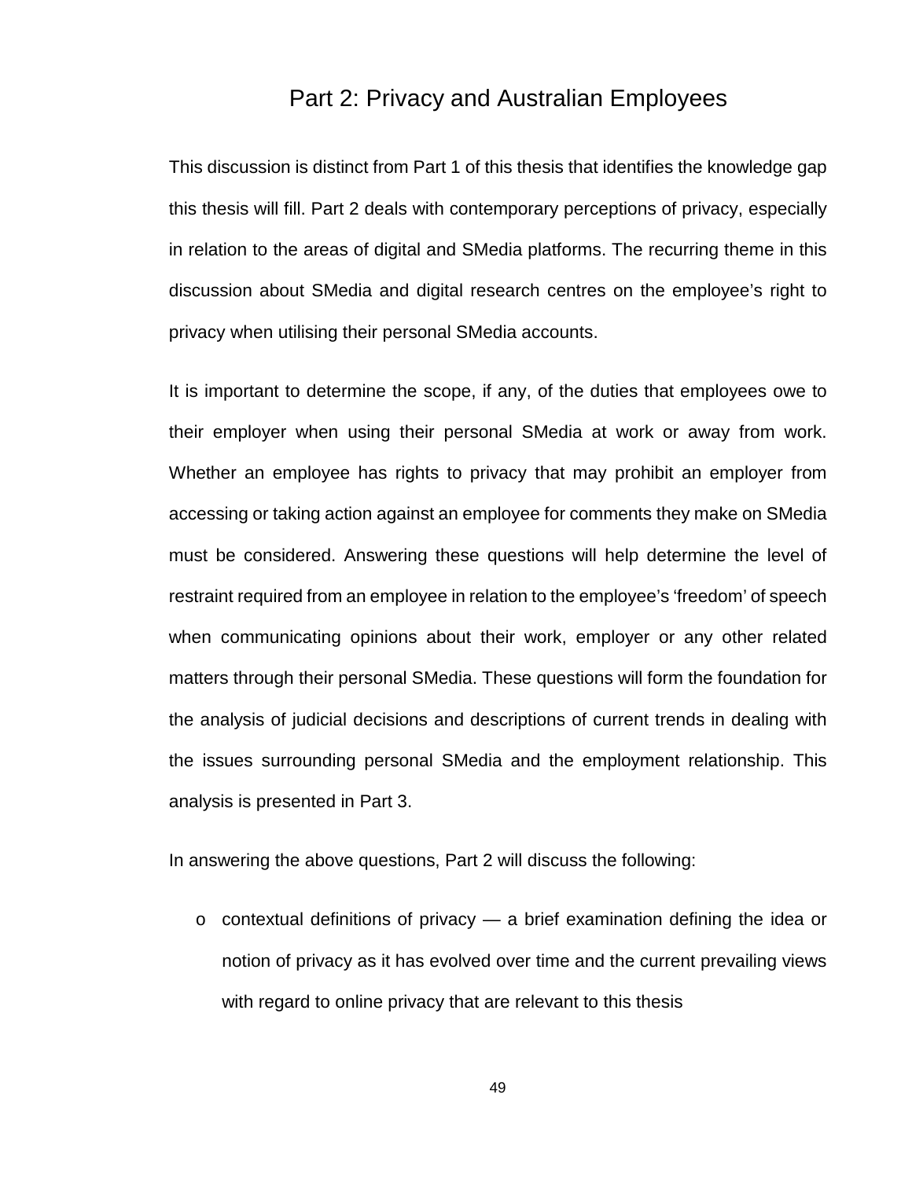# Part 2: Privacy and Australian Employees

This discussion is distinct from Part 1 of this thesis that identifies the knowledge gap this thesis will fill. Part 2 deals with contemporary perceptions of privacy, especially in relation to the areas of digital and SMedia platforms. The recurring theme in this discussion about SMedia and digital research centres on the employee's right to privacy when utilising their personal SMedia accounts.

It is important to determine the scope, if any, of the duties that employees owe to their employer when using their personal SMedia at work or away from work. Whether an employee has rights to privacy that may prohibit an employer from accessing or taking action against an employee for comments they make on SMedia must be considered. Answering these questions will help determine the level of restraint required from an employee in relation to the employee's 'freedom' of speech when communicating opinions about their work, employer or any other related matters through their personal SMedia. These questions will form the foundation for the analysis of judicial decisions and descriptions of current trends in dealing with the issues surrounding personal SMedia and the employment relationship. This analysis is presented in Part 3.

In answering the above questions, Part 2 will discuss the following:

- contextual definitions of privacy — a brief examination defining the idea or notion of privacy as it has evolved over time and the current prevailing views with regard to online privacy that are relevant to this thesis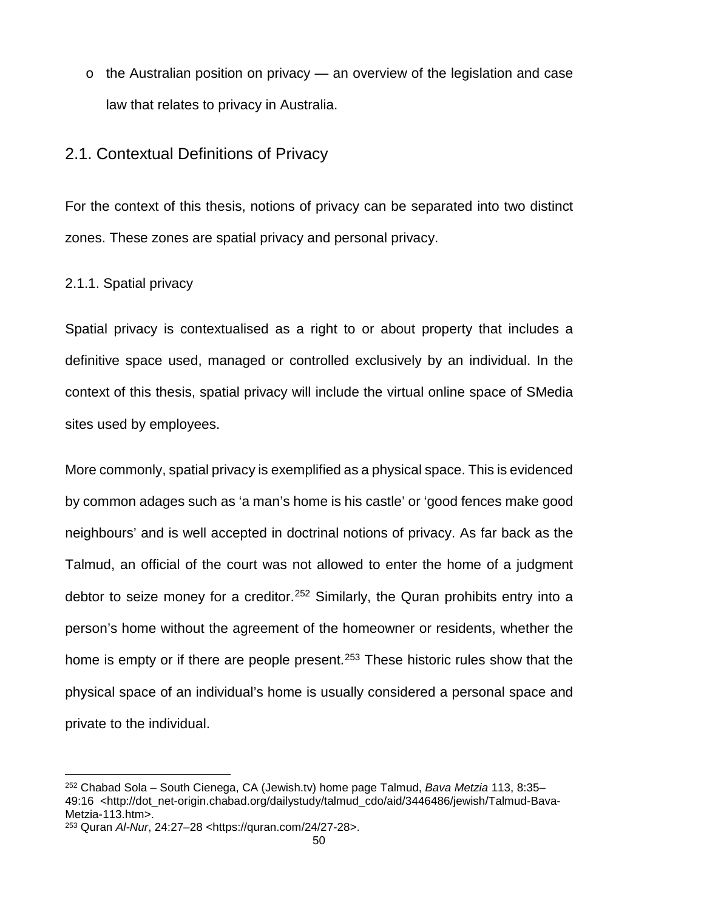- the Australian position on privacy — an overview of the legislation and case law that relates to privacy in Australia.

## 2.1. Contextual Definitions of Privacy

For the context of this thesis, notions of privacy can be separated into two distinct zones. These zones are spatial privacy and personal privacy.

### 2.1.1. Spatial privacy

Spatial privacy is contextualised as a right to or about property that includes a definitive space used, managed or controlled exclusively by an individual. In the context of this thesis, spatial privacy will include the virtual online space of SMedia sites used by employees.

More commonly, spatial privacy is exemplified as a physical space. This is evidenced by common adages such as 'a man's home is his castle' or 'good fences make good neighbours' and is well accepted in doctrinal notions of privacy. As far back as the Talmud, an official of the court was not allowed to enter the home of a judgment debtor to seize money for a creditor.[252] Similarly, the Quran prohibits entry into a person's home without the agreement of the homeowner or residents, whether the home is empty or if there are people present.[253] These historic rules show that the physical space of an individual's home is usually considered a personal space and private to the individual.

---

[252] Chabad Sola – South Cienega, CA (Jewish.tv) home page Talmud, *Bava Metzia* 113, 8:35–49:16 <http://dot_net-origin.chabad.org/dailystudy/talmud_cdo/aid/3446486/jewish/Talmud-Bava-Metzia-113.htm>.

[253] Quran *Al-Nur*, 24:27–28 <https://quran.com/24/27-28>.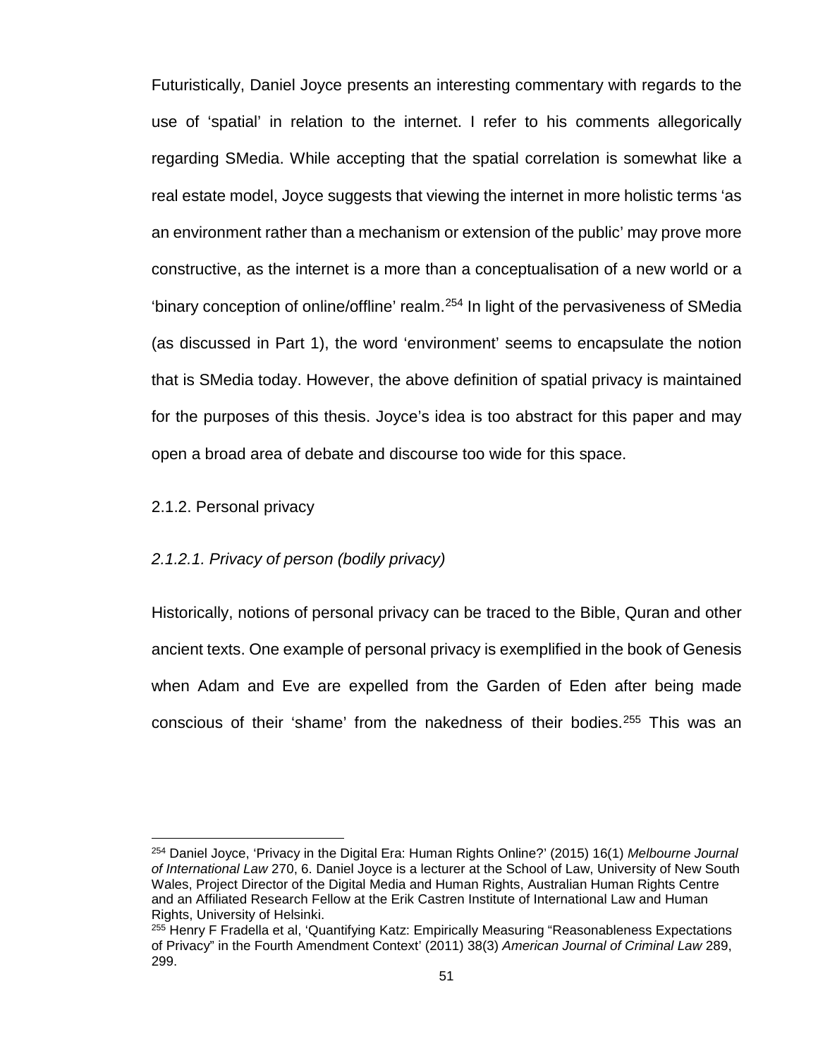Futuristically, Daniel Joyce presents an interesting commentary with regards to the use of 'spatial' in relation to the internet. I refer to his comments allegorically regarding SMedia. While accepting that the spatial correlation is somewhat like a real estate model, Joyce suggests that viewing the internet in more holistic terms 'as an environment rather than a mechanism or extension of the public' may prove more constructive, as the internet is a more than a conceptualisation of a new world or a 'binary conception of online/offline' realm.[254] In light of the pervasiveness of SMedia (as discussed in Part 1), the word 'environment' seems to encapsulate the notion that is SMedia today. However, the above definition of spatial privacy is maintained for the purposes of this thesis. Joyce's idea is too abstract for this paper and may open a broad area of debate and discourse too wide for this space.

### 2.1.2. Personal privacy

#### *2.1.2.1. Privacy of person (bodily privacy)*

Historically, notions of personal privacy can be traced to the Bible, Quran and other ancient texts. One example of personal privacy is exemplified in the book of Genesis when Adam and Eve are expelled from the Garden of Eden after being made conscious of their 'shame' from the nakedness of their bodies.[255] This was an

---

[254] Daniel Joyce, 'Privacy in the Digital Era: Human Rights Online?' (2015) 16(1) *Melbourne Journal of International Law* 270, 6. Daniel Joyce is a lecturer at the School of Law, University of New South Wales, Project Director of the Digital Media and Human Rights, Australian Human Rights Centre and an Affiliated Research Fellow at the Erik Castren Institute of International Law and Human Rights, University of Helsinki.

[255] Henry F Fradella et al, 'Quantifying Katz: Empirically Measuring "Reasonableness Expectations of Privacy" in the Fourth Amendment Context' (2011) 38(3) *American Journal of Criminal Law* 289, 299.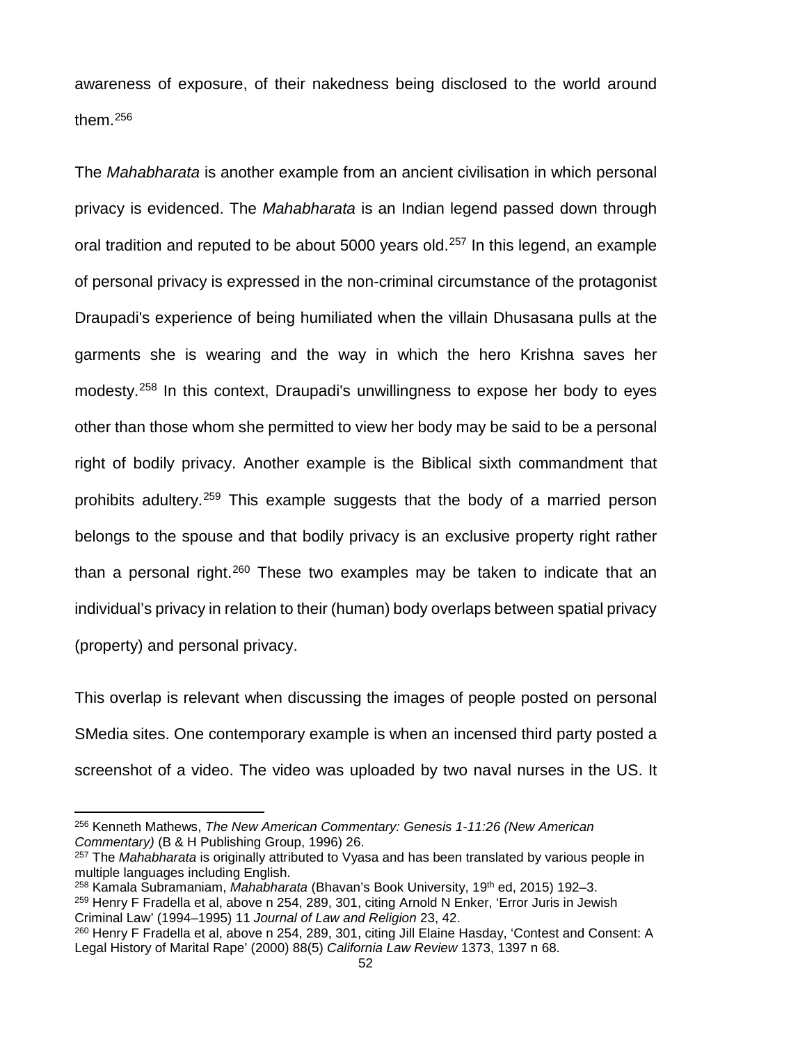awareness of exposure, of their nakedness being disclosed to the world around them.[256]

The *Mahabharata* is another example from an ancient civilisation in which personal privacy is evidenced. The *Mahabharata* is an Indian legend passed down through oral tradition and reputed to be about 5000 years old.[257] In this legend, an example of personal privacy is expressed in the non-criminal circumstance of the protagonist Draupadi's experience of being humiliated when the villain Dhusasana pulls at the garments she is wearing and the way in which the hero Krishna saves her modesty.[258] In this context, Draupadi's unwillingness to expose her body to eyes other than those whom she permitted to view her body may be said to be a personal right of bodily privacy. Another example is the Biblical sixth commandment that prohibits adultery.[259] This example suggests that the body of a married person belongs to the spouse and that bodily privacy is an exclusive property right rather than a personal right.[260] These two examples may be taken to indicate that an individual's privacy in relation to their (human) body overlaps between spatial privacy (property) and personal privacy.

This overlap is relevant when discussing the images of people posted on personal SMedia sites. One contemporary example is when an incensed third party posted a screenshot of a video. The video was uploaded by two naval nurses in the US. It

---

[256] Kenneth Mathews, *The New American Commentary: Genesis 1-11:26 (New American Commentary)* (B & H Publishing Group, 1996) 26.

[257] The *Mahabharata* is originally attributed to Vyasa and has been translated by various people in multiple languages including English.

[258] Kamala Subramaniam, *Mahabharata* (Bhavan's Book University, 19th ed, 2015) 192–3.

[259] Henry F Fradella et al, above n 254, 289, 301, citing Arnold N Enker, 'Error Juris in Jewish Criminal Law' (1994–1995) 11 *Journal of Law and Religion* 23, 42.

[260] Henry F Fradella et al, above n 254, 289, 301, citing Jill Elaine Hasday, 'Contest and Consent: A Legal History of Marital Rape' (2000) 88(5) *California Law Review* 1373, 1397 n 68.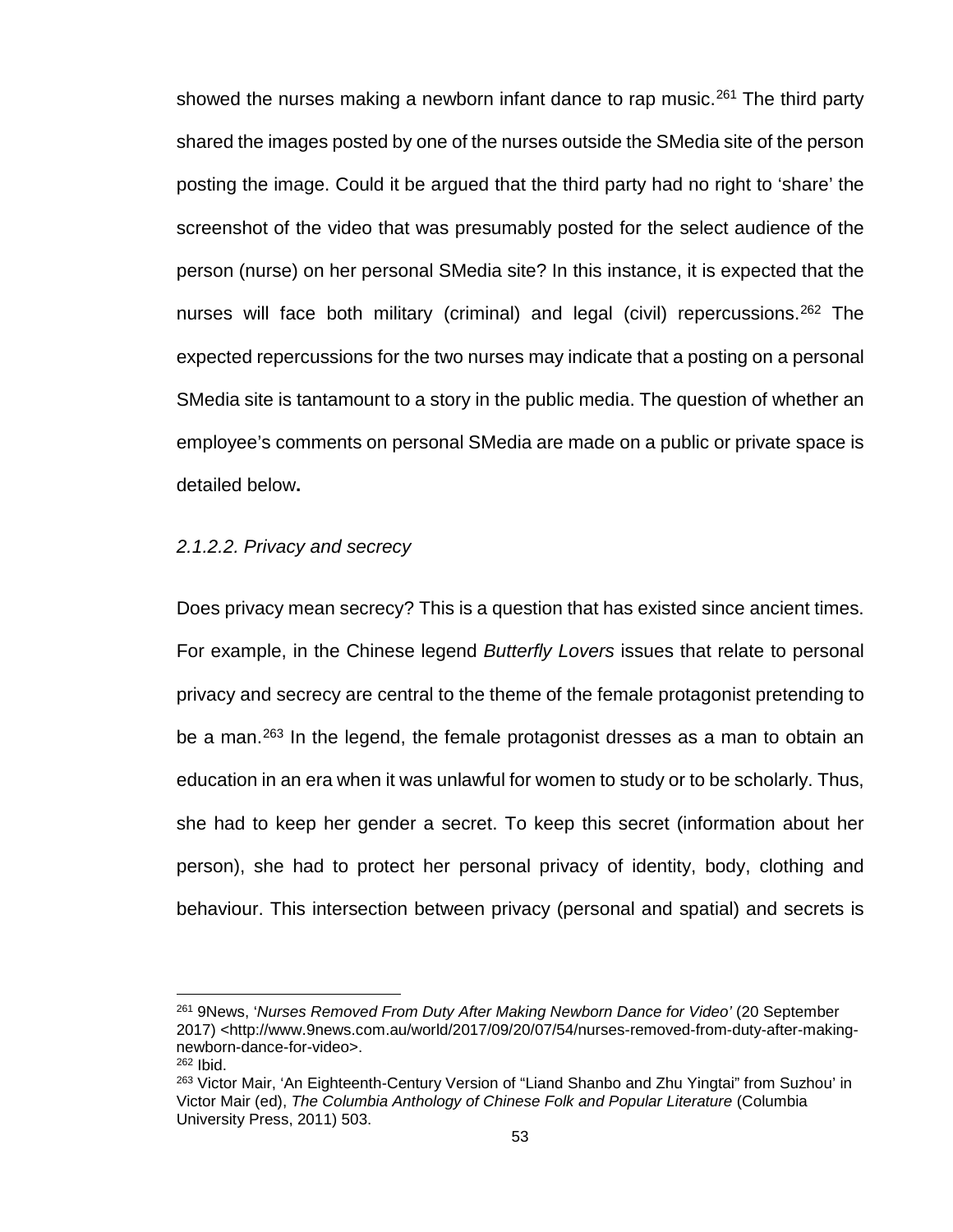showed the nurses making a newborn infant dance to rap music.[261] The third party shared the images posted by one of the nurses outside the SMedia site of the person posting the image. Could it be argued that the third party had no right to 'share' the screenshot of the video that was presumably posted for the select audience of the person (nurse) on her personal SMedia site? In this instance, it is expected that the nurses will face both military (criminal) and legal (civil) repercussions.[262] The expected repercussions for the two nurses may indicate that a posting on a personal SMedia site is tantamount to a story in the public media. The question of whether an employee's comments on personal SMedia are made on a public or private space is detailed below**.**

### *2.1.2.2. Privacy and secrecy*

Does privacy mean secrecy? This is a question that has existed since ancient times. For example, in the Chinese legend *Butterfly Lovers* issues that relate to personal privacy and secrecy are central to the theme of the female protagonist pretending to be a man.[263] In the legend, the female protagonist dresses as a man to obtain an education in an era when it was unlawful for women to study or to be scholarly. Thus, she had to keep her gender a secret. To keep this secret (information about her person), she had to protect her personal privacy of identity, body, clothing and behaviour. This intersection between privacy (personal and spatial) and secrets is

---

[261] 9News, '*Nurses Removed From Duty After Making Newborn Dance for Video'* (20 September 2017) <http://www.9news.com.au/world/2017/09/20/07/54/nurses-removed-from-duty-after-making-newborn-dance-for-video>.

[262] Ibid.

[263] Victor Mair, 'An Eighteenth-Century Version of "Liand Shanbo and Zhu Yingtai" from Suzhou' in Victor Mair (ed), *The Columbia Anthology of Chinese Folk and Popular Literature* (Columbia University Press, 2011) 503.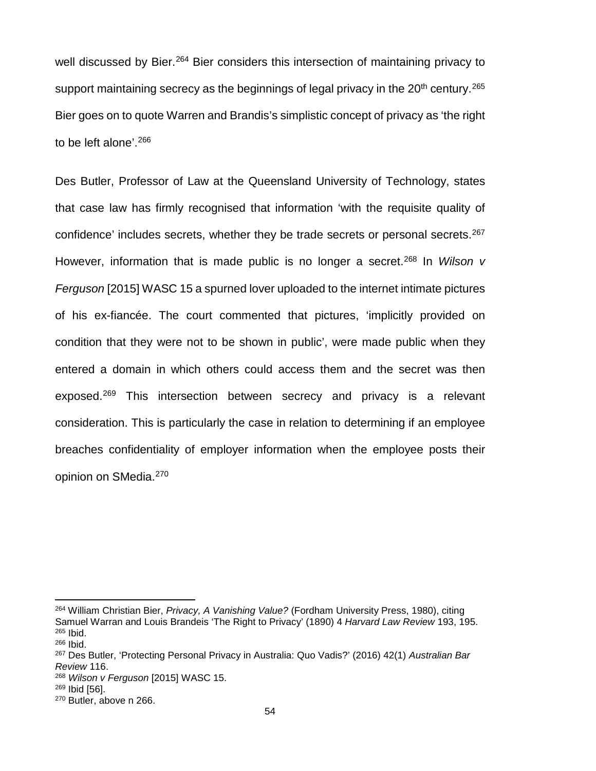well discussed by Bier.[264] Bier considers this intersection of maintaining privacy to support maintaining secrecy as the beginnings of legal privacy in the 20th century.[265] Bier goes on to quote Warren and Brandis's simplistic concept of privacy as 'the right to be left alone'.[266]

Des Butler, Professor of Law at the Queensland University of Technology, states that case law has firmly recognised that information 'with the requisite quality of confidence' includes secrets, whether they be trade secrets or personal secrets.[267] However, information that is made public is no longer a secret.[268] In *Wilson v Ferguson* [2015] WASC 15 a spurned lover uploaded to the internet intimate pictures of his ex-fiancée. The court commented that pictures, 'implicitly provided on condition that they were not to be shown in public', were made public when they entered a domain in which others could access them and the secret was then exposed.[269] This intersection between secrecy and privacy is a relevant consideration. This is particularly the case in relation to determining if an employee breaches confidentiality of employer information when the employee posts their opinion on SMedia.[270]

---

[264] William Christian Bier, *Privacy, A Vanishing Value?* (Fordham University Press, 1980), citing Samuel Warran and Louis Brandeis 'The Right to Privacy' (1890) 4 *Harvard Law Review* 193, 195.
[265] Ibid.
[266] Ibid.
[267] Des Butler, 'Protecting Personal Privacy in Australia: Quo Vadis?' (2016) 42(1) *Australian Bar Review* 116.
[268] *Wilson v Ferguson* [2015] WASC 15.
[269] Ibid [56].
[270] Butler, above n 266.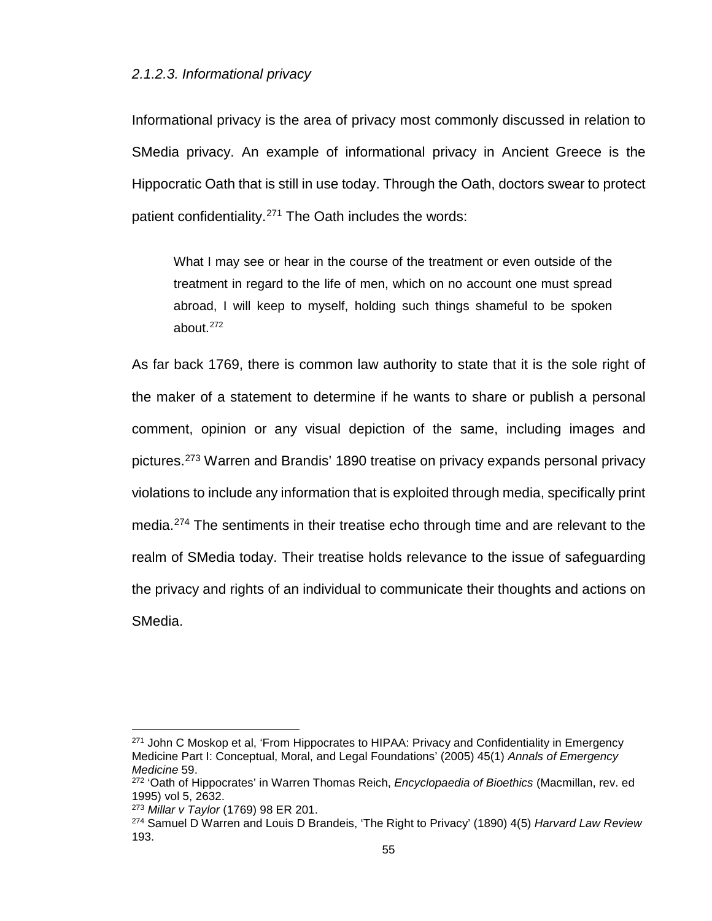#### *2.1.2.3. Informational privacy*

Informational privacy is the area of privacy most commonly discussed in relation to SMedia privacy. An example of informational privacy in Ancient Greece is the Hippocratic Oath that is still in use today. Through the Oath, doctors swear to protect patient confidentiality.[271] The Oath includes the words:

> What I may see or hear in the course of the treatment or even outside of the treatment in regard to the life of men, which on no account one must spread abroad, I will keep to myself, holding such things shameful to be spoken about.[272]

As far back 1769, there is common law authority to state that it is the sole right of the maker of a statement to determine if he wants to share or publish a personal comment, opinion or any visual depiction of the same, including images and pictures.[273] Warren and Brandis' 1890 treatise on privacy expands personal privacy violations to include any information that is exploited through media, specifically print media.[274] The sentiments in their treatise echo through time and are relevant to the realm of SMedia today. Their treatise holds relevance to the issue of safeguarding the privacy and rights of an individual to communicate their thoughts and actions on SMedia.

---

[271] John C Moskop et al, 'From Hippocrates to HIPAA: Privacy and Confidentiality in Emergency Medicine Part I: Conceptual, Moral, and Legal Foundations' (2005) 45(1) *Annals of Emergency Medicine* 59.

[272] 'Oath of Hippocrates' in Warren Thomas Reich, *Encyclopaedia of Bioethics* (Macmillan, rev. ed 1995) vol 5, 2632.

[273] *Millar v Taylor* (1769) 98 ER 201.

[274] Samuel D Warren and Louis D Brandeis, 'The Right to Privacy' (1890) 4(5) *Harvard Law Review* 193.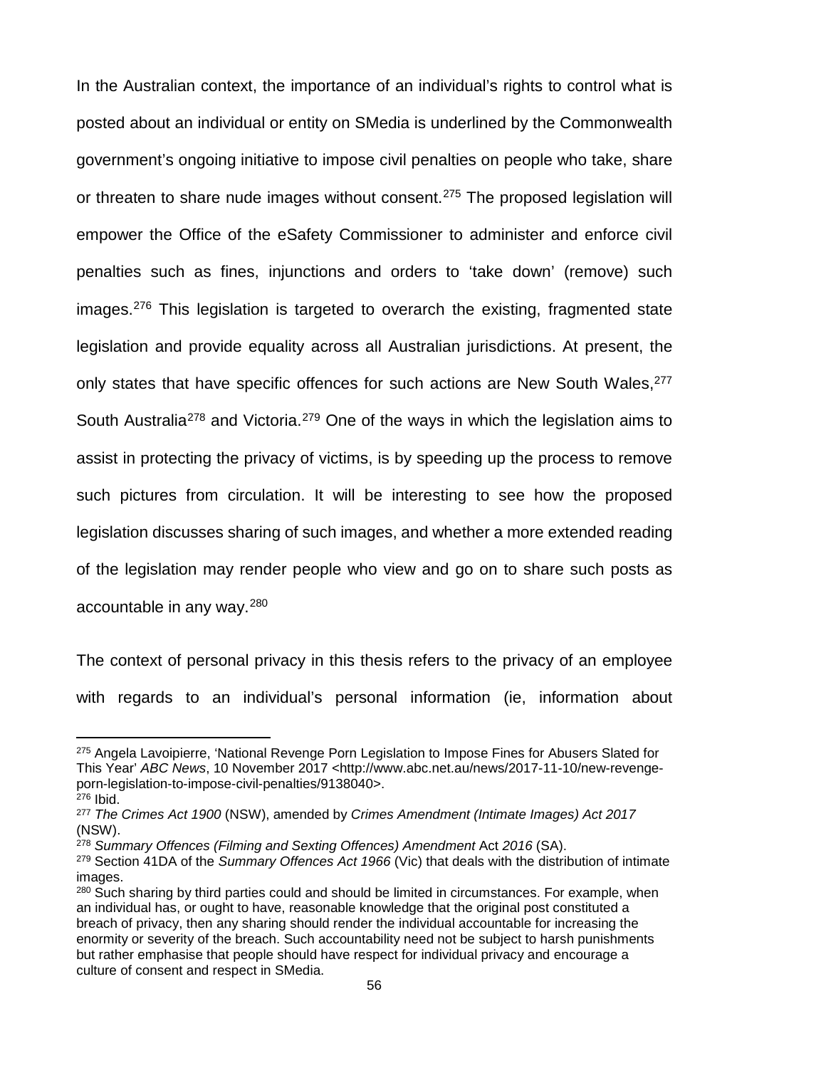In the Australian context, the importance of an individual's rights to control what is posted about an individual or entity on SMedia is underlined by the Commonwealth government's ongoing initiative to impose civil penalties on people who take, share or threaten to share nude images without consent.[275] The proposed legislation will empower the Office of the eSafety Commissioner to administer and enforce civil penalties such as fines, injunctions and orders to 'take down' (remove) such images.[276] This legislation is targeted to overarch the existing, fragmented state legislation and provide equality across all Australian jurisdictions. At present, the only states that have specific offences for such actions are New South Wales,[277] South Australia[278] and Victoria.[279] One of the ways in which the legislation aims to assist in protecting the privacy of victims, is by speeding up the process to remove such pictures from circulation. It will be interesting to see how the proposed legislation discusses sharing of such images, and whether a more extended reading of the legislation may render people who view and go on to share such posts as accountable in any way.[280]

The context of personal privacy in this thesis refers to the privacy of an employee with regards to an individual's personal information (ie, information about

---

[275] Angela Lavoipierre, 'National Revenge Porn Legislation to Impose Fines for Abusers Slated for This Year' *ABC News*, 10 November 2017 <http://www.abc.net.au/news/2017-11-10/new-revenge-porn-legislation-to-impose-civil-penalties/9138040>.

[276] Ibid.

[277] *The Crimes Act 1900* (NSW), amended by *Crimes Amendment (Intimate Images) Act 2017* (NSW).

[278] *Summary Offences (Filming and Sexting Offences) Amendment* Act *2016* (SA).

[279] Section 41DA of the *Summary Offences Act 1966* (Vic) that deals with the distribution of intimate images.

[280] Such sharing by third parties could and should be limited in circumstances. For example, when an individual has, or ought to have, reasonable knowledge that the original post constituted a breach of privacy, then any sharing should render the individual accountable for increasing the enormity or severity of the breach. Such accountability need not be subject to harsh punishments but rather emphasise that people should have respect for individual privacy and encourage a culture of consent and respect in SMedia.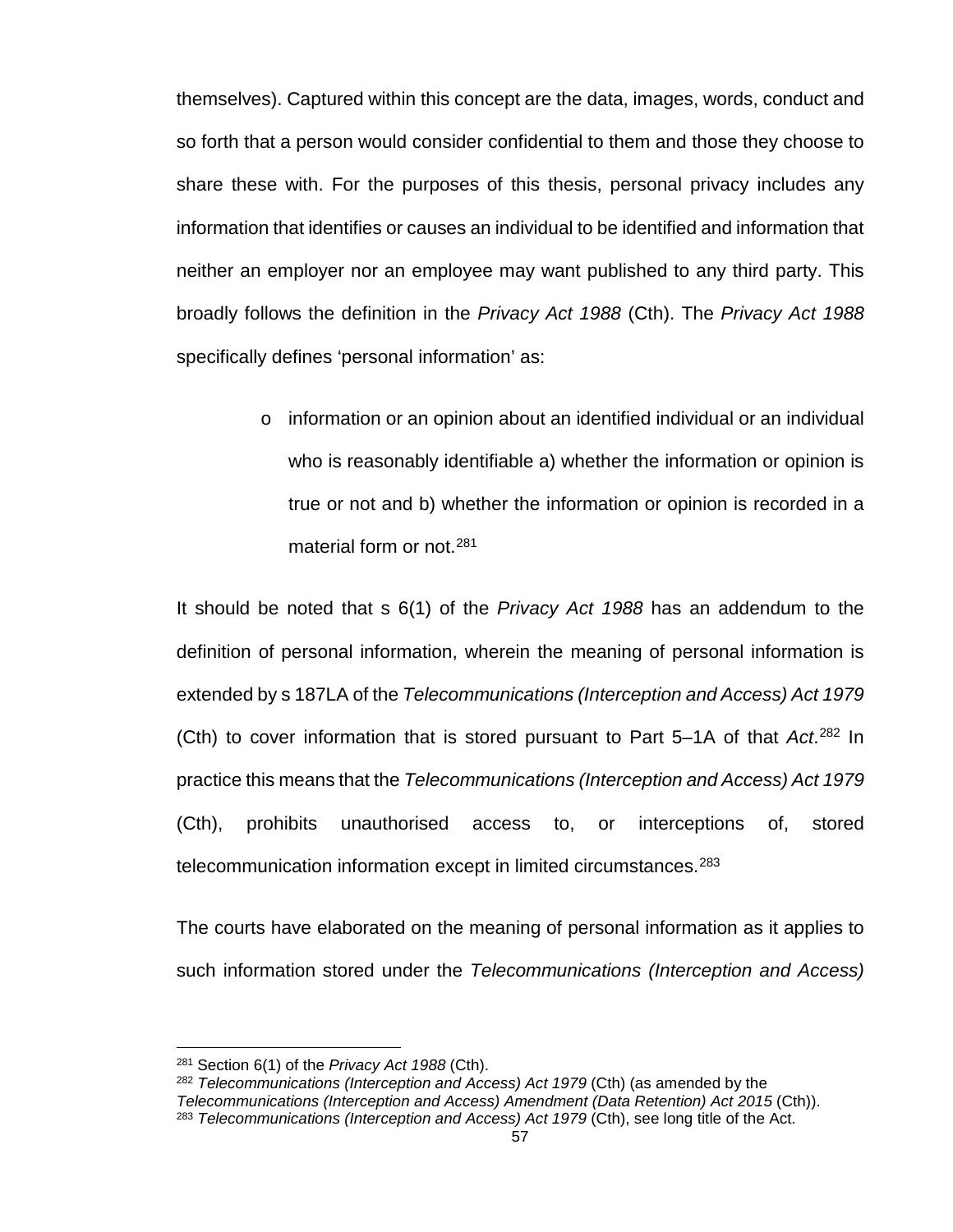themselves). Captured within this concept are the data, images, words, conduct and so forth that a person would consider confidential to them and those they choose to share these with. For the purposes of this thesis, personal privacy includes any information that identifies or causes an individual to be identified and information that neither an employer nor an employee may want published to any third party. This broadly follows the definition in the *Privacy Act 1988* (Cth). The *Privacy Act 1988* specifically defines 'personal information' as:

> o information or an opinion about an identified individual or an individual who is reasonably identifiable a) whether the information or opinion is true or not and b) whether the information or opinion is recorded in a material form or not.[281]

It should be noted that s 6(1) of the *Privacy Act 1988* has an addendum to the definition of personal information, wherein the meaning of personal information is extended by s 187LA of the *Telecommunications (Interception and Access) Act 1979* (Cth) to cover information that is stored pursuant to Part 5–1A of that *Act*.[282] In practice this means that the *Telecommunications (Interception and Access) Act 1979* (Cth), prohibits unauthorised access to, or interceptions of, stored telecommunication information except in limited circumstances.[283]

The courts have elaborated on the meaning of personal information as it applies to such information stored under the *Telecommunications (Interception and Access)*

---

[281] Section 6(1) of the *Privacy Act 1988* (Cth).

[282] *Telecommunications (Interception and Access) Act 1979* (Cth) (as amended by the *Telecommunications (Interception and Access) Amendment (Data Retention) Act 2015* (Cth)).

[283] *Telecommunications (Interception and Access) Act 1979* (Cth), see long title of the Act.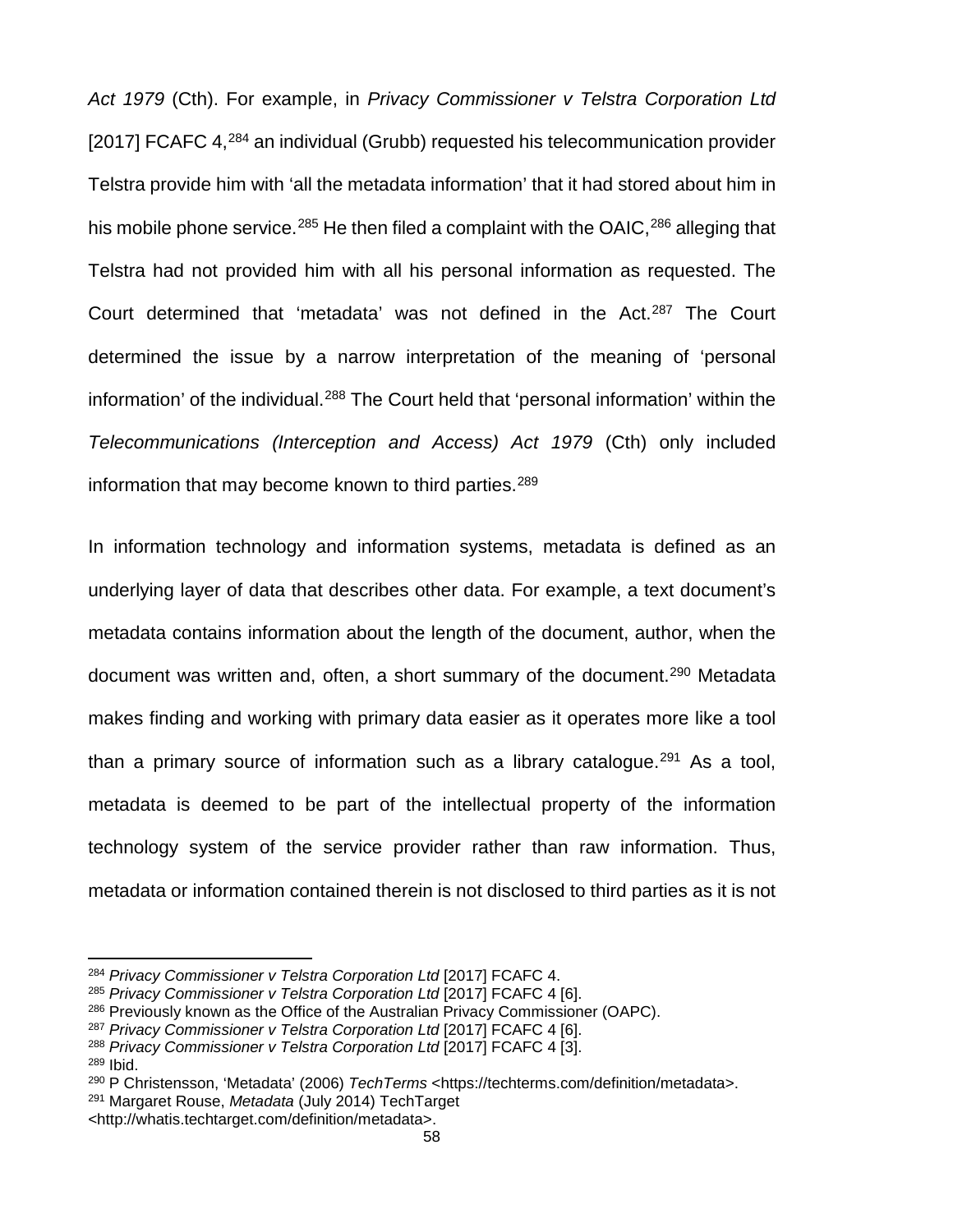*Act 1979* (Cth). For example, in *Privacy Commissioner v Telstra Corporation Ltd* [2017] FCAFC 4,[284] an individual (Grubb) requested his telecommunication provider Telstra provide him with 'all the metadata information' that it had stored about him in his mobile phone service.[285] He then filed a complaint with the OAIC,[286] alleging that Telstra had not provided him with all his personal information as requested. The Court determined that 'metadata' was not defined in the Act.[287] The Court determined the issue by a narrow interpretation of the meaning of 'personal information' of the individual.[288] The Court held that 'personal information' within the *Telecommunications (Interception and Access) Act 1979* (Cth) only included information that may become known to third parties.[289]

In information technology and information systems, metadata is defined as an underlying layer of data that describes other data. For example, a text document's metadata contains information about the length of the document, author, when the document was written and, often, a short summary of the document.[290] Metadata makes finding and working with primary data easier as it operates more like a tool than a primary source of information such as a library catalogue.[291] As a tool, metadata is deemed to be part of the intellectual property of the information technology system of the service provider rather than raw information. Thus, metadata or information contained therein is not disclosed to third parties as it is not

---

[284] *Privacy Commissioner v Telstra Corporation Ltd* [2017] FCAFC 4.
[285] *Privacy Commissioner v Telstra Corporation Ltd* [2017] FCAFC 4 [6].
[286] Previously known as the Office of the Australian Privacy Commissioner (OAPC).
[287] *Privacy Commissioner v Telstra Corporation Ltd* [2017] FCAFC 4 [6].
[288] *Privacy Commissioner v Telstra Corporation Ltd* [2017] FCAFC 4 [3].
[289] Ibid.
[290] P Christensson, 'Metadata' (2006) *TechTerms* <https://techterms.com/definition/metadata>.
[291] Margaret Rouse, *Metadata* (July 2014) TechTarget <http://whatis.techtarget.com/definition/metadata>.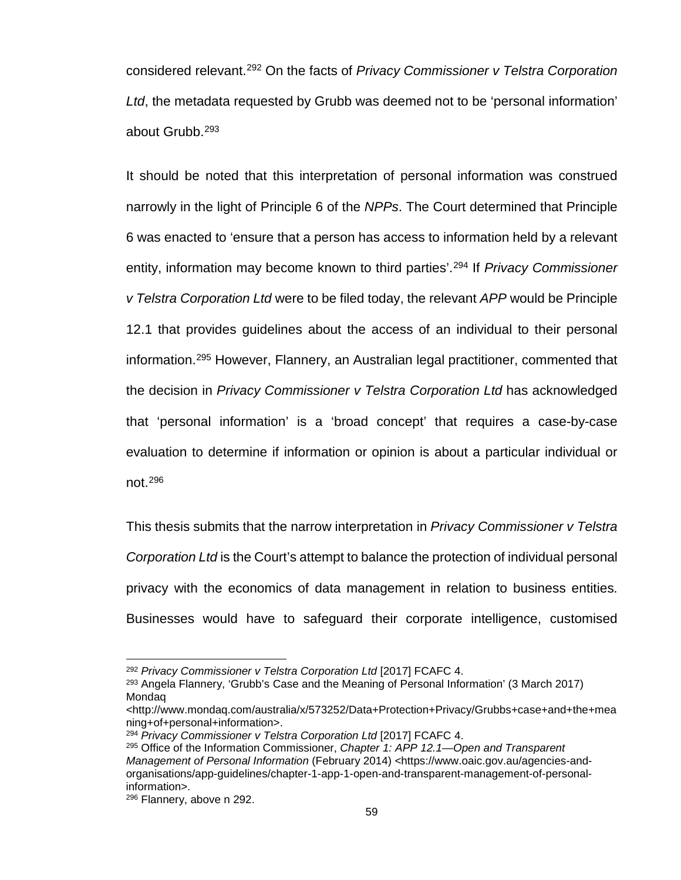considered relevant.[292] On the facts of *Privacy Commissioner v Telstra Corporation Ltd*, the metadata requested by Grubb was deemed not to be 'personal information' about Grubb.[293]

It should be noted that this interpretation of personal information was construed narrowly in the light of Principle 6 of the *NPPs*. The Court determined that Principle 6 was enacted to 'ensure that a person has access to information held by a relevant entity, information may become known to third parties'.[294] If *Privacy Commissioner v Telstra Corporation Ltd* were to be filed today, the relevant *APP* would be Principle 12.1 that provides guidelines about the access of an individual to their personal information.[295] However, Flannery, an Australian legal practitioner, commented that the decision in *Privacy Commissioner v Telstra Corporation Ltd* has acknowledged that 'personal information' is a 'broad concept' that requires a case-by-case evaluation to determine if information or opinion is about a particular individual or not.[296]

This thesis submits that the narrow interpretation in *Privacy Commissioner v Telstra Corporation Ltd* is the Court's attempt to balance the protection of individual personal privacy with the economics of data management in relation to business entities. Businesses would have to safeguard their corporate intelligence, customised

---

[292] *Privacy Commissioner v Telstra Corporation Ltd* [2017] FCAFC 4.

[293] Angela Flannery, 'Grubb's Case and the Meaning of Personal Information' (3 March 2017) Mondaq <http://www.mondaq.com/australia/x/573252/Data+Protection+Privacy/Grubbs+case+and+the+meaning+of+personal+information>.

[294] *Privacy Commissioner v Telstra Corporation Ltd* [2017] FCAFC 4.

[295] Office of the Information Commissioner, *Chapter 1: APP 12.1—Open and Transparent Management of Personal Information* (February 2014) <https://www.oaic.gov.au/agencies-and-organisations/app-guidelines/chapter-1-app-1-open-and-transparent-management-of-personal-information>.

[296] Flannery, above n 292.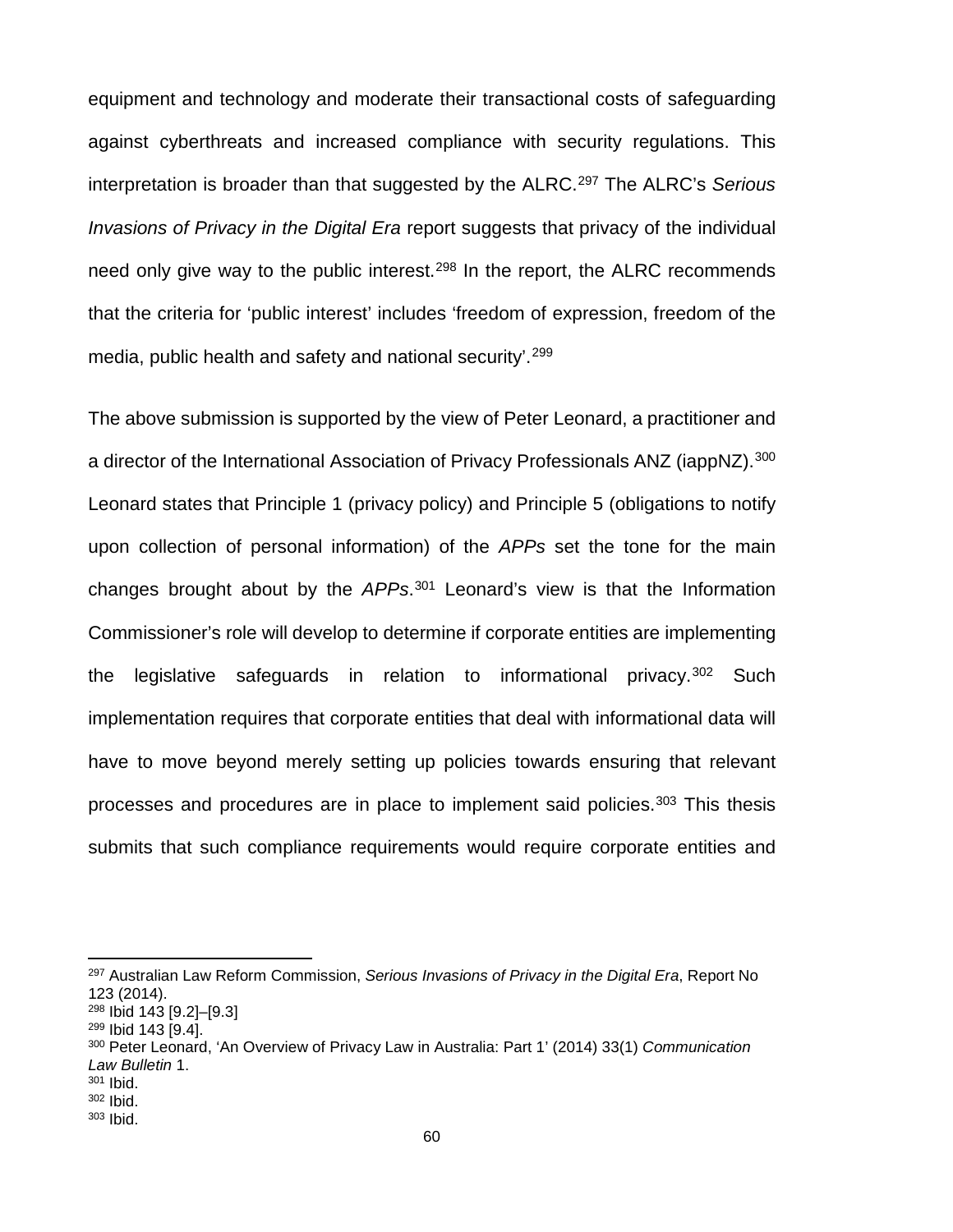equipment and technology and moderate their transactional costs of safeguarding against cyberthreats and increased compliance with security regulations. This interpretation is broader than that suggested by the ALRC.[297] The ALRC's *Serious Invasions of Privacy in the Digital Era* report suggests that privacy of the individual need only give way to the public interest.[298] In the report, the ALRC recommends that the criteria for 'public interest' includes 'freedom of expression, freedom of the media, public health and safety and national security'.[299]

The above submission is supported by the view of Peter Leonard, a practitioner and a director of the International Association of Privacy Professionals ANZ (iappNZ).[300] Leonard states that Principle 1 (privacy policy) and Principle 5 (obligations to notify upon collection of personal information) of the *APPs* set the tone for the main changes brought about by the *APPs*.[301] Leonard's view is that the Information Commissioner's role will develop to determine if corporate entities are implementing the legislative safeguards in relation to informational privacy.[302] Such implementation requires that corporate entities that deal with informational data will have to move beyond merely setting up policies towards ensuring that relevant processes and procedures are in place to implement said policies.[303] This thesis submits that such compliance requirements would require corporate entities and

---

[297] Australian Law Reform Commission, *Serious Invasions of Privacy in the Digital Era*, Report No 123 (2014).

[298] Ibid 143 [9.2]–[9.3]

[299] Ibid 143 [9.4].

[300] Peter Leonard, 'An Overview of Privacy Law in Australia: Part 1' (2014) 33(1) *Communication Law Bulletin* 1.

[301] Ibid.

[302] Ibid.

[303] Ibid.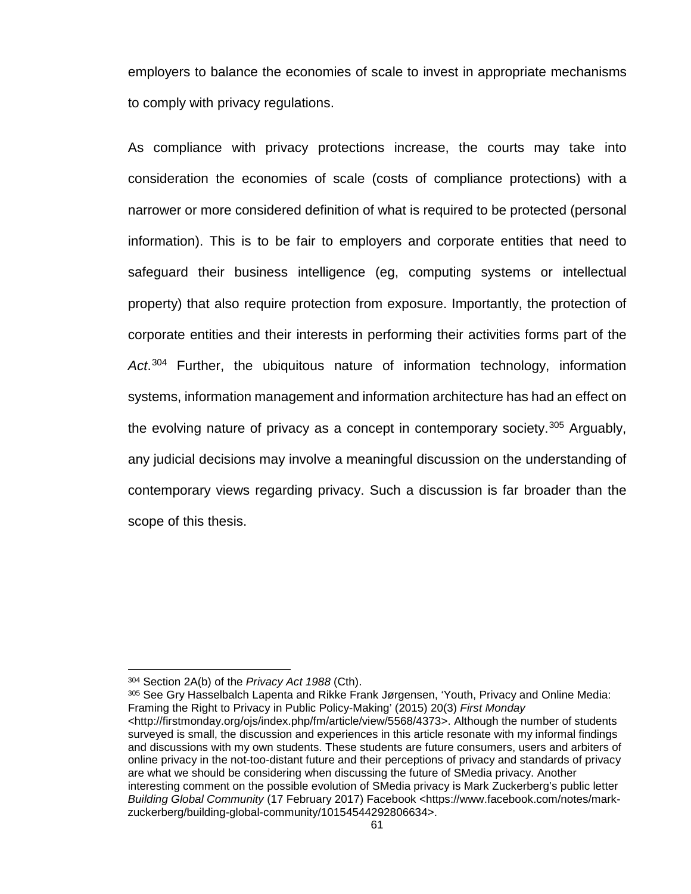employers to balance the economies of scale to invest in appropriate mechanisms to comply with privacy regulations.

As compliance with privacy protections increase, the courts may take into consideration the economies of scale (costs of compliance protections) with a narrower or more considered definition of what is required to be protected (personal information). This is to be fair to employers and corporate entities that need to safeguard their business intelligence (eg, computing systems or intellectual property) that also require protection from exposure. Importantly, the protection of corporate entities and their interests in performing their activities forms part of the *Act*.[304] Further, the ubiquitous nature of information technology, information systems, information management and information architecture has had an effect on the evolving nature of privacy as a concept in contemporary society.[305] Arguably, any judicial decisions may involve a meaningful discussion on the understanding of contemporary views regarding privacy. Such a discussion is far broader than the scope of this thesis.

---

[304] Section 2A(b) of the *Privacy Act 1988* (Cth).

[305] See Gry Hasselbalch Lapenta and Rikke Frank Jørgensen, 'Youth, Privacy and Online Media: Framing the Right to Privacy in Public Policy-Making' (2015) 20(3) *First Monday* <http://firstmonday.org/ojs/index.php/fm/article/view/5568/4373>. Although the number of students surveyed is small, the discussion and experiences in this article resonate with my informal findings and discussions with my own students. These students are future consumers, users and arbiters of online privacy in the not-too-distant future and their perceptions of privacy and standards of privacy are what we should be considering when discussing the future of SMedia privacy. Another interesting comment on the possible evolution of SMedia privacy is Mark Zuckerberg's public letter *Building Global Community* (17 February 2017) Facebook <https://www.facebook.com/notes/mark-zuckerberg/building-global-community/10154544292806634>.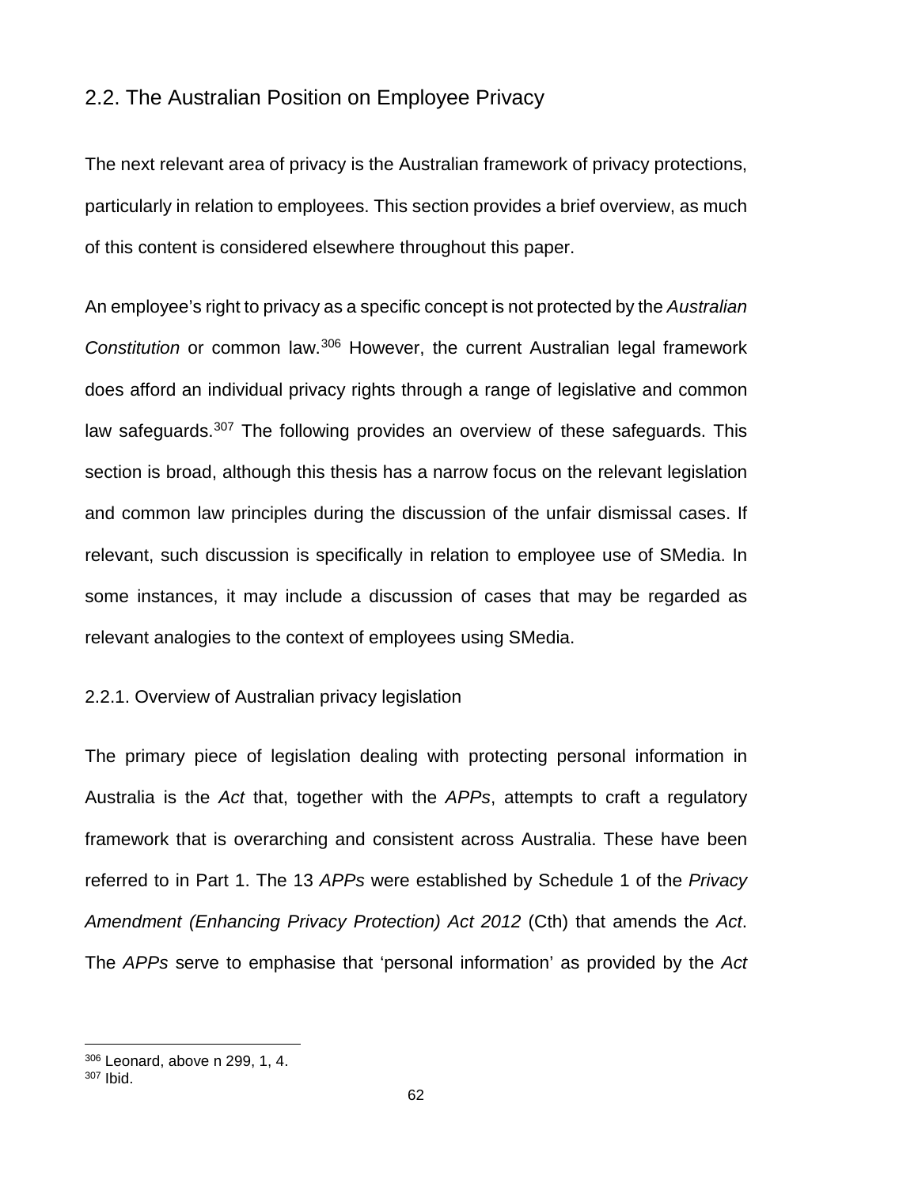## 2.2. The Australian Position on Employee Privacy

The next relevant area of privacy is the Australian framework of privacy protections, particularly in relation to employees. This section provides a brief overview, as much of this content is considered elsewhere throughout this paper.

An employee's right to privacy as a specific concept is not protected by the *Australian Constitution* or common law.[306] However, the current Australian legal framework does afford an individual privacy rights through a range of legislative and common law safeguards.[307] The following provides an overview of these safeguards. This section is broad, although this thesis has a narrow focus on the relevant legislation and common law principles during the discussion of the unfair dismissal cases. If relevant, such discussion is specifically in relation to employee use of SMedia. In some instances, it may include a discussion of cases that may be regarded as relevant analogies to the context of employees using SMedia.

### 2.2.1. Overview of Australian privacy legislation

The primary piece of legislation dealing with protecting personal information in Australia is the *Act* that, together with the *APPs*, attempts to craft a regulatory framework that is overarching and consistent across Australia. These have been referred to in Part 1. The 13 *APPs* were established by Schedule 1 of the *Privacy Amendment (Enhancing Privacy Protection) Act 2012* (Cth) that amends the *Act*. The *APPs* serve to emphasise that 'personal information' as provided by the *Act*

---

[306] Leonard, above n 299, 1, 4.
[307] Ibid.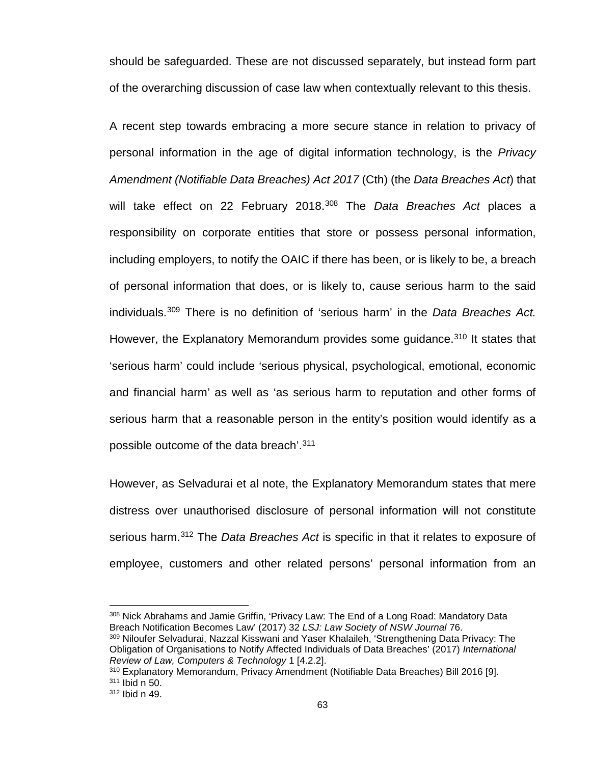should be safeguarded. These are not discussed separately, but instead form part of the overarching discussion of case law when contextually relevant to this thesis.

A recent step towards embracing a more secure stance in relation to privacy of personal information in the age of digital information technology, is the *Privacy Amendment (Notifiable Data Breaches) Act 2017* (Cth) (the *Data Breaches Act*) that will take effect on 22 February 2018.[308] The *Data Breaches Act* places a responsibility on corporate entities that store or possess personal information, including employers, to notify the OAIC if there has been, or is likely to be, a breach of personal information that does, or is likely to, cause serious harm to the said individuals.[309] There is no definition of 'serious harm' in the *Data Breaches Act.* However, the Explanatory Memorandum provides some guidance.[310] It states that 'serious harm' could include 'serious physical, psychological, emotional, economic and financial harm' as well as 'as serious harm to reputation and other forms of serious harm that a reasonable person in the entity's position would identify as a possible outcome of the data breach'.[311]

However, as Selvadurai et al note, the Explanatory Memorandum states that mere distress over unauthorised disclosure of personal information will not constitute serious harm.[312] The *Data Breaches Act* is specific in that it relates to exposure of employee, customers and other related persons' personal information from an

---

[308] Nick Abrahams and Jamie Griffin, 'Privacy Law: The End of a Long Road: Mandatory Data Breach Notification Becomes Law' (2017) 32 *LSJ: Law Society of NSW Journal* 76.

[309] Niloufer Selvadurai, Nazzal Kisswani and Yaser Khalaileh, 'Strengthening Data Privacy: The Obligation of Organisations to Notify Affected Individuals of Data Breaches' (2017) *International Review of Law, Computers & Technology* 1 [4.2.2].

[310] Explanatory Memorandum, Privacy Amendment (Notifiable Data Breaches) Bill 2016 [9].

[311] Ibid n 50.

[312] Ibid n 49.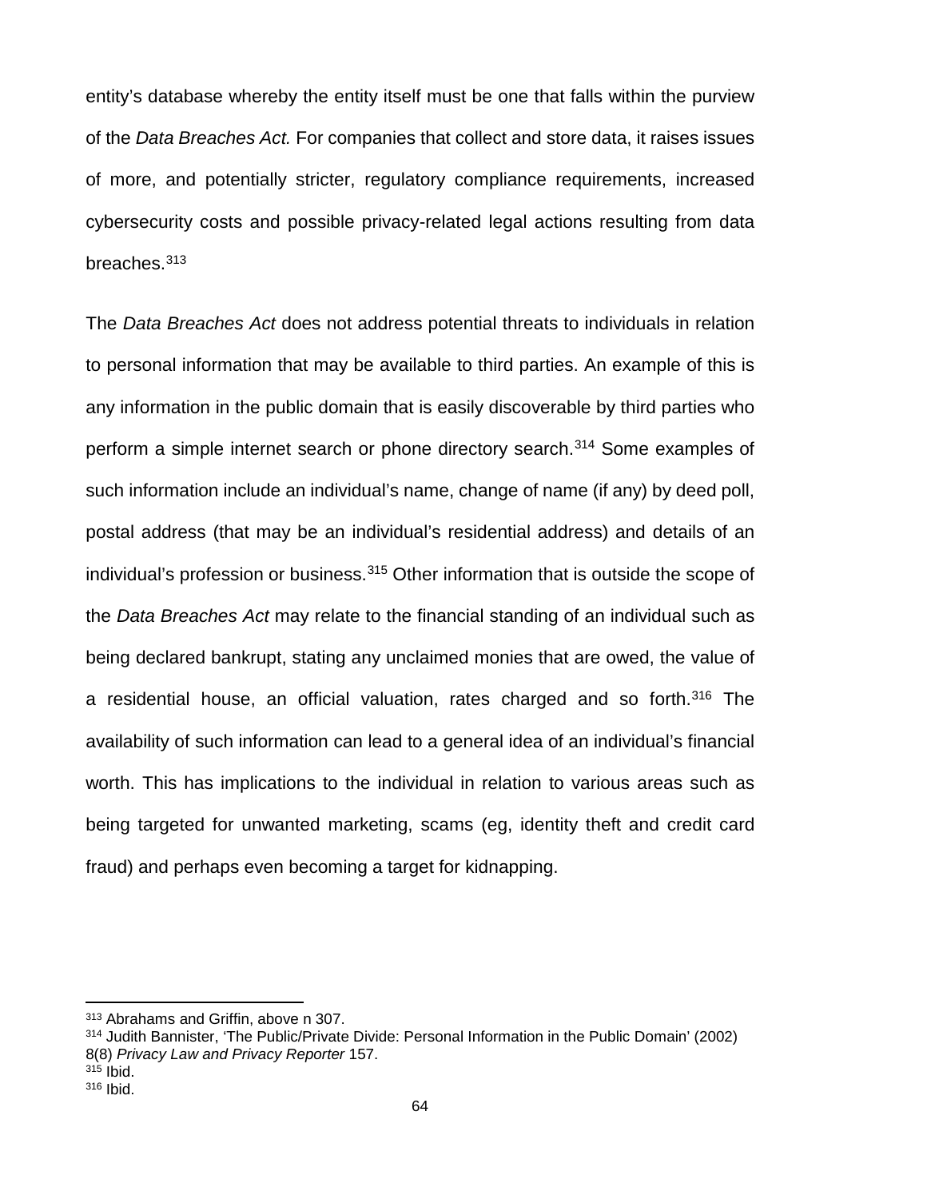entity's database whereby the entity itself must be one that falls within the purview of the *Data Breaches Act.* For companies that collect and store data, it raises issues of more, and potentially stricter, regulatory compliance requirements, increased cybersecurity costs and possible privacy-related legal actions resulting from data breaches.[313]

The *Data Breaches Act* does not address potential threats to individuals in relation to personal information that may be available to third parties. An example of this is any information in the public domain that is easily discoverable by third parties who perform a simple internet search or phone directory search.[314] Some examples of such information include an individual's name, change of name (if any) by deed poll, postal address (that may be an individual's residential address) and details of an individual's profession or business.[315] Other information that is outside the scope of the *Data Breaches Act* may relate to the financial standing of an individual such as being declared bankrupt, stating any unclaimed monies that are owed, the value of a residential house, an official valuation, rates charged and so forth.[316] The availability of such information can lead to a general idea of an individual's financial worth. This has implications to the individual in relation to various areas such as being targeted for unwanted marketing, scams (eg, identity theft and credit card fraud) and perhaps even becoming a target for kidnapping.

---

[313] Abrahams and Griffin, above n 307.

[314] Judith Bannister, 'The Public/Private Divide: Personal Information in the Public Domain' (2002) 8(8) *Privacy Law and Privacy Reporter* 157.

[315] Ibid.

[316] Ibid.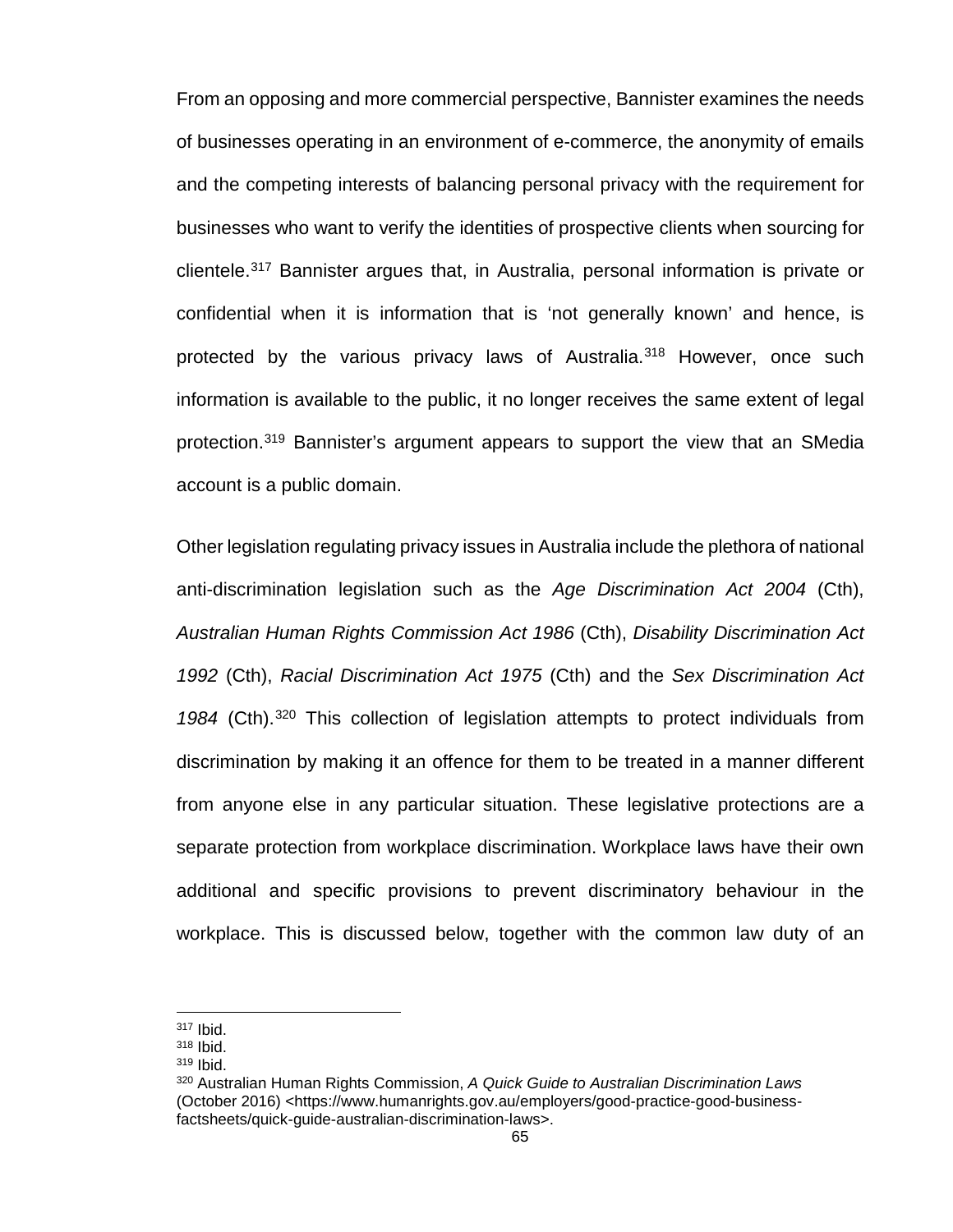From an opposing and more commercial perspective, Bannister examines the needs of businesses operating in an environment of e-commerce, the anonymity of emails and the competing interests of balancing personal privacy with the requirement for businesses who want to verify the identities of prospective clients when sourcing for clientele.[317] Bannister argues that, in Australia, personal information is private or confidential when it is information that is 'not generally known' and hence, is protected by the various privacy laws of Australia.[318] However, once such information is available to the public, it no longer receives the same extent of legal protection.[319] Bannister's argument appears to support the view that an SMedia account is a public domain.

Other legislation regulating privacy issues in Australia include the plethora of national anti-discrimination legislation such as the *Age Discrimination Act 2004* (Cth), *Australian Human Rights Commission Act 1986* (Cth), *Disability Discrimination Act 1992* (Cth), *Racial Discrimination Act 1975* (Cth) and the *Sex Discrimination Act 1984* (Cth).[320] This collection of legislation attempts to protect individuals from discrimination by making it an offence for them to be treated in a manner different from anyone else in any particular situation. These legislative protections are a separate protection from workplace discrimination. Workplace laws have their own additional and specific provisions to prevent discriminatory behaviour in the workplace. This is discussed below, together with the common law duty of an

---

[317] Ibid.

[318] Ibid.

[319] Ibid.

[320] Australian Human Rights Commission, *A Quick Guide to Australian Discrimination Laws* (October 2016) <https://www.humanrights.gov.au/employers/good-practice-good-business-factsheets/quick-guide-australian-discrimination-laws>.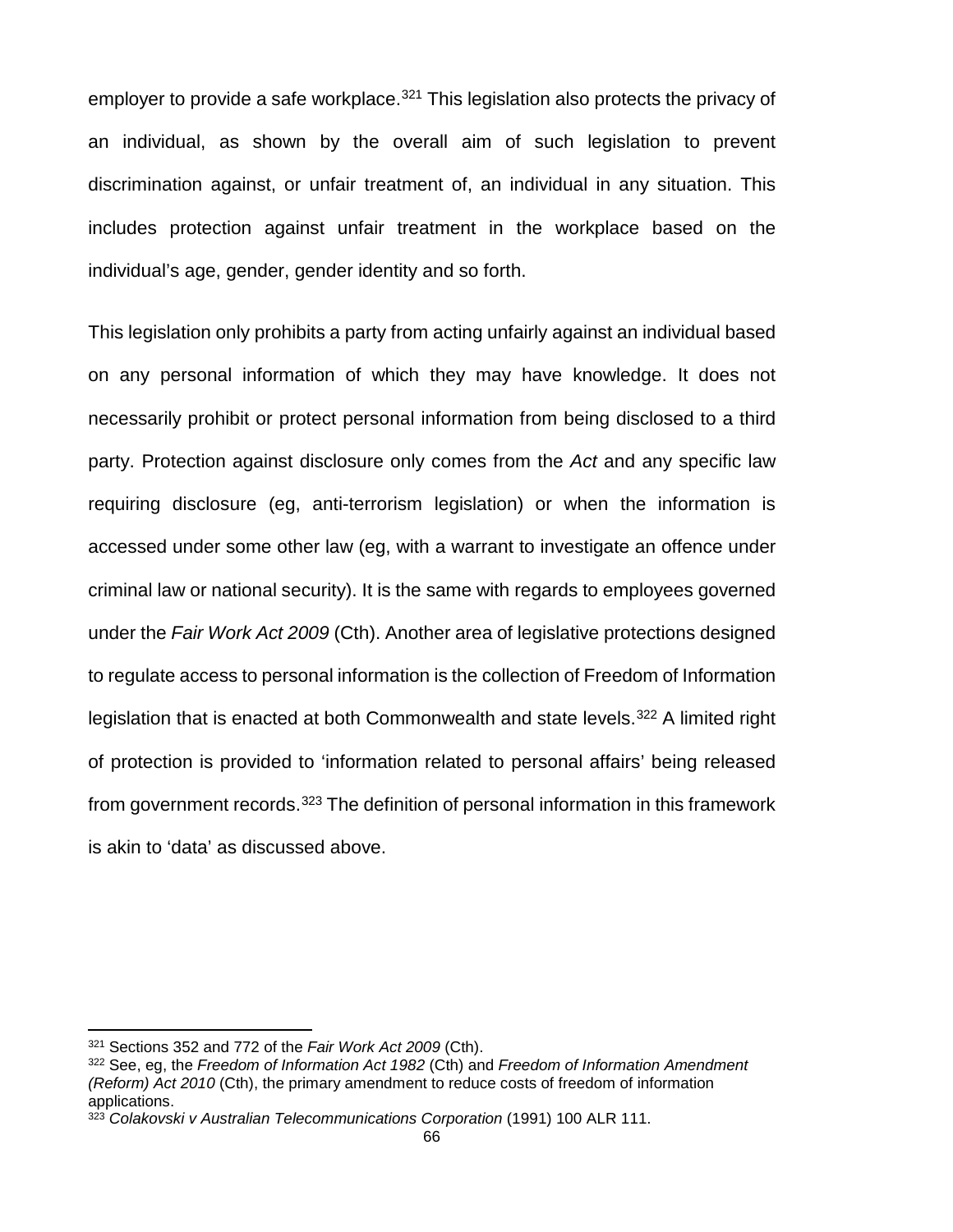employer to provide a safe workplace.[321] This legislation also protects the privacy of an individual, as shown by the overall aim of such legislation to prevent discrimination against, or unfair treatment of, an individual in any situation. This includes protection against unfair treatment in the workplace based on the individual's age, gender, gender identity and so forth.

This legislation only prohibits a party from acting unfairly against an individual based on any personal information of which they may have knowledge. It does not necessarily prohibit or protect personal information from being disclosed to a third party. Protection against disclosure only comes from the *Act* and any specific law requiring disclosure (eg, anti-terrorism legislation) or when the information is accessed under some other law (eg, with a warrant to investigate an offence under criminal law or national security). It is the same with regards to employees governed under the *Fair Work Act 2009* (Cth). Another area of legislative protections designed to regulate access to personal information is the collection of Freedom of Information legislation that is enacted at both Commonwealth and state levels.[322] A limited right of protection is provided to 'information related to personal affairs' being released from government records.[323] The definition of personal information in this framework is akin to 'data' as discussed above.

---

[321] Sections 352 and 772 of the *Fair Work Act 2009* (Cth).

[322] See, eg, the *Freedom of Information Act 1982* (Cth) and *Freedom of Information Amendment (Reform) Act 2010* (Cth), the primary amendment to reduce costs of freedom of information applications.

[323] *Colakovski v Australian Telecommunications Corporation* (1991) 100 ALR 111.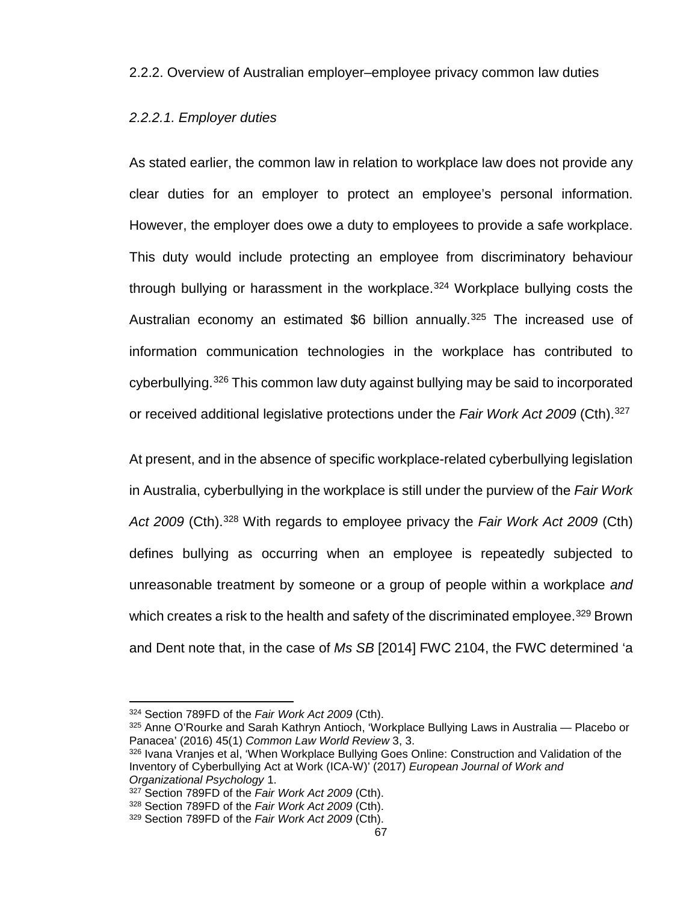### 2.2.2. Overview of Australian employer–employee privacy common law duties

#### *2.2.2.1. Employer duties*

As stated earlier, the common law in relation to workplace law does not provide any clear duties for an employer to protect an employee's personal information. However, the employer does owe a duty to employees to provide a safe workplace. This duty would include protecting an employee from discriminatory behaviour through bullying or harassment in the workplace.[324] Workplace bullying costs the Australian economy an estimated $6 billion annually.[325] The increased use of information communication technologies in the workplace has contributed to cyberbullying.[326] This common law duty against bullying may be said to incorporated or received additional legislative protections under the *Fair Work Act 2009* (Cth).[327]

At present, and in the absence of specific workplace-related cyberbullying legislation in Australia, cyberbullying in the workplace is still under the purview of the *Fair Work Act 2009* (Cth).[328] With regards to employee privacy the *Fair Work Act 2009* (Cth) defines bullying as occurring when an employee is repeatedly subjected to unreasonable treatment by someone or a group of people within a workplace *and* which creates a risk to the health and safety of the discriminated employee.[329] Brown and Dent note that, in the case of *Ms SB* [2014] FWC 2104, the FWC determined 'a

---

[324] Section 789FD of the *Fair Work Act 2009* (Cth).
[325] Anne O'Rourke and Sarah Kathryn Antioch, 'Workplace Bullying Laws in Australia — Placebo or Panacea' (2016) 45(1) *Common Law World Review* 3, 3.
[326] Ivana Vranjes et al, 'When Workplace Bullying Goes Online: Construction and Validation of the Inventory of Cyberbullying Act at Work (ICA-W)' (2017) *European Journal of Work and Organizational Psychology* 1.
[327] Section 789FD of the *Fair Work Act 2009* (Cth).
[328] Section 789FD of the *Fair Work Act 2009* (Cth).
[329] Section 789FD of the *Fair Work Act 2009* (Cth).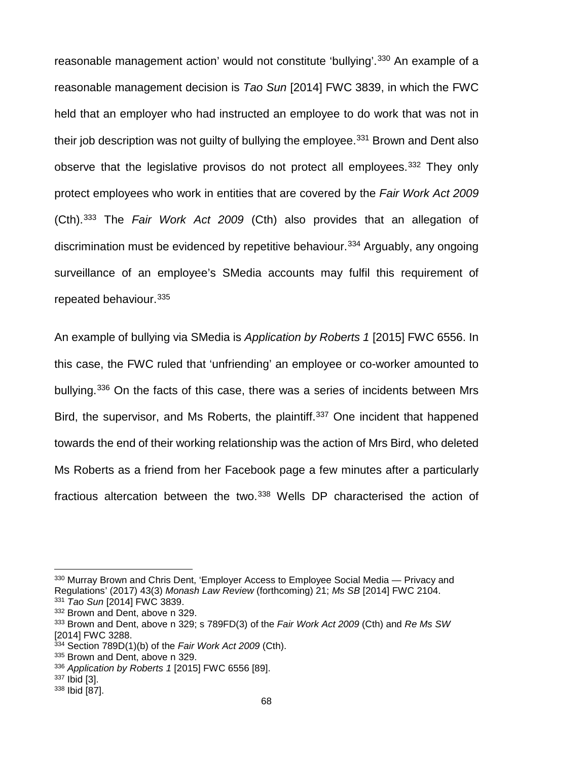reasonable management action' would not constitute 'bullying'.[330] An example of a reasonable management decision is *Tao Sun* [2014] FWC 3839, in which the FWC held that an employer who had instructed an employee to do work that was not in their job description was not guilty of bullying the employee.[331] Brown and Dent also observe that the legislative provisos do not protect all employees.[332] They only protect employees who work in entities that are covered by the *Fair Work Act 2009* (Cth).[333] The *Fair Work Act 2009* (Cth) also provides that an allegation of discrimination must be evidenced by repetitive behaviour.[334] Arguably, any ongoing surveillance of an employee's SMedia accounts may fulfil this requirement of repeated behaviour.[335]

An example of bullying via SMedia is *Application by Roberts 1* [2015] FWC 6556. In this case, the FWC ruled that 'unfriending' an employee or co-worker amounted to bullying.[336] On the facts of this case, there was a series of incidents between Mrs Bird, the supervisor, and Ms Roberts, the plaintiff.[337] One incident that happened towards the end of their working relationship was the action of Mrs Bird, who deleted Ms Roberts as a friend from her Facebook page a few minutes after a particularly fractious altercation between the two.[338] Wells DP characterised the action of

---

[330] Murray Brown and Chris Dent, 'Employer Access to Employee Social Media — Privacy and Regulations' (2017) 43(3) *Monash Law Review* (forthcoming) 21; *Ms SB* [2014] FWC 2104.

[331] *Tao Sun* [2014] FWC 3839.

[332] Brown and Dent, above n 329.

[333] Brown and Dent, above n 329; s 789FD(3) of the *Fair Work Act 2009* (Cth) and *Re Ms SW* [2014] FWC 3288.

[334] Section 789D(1)(b) of the *Fair Work Act 2009* (Cth).

[335] Brown and Dent, above n 329.

[336] *Application by Roberts 1* [2015] FWC 6556 [89].

[337] Ibid [3].

[338] Ibid [87].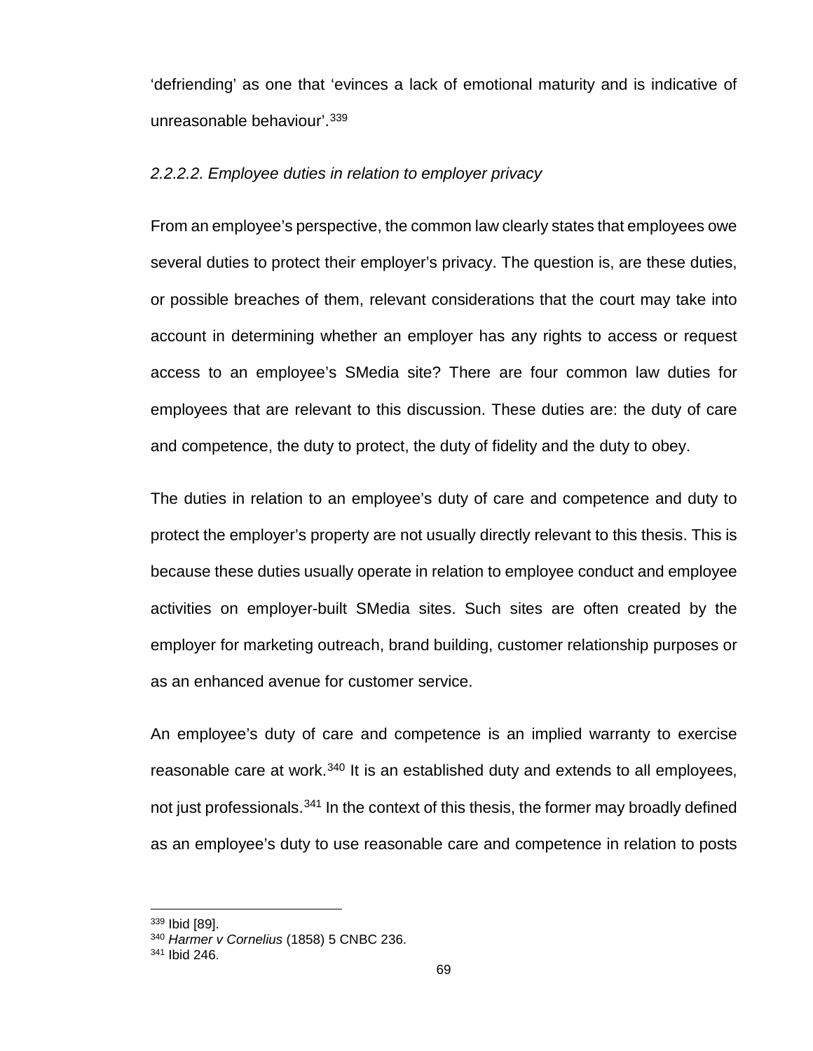'defriending' as one that 'evinces a lack of emotional maturity and is indicative of unreasonable behaviour'.[339]

#### *2.2.2.2. Employee duties in relation to employer privacy*

From an employee's perspective, the common law clearly states that employees owe several duties to protect their employer's privacy. The question is, are these duties, or possible breaches of them, relevant considerations that the court may take into account in determining whether an employer has any rights to access or request access to an employee's SMedia site? There are four common law duties for employees that are relevant to this discussion. These duties are: the duty of care and competence, the duty to protect, the duty of fidelity and the duty to obey.

The duties in relation to an employee's duty of care and competence and duty to protect the employer's property are not usually directly relevant to this thesis. This is because these duties usually operate in relation to employee conduct and employee activities on employer-built SMedia sites. Such sites are often created by the employer for marketing outreach, brand building, customer relationship purposes or as an enhanced avenue for customer service.

An employee's duty of care and competence is an implied warranty to exercise reasonable care at work.[340] It is an established duty and extends to all employees, not just professionals.[341] In the context of this thesis, the former may broadly defined as an employee's duty to use reasonable care and competence in relation to posts

---

[339] Ibid [89].

[340] *Harmer v Cornelius* (1858) 5 CNBC 236.

[341] Ibid 246.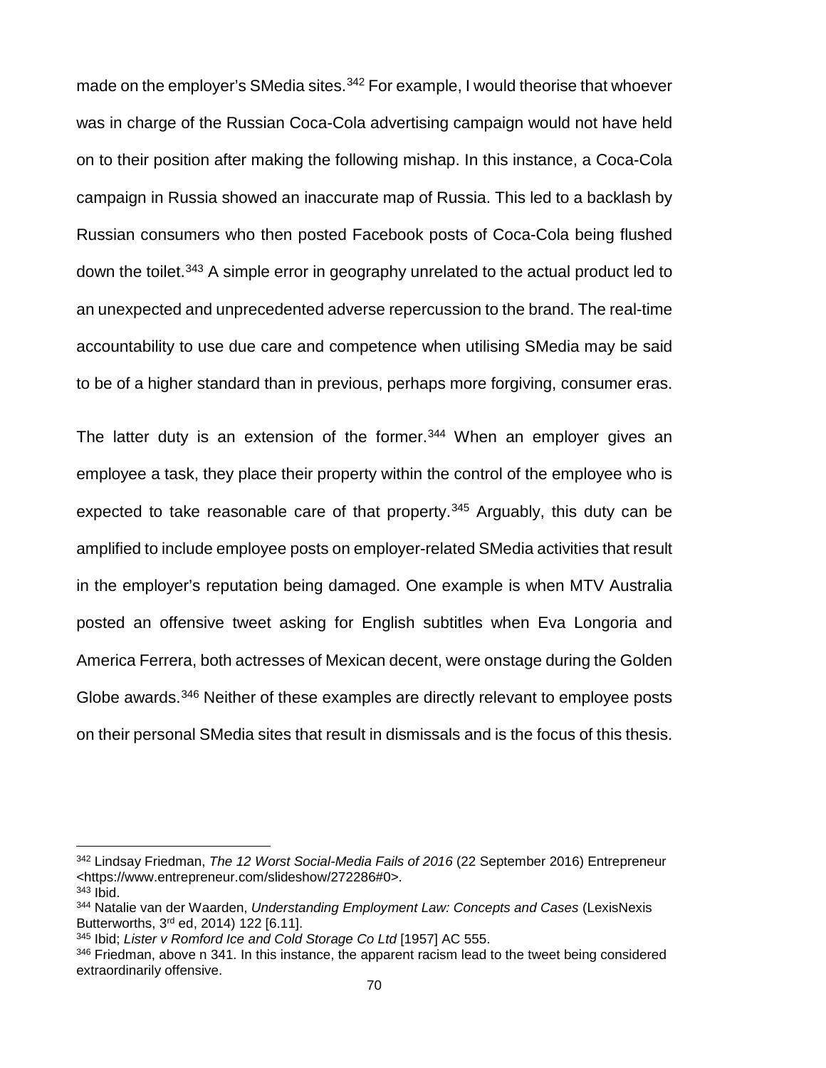made on the employer's SMedia sites.[342] For example, I would theorise that whoever was in charge of the Russian Coca-Cola advertising campaign would not have held on to their position after making the following mishap. In this instance, a Coca-Cola campaign in Russia showed an inaccurate map of Russia. This led to a backlash by Russian consumers who then posted Facebook posts of Coca-Cola being flushed down the toilet.[343] A simple error in geography unrelated to the actual product led to an unexpected and unprecedented adverse repercussion to the brand. The real-time accountability to use due care and competence when utilising SMedia may be said to be of a higher standard than in previous, perhaps more forgiving, consumer eras.

The latter duty is an extension of the former.[344] When an employer gives an employee a task, they place their property within the control of the employee who is expected to take reasonable care of that property.[345] Arguably, this duty can be amplified to include employee posts on employer-related SMedia activities that result in the employer's reputation being damaged. One example is when MTV Australia posted an offensive tweet asking for English subtitles when Eva Longoria and America Ferrera, both actresses of Mexican decent, were onstage during the Golden Globe awards.[346] Neither of these examples are directly relevant to employee posts on their personal SMedia sites that result in dismissals and is the focus of this thesis.

---

[342] Lindsay Friedman, *The 12 Worst Social-Media Fails of 2016* (22 September 2016) Entrepreneur <https://www.entrepreneur.com/slideshow/272286#0>.

[343] Ibid.

[344] Natalie van der Waarden, *Understanding Employment Law: Concepts and Cases* (LexisNexis Butterworths, 3rd ed, 2014) 122 [6.11].

[345] Ibid; *Lister v Romford Ice and Cold Storage Co Ltd* [1957] AC 555.

[346] Friedman, above n 341. In this instance, the apparent racism lead to the tweet being considered extraordinarily offensive.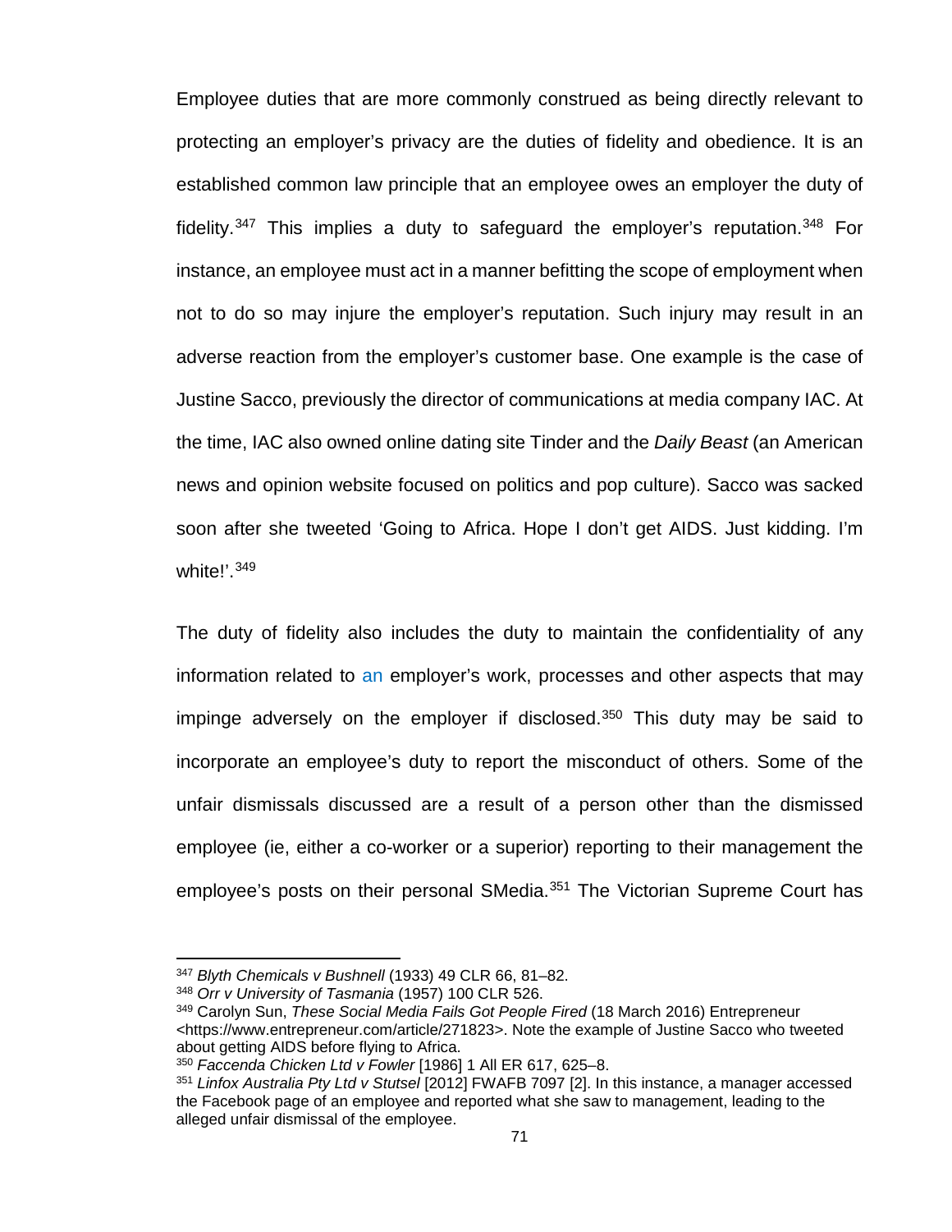Employee duties that are more commonly construed as being directly relevant to protecting an employer's privacy are the duties of fidelity and obedience. It is an established common law principle that an employee owes an employer the duty of fidelity.[347] This implies a duty to safeguard the employer's reputation.[348] For instance, an employee must act in a manner befitting the scope of employment when not to do so may injure the employer's reputation. Such injury may result in an adverse reaction from the employer's customer base. One example is the case of Justine Sacco, previously the director of communications at media company IAC. At the time, IAC also owned online dating site Tinder and the *Daily Beast* (an American news and opinion website focused on politics and pop culture). Sacco was sacked soon after she tweeted 'Going to Africa. Hope I don't get AIDS. Just kidding. I'm white!'.[349]

The duty of fidelity also includes the duty to maintain the confidentiality of any information related to an employer's work, processes and other aspects that may impinge adversely on the employer if disclosed.[350] This duty may be said to incorporate an employee's duty to report the misconduct of others. Some of the unfair dismissals discussed are a result of a person other than the dismissed employee (ie, either a co-worker or a superior) reporting to their management the employee's posts on their personal SMedia.[351] The Victorian Supreme Court has

---

[347] *Blyth Chemicals v Bushnell* (1933) 49 CLR 66, 81–82.

[348] *Orr v University of Tasmania* (1957) 100 CLR 526.

[349] Carolyn Sun, *These Social Media Fails Got People Fired* (18 March 2016) Entrepreneur <https://www.entrepreneur.com/article/271823>. Note the example of Justine Sacco who tweeted about getting AIDS before flying to Africa.

[350] *Faccenda Chicken Ltd v Fowler* [1986] 1 All ER 617, 625–8.

[351] *Linfox Australia Pty Ltd v Stutsel* [2012] FWAFB 7097 [2]. In this instance, a manager accessed the Facebook page of an employee and reported what she saw to management, leading to the alleged unfair dismissal of the employee.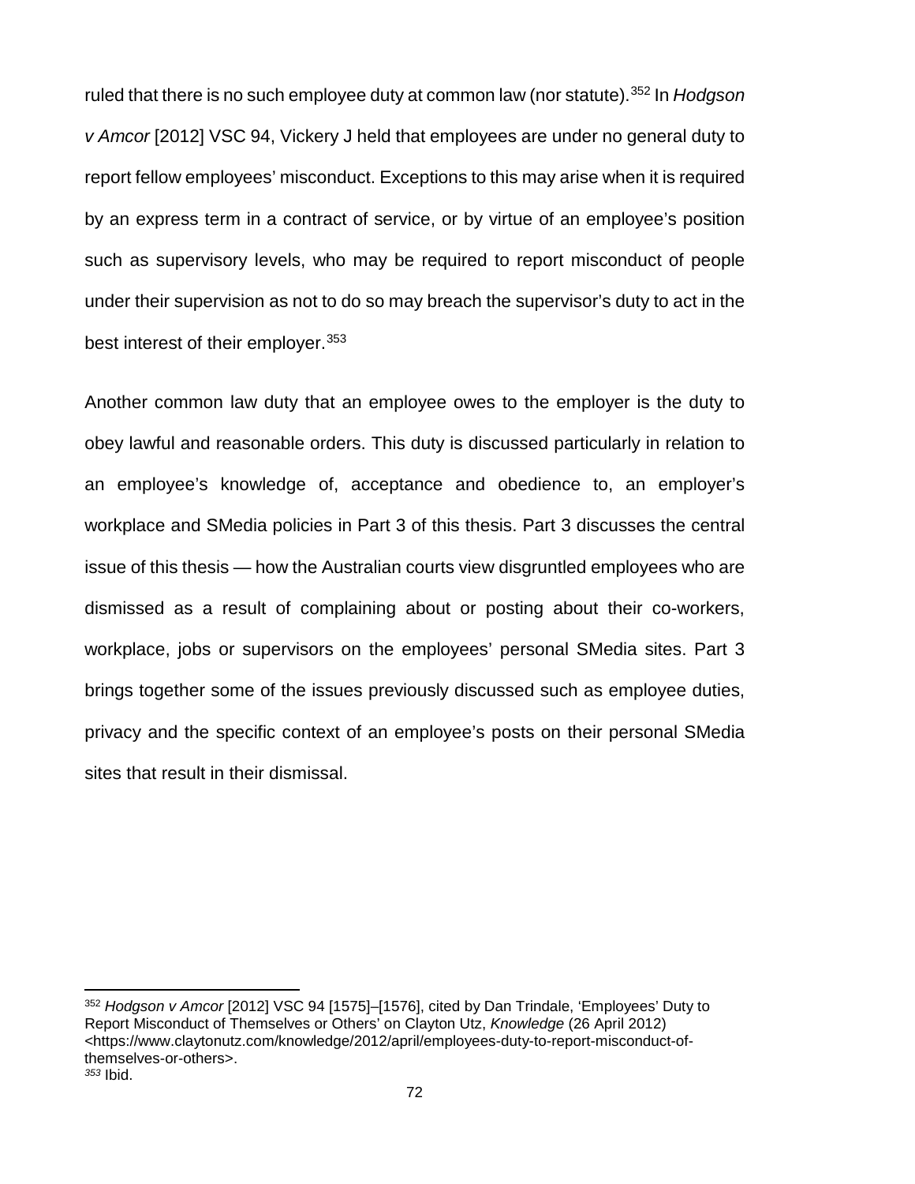ruled that there is no such employee duty at common law (nor statute).[352] In *Hodgson v Amcor* [2012] VSC 94, Vickery J held that employees are under no general duty to report fellow employees' misconduct. Exceptions to this may arise when it is required by an express term in a contract of service, or by virtue of an employee's position such as supervisory levels, who may be required to report misconduct of people under their supervision as not to do so may breach the supervisor's duty to act in the best interest of their employer.[353]

Another common law duty that an employee owes to the employer is the duty to obey lawful and reasonable orders. This duty is discussed particularly in relation to an employee's knowledge of, acceptance and obedience to, an employer's workplace and SMedia policies in Part 3 of this thesis. Part 3 discusses the central issue of this thesis — how the Australian courts view disgruntled employees who are dismissed as a result of complaining about or posting about their co-workers, workplace, jobs or supervisors on the employees' personal SMedia sites. Part 3 brings together some of the issues previously discussed such as employee duties, privacy and the specific context of an employee's posts on their personal SMedia sites that result in their dismissal.

---

[352] *Hodgson v Amcor* [2012] VSC 94 [1575]–[1576], cited by Dan Trindale, 'Employees' Duty to Report Misconduct of Themselves or Others' on Clayton Utz, *Knowledge* (26 April 2012) <https://www.claytonutz.com/knowledge/2012/april/employees-duty-to-report-misconduct-of-themselves-or-others>.

[353] Ibid.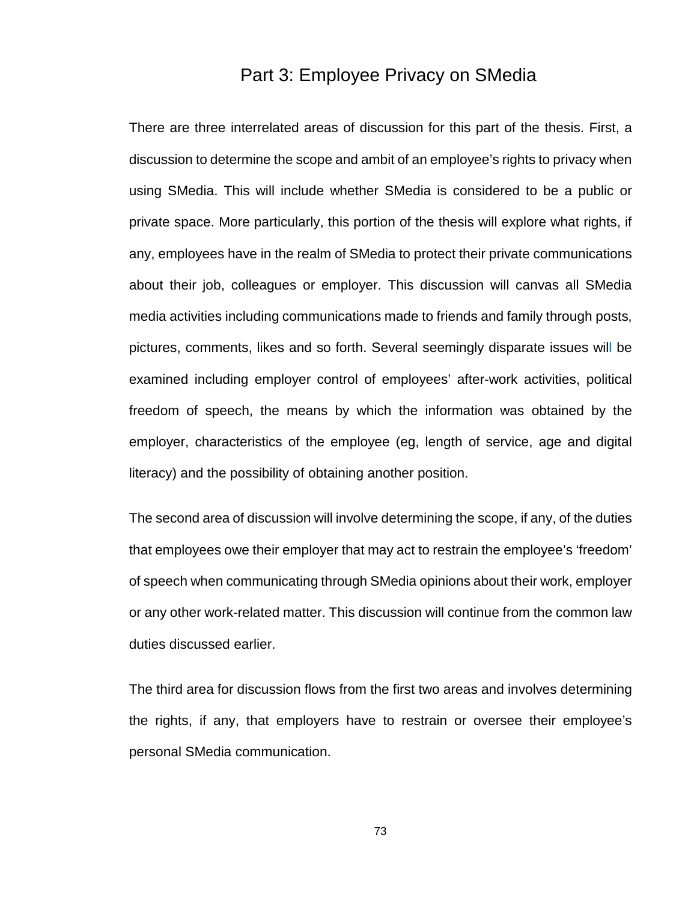# Part 3: Employee Privacy on SMedia

There are three interrelated areas of discussion for this part of the thesis. First, a discussion to determine the scope and ambit of an employee's rights to privacy when using SMedia. This will include whether SMedia is considered to be a public or private space. More particularly, this portion of the thesis will explore what rights, if any, employees have in the realm of SMedia to protect their private communications about their job, colleagues or employer. This discussion will canvas all SMedia media activities including communications made to friends and family through posts, pictures, comments, likes and so forth. Several seemingly disparate issues will be examined including employer control of employees' after-work activities, political freedom of speech, the means by which the information was obtained by the employer, characteristics of the employee (eg, length of service, age and digital literacy) and the possibility of obtaining another position.

The second area of discussion will involve determining the scope, if any, of the duties that employees owe their employer that may act to restrain the employee's 'freedom' of speech when communicating through SMedia opinions about their work, employer or any other work-related matter. This discussion will continue from the common law duties discussed earlier.

The third area for discussion flows from the first two areas and involves determining the rights, if any, that employers have to restrain or oversee their employee's personal SMedia communication.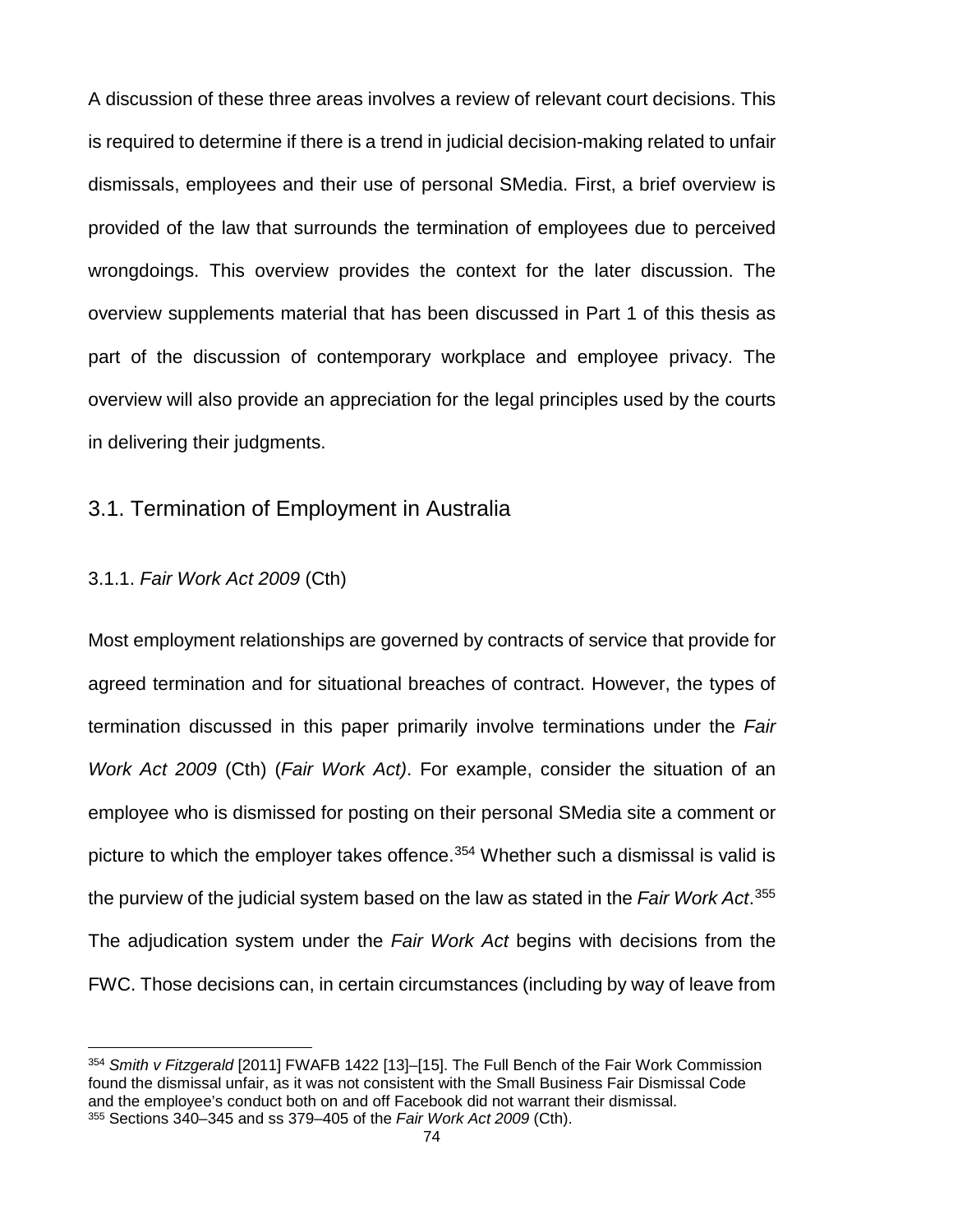A discussion of these three areas involves a review of relevant court decisions. This is required to determine if there is a trend in judicial decision-making related to unfair dismissals, employees and their use of personal SMedia. First, a brief overview is provided of the law that surrounds the termination of employees due to perceived wrongdoings. This overview provides the context for the later discussion. The overview supplements material that has been discussed in Part 1 of this thesis as part of the discussion of contemporary workplace and employee privacy. The overview will also provide an appreciation for the legal principles used by the courts in delivering their judgments.

## 3.1. Termination of Employment in Australia

### 3.1.1. *Fair Work Act 2009* (Cth)

Most employment relationships are governed by contracts of service that provide for agreed termination and for situational breaches of contract. However, the types of termination discussed in this paper primarily involve terminations under the *Fair Work Act 2009* (Cth) (*Fair Work Act)*. For example, consider the situation of an employee who is dismissed for posting on their personal SMedia site a comment or picture to which the employer takes offence.[354] Whether such a dismissal is valid is the purview of the judicial system based on the law as stated in the *Fair Work Act*.[355] The adjudication system under the *Fair Work Act* begins with decisions from the FWC. Those decisions can, in certain circumstances (including by way of leave from

---

[354] *Smith v Fitzgerald* [2011] FWAFB 1422 [13]–[15]. The Full Bench of the Fair Work Commission found the dismissal unfair, as it was not consistent with the Small Business Fair Dismissal Code and the employee's conduct both on and off Facebook did not warrant their dismissal.

[355] Sections 340–345 and ss 379–405 of the *Fair Work Act 2009* (Cth).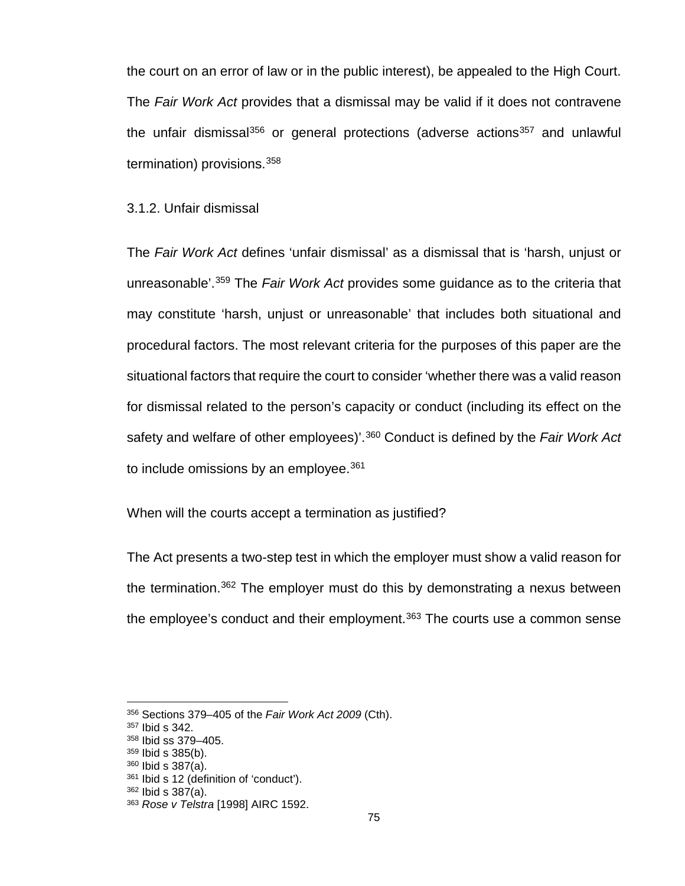the court on an error of law or in the public interest), be appealed to the High Court. The *Fair Work Act* provides that a dismissal may be valid if it does not contravene the unfair dismissal[356] or general protections (adverse actions[357] and unlawful termination) provisions.[358]

### 3.1.2. Unfair dismissal

The *Fair Work Act* defines 'unfair dismissal' as a dismissal that is 'harsh, unjust or unreasonable'.[359] The *Fair Work Act* provides some guidance as to the criteria that may constitute 'harsh, unjust or unreasonable' that includes both situational and procedural factors. The most relevant criteria for the purposes of this paper are the situational factors that require the court to consider 'whether there was a valid reason for dismissal related to the person's capacity or conduct (including its effect on the safety and welfare of other employees)'.[360] Conduct is defined by the *Fair Work Act* to include omissions by an employee.[361]

When will the courts accept a termination as justified?

The Act presents a two-step test in which the employer must show a valid reason for the termination.[362] The employer must do this by demonstrating a nexus between the employee's conduct and their employment.[363] The courts use a common sense

---

[356] Sections 379–405 of the *Fair Work Act 2009* (Cth).
[357] Ibid s 342.
[358] Ibid ss 379–405.
[359] Ibid s 385(b).
[360] Ibid s 387(a).
[361] Ibid s 12 (definition of 'conduct').
[362] Ibid s 387(a).
[363] *Rose v Telstra* [1998] AIRC 1592.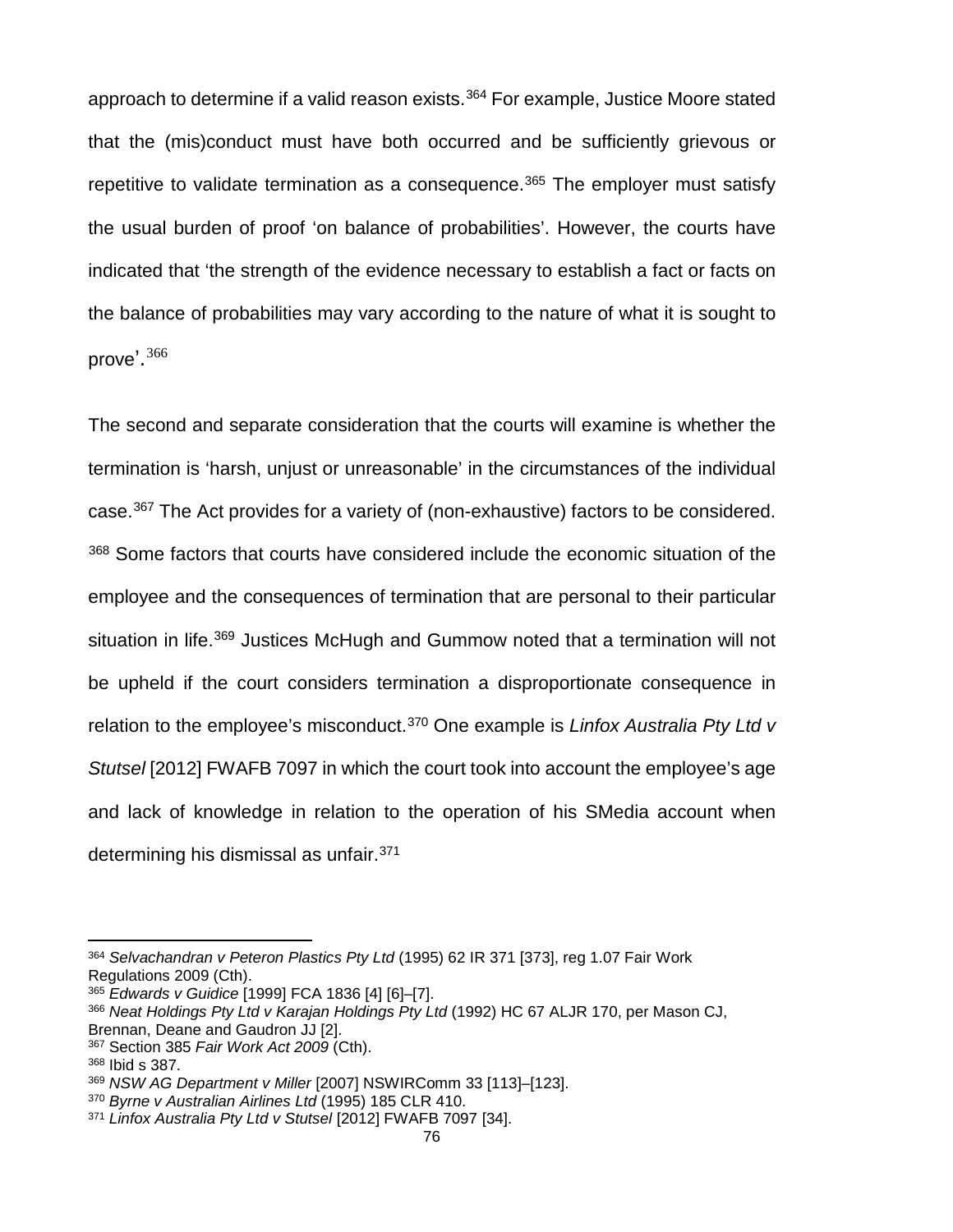approach to determine if a valid reason exists.[364] For example, Justice Moore stated that the (mis)conduct must have both occurred and be sufficiently grievous or repetitive to validate termination as a consequence.[365] The employer must satisfy the usual burden of proof 'on balance of probabilities'. However, the courts have indicated that 'the strength of the evidence necessary to establish a fact or facts on the balance of probabilities may vary according to the nature of what it is sought to prove'.[366]

The second and separate consideration that the courts will examine is whether the termination is 'harsh, unjust or unreasonable' in the circumstances of the individual case.[367] The Act provides for a variety of (non-exhaustive) factors to be considered. [368] Some factors that courts have considered include the economic situation of the employee and the consequences of termination that are personal to their particular situation in life.[369] Justices McHugh and Gummow noted that a termination will not be upheld if the court considers termination a disproportionate consequence in relation to the employee's misconduct.[370] One example is *Linfox Australia Pty Ltd v Stutsel* [2012] FWAFB 7097 in which the court took into account the employee's age and lack of knowledge in relation to the operation of his SMedia account when determining his dismissal as unfair.[371]

---

[364] *Selvachandran v Peteron Plastics Pty Ltd* (1995) 62 IR 371 [373], reg 1.07 Fair Work Regulations 2009 (Cth).

[365] *Edwards v Guidice* [1999] FCA 1836 [4] [6]–[7].

[366] *Neat Holdings Pty Ltd v Karajan Holdings Pty Ltd* (1992) HC 67 ALJR 170, per Mason CJ, Brennan, Deane and Gaudron JJ [2].

[367] Section 385 *Fair Work Act 2009* (Cth).

[368] Ibid s 387.

[369] *NSW AG Department v Miller* [2007] NSWIRComm 33 [113]–[123].

[370] *Byrne v Australian Airlines Ltd* (1995) 185 CLR 410.

[371] *Linfox Australia Pty Ltd v Stutsel* [2012] FWAFB 7097 [34].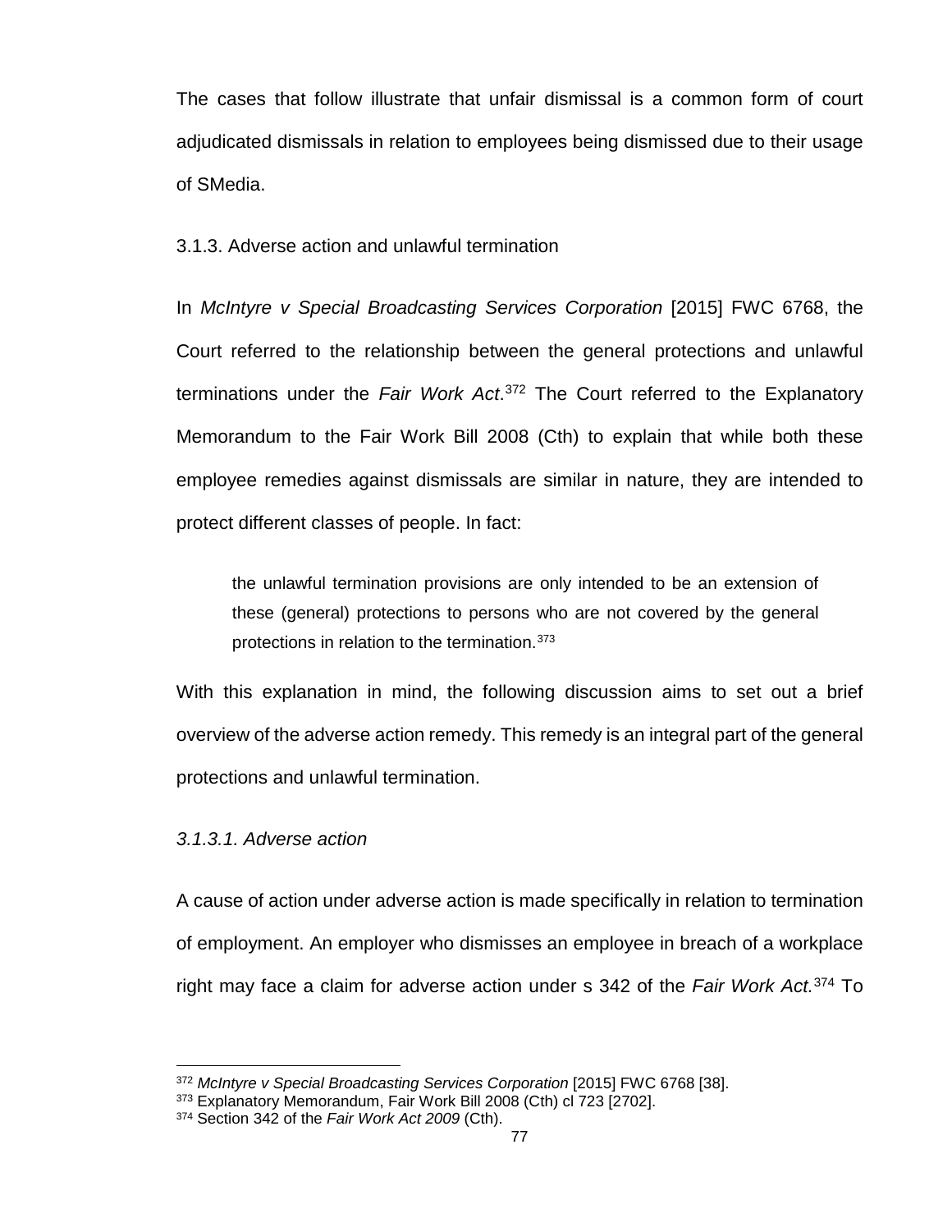The cases that follow illustrate that unfair dismissal is a common form of court adjudicated dismissals in relation to employees being dismissed due to their usage of SMedia.

### 3.1.3. Adverse action and unlawful termination

In *McIntyre v Special Broadcasting Services Corporation* [2015] FWC 6768, the Court referred to the relationship between the general protections and unlawful terminations under the *Fair Work Act*.[372] The Court referred to the Explanatory Memorandum to the Fair Work Bill 2008 (Cth) to explain that while both these employee remedies against dismissals are similar in nature, they are intended to protect different classes of people. In fact:

> the unlawful termination provisions are only intended to be an extension of these (general) protections to persons who are not covered by the general protections in relation to the termination.[373]

With this explanation in mind, the following discussion aims to set out a brief overview of the adverse action remedy. This remedy is an integral part of the general protections and unlawful termination.

#### *3.1.3.1. Adverse action*

A cause of action under adverse action is made specifically in relation to termination of employment. An employer who dismisses an employee in breach of a workplace right may face a claim for adverse action under s 342 of the *Fair Work Act.*[374] To

---

[372] *McIntyre v Special Broadcasting Services Corporation* [2015] FWC 6768 [38].

[373] Explanatory Memorandum, Fair Work Bill 2008 (Cth) cl 723 [2702].

[374] Section 342 of the *Fair Work Act 2009* (Cth).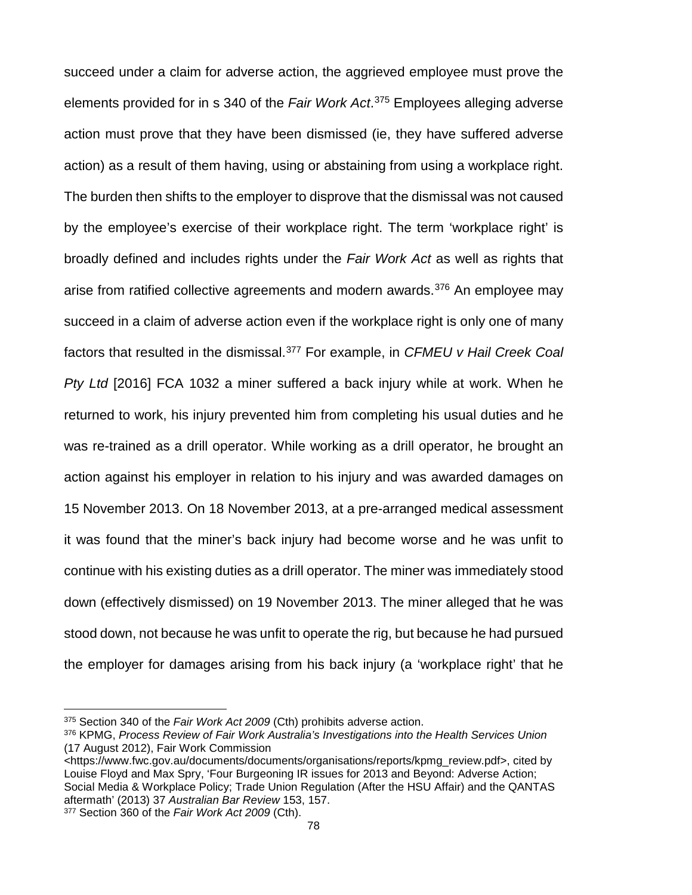succeed under a claim for adverse action, the aggrieved employee must prove the elements provided for in s 340 of the *Fair Work Act*.[375] Employees alleging adverse action must prove that they have been dismissed (ie, they have suffered adverse action) as a result of them having, using or abstaining from using a workplace right. The burden then shifts to the employer to disprove that the dismissal was not caused by the employee's exercise of their workplace right. The term 'workplace right' is broadly defined and includes rights under the *Fair Work Act* as well as rights that arise from ratified collective agreements and modern awards.[376] An employee may succeed in a claim of adverse action even if the workplace right is only one of many factors that resulted in the dismissal.[377] For example, in *CFMEU v Hail Creek Coal Pty Ltd* [2016] FCA 1032 a miner suffered a back injury while at work. When he returned to work, his injury prevented him from completing his usual duties and he was re-trained as a drill operator. While working as a drill operator, he brought an action against his employer in relation to his injury and was awarded damages on 15 November 2013. On 18 November 2013, at a pre-arranged medical assessment it was found that the miner's back injury had become worse and he was unfit to continue with his existing duties as a drill operator. The miner was immediately stood down (effectively dismissed) on 19 November 2013. The miner alleged that he was stood down, not because he was unfit to operate the rig, but because he had pursued the employer for damages arising from his back injury (a 'workplace right' that he

---

[375] Section 340 of the *Fair Work Act 2009* (Cth) prohibits adverse action.

[376] KPMG, *Process Review of Fair Work Australia's Investigations into the Health Services Union* (17 August 2012), Fair Work Commission <https://www.fwc.gov.au/documents/documents/organisations/reports/kpmg_review.pdf>, cited by Louise Floyd and Max Spry, 'Four Burgeoning IR issues for 2013 and Beyond: Adverse Action; Social Media & Workplace Policy; Trade Union Regulation (After the HSU Affair) and the QANTAS aftermath' (2013) 37 *Australian Bar Review* 153, 157.

[377] Section 360 of the *Fair Work Act 2009* (Cth).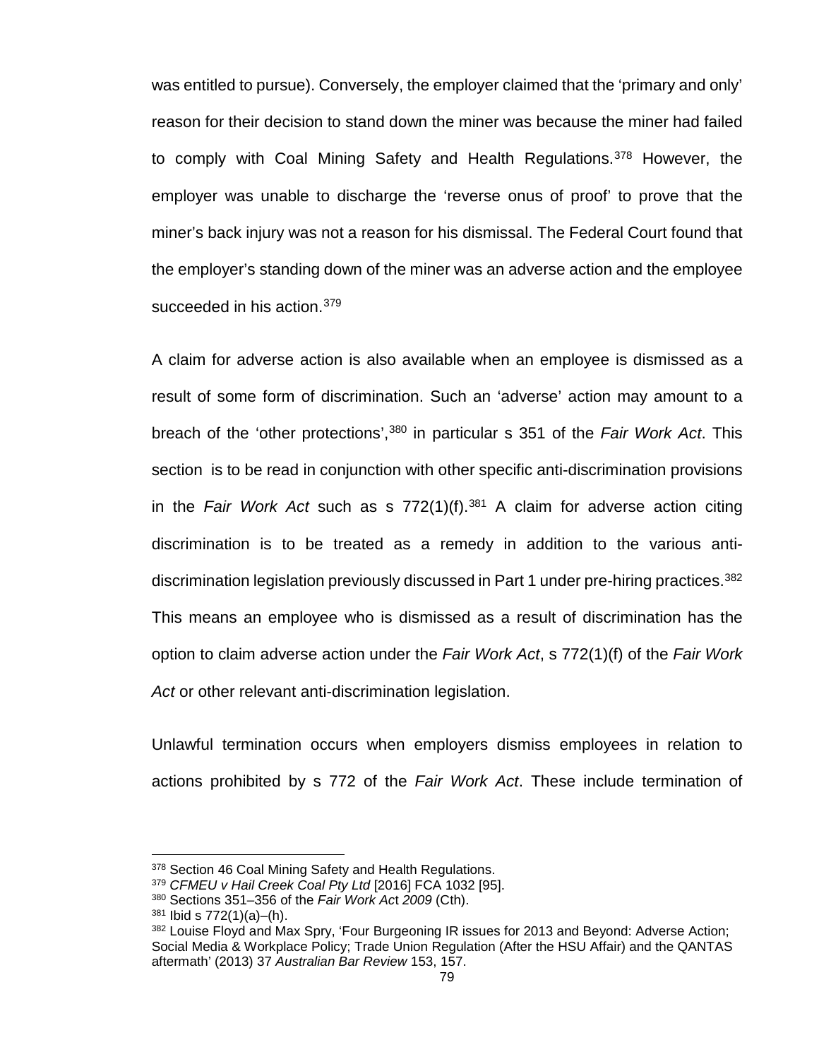was entitled to pursue). Conversely, the employer claimed that the 'primary and only' reason for their decision to stand down the miner was because the miner had failed to comply with Coal Mining Safety and Health Regulations.[378] However, the employer was unable to discharge the 'reverse onus of proof' to prove that the miner's back injury was not a reason for his dismissal. The Federal Court found that the employer's standing down of the miner was an adverse action and the employee succeeded in his action.[379]

A claim for adverse action is also available when an employee is dismissed as a result of some form of discrimination. Such an 'adverse' action may amount to a breach of the 'other protections',[380] in particular s 351 of the *Fair Work Act*. This section is to be read in conjunction with other specific anti-discrimination provisions in the *Fair Work Act* such as s 772(1)(f).[381] A claim for adverse action citing discrimination is to be treated as a remedy in addition to the various anti-discrimination legislation previously discussed in Part 1 under pre-hiring practices.[382] This means an employee who is dismissed as a result of discrimination has the option to claim adverse action under the *Fair Work Act*, s 772(1)(f) of the *Fair Work Act* or other relevant anti-discrimination legislation.

Unlawful termination occurs when employers dismiss employees in relation to actions prohibited by s 772 of the *Fair Work Act*. These include termination of

---

[378] Section 46 Coal Mining Safety and Health Regulations.

[379] *CFMEU v Hail Creek Coal Pty Ltd* [2016] FCA 1032 [95].

[380] Sections 351–356 of the *Fair Work Act 2009* (Cth).

[381] Ibid s 772(1)(a)–(h).

[382] Louise Floyd and Max Spry, 'Four Burgeoning IR issues for 2013 and Beyond: Adverse Action; Social Media & Workplace Policy; Trade Union Regulation (After the HSU Affair) and the QANTAS aftermath' (2013) 37 *Australian Bar Review* 153, 157.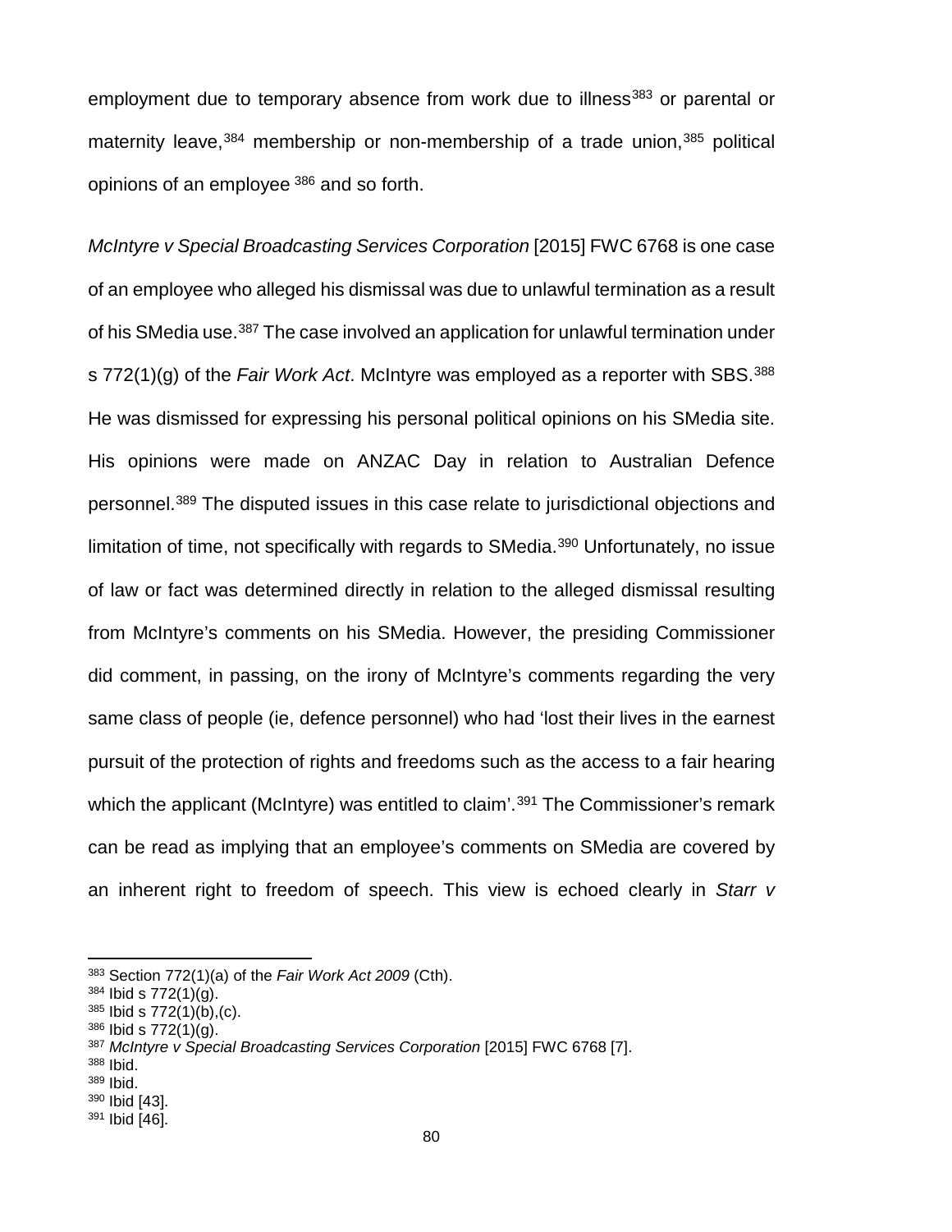employment due to temporary absence from work due to illness[383] or parental or maternity leave,[384] membership or non-membership of a trade union,[385] political opinions of an employee [386] and so forth.

*McIntyre v Special Broadcasting Services Corporation* [2015] FWC 6768 is one case of an employee who alleged his dismissal was due to unlawful termination as a result of his SMedia use.[387] The case involved an application for unlawful termination under s 772(1)(g) of the *Fair Work Act*. McIntyre was employed as a reporter with SBS.[388] He was dismissed for expressing his personal political opinions on his SMedia site. His opinions were made on ANZAC Day in relation to Australian Defence personnel.[389] The disputed issues in this case relate to jurisdictional objections and limitation of time, not specifically with regards to SMedia.[390] Unfortunately, no issue of law or fact was determined directly in relation to the alleged dismissal resulting from McIntyre's comments on his SMedia. However, the presiding Commissioner did comment, in passing, on the irony of McIntyre's comments regarding the very same class of people (ie, defence personnel) who had 'lost their lives in the earnest pursuit of the protection of rights and freedoms such as the access to a fair hearing which the applicant (McIntyre) was entitled to claim'.[391] The Commissioner's remark can be read as implying that an employee's comments on SMedia are covered by an inherent right to freedom of speech. This view is echoed clearly in *Starr v*

---

[383] Section 772(1)(a) of the *Fair Work Act 2009* (Cth).
[384] Ibid s 772(1)(g).
[385] Ibid s 772(1)(b),(c).
[386] Ibid s 772(1)(g).
[387] *McIntyre v Special Broadcasting Services Corporation* [2015] FWC 6768 [7].
[388] Ibid.
[389] Ibid.
[390] Ibid [43].
[391] Ibid [46].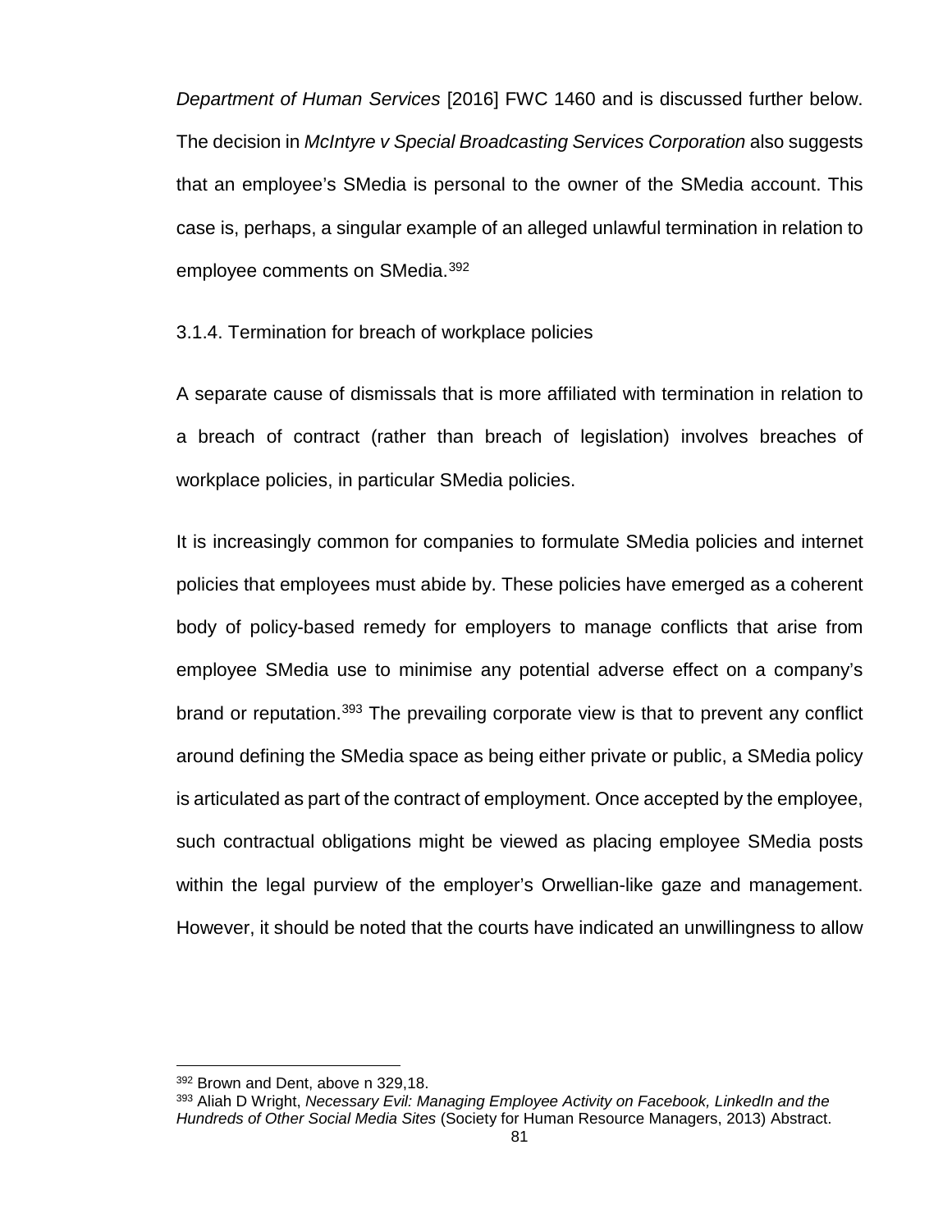*Department of Human Services* [2016] FWC 1460 and is discussed further below. The decision in *McIntyre v Special Broadcasting Services Corporation* also suggests that an employee's SMedia is personal to the owner of the SMedia account. This case is, perhaps, a singular example of an alleged unlawful termination in relation to employee comments on SMedia.[392]

### 3.1.4. Termination for breach of workplace policies

A separate cause of dismissals that is more affiliated with termination in relation to a breach of contract (rather than breach of legislation) involves breaches of workplace policies, in particular SMedia policies.

It is increasingly common for companies to formulate SMedia policies and internet policies that employees must abide by. These policies have emerged as a coherent body of policy-based remedy for employers to manage conflicts that arise from employee SMedia use to minimise any potential adverse effect on a company's brand or reputation.[393] The prevailing corporate view is that to prevent any conflict around defining the SMedia space as being either private or public, a SMedia policy is articulated as part of the contract of employment. Once accepted by the employee, such contractual obligations might be viewed as placing employee SMedia posts within the legal purview of the employer's Orwellian-like gaze and management. However, it should be noted that the courts have indicated an unwillingness to allow

---

[392] Brown and Dent, above n 329,18.

[393] Aliah D Wright, *Necessary Evil: Managing Employee Activity on Facebook, LinkedIn and the Hundreds of Other Social Media Sites* (Society for Human Resource Managers, 2013) Abstract.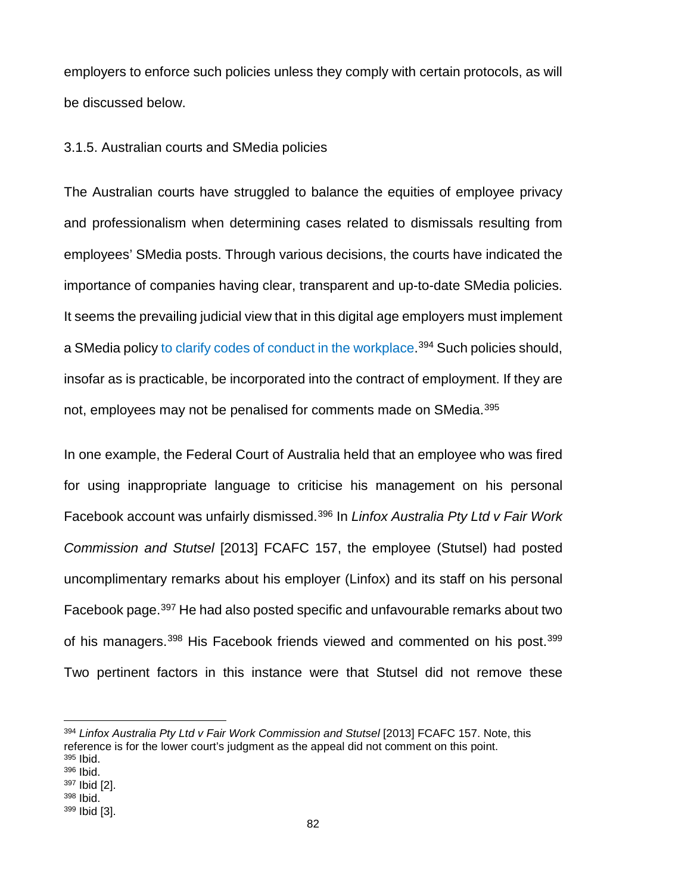employers to enforce such policies unless they comply with certain protocols, as will be discussed below.

### 3.1.5. Australian courts and SMedia policies

The Australian courts have struggled to balance the equities of employee privacy and professionalism when determining cases related to dismissals resulting from employees' SMedia posts. Through various decisions, the courts have indicated the importance of companies having clear, transparent and up-to-date SMedia policies. It seems the prevailing judicial view that in this digital age employers must implement a SMedia policy to clarify codes of conduct in the workplace.[394] Such policies should, insofar as is practicable, be incorporated into the contract of employment. If they are not, employees may not be penalised for comments made on SMedia.[395]

In one example, the Federal Court of Australia held that an employee who was fired for using inappropriate language to criticise his management on his personal Facebook account was unfairly dismissed.[396] In *Linfox Australia Pty Ltd v Fair Work Commission and Stutsel* [2013] FCAFC 157, the employee (Stutsel) had posted uncomplimentary remarks about his employer (Linfox) and its staff on his personal Facebook page.[397] He had also posted specific and unfavourable remarks about two of his managers.[398] His Facebook friends viewed and commented on his post.[399] Two pertinent factors in this instance were that Stutsel did not remove these

---

[394] *Linfox Australia Pty Ltd v Fair Work Commission and Stutsel* [2013] FCAFC 157. Note, this reference is for the lower court's judgment as the appeal did not comment on this point.

[395] Ibid.

[396] Ibid.

[397] Ibid [2].

[398] Ibid.

[399] Ibid [3].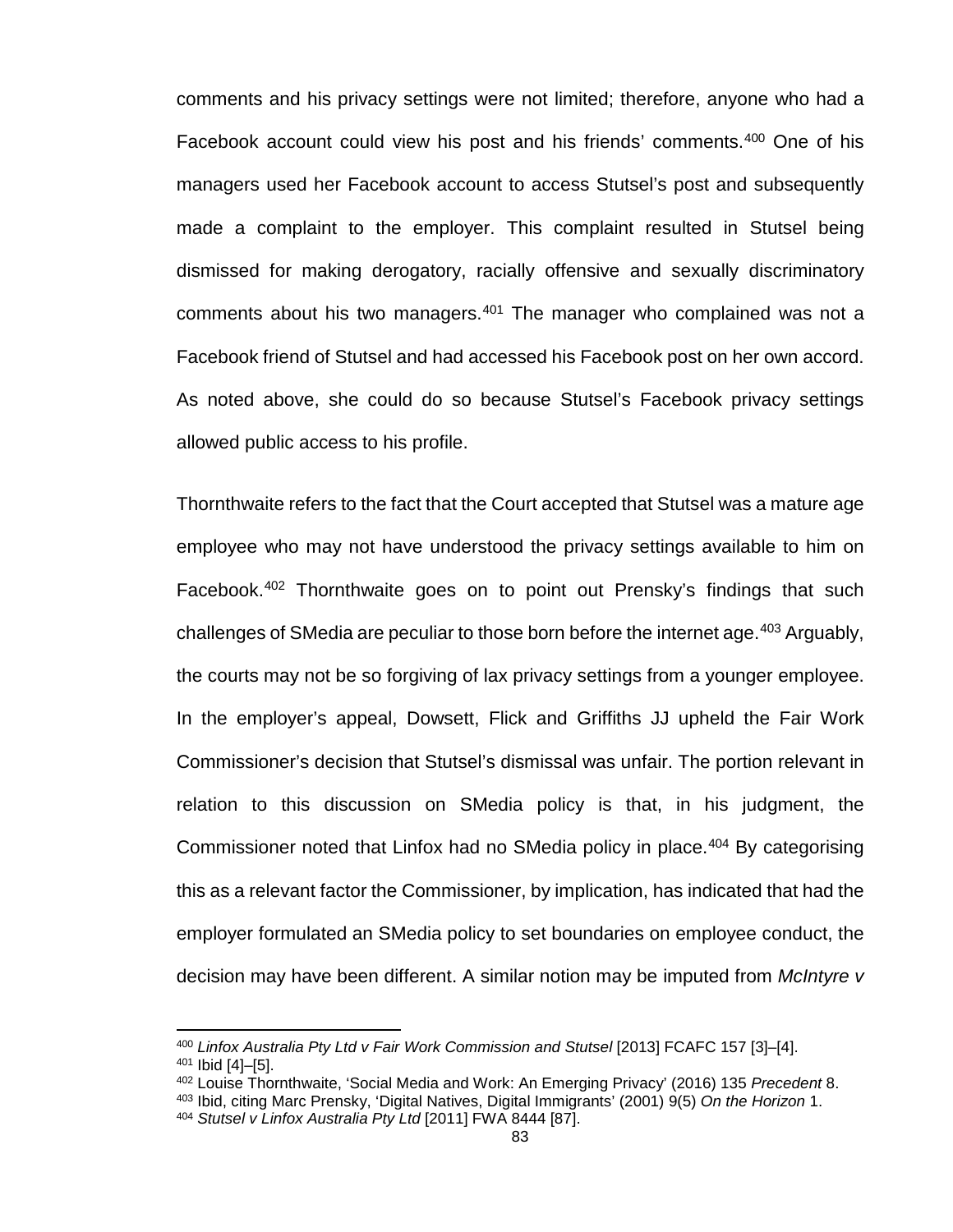comments and his privacy settings were not limited; therefore, anyone who had a Facebook account could view his post and his friends' comments.[400] One of his managers used her Facebook account to access Stutsel's post and subsequently made a complaint to the employer. This complaint resulted in Stutsel being dismissed for making derogatory, racially offensive and sexually discriminatory comments about his two managers.[401] The manager who complained was not a Facebook friend of Stutsel and had accessed his Facebook post on her own accord. As noted above, she could do so because Stutsel's Facebook privacy settings allowed public access to his profile.

Thornthwaite refers to the fact that the Court accepted that Stutsel was a mature age employee who may not have understood the privacy settings available to him on Facebook.[402] Thornthwaite goes on to point out Prensky's findings that such challenges of SMedia are peculiar to those born before the internet age.[403] Arguably, the courts may not be so forgiving of lax privacy settings from a younger employee. In the employer's appeal, Dowsett, Flick and Griffiths JJ upheld the Fair Work Commissioner's decision that Stutsel's dismissal was unfair. The portion relevant in relation to this discussion on SMedia policy is that, in his judgment, the Commissioner noted that Linfox had no SMedia policy in place.[404] By categorising this as a relevant factor the Commissioner, by implication, has indicated that had the employer formulated an SMedia policy to set boundaries on employee conduct, the decision may have been different. A similar notion may be imputed from *McIntyre v*

---

[400] *Linfox Australia Pty Ltd v Fair Work Commission and Stutsel* [2013] FCAFC 157 [3]–[4].

[401] Ibid [4]–[5].

[402] Louise Thornthwaite, 'Social Media and Work: An Emerging Privacy' (2016) 135 *Precedent* 8.

[403] Ibid, citing Marc Prensky, 'Digital Natives, Digital Immigrants' (2001) 9(5) *On the Horizon* 1.

[404] *Stutsel v Linfox Australia Pty Ltd* [2011] FWA 8444 [87].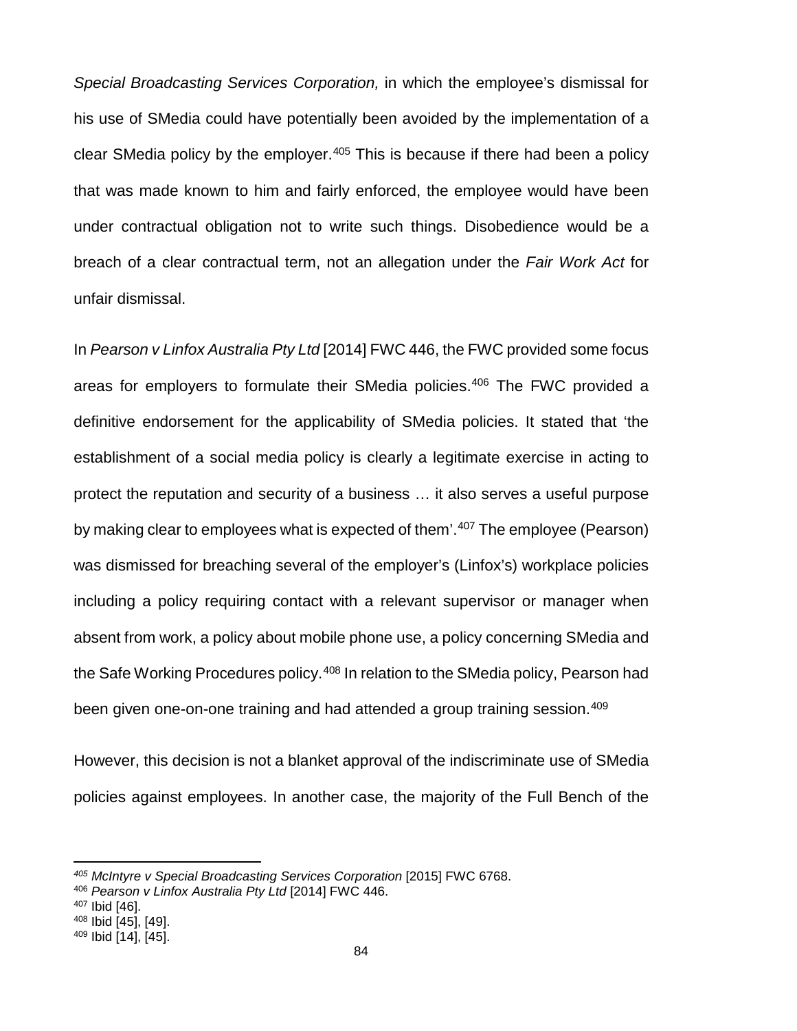*Special Broadcasting Services Corporation,* in which the employee's dismissal for his use of SMedia could have potentially been avoided by the implementation of a clear SMedia policy by the employer.[405] This is because if there had been a policy that was made known to him and fairly enforced, the employee would have been under contractual obligation not to write such things. Disobedience would be a breach of a clear contractual term, not an allegation under the *Fair Work Act* for unfair dismissal.

In *Pearson v Linfox Australia Pty Ltd* [2014] FWC 446, the FWC provided some focus areas for employers to formulate their SMedia policies.[406] The FWC provided a definitive endorsement for the applicability of SMedia policies. It stated that 'the establishment of a social media policy is clearly a legitimate exercise in acting to protect the reputation and security of a business … it also serves a useful purpose by making clear to employees what is expected of them'.[407] The employee (Pearson) was dismissed for breaching several of the employer's (Linfox's) workplace policies including a policy requiring contact with a relevant supervisor or manager when absent from work, a policy about mobile phone use, a policy concerning SMedia and the Safe Working Procedures policy.[408] In relation to the SMedia policy, Pearson had been given one-on-one training and had attended a group training session.[409]

However, this decision is not a blanket approval of the indiscriminate use of SMedia policies against employees. In another case, the majority of the Full Bench of the

---

[405] *McIntyre v Special Broadcasting Services Corporation* [2015] FWC 6768.

[406] *Pearson v Linfox Australia Pty Ltd* [2014] FWC 446.

[407] Ibid [46].

[408] Ibid [45], [49].

[409] Ibid [14], [45].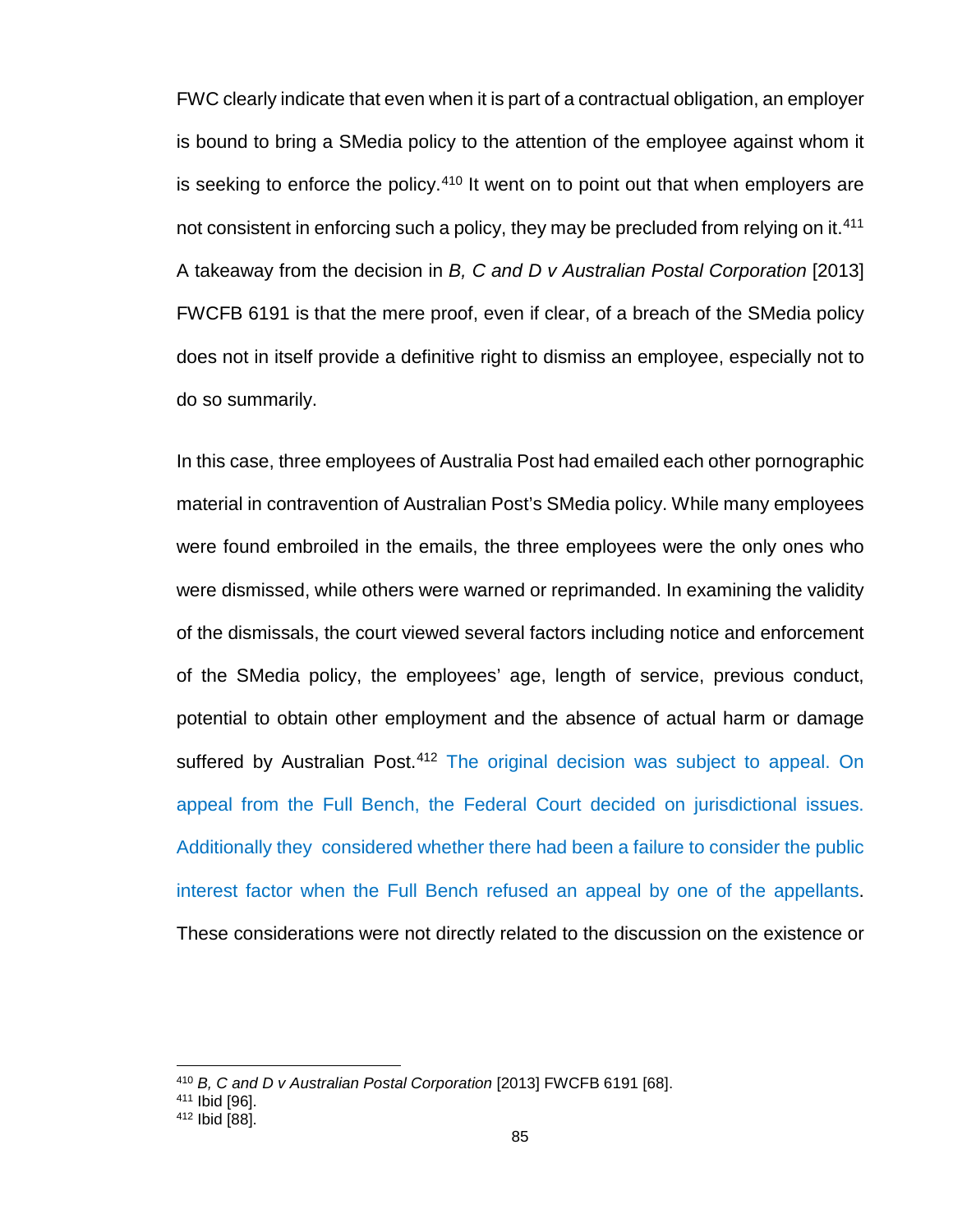FWC clearly indicate that even when it is part of a contractual obligation, an employer is bound to bring a SMedia policy to the attention of the employee against whom it is seeking to enforce the policy.[410] It went on to point out that when employers are not consistent in enforcing such a policy, they may be precluded from relying on it.[411] A takeaway from the decision in *B, C and D v Australian Postal Corporation* [2013] FWCFB 6191 is that the mere proof, even if clear, of a breach of the SMedia policy does not in itself provide a definitive right to dismiss an employee, especially not to do so summarily.

In this case, three employees of Australia Post had emailed each other pornographic material in contravention of Australian Post's SMedia policy. While many employees were found embroiled in the emails, the three employees were the only ones who were dismissed, while others were warned or reprimanded. In examining the validity of the dismissals, the court viewed several factors including notice and enforcement of the SMedia policy, the employees' age, length of service, previous conduct, potential to obtain other employment and the absence of actual harm or damage suffered by Australian Post.[412] The original decision was subject to appeal. On appeal from the Full Bench, the Federal Court decided on jurisdictional issues. Additionally they considered whether there had been a failure to consider the public interest factor when the Full Bench refused an appeal by one of the appellants. These considerations were not directly related to the discussion on the existence or

---

[410] *B, C and D v Australian Postal Corporation* [2013] FWCFB 6191 [68].

[411] Ibid [96].

[412] Ibid [88].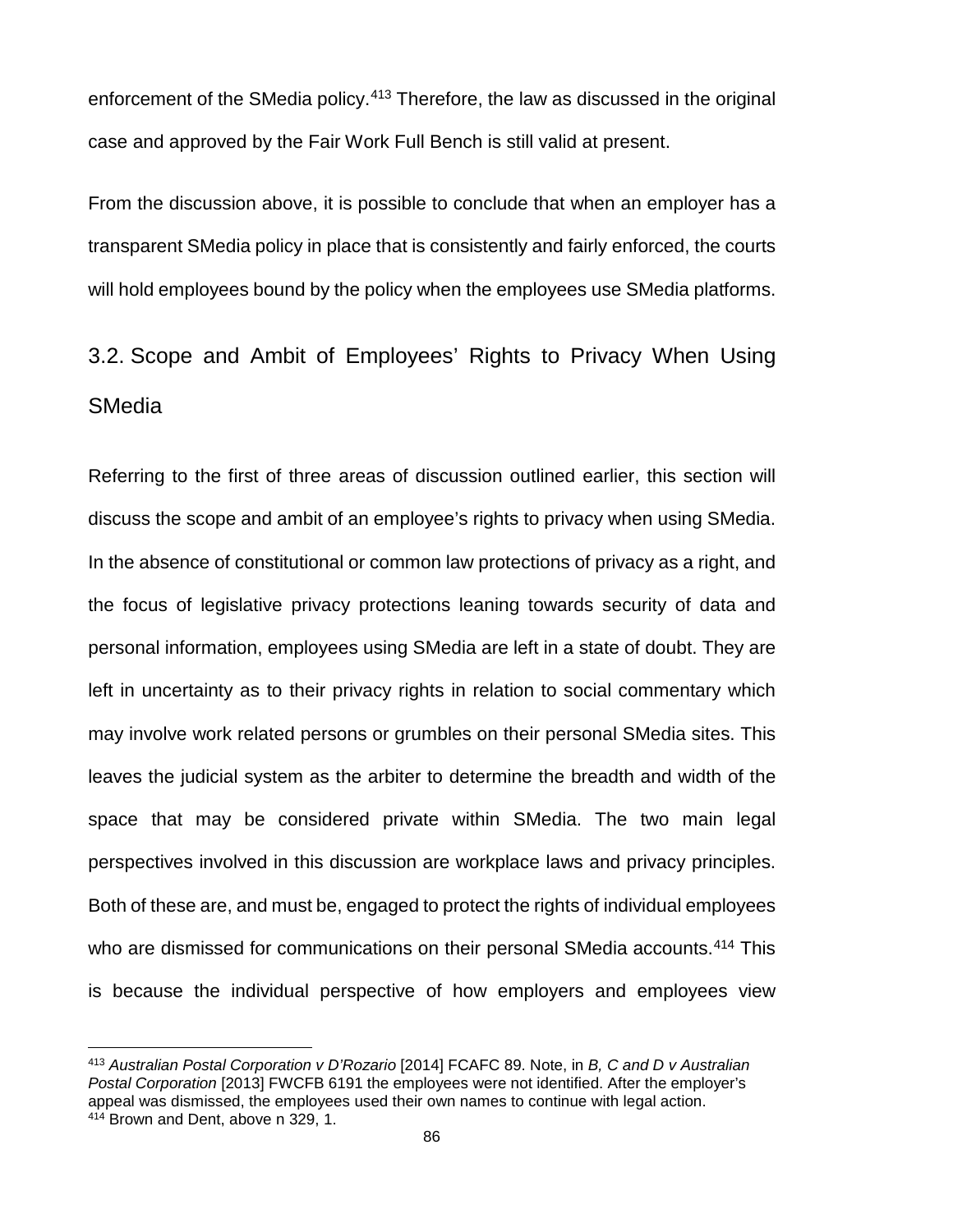enforcement of the SMedia policy.[413] Therefore, the law as discussed in the original case and approved by the Fair Work Full Bench is still valid at present.

From the discussion above, it is possible to conclude that when an employer has a transparent SMedia policy in place that is consistently and fairly enforced, the courts will hold employees bound by the policy when the employees use SMedia platforms.

## 3.2. Scope and Ambit of Employees' Rights to Privacy When Using SMedia

Referring to the first of three areas of discussion outlined earlier, this section will discuss the scope and ambit of an employee's rights to privacy when using SMedia. In the absence of constitutional or common law protections of privacy as a right, and the focus of legislative privacy protections leaning towards security of data and personal information, employees using SMedia are left in a state of doubt. They are left in uncertainty as to their privacy rights in relation to social commentary which may involve work related persons or grumbles on their personal SMedia sites. This leaves the judicial system as the arbiter to determine the breadth and width of the space that may be considered private within SMedia. The two main legal perspectives involved in this discussion are workplace laws and privacy principles. Both of these are, and must be, engaged to protect the rights of individual employees who are dismissed for communications on their personal SMedia accounts.[414] This is because the individual perspective of how employers and employees view

---

[413] *Australian Postal Corporation v D'Rozario* [2014] FCAFC 89. Note, in *B, C and D v Australian Postal Corporation* [2013] FWCFB 6191 the employees were not identified. After the employer's appeal was dismissed, the employees used their own names to continue with legal action.

[414] Brown and Dent, above n 329, 1.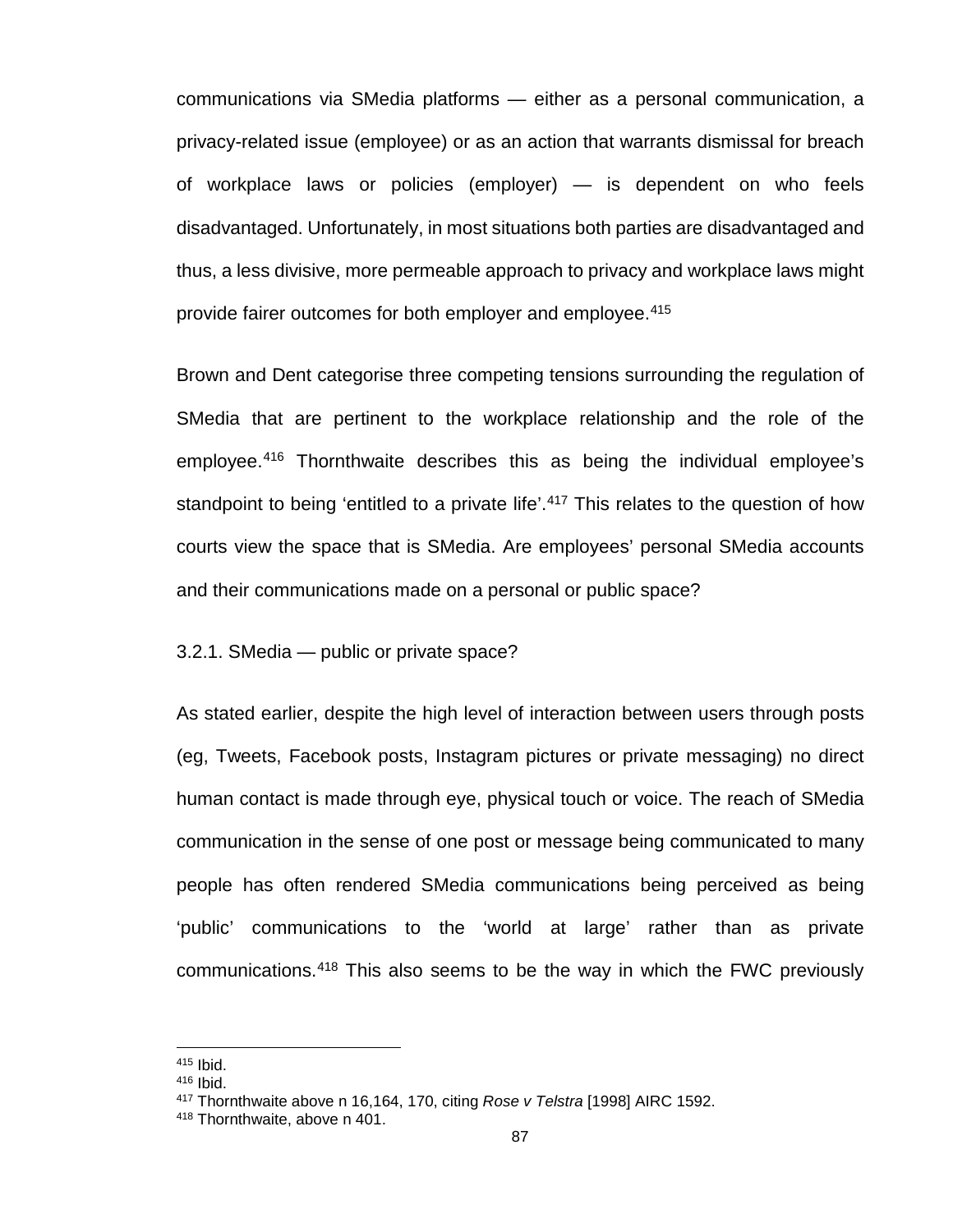communications via SMedia platforms — either as a personal communication, a privacy-related issue (employee) or as an action that warrants dismissal for breach of workplace laws or policies (employer) — is dependent on who feels disadvantaged. Unfortunately, in most situations both parties are disadvantaged and thus, a less divisive, more permeable approach to privacy and workplace laws might provide fairer outcomes for both employer and employee.[415]

Brown and Dent categorise three competing tensions surrounding the regulation of SMedia that are pertinent to the workplace relationship and the role of the employee.[416] Thornthwaite describes this as being the individual employee's standpoint to being 'entitled to a private life'.[417] This relates to the question of how courts view the space that is SMedia. Are employees' personal SMedia accounts and their communications made on a personal or public space?

### 3.2.1. SMedia — public or private space?

As stated earlier, despite the high level of interaction between users through posts (eg, Tweets, Facebook posts, Instagram pictures or private messaging) no direct human contact is made through eye, physical touch or voice. The reach of SMedia communication in the sense of one post or message being communicated to many people has often rendered SMedia communications being perceived as being 'public' communications to the 'world at large' rather than as private communications.[418] This also seems to be the way in which the FWC previously

---

[415] Ibid.

[416] Ibid.

[417] Thornthwaite above n 16,164, 170, citing *Rose v Telstra* [1998] AIRC 1592.

[418] Thornthwaite, above n 401.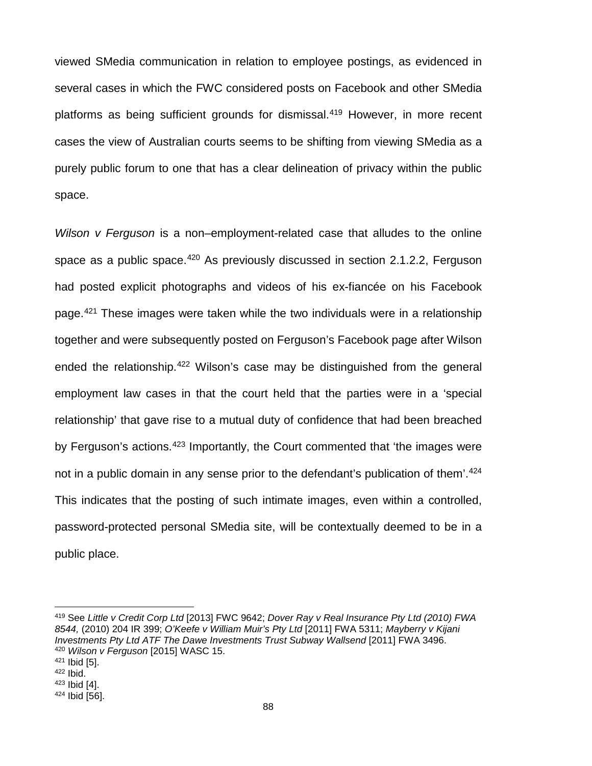viewed SMedia communication in relation to employee postings, as evidenced in several cases in which the FWC considered posts on Facebook and other SMedia platforms as being sufficient grounds for dismissal.[419] However, in more recent cases the view of Australian courts seems to be shifting from viewing SMedia as a purely public forum to one that has a clear delineation of privacy within the public space.

*Wilson v Ferguson* is a non–employment-related case that alludes to the online space as a public space.[420] As previously discussed in section 2.1.2.2, Ferguson had posted explicit photographs and videos of his ex-fiancée on his Facebook page.[421] These images were taken while the two individuals were in a relationship together and were subsequently posted on Ferguson's Facebook page after Wilson ended the relationship.[422] Wilson's case may be distinguished from the general employment law cases in that the court held that the parties were in a 'special relationship' that gave rise to a mutual duty of confidence that had been breached by Ferguson's actions.[423] Importantly, the Court commented that 'the images were not in a public domain in any sense prior to the defendant's publication of them'.[424] This indicates that the posting of such intimate images, even within a controlled, password-protected personal SMedia site, will be contextually deemed to be in a public place.

---

[419] See *Little v Credit Corp Ltd* [2013] FWC 9642; *Dover Ray v Real Insurance Pty Ltd (2010) FWA 8544,* (2010) 204 IR 399; *O'Keefe v William Muir's Pty Ltd* [2011] FWA 5311; *Mayberry v Kijani Investments Pty Ltd ATF The Dawe Investments Trust Subway Wallsend* [2011] FWA 3496.
[420] *Wilson v Ferguson* [2015] WASC 15.
[421] Ibid [5].
[422] Ibid.
[423] Ibid [4].
[424] Ibid [56].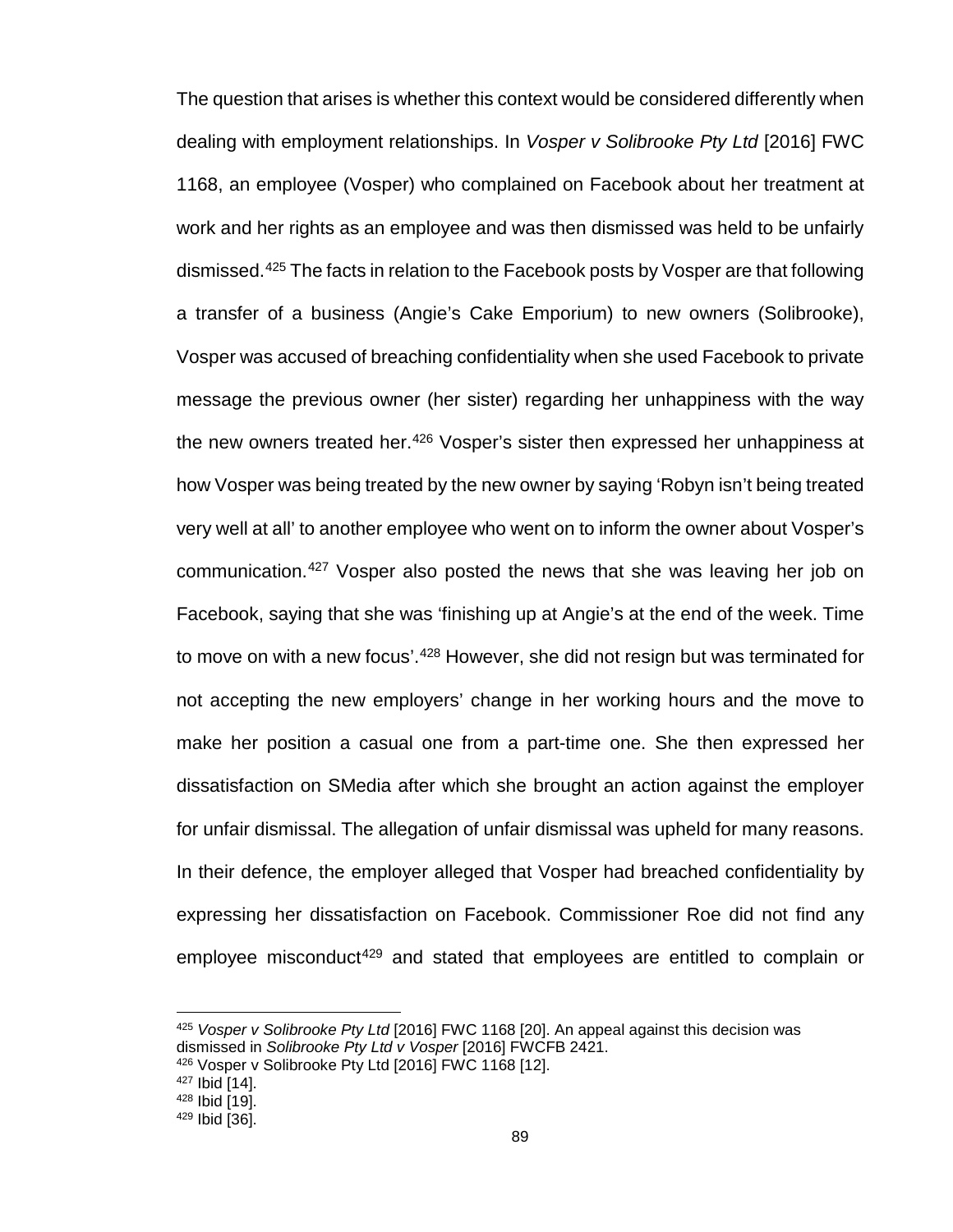The question that arises is whether this context would be considered differently when dealing with employment relationships. In *Vosper v Solibrooke Pty Ltd* [2016] FWC 1168, an employee (Vosper) who complained on Facebook about her treatment at work and her rights as an employee and was then dismissed was held to be unfairly dismissed.[425] The facts in relation to the Facebook posts by Vosper are that following a transfer of a business (Angie's Cake Emporium) to new owners (Solibrooke), Vosper was accused of breaching confidentiality when she used Facebook to private message the previous owner (her sister) regarding her unhappiness with the way the new owners treated her.[426] Vosper's sister then expressed her unhappiness at how Vosper was being treated by the new owner by saying 'Robyn isn't being treated very well at all' to another employee who went on to inform the owner about Vosper's communication.[427] Vosper also posted the news that she was leaving her job on Facebook, saying that she was 'finishing up at Angie's at the end of the week. Time to move on with a new focus'.[428] However, she did not resign but was terminated for not accepting the new employers' change in her working hours and the move to make her position a casual one from a part-time one. She then expressed her dissatisfaction on SMedia after which she brought an action against the employer for unfair dismissal. The allegation of unfair dismissal was upheld for many reasons. In their defence, the employer alleged that Vosper had breached confidentiality by expressing her dissatisfaction on Facebook. Commissioner Roe did not find any employee misconduct[429] and stated that employees are entitled to complain or

---

[425] *Vosper v Solibrooke Pty Ltd* [2016] FWC 1168 [20]. An appeal against this decision was dismissed in *Solibrooke Pty Ltd v Vosper* [2016] FWCFB 2421.
[426] Vosper v Solibrooke Pty Ltd [2016] FWC 1168 [12].
[427] Ibid [14].
[428] Ibid [19].
[429] Ibid [36].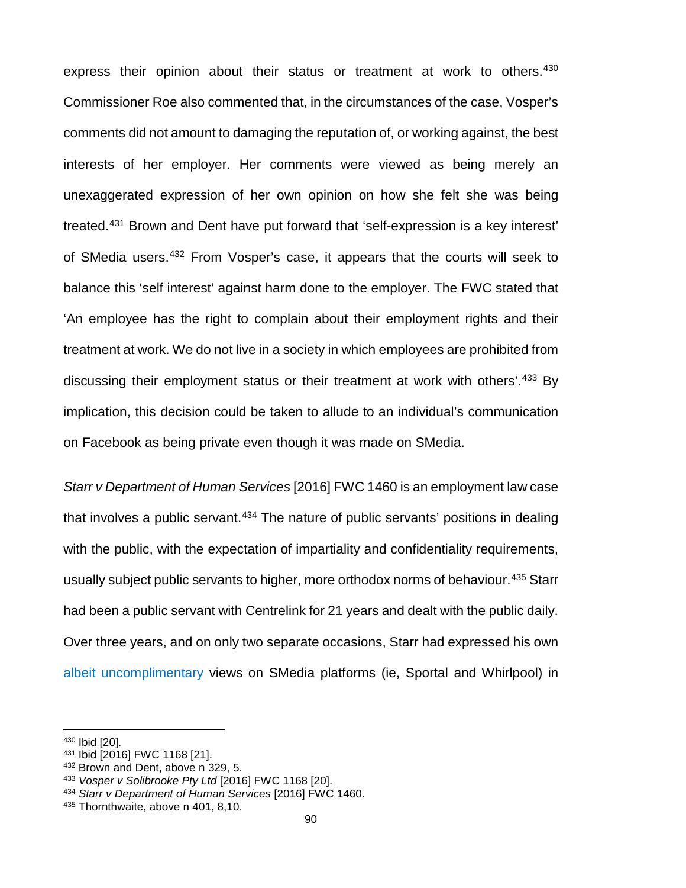express their opinion about their status or treatment at work to others.[430] Commissioner Roe also commented that, in the circumstances of the case, Vosper's comments did not amount to damaging the reputation of, or working against, the best interests of her employer. Her comments were viewed as being merely an unexaggerated expression of her own opinion on how she felt she was being treated.[431] Brown and Dent have put forward that 'self-expression is a key interest' of SMedia users.[432] From Vosper's case, it appears that the courts will seek to balance this 'self interest' against harm done to the employer. The FWC stated that 'An employee has the right to complain about their employment rights and their treatment at work. We do not live in a society in which employees are prohibited from discussing their employment status or their treatment at work with others'.[433] By implication, this decision could be taken to allude to an individual's communication on Facebook as being private even though it was made on SMedia.

*Starr v Department of Human Services* [2016] FWC 1460 is an employment law case that involves a public servant.[434] The nature of public servants' positions in dealing with the public, with the expectation of impartiality and confidentiality requirements, usually subject public servants to higher, more orthodox norms of behaviour.[435] Starr had been a public servant with Centrelink for 21 years and dealt with the public daily. Over three years, and on only two separate occasions, Starr had expressed his own albeit uncomplimentary views on SMedia platforms (ie, Sportal and Whirlpool) in

---

[430] Ibid [20].

[431] Ibid [2016] FWC 1168 [21].

[432] Brown and Dent, above n 329, 5.

[433] *Vosper v Solibrooke Pty Ltd* [2016] FWC 1168 [20].

[434] *Starr v Department of Human Services* [2016] FWC 1460.

[435] Thornthwaite, above n 401, 8,10.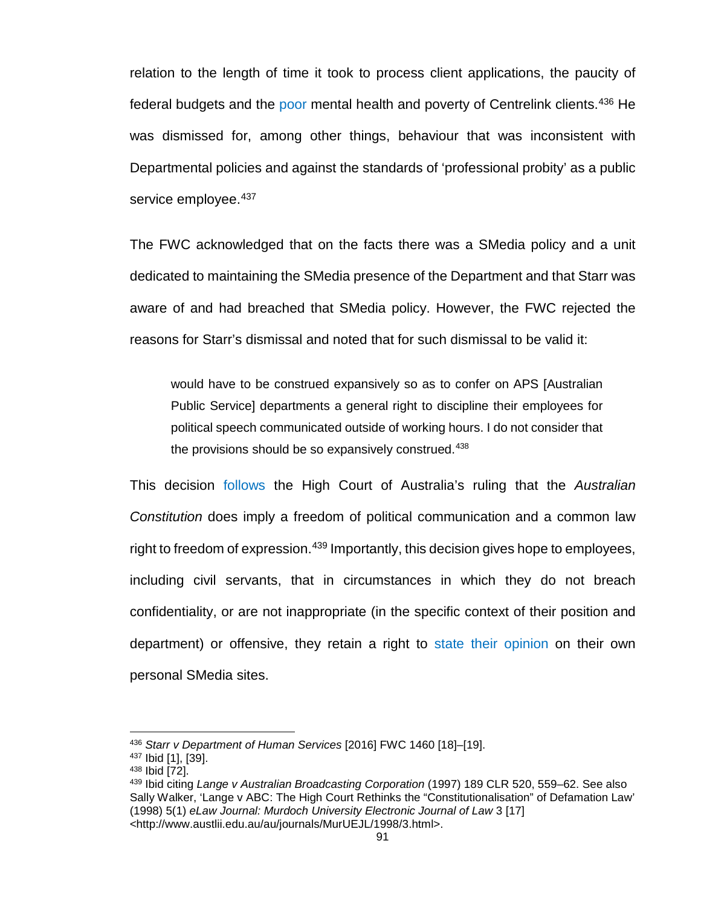relation to the length of time it took to process client applications, the paucity of federal budgets and the poor mental health and poverty of Centrelink clients.[436] He was dismissed for, among other things, behaviour that was inconsistent with Departmental policies and against the standards of 'professional probity' as a public service employee.[437]

The FWC acknowledged that on the facts there was a SMedia policy and a unit dedicated to maintaining the SMedia presence of the Department and that Starr was aware of and had breached that SMedia policy. However, the FWC rejected the reasons for Starr's dismissal and noted that for such dismissal to be valid it:

> would have to be construed expansively so as to confer on APS [Australian Public Service] departments a general right to discipline their employees for political speech communicated outside of working hours. I do not consider that the provisions should be so expansively construed.[438]

This decision follows the High Court of Australia's ruling that the *Australian Constitution* does imply a freedom of political communication and a common law right to freedom of expression.[439] Importantly, this decision gives hope to employees, including civil servants, that in circumstances in which they do not breach confidentiality, or are not inappropriate (in the specific context of their position and department) or offensive, they retain a right to state their opinion on their own personal SMedia sites.

---

[436] *Starr v Department of Human Services* [2016] FWC 1460 [18]–[19].

[437] Ibid [1], [39].

[438] Ibid [72].

[439] Ibid citing *Lange v Australian Broadcasting Corporation* (1997) 189 CLR 520, 559–62. See also Sally Walker, 'Lange v ABC: The High Court Rethinks the "Constitutionalisation" of Defamation Law' (1998) 5(1) *eLaw Journal: Murdoch University Electronic Journal of Law* 3 [17] <http://www.austlii.edu.au/au/journals/MurUEJL/1998/3.html>.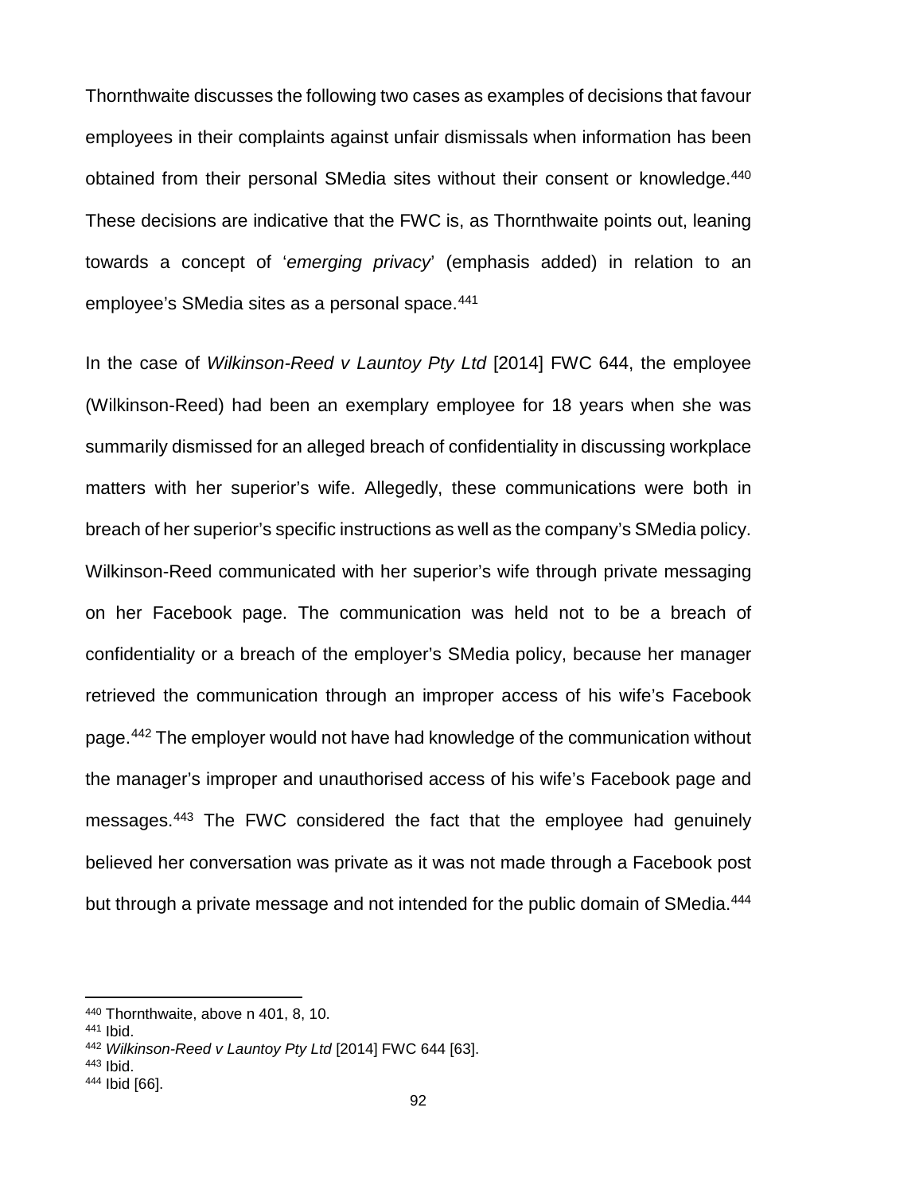Thornthwaite discusses the following two cases as examples of decisions that favour employees in their complaints against unfair dismissals when information has been obtained from their personal SMedia sites without their consent or knowledge.[440] These decisions are indicative that the FWC is, as Thornthwaite points out, leaning towards a concept of '*emerging privacy*' (emphasis added) in relation to an employee's SMedia sites as a personal space.[441]

In the case of *Wilkinson-Reed v Launtoy Pty Ltd* [2014] FWC 644, the employee (Wilkinson-Reed) had been an exemplary employee for 18 years when she was summarily dismissed for an alleged breach of confidentiality in discussing workplace matters with her superior's wife. Allegedly, these communications were both in breach of her superior's specific instructions as well as the company's SMedia policy. Wilkinson-Reed communicated with her superior's wife through private messaging on her Facebook page. The communication was held not to be a breach of confidentiality or a breach of the employer's SMedia policy, because her manager retrieved the communication through an improper access of his wife's Facebook page.[442] The employer would not have had knowledge of the communication without the manager's improper and unauthorised access of his wife's Facebook page and messages.[443] The FWC considered the fact that the employee had genuinely believed her conversation was private as it was not made through a Facebook post but through a private message and not intended for the public domain of SMedia.[444]

---

[440] Thornthwaite, above n 401, 8, 10.

[441] Ibid.

[442] *Wilkinson-Reed v Launtoy Pty Ltd* [2014] FWC 644 [63].

[443] Ibid.

[444] Ibid [66].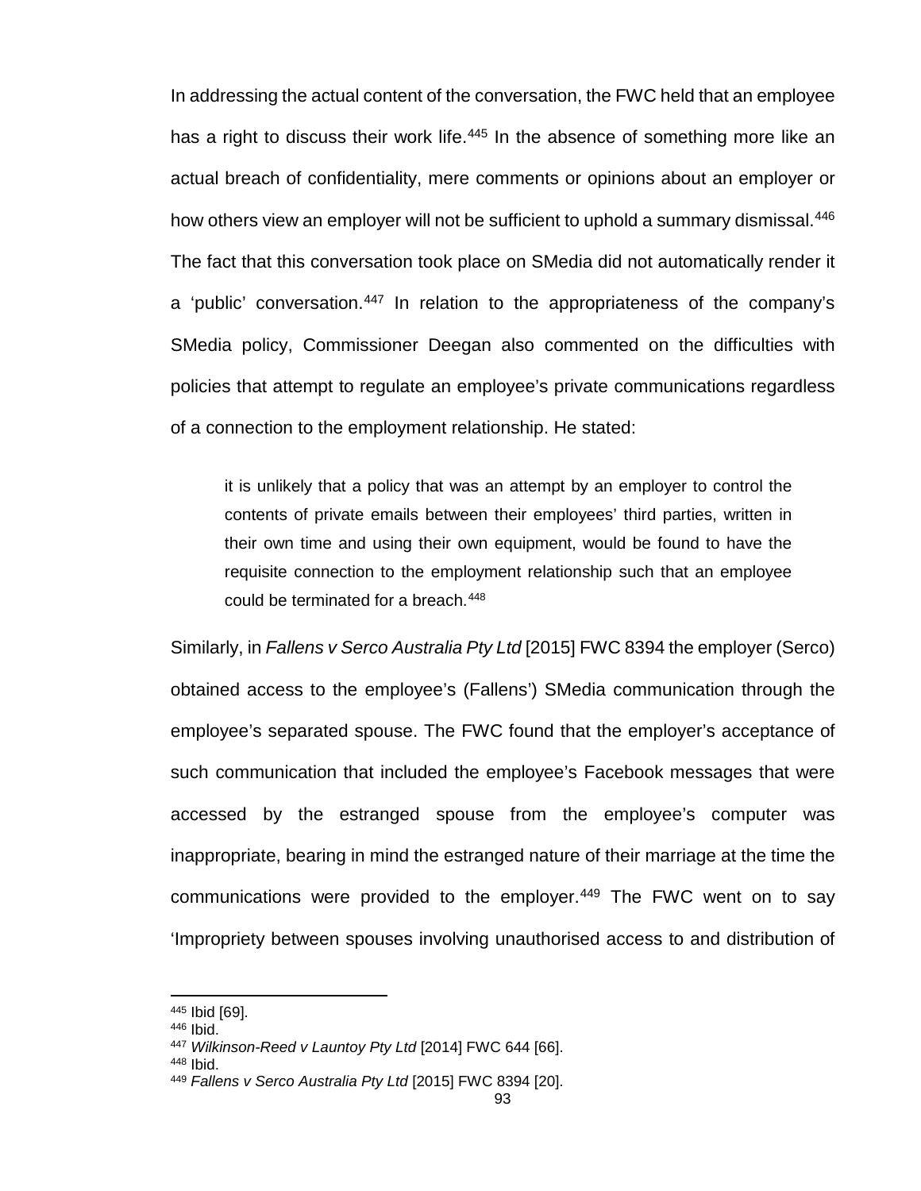In addressing the actual content of the conversation, the FWC held that an employee has a right to discuss their work life.[445] In the absence of something more like an actual breach of confidentiality, mere comments or opinions about an employer or how others view an employer will not be sufficient to uphold a summary dismissal.[446] The fact that this conversation took place on SMedia did not automatically render it a 'public' conversation.[447] In relation to the appropriateness of the company's SMedia policy, Commissioner Deegan also commented on the difficulties with policies that attempt to regulate an employee's private communications regardless of a connection to the employment relationship. He stated:

> it is unlikely that a policy that was an attempt by an employer to control the contents of private emails between their employees' third parties, written in their own time and using their own equipment, would be found to have the requisite connection to the employment relationship such that an employee could be terminated for a breach.[448]

Similarly, in *Fallens v Serco Australia Pty Ltd* [2015] FWC 8394 the employer (Serco) obtained access to the employee's (Fallens') SMedia communication through the employee's separated spouse. The FWC found that the employer's acceptance of such communication that included the employee's Facebook messages that were accessed by the estranged spouse from the employee's computer was inappropriate, bearing in mind the estranged nature of their marriage at the time the communications were provided to the employer.[449] The FWC went on to say 'Impropriety between spouses involving unauthorised access to and distribution of

---

[445] Ibid [69].
[446] Ibid.
[447] *Wilkinson-Reed v Launtoy Pty Ltd* [2014] FWC 644 [66].
[448] Ibid.
[449] *Fallens v Serco Australia Pty Ltd* [2015] FWC 8394 [20].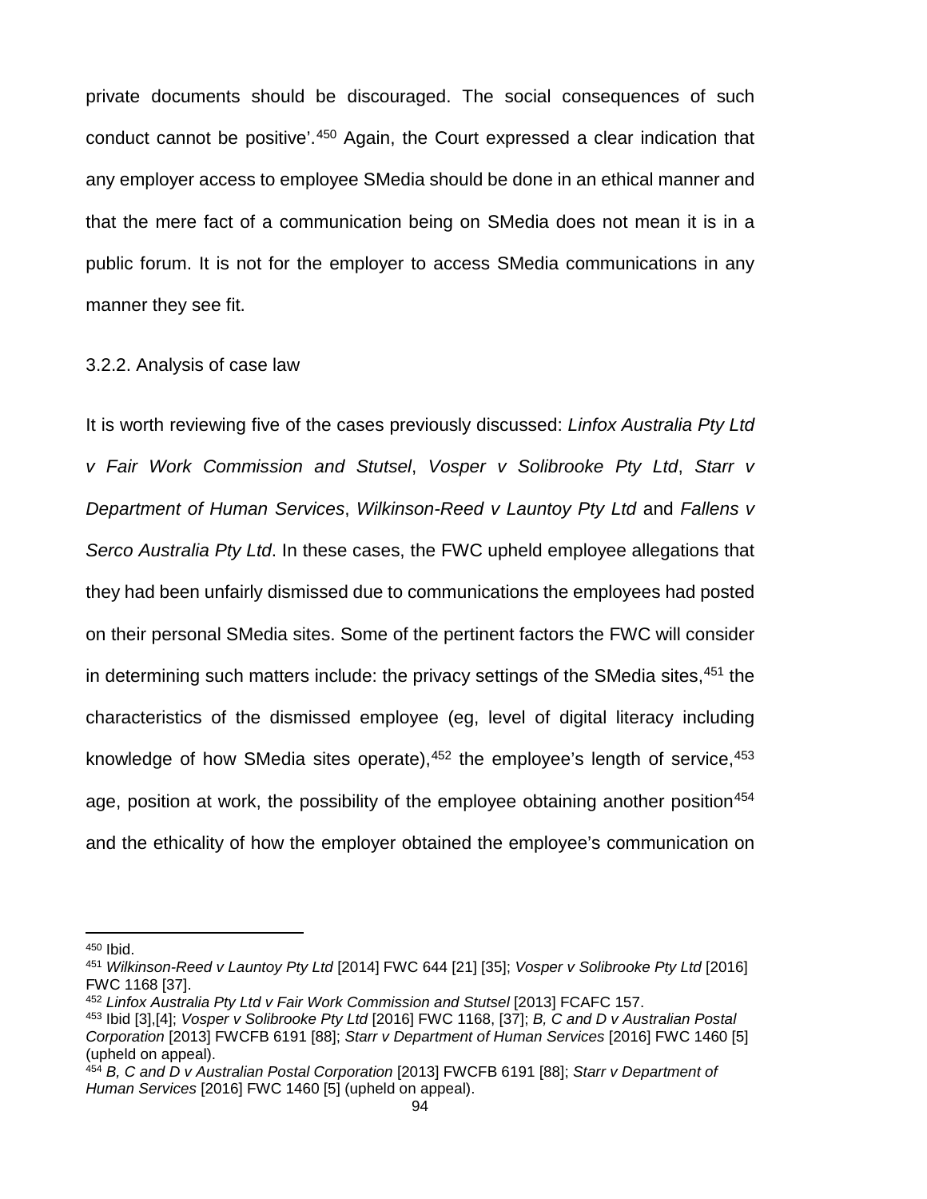private documents should be discouraged. The social consequences of such conduct cannot be positive'.[450] Again, the Court expressed a clear indication that any employer access to employee SMedia should be done in an ethical manner and that the mere fact of a communication being on SMedia does not mean it is in a public forum. It is not for the employer to access SMedia communications in any manner they see fit.

### 3.2.2. Analysis of case law

It is worth reviewing five of the cases previously discussed: *Linfox Australia Pty Ltd v Fair Work Commission and Stutsel*, *Vosper v Solibrooke Pty Ltd*, *Starr v Department of Human Services*, *Wilkinson-Reed v Launtoy Pty Ltd* and *Fallens v Serco Australia Pty Ltd*. In these cases, the FWC upheld employee allegations that they had been unfairly dismissed due to communications the employees had posted on their personal SMedia sites. Some of the pertinent factors the FWC will consider in determining such matters include: the privacy settings of the SMedia sites,[451] the characteristics of the dismissed employee (eg, level of digital literacy including knowledge of how SMedia sites operate),[452] the employee's length of service,[453] age, position at work, the possibility of the employee obtaining another position[454] and the ethicality of how the employer obtained the employee's communication on

---

[450] Ibid.

[451] *Wilkinson-Reed v Launtoy Pty Ltd* [2014] FWC 644 [21] [35]; *Vosper v Solibrooke Pty Ltd* [2016] FWC 1168 [37].

[452] *Linfox Australia Pty Ltd v Fair Work Commission and Stutsel* [2013] FCAFC 157.

[453] Ibid [3],[4]; *Vosper v Solibrooke Pty Ltd* [2016] FWC 1168, [37]; *B, C and D v Australian Postal Corporation* [2013] FWCFB 6191 [88]; *Starr v Department of Human Services* [2016] FWC 1460 [5] (upheld on appeal).

[454] *B, C and D v Australian Postal Corporation* [2013] FWCFB 6191 [88]; *Starr v Department of Human Services* [2016] FWC 1460 [5] (upheld on appeal).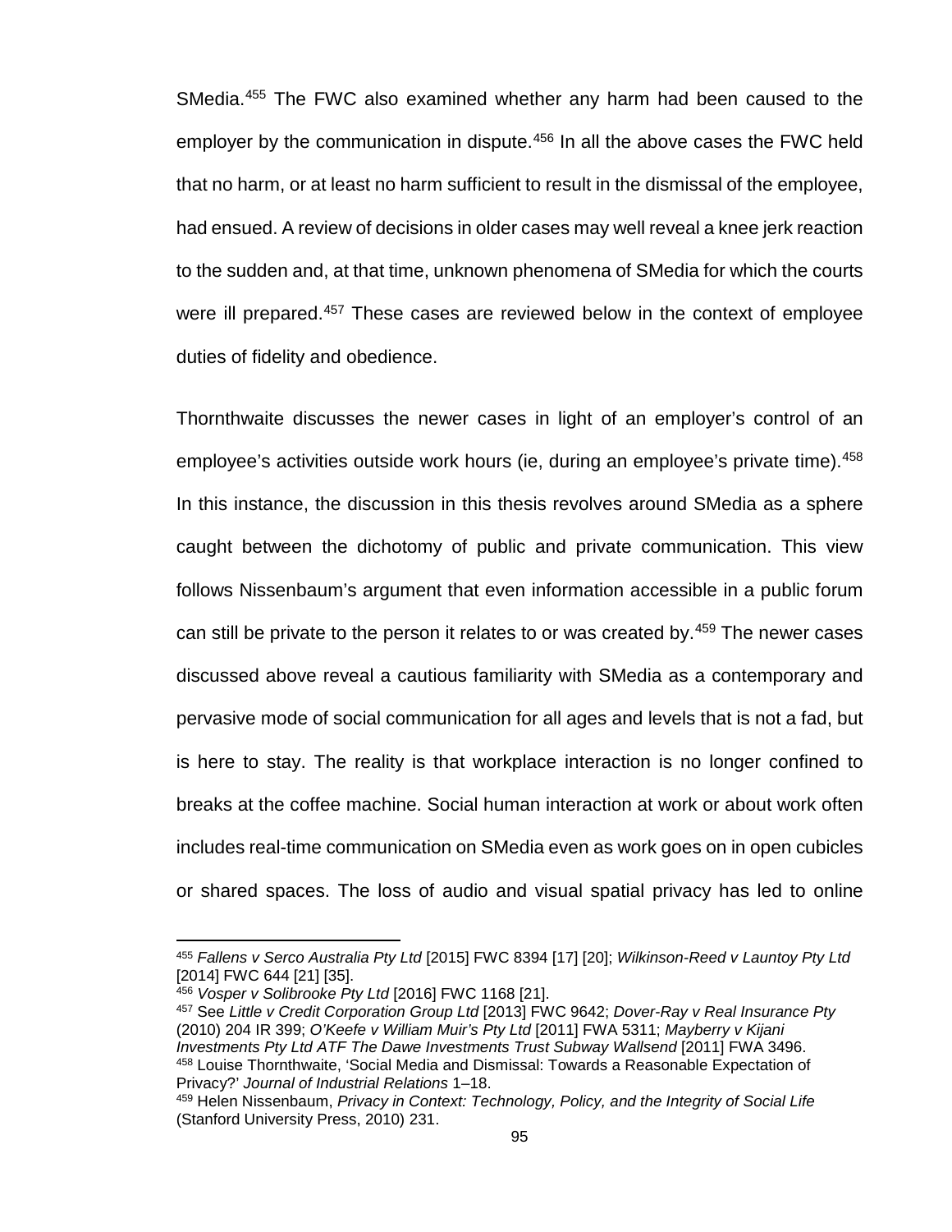SMedia.[455] The FWC also examined whether any harm had been caused to the employer by the communication in dispute.[456] In all the above cases the FWC held that no harm, or at least no harm sufficient to result in the dismissal of the employee, had ensued. A review of decisions in older cases may well reveal a knee jerk reaction to the sudden and, at that time, unknown phenomena of SMedia for which the courts were ill prepared.[457] These cases are reviewed below in the context of employee duties of fidelity and obedience.

Thornthwaite discusses the newer cases in light of an employer's control of an employee's activities outside work hours (ie, during an employee's private time).[458] In this instance, the discussion in this thesis revolves around SMedia as a sphere caught between the dichotomy of public and private communication. This view follows Nissenbaum's argument that even information accessible in a public forum can still be private to the person it relates to or was created by.[459] The newer cases discussed above reveal a cautious familiarity with SMedia as a contemporary and pervasive mode of social communication for all ages and levels that is not a fad, but is here to stay. The reality is that workplace interaction is no longer confined to breaks at the coffee machine. Social human interaction at work or about work often includes real-time communication on SMedia even as work goes on in open cubicles or shared spaces. The loss of audio and visual spatial privacy has led to online

---

[455] *Fallens v Serco Australia Pty Ltd* [2015] FWC 8394 [17] [20]; *Wilkinson-Reed v Launtoy Pty Ltd* [2014] FWC 644 [21] [35].

[456] *Vosper v Solibrooke Pty Ltd* [2016] FWC 1168 [21].

[457] See *Little v Credit Corporation Group Ltd* [2013] FWC 9642; *Dover-Ray v Real Insurance Pty* (2010) 204 IR 399; *O'Keefe v William Muir's Pty Ltd* [2011] FWA 5311; *Mayberry v Kijani Investments Pty Ltd ATF The Dawe Investments Trust Subway Wallsend* [2011] FWA 3496.

[458] Louise Thornthwaite, 'Social Media and Dismissal: Towards a Reasonable Expectation of Privacy?' *Journal of Industrial Relations* 1–18.

[459] Helen Nissenbaum, *Privacy in Context: Technology, Policy, and the Integrity of Social Life* (Stanford University Press, 2010) 231.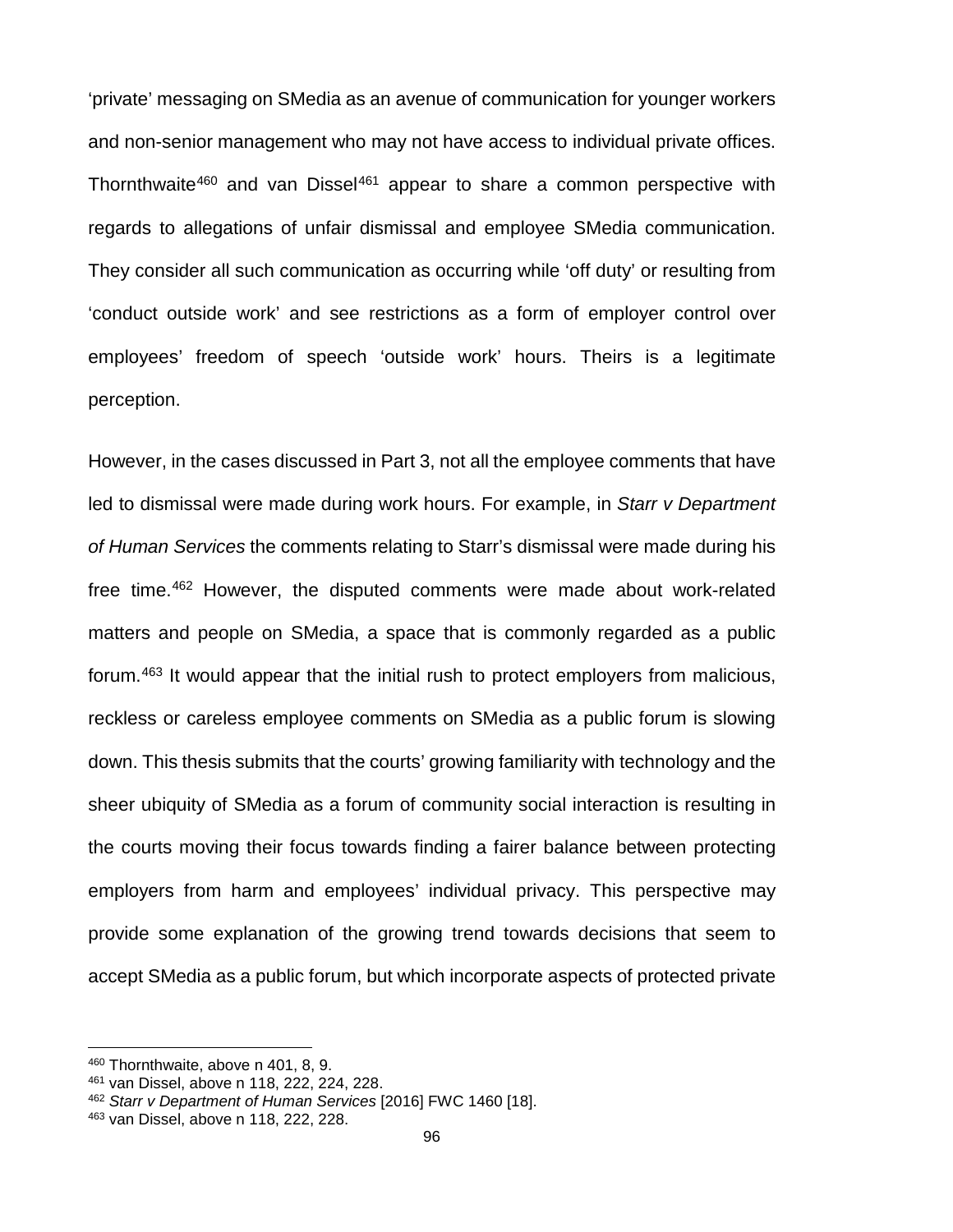'private' messaging on SMedia as an avenue of communication for younger workers and non-senior management who may not have access to individual private offices. Thornthwaite[460] and van Dissel[461] appear to share a common perspective with regards to allegations of unfair dismissal and employee SMedia communication. They consider all such communication as occurring while 'off duty' or resulting from 'conduct outside work' and see restrictions as a form of employer control over employees' freedom of speech 'outside work' hours. Theirs is a legitimate perception.

However, in the cases discussed in Part 3, not all the employee comments that have led to dismissal were made during work hours. For example, in *Starr v Department of Human Services* the comments relating to Starr's dismissal were made during his free time.[462] However, the disputed comments were made about work-related matters and people on SMedia, a space that is commonly regarded as a public forum.[463] It would appear that the initial rush to protect employers from malicious, reckless or careless employee comments on SMedia as a public forum is slowing down. This thesis submits that the courts' growing familiarity with technology and the sheer ubiquity of SMedia as a forum of community social interaction is resulting in the courts moving their focus towards finding a fairer balance between protecting employers from harm and employees' individual privacy. This perspective may provide some explanation of the growing trend towards decisions that seem to accept SMedia as a public forum, but which incorporate aspects of protected private

---

[460] Thornthwaite, above n 401, 8, 9.

[461] van Dissel, above n 118, 222, 224, 228.

[462] *Starr v Department of Human Services* [2016] FWC 1460 [18].

[463] van Dissel, above n 118, 222, 228.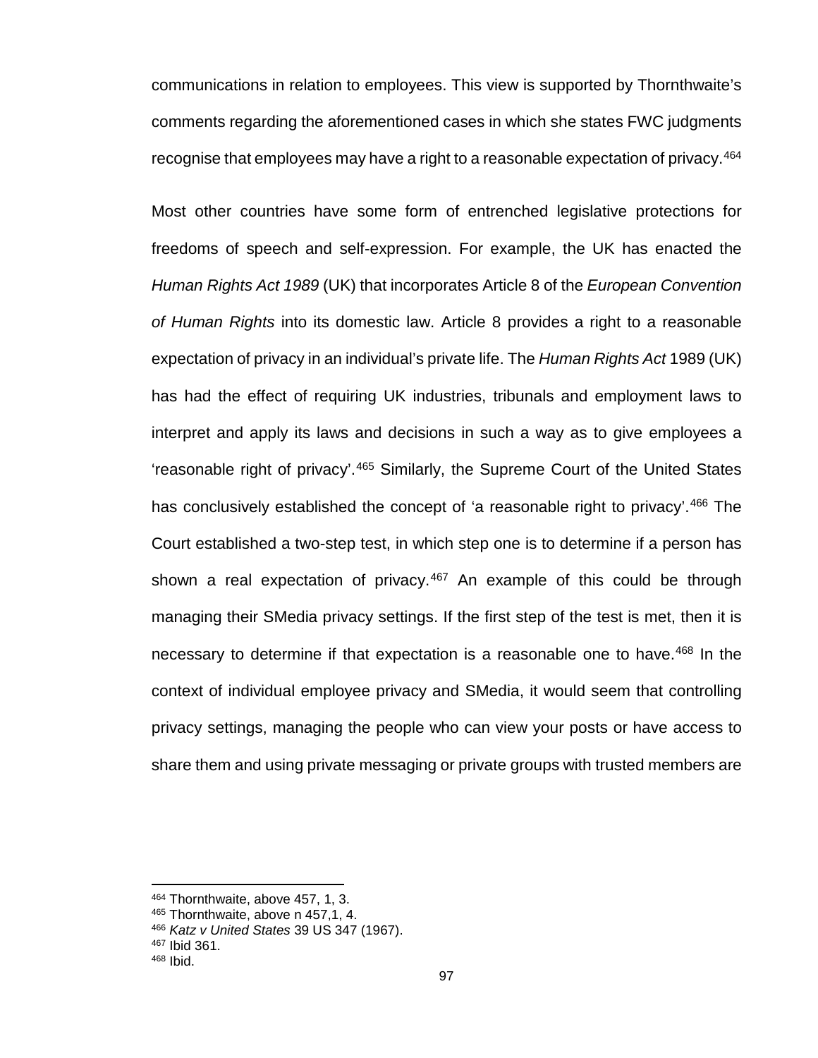communications in relation to employees. This view is supported by Thornthwaite's comments regarding the aforementioned cases in which she states FWC judgments recognise that employees may have a right to a reasonable expectation of privacy.[464]

Most other countries have some form of entrenched legislative protections for freedoms of speech and self-expression. For example, the UK has enacted the *Human Rights Act 1989* (UK) that incorporates Article 8 of the *European Convention of Human Rights* into its domestic law. Article 8 provides a right to a reasonable expectation of privacy in an individual's private life. The *Human Rights Act* 1989 (UK) has had the effect of requiring UK industries, tribunals and employment laws to interpret and apply its laws and decisions in such a way as to give employees a 'reasonable right of privacy'.[465] Similarly, the Supreme Court of the United States has conclusively established the concept of 'a reasonable right to privacy'.[466] The Court established a two-step test, in which step one is to determine if a person has shown a real expectation of privacy.[467] An example of this could be through managing their SMedia privacy settings. If the first step of the test is met, then it is necessary to determine if that expectation is a reasonable one to have.[468] In the context of individual employee privacy and SMedia, it would seem that controlling privacy settings, managing the people who can view your posts or have access to share them and using private messaging or private groups with trusted members are

---

[464] Thornthwaite, above 457, 1, 3.
[465] Thornthwaite, above n 457,1, 4.
[466] *Katz v United States* 39 US 347 (1967).
[467] Ibid 361.
[468] Ibid.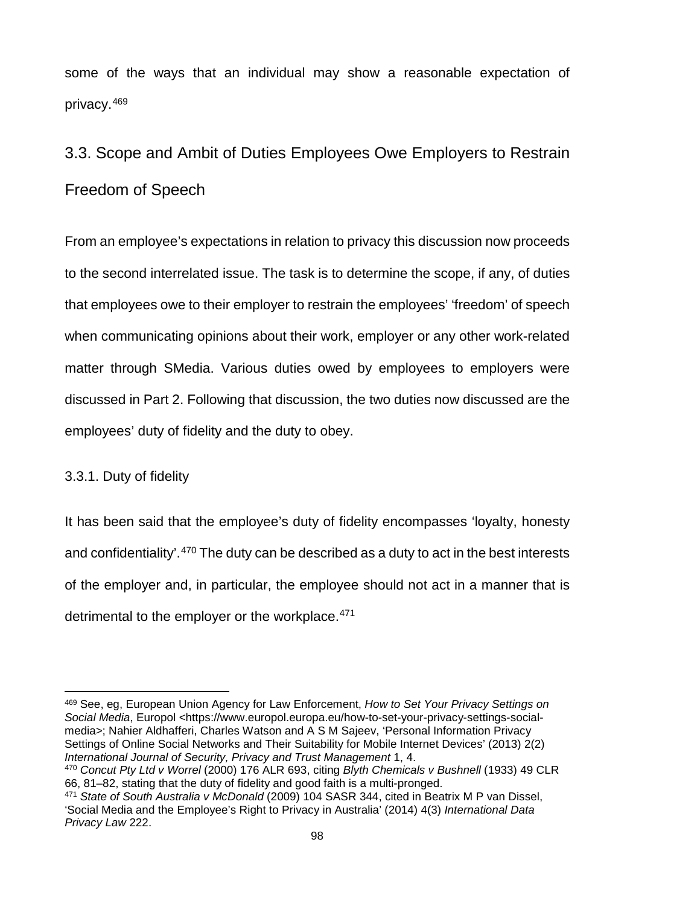some of the ways that an individual may show a reasonable expectation of privacy.[469]

## 3.3. Scope and Ambit of Duties Employees Owe Employers to Restrain Freedom of Speech

From an employee's expectations in relation to privacy this discussion now proceeds to the second interrelated issue. The task is to determine the scope, if any, of duties that employees owe to their employer to restrain the employees' 'freedom' of speech when communicating opinions about their work, employer or any other work-related matter through SMedia. Various duties owed by employees to employers were discussed in Part 2. Following that discussion, the two duties now discussed are the employees' duty of fidelity and the duty to obey.

### 3.3.1. Duty of fidelity

It has been said that the employee's duty of fidelity encompasses 'loyalty, honesty and confidentiality'.[470] The duty can be described as a duty to act in the best interests of the employer and, in particular, the employee should not act in a manner that is detrimental to the employer or the workplace.[471]

---

[469] See, eg, European Union Agency for Law Enforcement, *How to Set Your Privacy Settings on Social Media*, Europol <https://www.europol.europa.eu/how-to-set-your-privacy-settings-social-media>; Nahier Aldhafferi, Charles Watson and A S M Sajeev, 'Personal Information Privacy Settings of Online Social Networks and Their Suitability for Mobile Internet Devices' (2013) 2(2) *International Journal of Security, Privacy and Trust Management* 1, 4.

[470] *Concut Pty Ltd v Worrel* (2000) 176 ALR 693, citing *Blyth Chemicals v Bushnell* (1933) 49 CLR 66, 81–82, stating that the duty of fidelity and good faith is a multi-pronged.

[471] *State of South Australia v McDonald* (2009) 104 SASR 344, cited in Beatrix M P van Dissel, 'Social Media and the Employee's Right to Privacy in Australia' (2014) 4(3) *International Data Privacy Law* 222.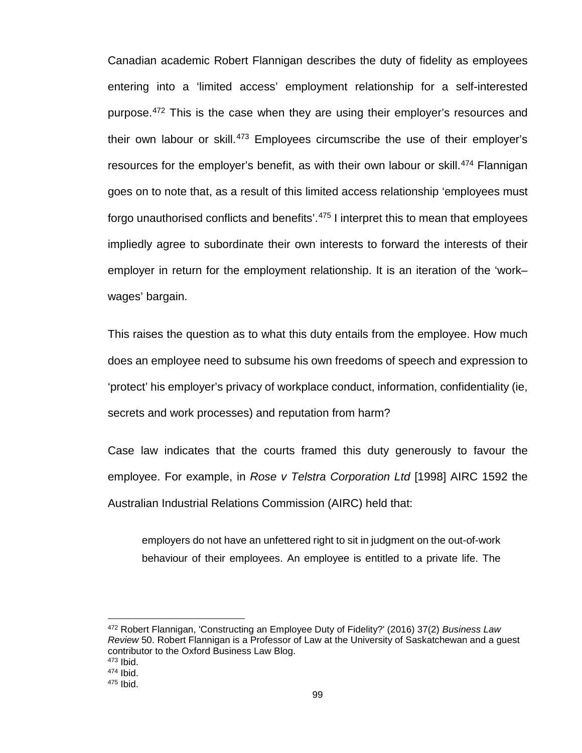Canadian academic Robert Flannigan describes the duty of fidelity as employees entering into a 'limited access' employment relationship for a self-interested purpose.[472] This is the case when they are using their employer's resources and their own labour or skill.[473] Employees circumscribe the use of their employer's resources for the employer's benefit, as with their own labour or skill.[474] Flannigan goes on to note that, as a result of this limited access relationship 'employees must forgo unauthorised conflicts and benefits'.[475] I interpret this to mean that employees impliedly agree to subordinate their own interests to forward the interests of their employer in return for the employment relationship. It is an iteration of the 'work–wages' bargain.

This raises the question as to what this duty entails from the employee. How much does an employee need to subsume his own freedoms of speech and expression to 'protect' his employer's privacy of workplace conduct, information, confidentiality (ie, secrets and work processes) and reputation from harm?

Case law indicates that the courts framed this duty generously to favour the employee. For example, in *Rose v Telstra Corporation Ltd* [1998] AIRC 1592 the Australian Industrial Relations Commission (AIRC) held that:

> employers do not have an unfettered right to sit in judgment on the out-of-work behaviour of their employees. An employee is entitled to a private life. The

---

[472] Robert Flannigan, 'Constructing an Employee Duty of Fidelity?' (2016) 37(2) *Business Law Review* 50. Robert Flannigan is a Professor of Law at the University of Saskatchewan and a guest contributor to the Oxford Business Law Blog.

[473] Ibid.

[474] Ibid.

[475] Ibid.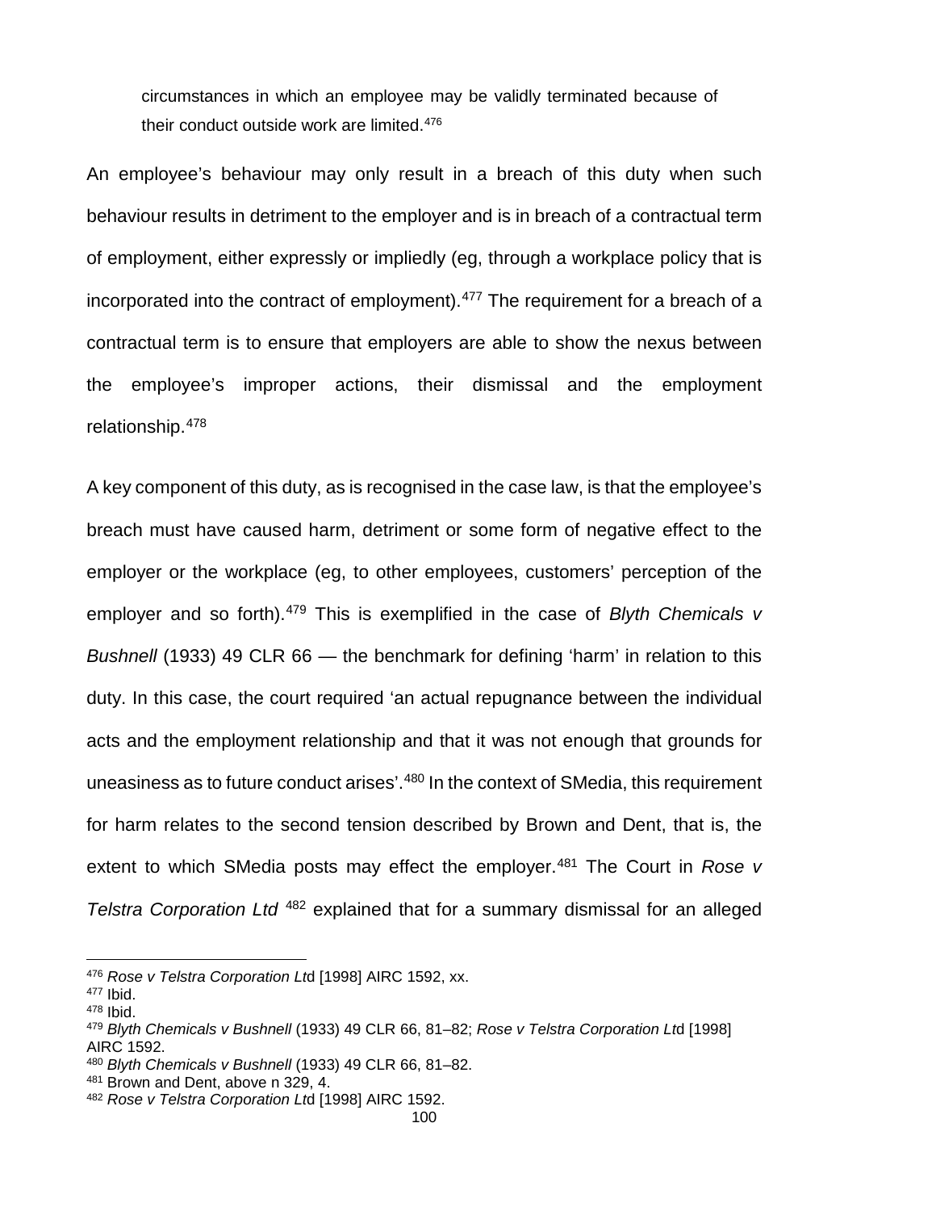circumstances in which an employee may be validly terminated because of their conduct outside work are limited.[476]

An employee's behaviour may only result in a breach of this duty when such behaviour results in detriment to the employer and is in breach of a contractual term of employment, either expressly or impliedly (eg, through a workplace policy that is incorporated into the contract of employment).[477] The requirement for a breach of a contractual term is to ensure that employers are able to show the nexus between the employee's improper actions, their dismissal and the employment relationship.[478]

A key component of this duty, as is recognised in the case law, is that the employee's breach must have caused harm, detriment or some form of negative effect to the employer or the workplace (eg, to other employees, customers' perception of the employer and so forth).[479] This is exemplified in the case of *Blyth Chemicals v Bushnell* (1933) 49 CLR 66 — the benchmark for defining 'harm' in relation to this duty. In this case, the court required 'an actual repugnance between the individual acts and the employment relationship and that it was not enough that grounds for uneasiness as to future conduct arises'.[480] In the context of SMedia, this requirement for harm relates to the second tension described by Brown and Dent, that is, the extent to which SMedia posts may effect the employer.[481] The Court in *Rose v Telstra Corporation Ltd* [482] explained that for a summary dismissal for an alleged

---

[476] *Rose v Telstra Corporation Ltd* [1998] AIRC 1592, xx.

[477] Ibid.

[478] Ibid.

[479] *Blyth Chemicals v Bushnell* (1933) 49 CLR 66, 81–82; *Rose v Telstra Corporation Ltd* [1998] AIRC 1592.

[480] *Blyth Chemicals v Bushnell* (1933) 49 CLR 66, 81–82.

[481] Brown and Dent, above n 329, 4.

[482] *Rose v Telstra Corporation Ltd* [1998] AIRC 1592.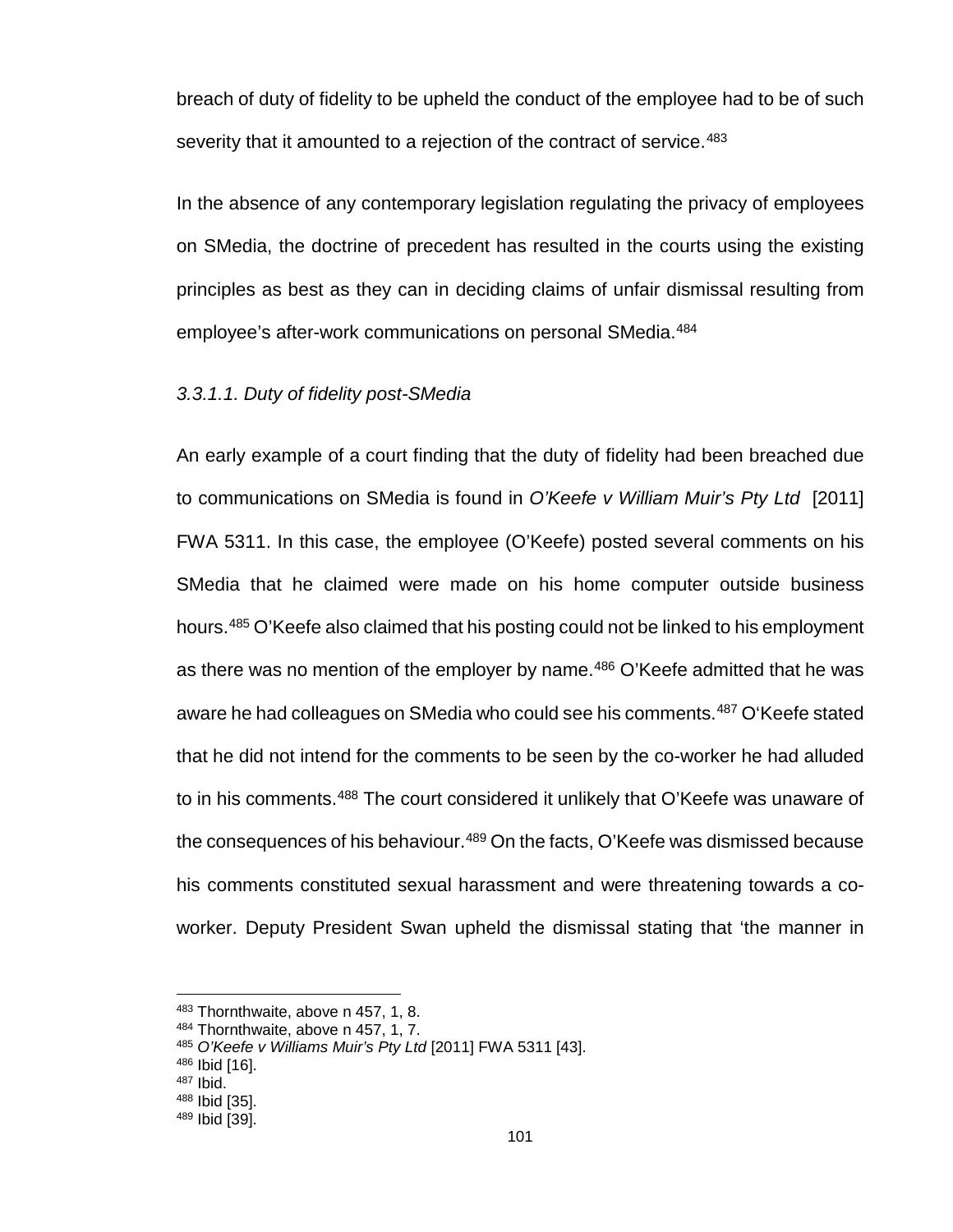breach of duty of fidelity to be upheld the conduct of the employee had to be of such severity that it amounted to a rejection of the contract of service.[483]

In the absence of any contemporary legislation regulating the privacy of employees on SMedia, the doctrine of precedent has resulted in the courts using the existing principles as best as they can in deciding claims of unfair dismissal resulting from employee's after-work communications on personal SMedia.[484]

### *3.3.1.1. Duty of fidelity post-SMedia*

An early example of a court finding that the duty of fidelity had been breached due to communications on SMedia is found in *O'Keefe v William Muir's Pty Ltd* [2011] FWA 5311. In this case, the employee (O'Keefe) posted several comments on his SMedia that he claimed were made on his home computer outside business hours.[485] O'Keefe also claimed that his posting could not be linked to his employment as there was no mention of the employer by name.[486] O'Keefe admitted that he was aware he had colleagues on SMedia who could see his comments.[487] O'Keefe stated that he did not intend for the comments to be seen by the co-worker he had alluded to in his comments.[488] The court considered it unlikely that O'Keefe was unaware of the consequences of his behaviour.[489] On the facts, O'Keefe was dismissed because his comments constituted sexual harassment and were threatening towards a co-worker. Deputy President Swan upheld the dismissal stating that 'the manner in

---

[483] Thornthwaite, above n 457, 1, 8.
[484] Thornthwaite, above n 457, 1, 7.
[485] *O'Keefe v Williams Muir's Pty Ltd* [2011] FWA 5311 [43].
[486] Ibid [16].
[487] Ibid.
[488] Ibid [35].
[489] Ibid [39].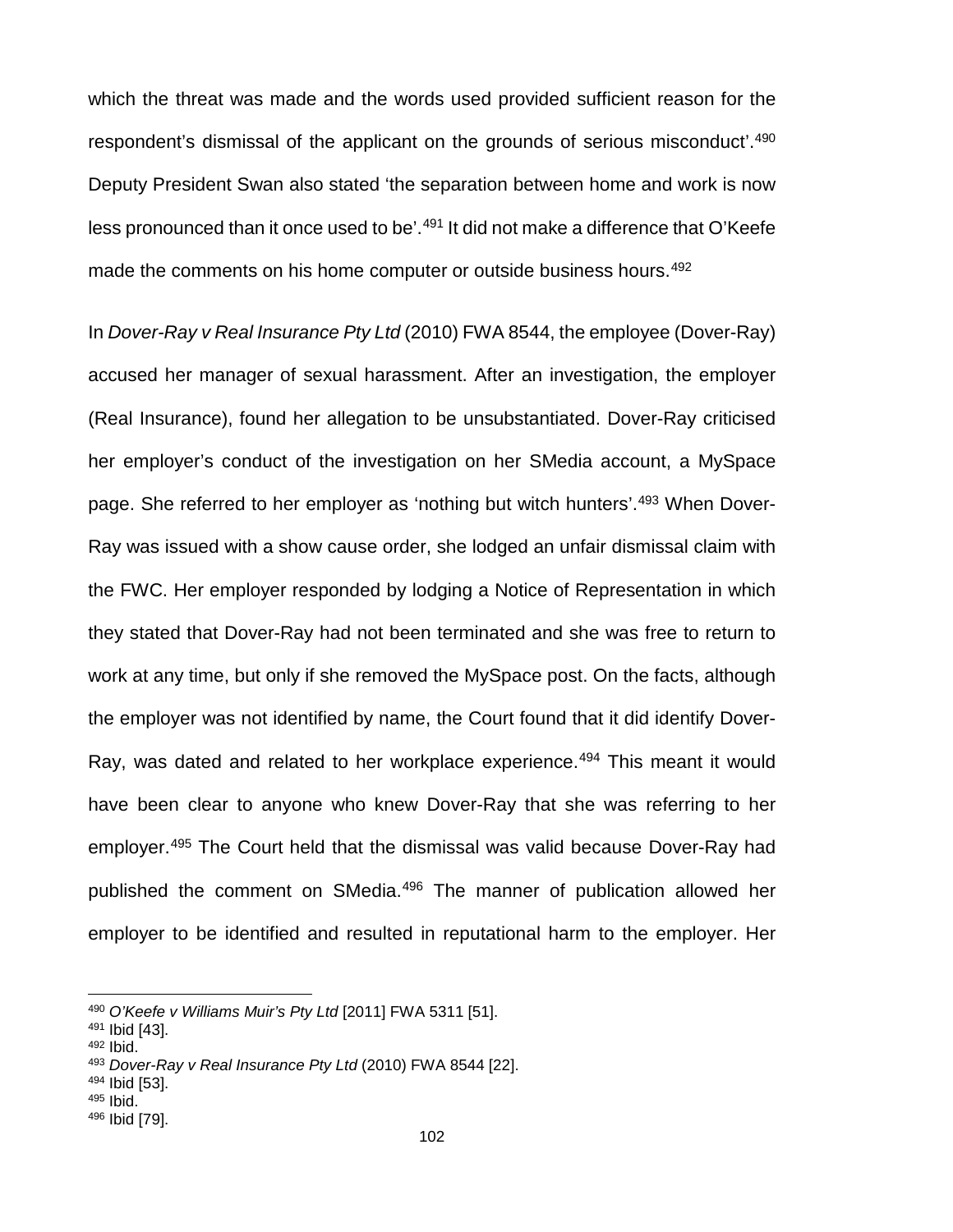which the threat was made and the words used provided sufficient reason for the respondent's dismissal of the applicant on the grounds of serious misconduct'.[490] Deputy President Swan also stated 'the separation between home and work is now less pronounced than it once used to be'.[491] It did not make a difference that O'Keefe made the comments on his home computer or outside business hours.[492]

In *Dover-Ray v Real Insurance Pty Ltd* (2010) FWA 8544, the employee (Dover-Ray) accused her manager of sexual harassment. After an investigation, the employer (Real Insurance), found her allegation to be unsubstantiated. Dover-Ray criticised her employer's conduct of the investigation on her SMedia account, a MySpace page. She referred to her employer as 'nothing but witch hunters'.[493] When Dover-Ray was issued with a show cause order, she lodged an unfair dismissal claim with the FWC. Her employer responded by lodging a Notice of Representation in which they stated that Dover-Ray had not been terminated and she was free to return to work at any time, but only if she removed the MySpace post. On the facts, although the employer was not identified by name, the Court found that it did identify Dover-Ray, was dated and related to her workplace experience.[494] This meant it would have been clear to anyone who knew Dover-Ray that she was referring to her employer.[495] The Court held that the dismissal was valid because Dover-Ray had published the comment on SMedia.[496] The manner of publication allowed her employer to be identified and resulted in reputational harm to the employer. Her

---

[490] *O'Keefe v Williams Muir's Pty Ltd* [2011] FWA 5311 [51].
[491] Ibid [43].
[492] Ibid.
[493] *Dover-Ray v Real Insurance Pty Ltd* (2010) FWA 8544 [22].
[494] Ibid [53].
[495] Ibid.
[496] Ibid [79].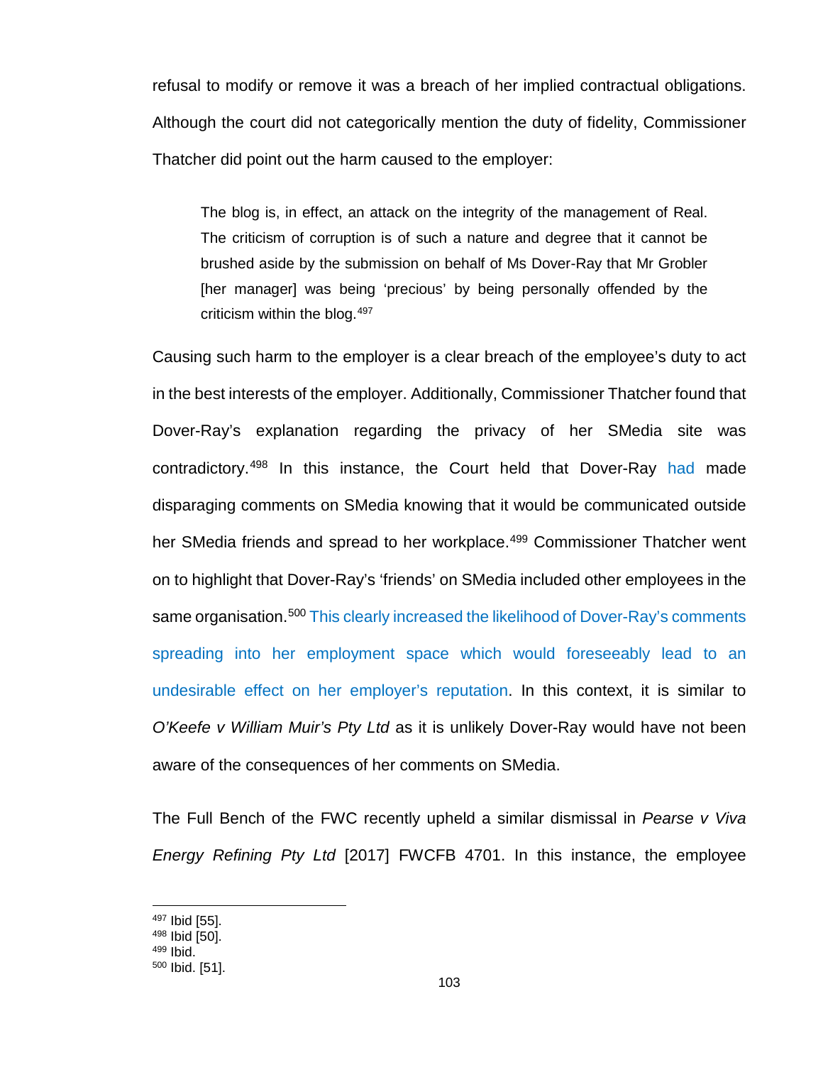refusal to modify or remove it was a breach of her implied contractual obligations. Although the court did not categorically mention the duty of fidelity, Commissioner Thatcher did point out the harm caused to the employer:

> The blog is, in effect, an attack on the integrity of the management of Real. The criticism of corruption is of such a nature and degree that it cannot be brushed aside by the submission on behalf of Ms Dover-Ray that Mr Grobler [her manager] was being 'precious' by being personally offended by the criticism within the blog.[497]

Causing such harm to the employer is a clear breach of the employee's duty to act in the best interests of the employer. Additionally, Commissioner Thatcher found that Dover-Ray's explanation regarding the privacy of her SMedia site was contradictory.[498] In this instance, the Court held that Dover-Ray had made disparaging comments on SMedia knowing that it would be communicated outside her SMedia friends and spread to her workplace.[499] Commissioner Thatcher went on to highlight that Dover-Ray's 'friends' on SMedia included other employees in the same organisation.[500] This clearly increased the likelihood of Dover-Ray's comments spreading into her employment space which would foreseeably lead to an undesirable effect on her employer's reputation. In this context, it is similar to *O'Keefe v William Muir's Pty Ltd* as it is unlikely Dover-Ray would have not been aware of the consequences of her comments on SMedia.

The Full Bench of the FWC recently upheld a similar dismissal in *Pearse v Viva Energy Refining Pty Ltd* [2017] FWCFB 4701. In this instance, the employee

---

[497] Ibid [55].
[498] Ibid [50].
[499] Ibid.
[500] Ibid. [51].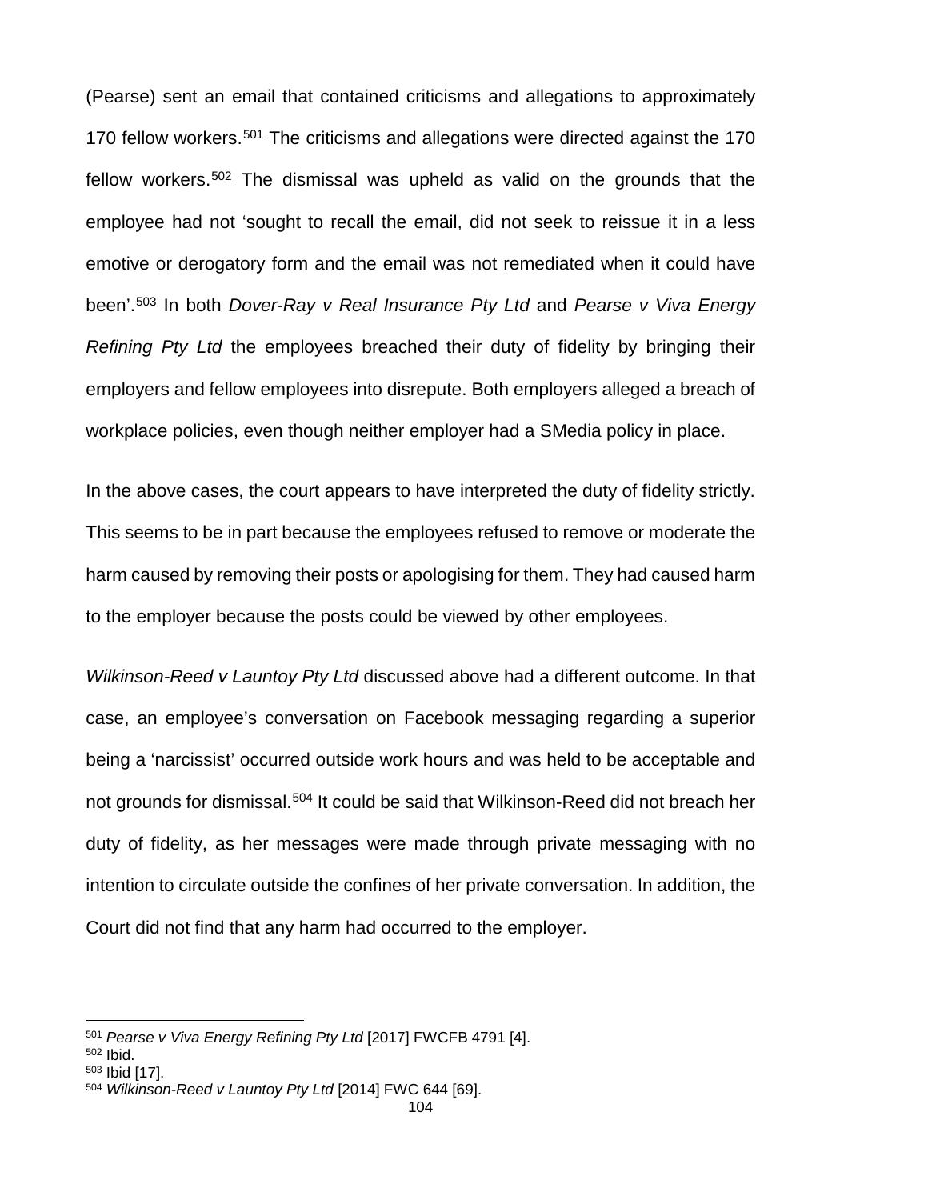(Pearse) sent an email that contained criticisms and allegations to approximately 170 fellow workers.[501] The criticisms and allegations were directed against the 170 fellow workers.[502] The dismissal was upheld as valid on the grounds that the employee had not 'sought to recall the email, did not seek to reissue it in a less emotive or derogatory form and the email was not remediated when it could have been'.[503] In both *Dover-Ray v Real Insurance Pty Ltd* and *Pearse v Viva Energy Refining Pty Ltd* the employees breached their duty of fidelity by bringing their employers and fellow employees into disrepute. Both employers alleged a breach of workplace policies, even though neither employer had a SMedia policy in place.

In the above cases, the court appears to have interpreted the duty of fidelity strictly. This seems to be in part because the employees refused to remove or moderate the harm caused by removing their posts or apologising for them. They had caused harm to the employer because the posts could be viewed by other employees.

*Wilkinson-Reed v Launtoy Pty Ltd* discussed above had a different outcome. In that case, an employee's conversation on Facebook messaging regarding a superior being a 'narcissist' occurred outside work hours and was held to be acceptable and not grounds for dismissal.[504] It could be said that Wilkinson-Reed did not breach her duty of fidelity, as her messages were made through private messaging with no intention to circulate outside the confines of her private conversation. In addition, the Court did not find that any harm had occurred to the employer.

---

[501] *Pearse v Viva Energy Refining Pty Ltd* [2017] FWCFB 4791 [4].
[502] Ibid.
[503] Ibid [17].
[504] *Wilkinson-Reed v Launtoy Pty Ltd* [2014] FWC 644 [69].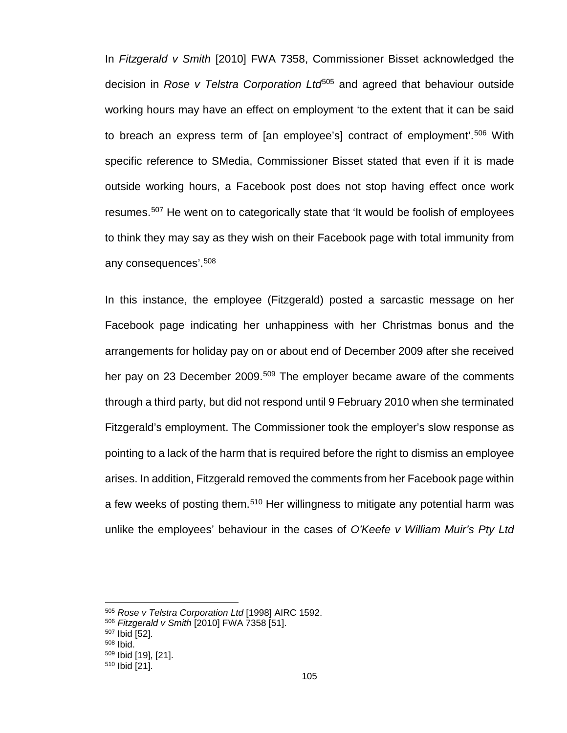In *Fitzgerald v Smith* [2010] FWA 7358, Commissioner Bisset acknowledged the decision in *Rose v Telstra Corporation Ltd*[505] and agreed that behaviour outside working hours may have an effect on employment 'to the extent that it can be said to breach an express term of [an employee's] contract of employment'.[506] With specific reference to SMedia, Commissioner Bisset stated that even if it is made outside working hours, a Facebook post does not stop having effect once work resumes.[507] He went on to categorically state that 'It would be foolish of employees to think they may say as they wish on their Facebook page with total immunity from any consequences'.[508]

In this instance, the employee (Fitzgerald) posted a sarcastic message on her Facebook page indicating her unhappiness with her Christmas bonus and the arrangements for holiday pay on or about end of December 2009 after she received her pay on 23 December 2009.[509] The employer became aware of the comments through a third party, but did not respond until 9 February 2010 when she terminated Fitzgerald's employment. The Commissioner took the employer's slow response as pointing to a lack of the harm that is required before the right to dismiss an employee arises. In addition, Fitzgerald removed the comments from her Facebook page within a few weeks of posting them.[510] Her willingness to mitigate any potential harm was unlike the employees' behaviour in the cases of *O'Keefe v William Muir's Pty Ltd*

---

[505] *Rose v Telstra Corporation Ltd* [1998] AIRC 1592.
[506] *Fitzgerald v Smith* [2010] FWA 7358 [51].
[507] Ibid [52].
[508] Ibid.
[509] Ibid [19], [21].
[510] Ibid [21].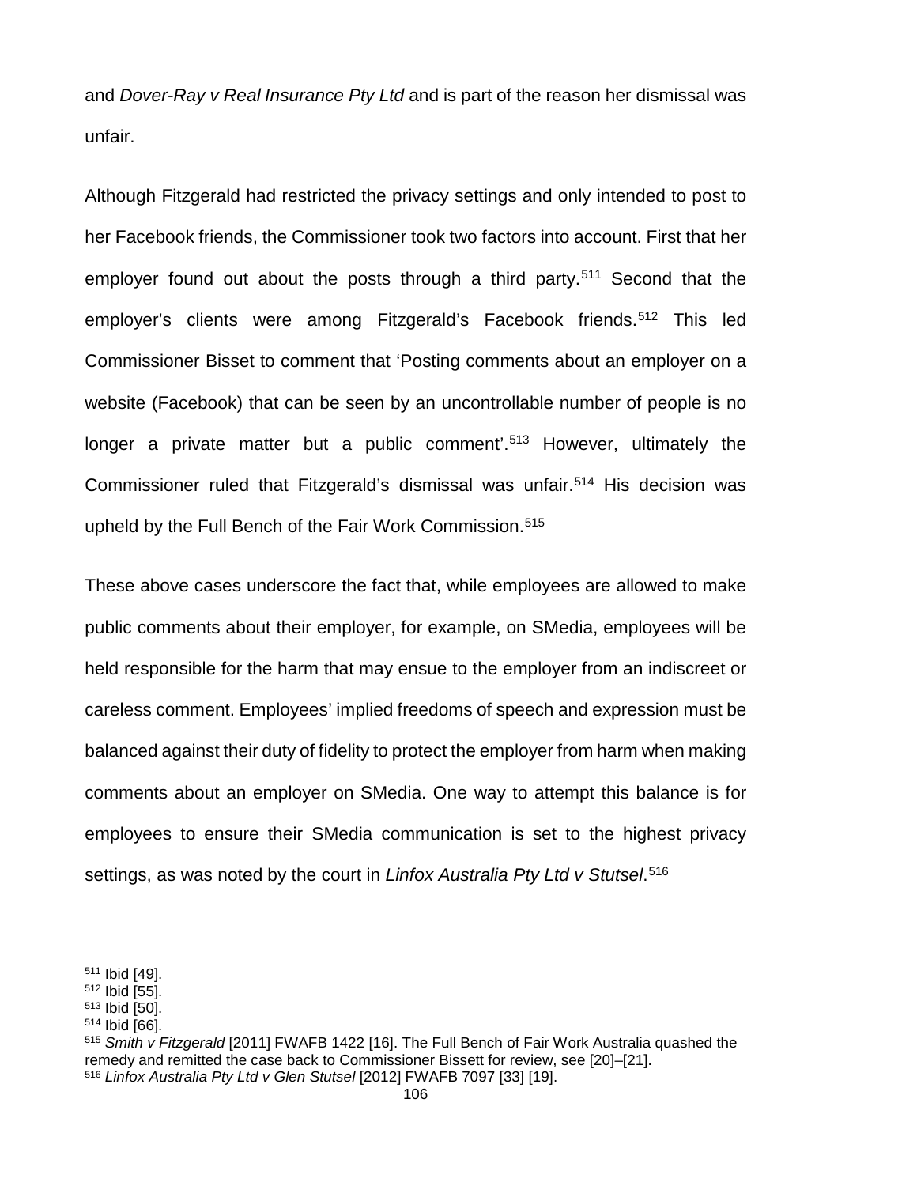and *Dover-Ray v Real Insurance Pty Ltd* and is part of the reason her dismissal was unfair.

Although Fitzgerald had restricted the privacy settings and only intended to post to her Facebook friends, the Commissioner took two factors into account. First that her employer found out about the posts through a third party.[511] Second that the employer's clients were among Fitzgerald's Facebook friends.[512] This led Commissioner Bisset to comment that 'Posting comments about an employer on a website (Facebook) that can be seen by an uncontrollable number of people is no longer a private matter but a public comment'.[513] However, ultimately the Commissioner ruled that Fitzgerald's dismissal was unfair.[514] His decision was upheld by the Full Bench of the Fair Work Commission.[515]

These above cases underscore the fact that, while employees are allowed to make public comments about their employer, for example, on SMedia, employees will be held responsible for the harm that may ensue to the employer from an indiscreet or careless comment. Employees' implied freedoms of speech and expression must be balanced against their duty of fidelity to protect the employer from harm when making comments about an employer on SMedia. One way to attempt this balance is for employees to ensure their SMedia communication is set to the highest privacy settings, as was noted by the court in *Linfox Australia Pty Ltd v Stutsel*.[516]

---

[511] Ibid [49].
[512] Ibid [55].
[513] Ibid [50].
[514] Ibid [66].
[515] *Smith v Fitzgerald* [2011] FWAFB 1422 [16]. The Full Bench of Fair Work Australia quashed the remedy and remitted the case back to Commissioner Bissett for review, see [20]–[21].
[516] *Linfox Australia Pty Ltd v Glen Stutsel* [2012] FWAFB 7097 [33] [19].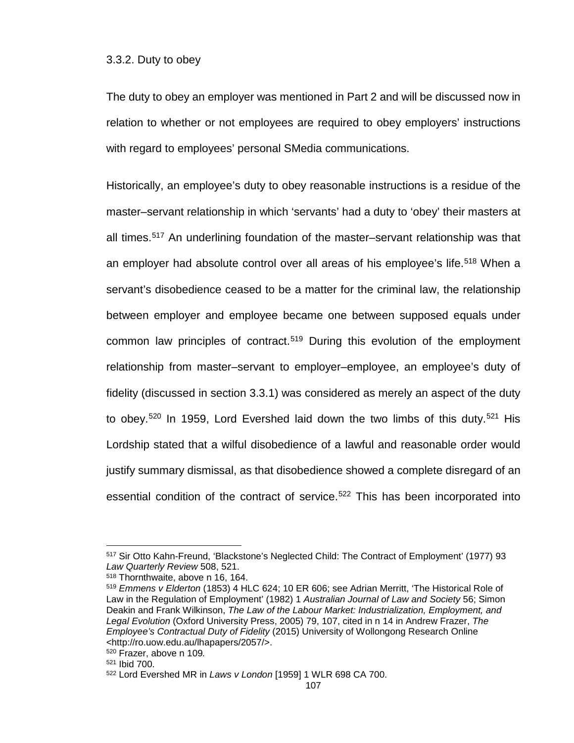### 3.3.2. Duty to obey

The duty to obey an employer was mentioned in Part 2 and will be discussed now in relation to whether or not employees are required to obey employers' instructions with regard to employees' personal SMedia communications.

Historically, an employee's duty to obey reasonable instructions is a residue of the master–servant relationship in which 'servants' had a duty to 'obey' their masters at all times.[517] An underlining foundation of the master–servant relationship was that an employer had absolute control over all areas of his employee's life.[518] When a servant's disobedience ceased to be a matter for the criminal law, the relationship between employer and employee became one between supposed equals under common law principles of contract.[519] During this evolution of the employment relationship from master–servant to employer–employee, an employee's duty of fidelity (discussed in section 3.3.1) was considered as merely an aspect of the duty to obey.[520] In 1959, Lord Evershed laid down the two limbs of this duty.[521] His Lordship stated that a wilful disobedience of a lawful and reasonable order would justify summary dismissal, as that disobedience showed a complete disregard of an essential condition of the contract of service.[522] This has been incorporated into

---

[517] Sir Otto Kahn-Freund, 'Blackstone's Neglected Child: The Contract of Employment' (1977) 93 *Law Quarterly Review* 508, 521.

[518] Thornthwaite, above n 16, 164.

[519] *Emmens v Elderton* (1853) 4 HLC 624; 10 ER 606; see Adrian Merritt, 'The Historical Role of Law in the Regulation of Employment' (1982) 1 *Australian Journal of Law and Society* 56; Simon Deakin and Frank Wilkinson, *The Law of the Labour Market: Industrialization, Employment, and Legal Evolution* (Oxford University Press, 2005) 79, 107, cited in n 14 in Andrew Frazer, *The Employee's Contractual Duty of Fidelity* (2015) University of Wollongong Research Online <http://ro.uow.edu.au/lhapapers/2057/>.

[520] Frazer, above n 109.

[521] Ibid 700.

[522] Lord Evershed MR in *Laws v London* [1959] 1 WLR 698 CA 700.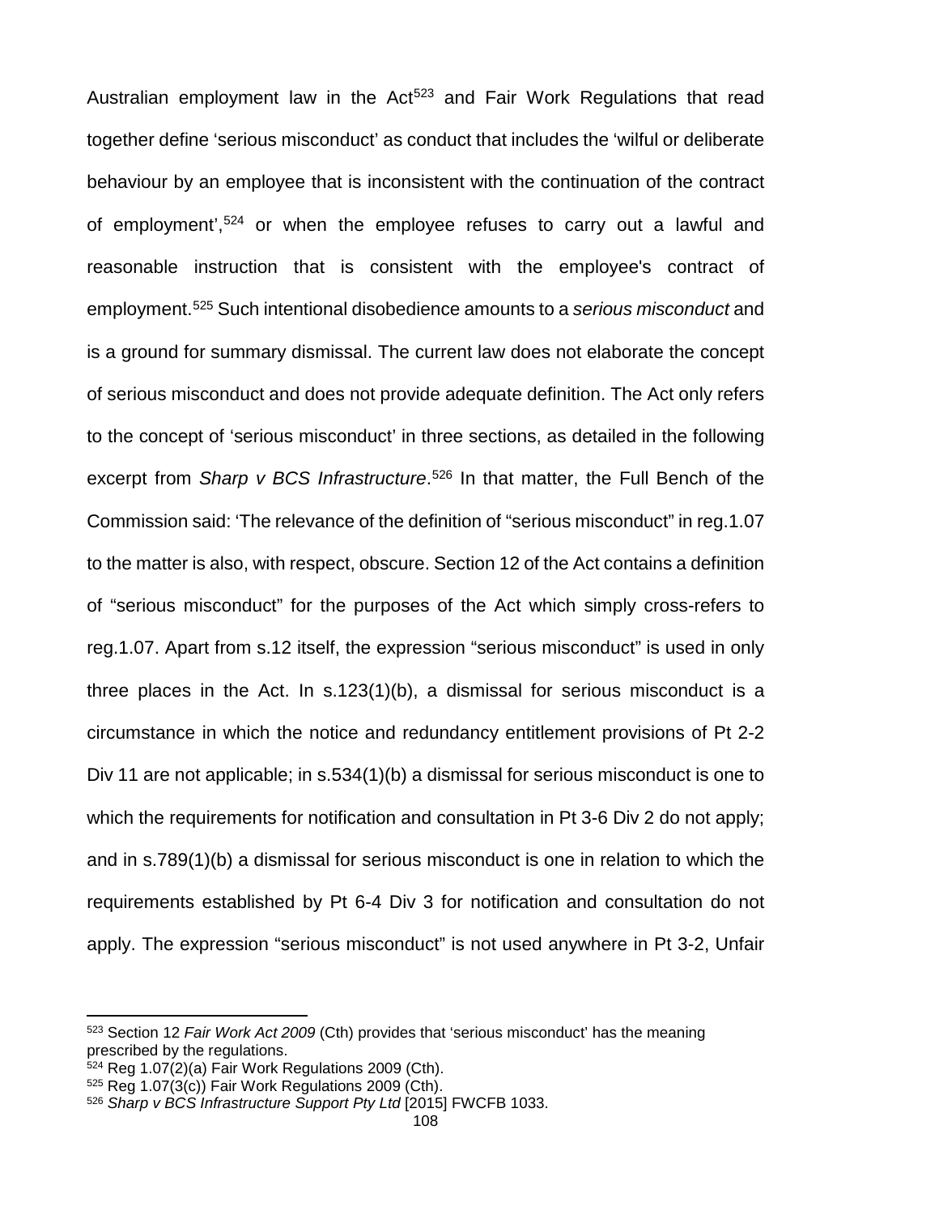Australian employment law in the Act[523] and Fair Work Regulations that read together define 'serious misconduct' as conduct that includes the 'wilful or deliberate behaviour by an employee that is inconsistent with the continuation of the contract of employment',[524] or when the employee refuses to carry out a lawful and reasonable instruction that is consistent with the employee's contract of employment.[525] Such intentional disobedience amounts to a *serious misconduct* and is a ground for summary dismissal. The current law does not elaborate the concept of serious misconduct and does not provide adequate definition. The Act only refers to the concept of 'serious misconduct' in three sections, as detailed in the following excerpt from *Sharp v BCS Infrastructure*.[526] In that matter, the Full Bench of the Commission said: 'The relevance of the definition of "serious misconduct" in reg.1.07 to the matter is also, with respect, obscure. Section 12 of the Act contains a definition of "serious misconduct" for the purposes of the Act which simply cross-refers to reg.1.07. Apart from s.12 itself, the expression "serious misconduct" is used in only three places in the Act. In s.123(1)(b), a dismissal for serious misconduct is a circumstance in which the notice and redundancy entitlement provisions of Pt 2-2 Div 11 are not applicable; in s.534(1)(b) a dismissal for serious misconduct is one to which the requirements for notification and consultation in Pt 3-6 Div 2 do not apply; and in s.789(1)(b) a dismissal for serious misconduct is one in relation to which the requirements established by Pt 6-4 Div 3 for notification and consultation do not apply. The expression "serious misconduct" is not used anywhere in Pt 3-2, Unfair

---

[523] Section 12 *Fair Work Act 2009* (Cth) provides that 'serious misconduct' has the meaning prescribed by the regulations.

[524] Reg 1.07(2)(a) Fair Work Regulations 2009 (Cth).

[525] Reg 1.07(3(c)) Fair Work Regulations 2009 (Cth).

[526] *Sharp v BCS Infrastructure Support Pty Ltd* [2015] FWCFB 1033.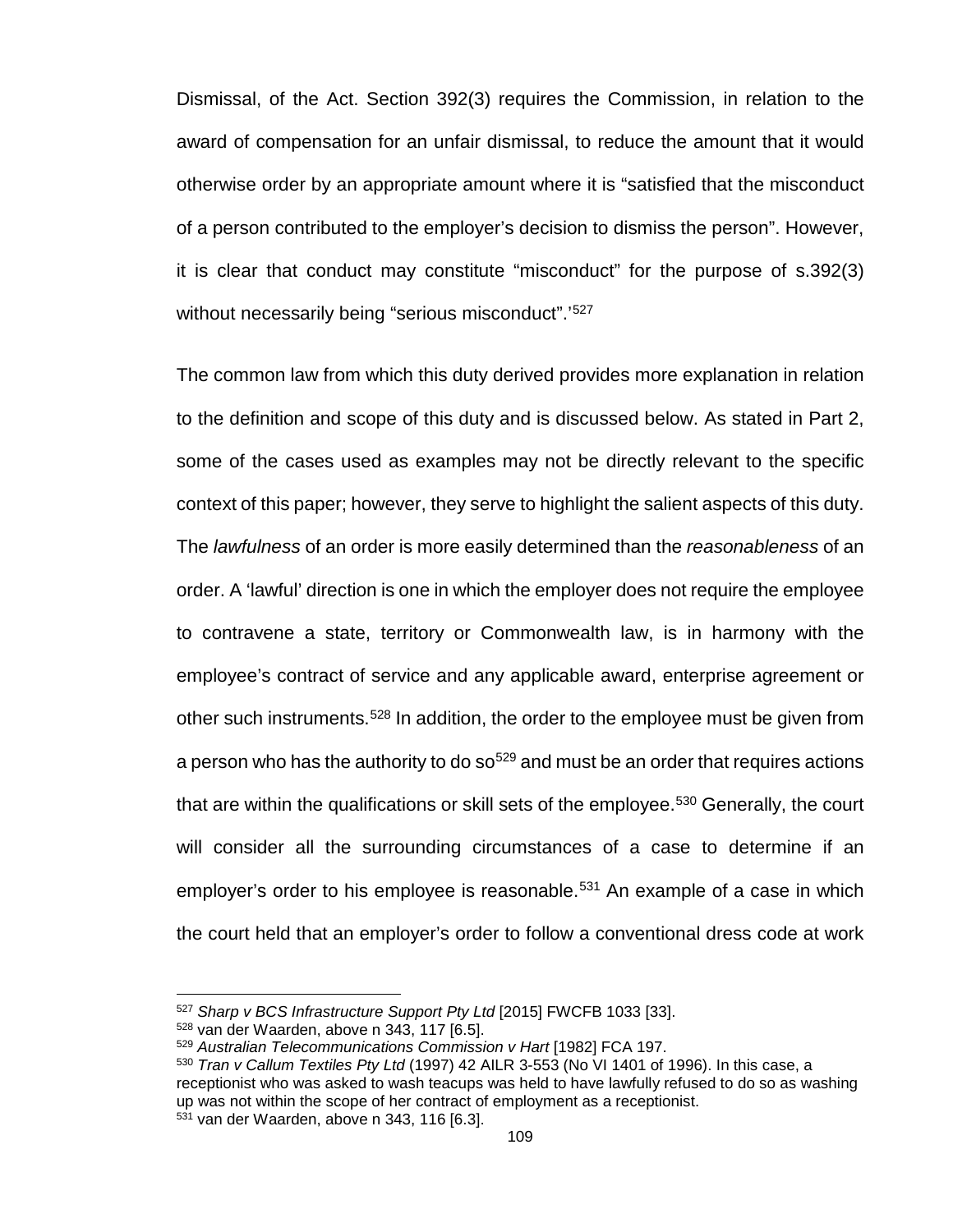Dismissal, of the Act. Section 392(3) requires the Commission, in relation to the award of compensation for an unfair dismissal, to reduce the amount that it would otherwise order by an appropriate amount where it is "satisfied that the misconduct of a person contributed to the employer's decision to dismiss the person". However, it is clear that conduct may constitute "misconduct" for the purpose of s.392(3) without necessarily being "serious misconduct".'[527]

The common law from which this duty derived provides more explanation in relation to the definition and scope of this duty and is discussed below. As stated in Part 2, some of the cases used as examples may not be directly relevant to the specific context of this paper; however, they serve to highlight the salient aspects of this duty. The *lawfulness* of an order is more easily determined than the *reasonableness* of an order. A 'lawful' direction is one in which the employer does not require the employee to contravene a state, territory or Commonwealth law, is in harmony with the employee's contract of service and any applicable award, enterprise agreement or other such instruments.[528] In addition, the order to the employee must be given from a person who has the authority to do so[529] and must be an order that requires actions that are within the qualifications or skill sets of the employee.[530] Generally, the court will consider all the surrounding circumstances of a case to determine if an employer's order to his employee is reasonable.[531] An example of a case in which the court held that an employer's order to follow a conventional dress code at work

---

[527] *Sharp v BCS Infrastructure Support Pty Ltd* [2015] FWCFB 1033 [33].

[528] van der Waarden, above n 343, 117 [6.5].

[529] *Australian Telecommunications Commission v Hart* [1982] FCA 197.

[530] *Tran v Callum Textiles Pty Ltd* (1997) 42 AILR 3-553 (No VI 1401 of 1996). In this case, a receptionist who was asked to wash teacups was held to have lawfully refused to do so as washing up was not within the scope of her contract of employment as a receptionist.

[531] van der Waarden, above n 343, 116 [6.3].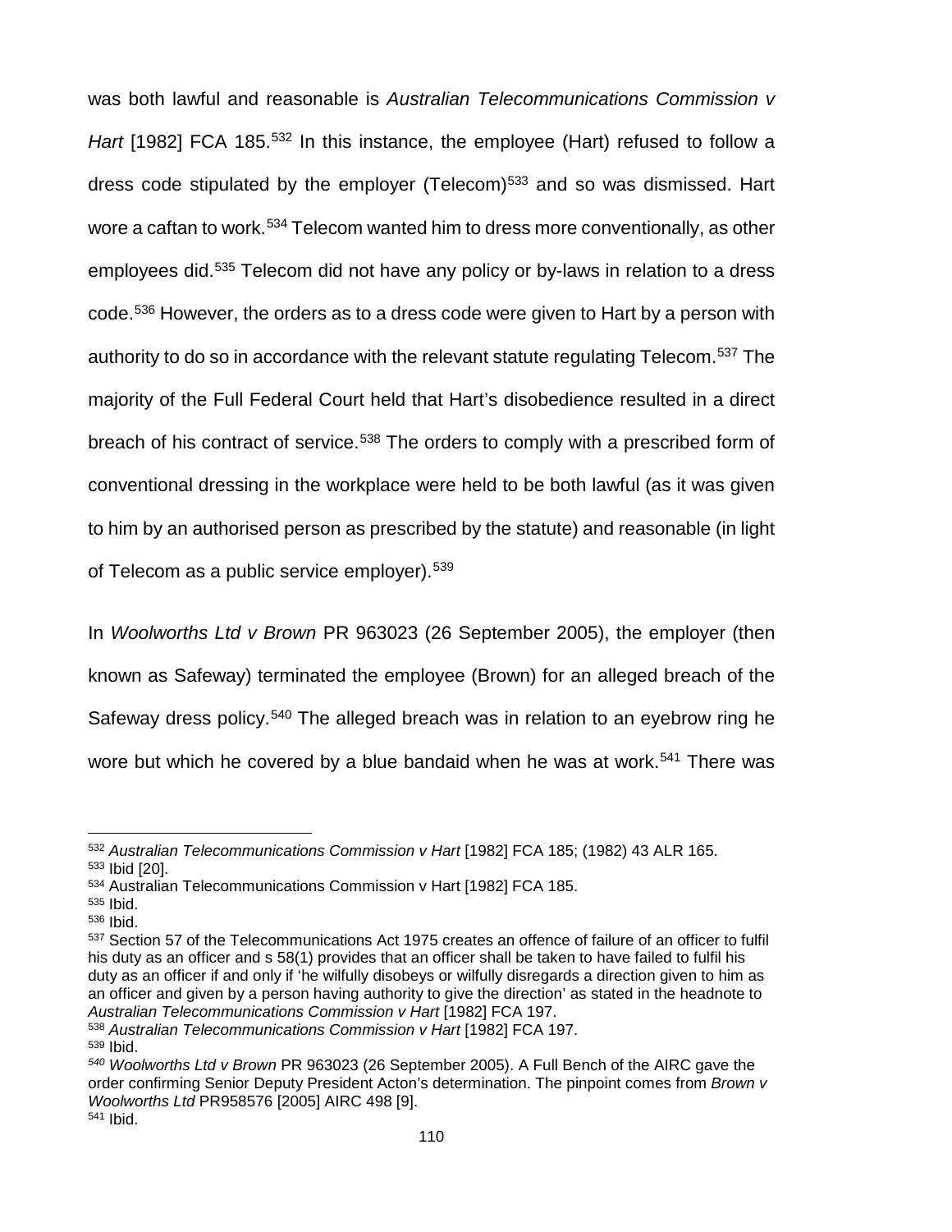was both lawful and reasonable is *Australian Telecommunications Commission v Hart* [1982] FCA 185.[532] In this instance, the employee (Hart) refused to follow a dress code stipulated by the employer (Telecom)[533] and so was dismissed. Hart wore a caftan to work.[534] Telecom wanted him to dress more conventionally, as other employees did.[535] Telecom did not have any policy or by-laws in relation to a dress code.[536] However, the orders as to a dress code were given to Hart by a person with authority to do so in accordance with the relevant statute regulating Telecom.[537] The majority of the Full Federal Court held that Hart's disobedience resulted in a direct breach of his contract of service.[538] The orders to comply with a prescribed form of conventional dressing in the workplace were held to be both lawful (as it was given to him by an authorised person as prescribed by the statute) and reasonable (in light of Telecom as a public service employer).[539]

In *Woolworths Ltd v Brown* PR 963023 (26 September 2005), the employer (then known as Safeway) terminated the employee (Brown) for an alleged breach of the Safeway dress policy.[540] The alleged breach was in relation to an eyebrow ring he wore but which he covered by a blue bandaid when he was at work.[541] There was

---

[532] *Australian Telecommunications Commission v Hart* [1982] FCA 185; (1982) 43 ALR 165.
[533] Ibid [20].
[534] Australian Telecommunications Commission v Hart [1982] FCA 185.
[535] Ibid.
[536] Ibid.
[537] Section 57 of the Telecommunications Act 1975 creates an offence of failure of an officer to fulfil his duty as an officer and s 58(1) provides that an officer shall be taken to have failed to fulfil his duty as an officer if and only if 'he wilfully disobeys or wilfully disregards a direction given to him as an officer and given by a person having authority to give the direction' as stated in the headnote to *Australian Telecommunications Commission v Hart* [1982] FCA 197.
[538] *Australian Telecommunications Commission v Hart* [1982] FCA 197.
[539] Ibid.
[540] *Woolworths Ltd v Brown* PR 963023 (26 September 2005). A Full Bench of the AIRC gave the order confirming Senior Deputy President Acton's determination. The pinpoint comes from *Brown v Woolworths Ltd* PR958576 [2005] AIRC 498 [9].
[541] Ibid.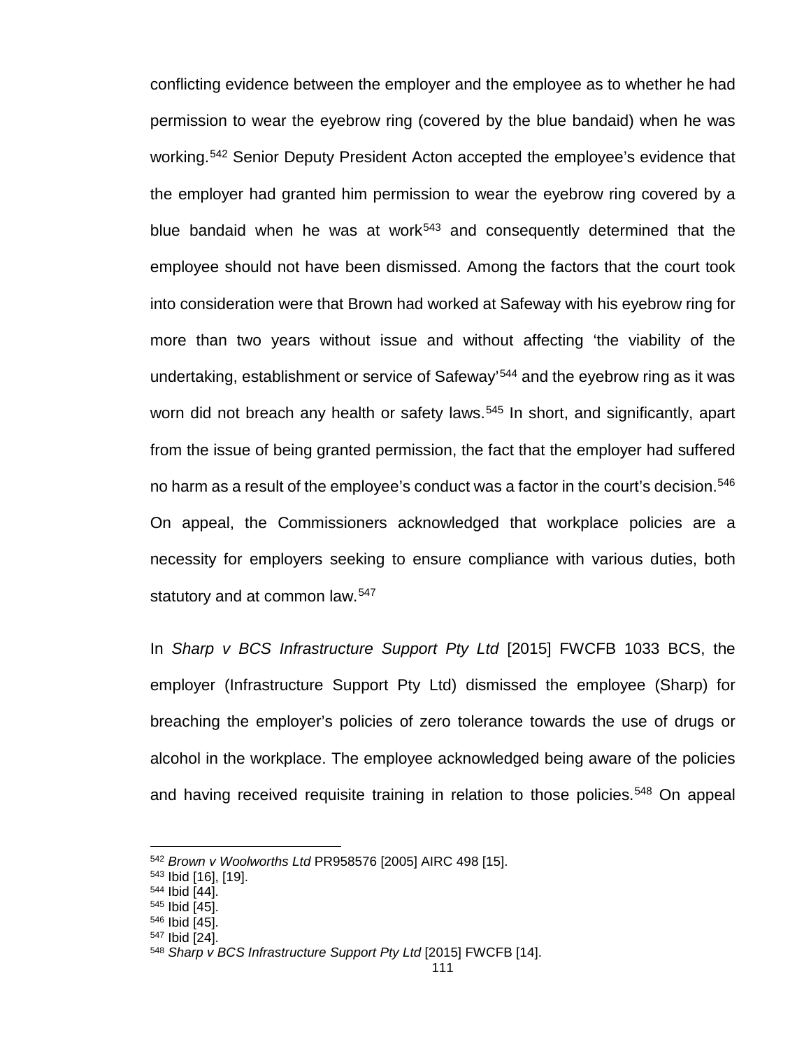conflicting evidence between the employer and the employee as to whether he had permission to wear the eyebrow ring (covered by the blue bandaid) when he was working.[542] Senior Deputy President Acton accepted the employee's evidence that the employer had granted him permission to wear the eyebrow ring covered by a blue bandaid when he was at work[543] and consequently determined that the employee should not have been dismissed. Among the factors that the court took into consideration were that Brown had worked at Safeway with his eyebrow ring for more than two years without issue and without affecting 'the viability of the undertaking, establishment or service of Safeway'[544] and the eyebrow ring as it was worn did not breach any health or safety laws.[545] In short, and significantly, apart from the issue of being granted permission, the fact that the employer had suffered no harm as a result of the employee's conduct was a factor in the court's decision.[546] On appeal, the Commissioners acknowledged that workplace policies are a necessity for employers seeking to ensure compliance with various duties, both statutory and at common law.[547]

In *Sharp v BCS Infrastructure Support Pty Ltd* [2015] FWCFB 1033 BCS, the employer (Infrastructure Support Pty Ltd) dismissed the employee (Sharp) for breaching the employer's policies of zero tolerance towards the use of drugs or alcohol in the workplace. The employee acknowledged being aware of the policies and having received requisite training in relation to those policies.[548] On appeal

---

[542] *Brown v Woolworths Ltd* PR958576 [2005] AIRC 498 [15].
[543] Ibid [16], [19].
[544] Ibid [44].
[545] Ibid [45].
[546] Ibid [45].
[547] Ibid [24].
[548] *Sharp v BCS Infrastructure Support Pty Ltd* [2015] FWCFB [14].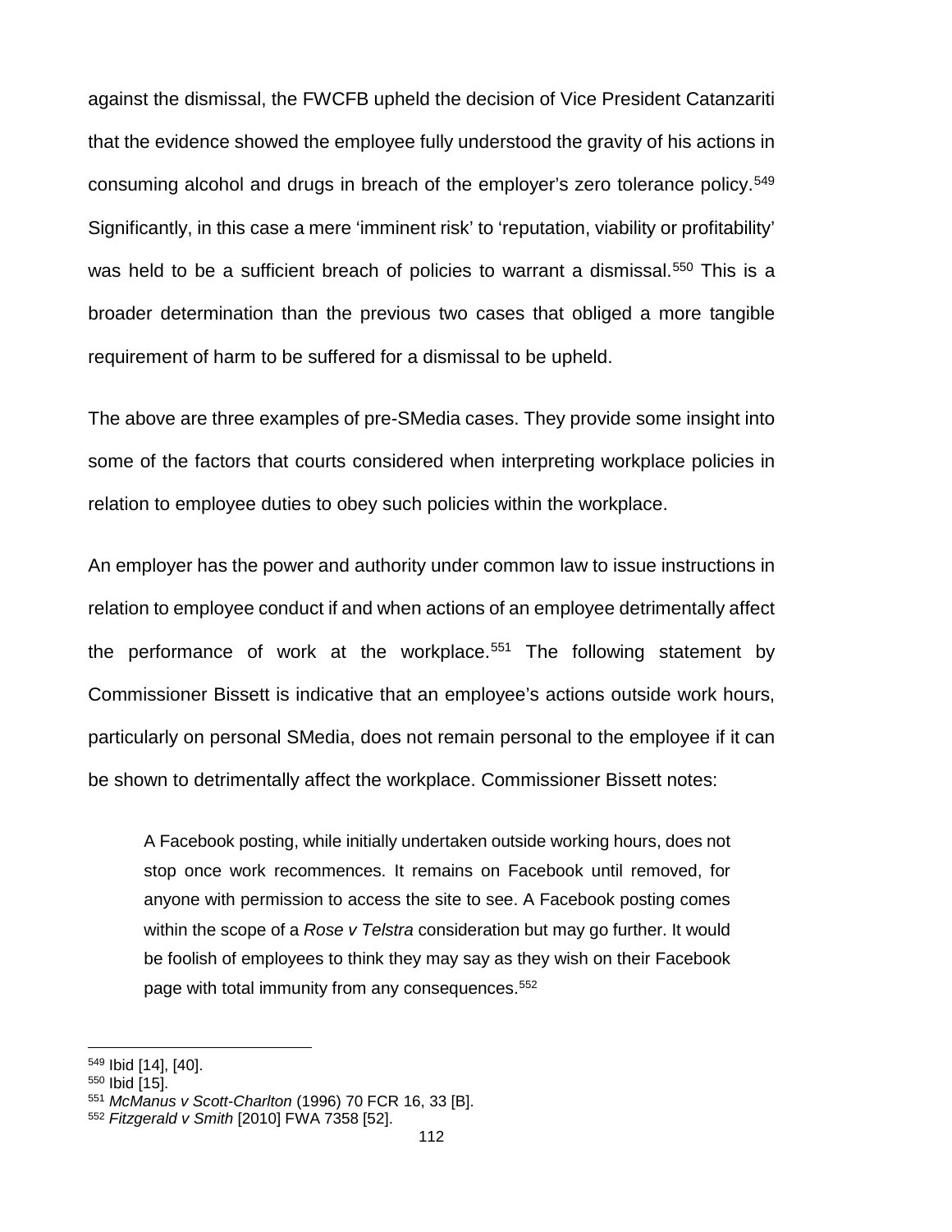against the dismissal, the FWCFB upheld the decision of Vice President Catanzariti that the evidence showed the employee fully understood the gravity of his actions in consuming alcohol and drugs in breach of the employer's zero tolerance policy.[549] Significantly, in this case a mere 'imminent risk' to 'reputation, viability or profitability' was held to be a sufficient breach of policies to warrant a dismissal.[550] This is a broader determination than the previous two cases that obliged a more tangible requirement of harm to be suffered for a dismissal to be upheld.

The above are three examples of pre-SMedia cases. They provide some insight into some of the factors that courts considered when interpreting workplace policies in relation to employee duties to obey such policies within the workplace.

An employer has the power and authority under common law to issue instructions in relation to employee conduct if and when actions of an employee detrimentally affect the performance of work at the workplace.[551] The following statement by Commissioner Bissett is indicative that an employee's actions outside work hours, particularly on personal SMedia, does not remain personal to the employee if it can be shown to detrimentally affect the workplace. Commissioner Bissett notes:

> A Facebook posting, while initially undertaken outside working hours, does not stop once work recommences. It remains on Facebook until removed, for anyone with permission to access the site to see. A Facebook posting comes within the scope of a *Rose v Telstra* consideration but may go further. It would be foolish of employees to think they may say as they wish on their Facebook page with total immunity from any consequences.[552]

---

[549] Ibid [14], [40].
[550] Ibid [15].
[551] *McManus v Scott-Charlton* (1996) 70 FCR 16, 33 [B].
[552] *Fitzgerald v Smith* [2010] FWA 7358 [52].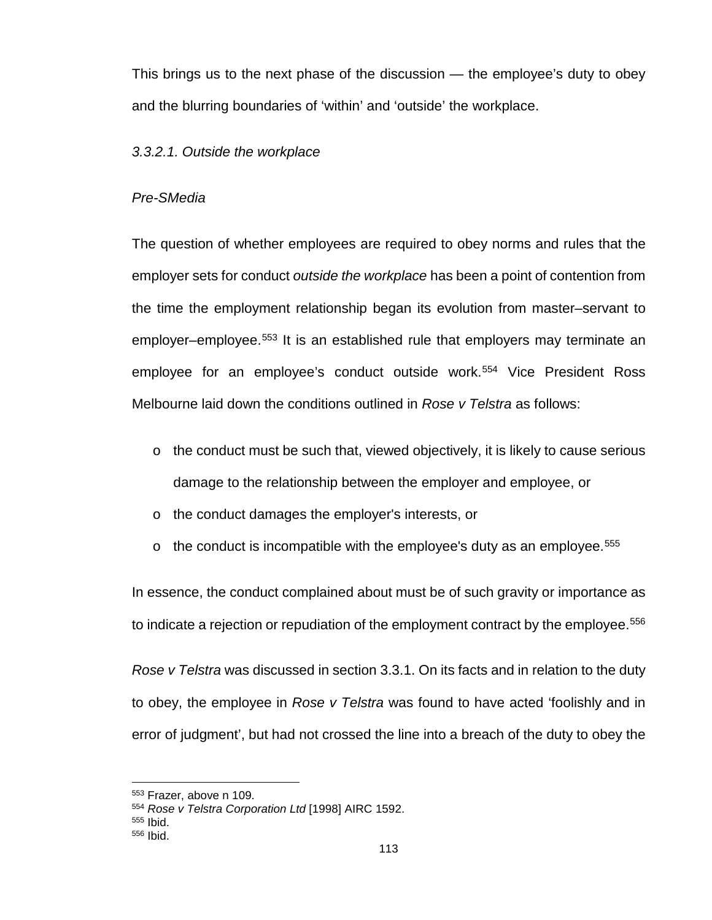This brings us to the next phase of the discussion — the employee's duty to obey and the blurring boundaries of 'within' and 'outside' the workplace.

### *3.3.2.1. Outside the workplace*

*Pre-SMedia*

The question of whether employees are required to obey norms and rules that the employer sets for conduct *outside the workplace* has been a point of contention from the time the employment relationship began its evolution from master–servant to employer–employee.[553] It is an established rule that employers may terminate an employee for an employee's conduct outside work.[554] Vice President Ross Melbourne laid down the conditions outlined in *Rose v Telstra* as follows:

- the conduct must be such that, viewed objectively, it is likely to cause serious damage to the relationship between the employer and employee, or
- the conduct damages the employer's interests, or
- the conduct is incompatible with the employee's duty as an employee.[555]

In essence, the conduct complained about must be of such gravity or importance as to indicate a rejection or repudiation of the employment contract by the employee.[556]

*Rose v Telstra* was discussed in section 3.3.1. On its facts and in relation to the duty to obey, the employee in *Rose v Telstra* was found to have acted 'foolishly and in error of judgment', but had not crossed the line into a breach of the duty to obey the

---

[553] Frazer, above n 109.

[554] *Rose v Telstra Corporation Ltd* [1998] AIRC 1592.

[555] Ibid.

[556] Ibid.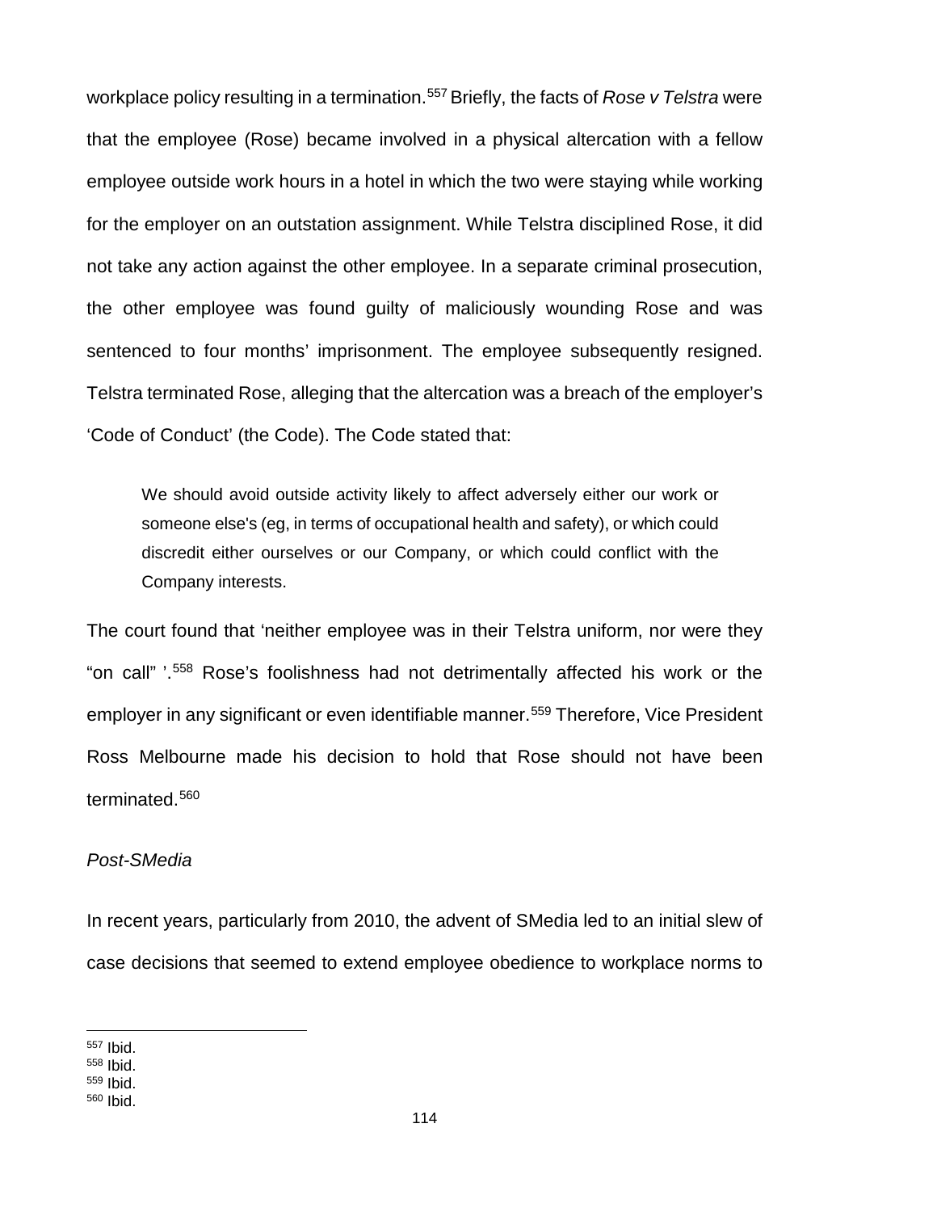workplace policy resulting in a termination.[557] Briefly, the facts of *Rose v Telstra* were that the employee (Rose) became involved in a physical altercation with a fellow employee outside work hours in a hotel in which the two were staying while working for the employer on an outstation assignment. While Telstra disciplined Rose, it did not take any action against the other employee. In a separate criminal prosecution, the other employee was found guilty of maliciously wounding Rose and was sentenced to four months' imprisonment. The employee subsequently resigned. Telstra terminated Rose, alleging that the altercation was a breach of the employer's 'Code of Conduct' (the Code). The Code stated that:

> We should avoid outside activity likely to affect adversely either our work or someone else's (eg, in terms of occupational health and safety), or which could discredit either ourselves or our Company, or which could conflict with the Company interests.

The court found that 'neither employee was in their Telstra uniform, nor were they "on call" '.[558] Rose's foolishness had not detrimentally affected his work or the employer in any significant or even identifiable manner.[559] Therefore, Vice President Ross Melbourne made his decision to hold that Rose should not have been terminated.[560]

*Post-SMedia*

In recent years, particularly from 2010, the advent of SMedia led to an initial slew of case decisions that seemed to extend employee obedience to workplace norms to

---

[557] Ibid.
[558] Ibid.
[559] Ibid.
[560] Ibid.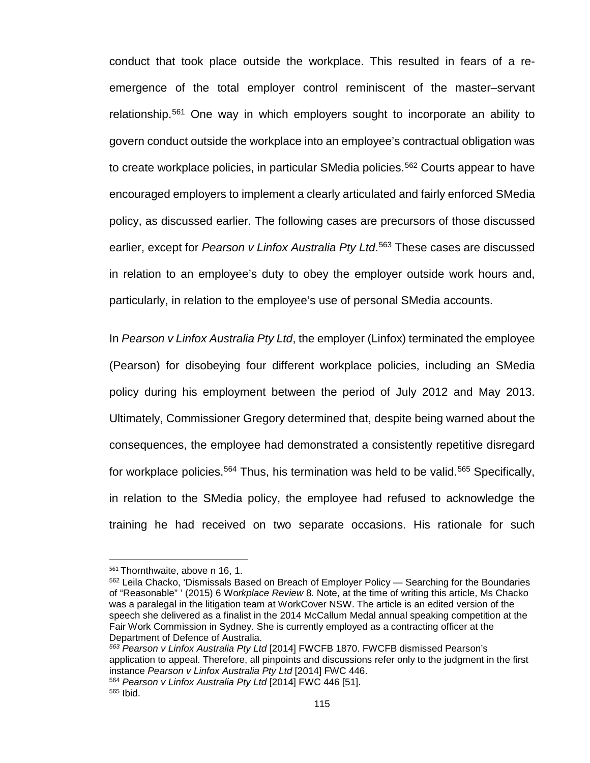conduct that took place outside the workplace. This resulted in fears of a re-emergence of the total employer control reminiscent of the master–servant relationship.[561] One way in which employers sought to incorporate an ability to govern conduct outside the workplace into an employee's contractual obligation was to create workplace policies, in particular SMedia policies.[562] Courts appear to have encouraged employers to implement a clearly articulated and fairly enforced SMedia policy, as discussed earlier. The following cases are precursors of those discussed earlier, except for *Pearson v Linfox Australia Pty Ltd*.[563] These cases are discussed in relation to an employee's duty to obey the employer outside work hours and, particularly, in relation to the employee's use of personal SMedia accounts.

In *Pearson v Linfox Australia Pty Ltd*, the employer (Linfox) terminated the employee (Pearson) for disobeying four different workplace policies, including an SMedia policy during his employment between the period of July 2012 and May 2013. Ultimately, Commissioner Gregory determined that, despite being warned about the consequences, the employee had demonstrated a consistently repetitive disregard for workplace policies.[564] Thus, his termination was held to be valid.[565] Specifically, in relation to the SMedia policy, the employee had refused to acknowledge the training he had received on two separate occasions. His rationale for such

---

[561] Thornthwaite, above n 16, 1.

[562] Leila Chacko, 'Dismissals Based on Breach of Employer Policy — Searching for the Boundaries of "Reasonable" ' (2015) 6 *Workplace Review* 8. Note, at the time of writing this article, Ms Chacko was a paralegal in the litigation team at WorkCover NSW. The article is an edited version of the speech she delivered as a finalist in the 2014 McCallum Medal annual speaking competition at the Fair Work Commission in Sydney. She is currently employed as a contracting officer at the Department of Defence of Australia.

[563] *Pearson v Linfox Australia Pty Ltd* [2014] FWCFB 1870. FWCFB dismissed Pearson's application to appeal. Therefore, all pinpoints and discussions refer only to the judgment in the first instance *Pearson v Linfox Australia Pty Ltd* [2014] FWC 446.

[564] *Pearson v Linfox Australia Pty Ltd* [2014] FWC 446 [51].

[565] Ibid.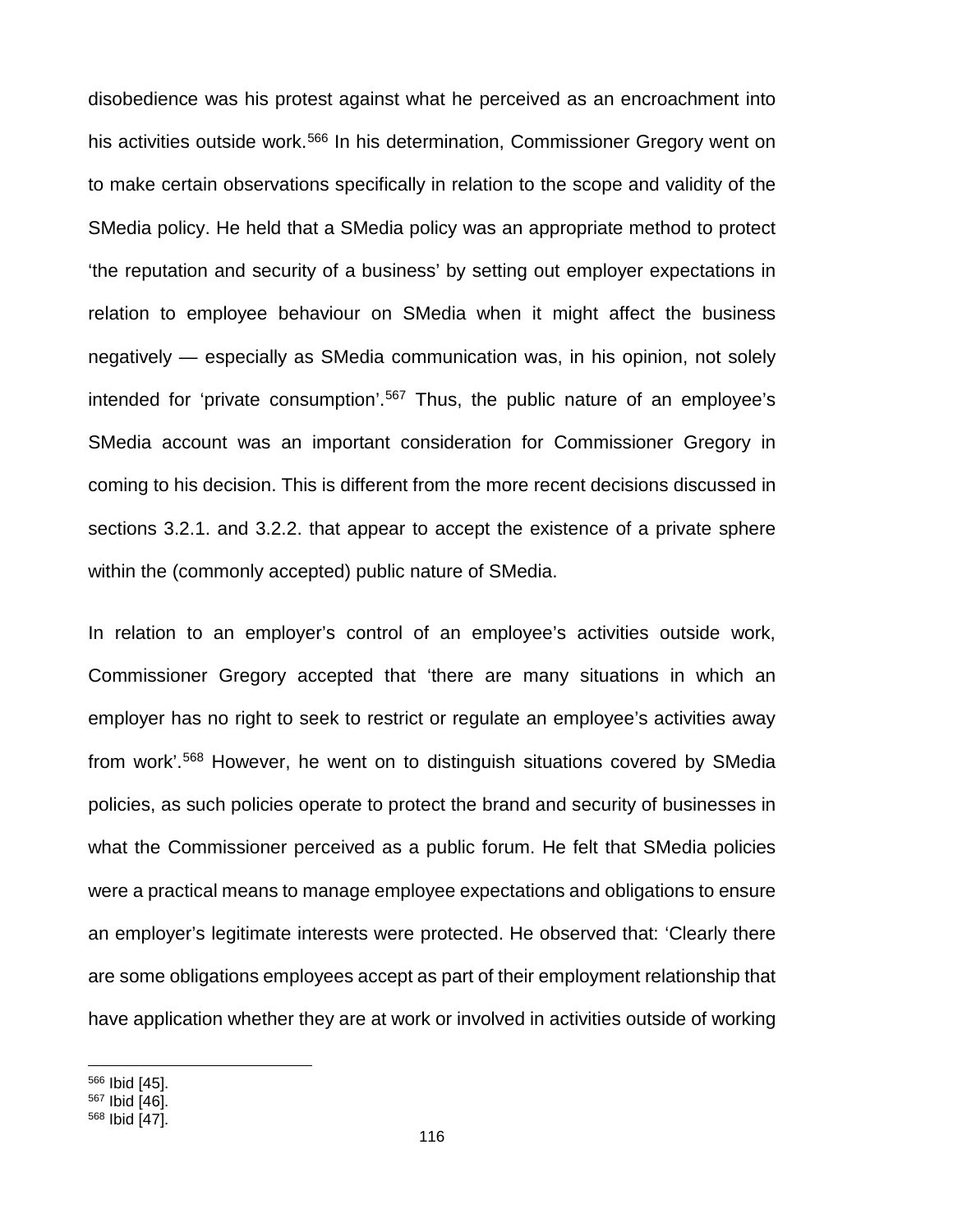disobedience was his protest against what he perceived as an encroachment into his activities outside work.[566] In his determination, Commissioner Gregory went on to make certain observations specifically in relation to the scope and validity of the SMedia policy. He held that a SMedia policy was an appropriate method to protect 'the reputation and security of a business' by setting out employer expectations in relation to employee behaviour on SMedia when it might affect the business negatively — especially as SMedia communication was, in his opinion, not solely intended for 'private consumption'.[567] Thus, the public nature of an employee's SMedia account was an important consideration for Commissioner Gregory in coming to his decision. This is different from the more recent decisions discussed in sections 3.2.1. and 3.2.2. that appear to accept the existence of a private sphere within the (commonly accepted) public nature of SMedia.

In relation to an employer's control of an employee's activities outside work, Commissioner Gregory accepted that 'there are many situations in which an employer has no right to seek to restrict or regulate an employee's activities away from work'.[568] However, he went on to distinguish situations covered by SMedia policies, as such policies operate to protect the brand and security of businesses in what the Commissioner perceived as a public forum. He felt that SMedia policies were a practical means to manage employee expectations and obligations to ensure an employer's legitimate interests were protected. He observed that: 'Clearly there are some obligations employees accept as part of their employment relationship that have application whether they are at work or involved in activities outside of working

---

[566] Ibid [45].
[567] Ibid [46].
[568] Ibid [47].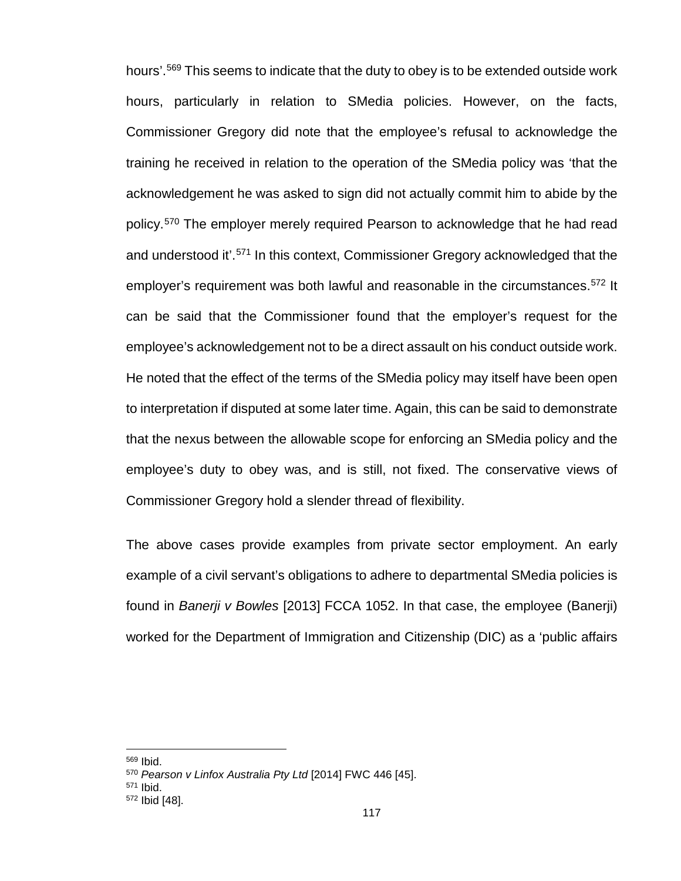hours'.[569] This seems to indicate that the duty to obey is to be extended outside work hours, particularly in relation to SMedia policies. However, on the facts, Commissioner Gregory did note that the employee's refusal to acknowledge the training he received in relation to the operation of the SMedia policy was 'that the acknowledgement he was asked to sign did not actually commit him to abide by the policy.[570] The employer merely required Pearson to acknowledge that he had read and understood it'.[571] In this context, Commissioner Gregory acknowledged that the employer's requirement was both lawful and reasonable in the circumstances.[572] It can be said that the Commissioner found that the employer's request for the employee's acknowledgement not to be a direct assault on his conduct outside work. He noted that the effect of the terms of the SMedia policy may itself have been open to interpretation if disputed at some later time. Again, this can be said to demonstrate that the nexus between the allowable scope for enforcing an SMedia policy and the employee's duty to obey was, and is still, not fixed. The conservative views of Commissioner Gregory hold a slender thread of flexibility.

The above cases provide examples from private sector employment. An early example of a civil servant's obligations to adhere to departmental SMedia policies is found in *Banerji v Bowles* [2013] FCCA 1052. In that case, the employee (Banerji) worked for the Department of Immigration and Citizenship (DIC) as a 'public affairs

---

[569] Ibid.

[570] *Pearson v Linfox Australia Pty Ltd* [2014] FWC 446 [45].

[571] Ibid.

[572] Ibid [48].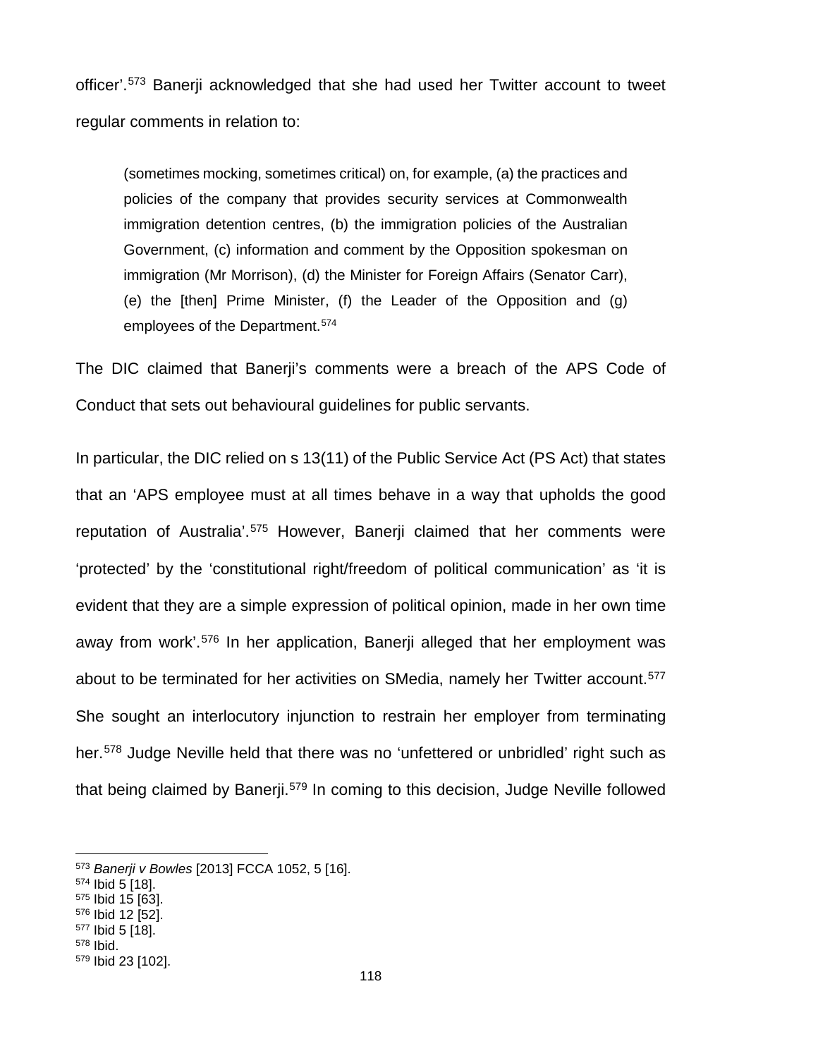officer'.[573] Banerji acknowledged that she had used her Twitter account to tweet regular comments in relation to:

> (sometimes mocking, sometimes critical) on, for example, (a) the practices and policies of the company that provides security services at Commonwealth immigration detention centres, (b) the immigration policies of the Australian Government, (c) information and comment by the Opposition spokesman on immigration (Mr Morrison), (d) the Minister for Foreign Affairs (Senator Carr), (e) the [then] Prime Minister, (f) the Leader of the Opposition and (g) employees of the Department.[574]

The DIC claimed that Banerji's comments were a breach of the APS Code of Conduct that sets out behavioural guidelines for public servants.

In particular, the DIC relied on s 13(11) of the Public Service Act (PS Act) that states that an 'APS employee must at all times behave in a way that upholds the good reputation of Australia'.[575] However, Banerji claimed that her comments were 'protected' by the 'constitutional right/freedom of political communication' as 'it is evident that they are a simple expression of political opinion, made in her own time away from work'.[576] In her application, Banerji alleged that her employment was about to be terminated for her activities on SMedia, namely her Twitter account.[577] She sought an interlocutory injunction to restrain her employer from terminating her.[578] Judge Neville held that there was no 'unfettered or unbridled' right such as that being claimed by Banerji.[579] In coming to this decision, Judge Neville followed

---

[573] *Banerji v Bowles* [2013] FCCA 1052, 5 [16].
[574] Ibid 5 [18].
[575] Ibid 15 [63].
[576] Ibid 12 [52].
[577] Ibid 5 [18].
[578] Ibid.
[579] Ibid 23 [102].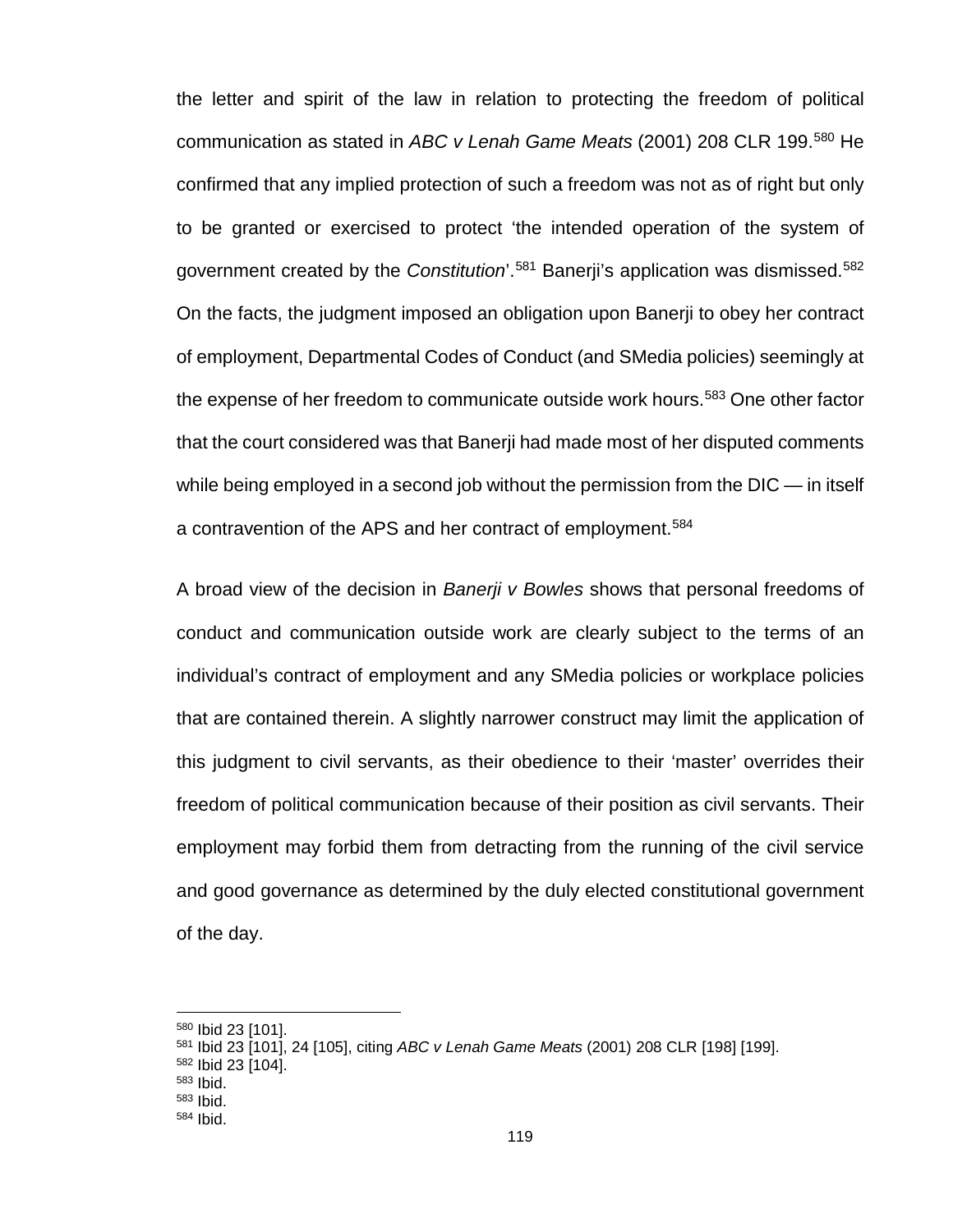the letter and spirit of the law in relation to protecting the freedom of political communication as stated in *ABC v Lenah Game Meats* (2001) 208 CLR 199.[580] He confirmed that any implied protection of such a freedom was not as of right but only to be granted or exercised to protect 'the intended operation of the system of government created by the *Constitution*'.[581] Banerji's application was dismissed.[582] On the facts, the judgment imposed an obligation upon Banerji to obey her contract of employment, Departmental Codes of Conduct (and SMedia policies) seemingly at the expense of her freedom to communicate outside work hours.[583] One other factor that the court considered was that Banerji had made most of her disputed comments while being employed in a second job without the permission from the DIC — in itself a contravention of the APS and her contract of employment.[584]

A broad view of the decision in *Banerji v Bowles* shows that personal freedoms of conduct and communication outside work are clearly subject to the terms of an individual's contract of employment and any SMedia policies or workplace policies that are contained therein. A slightly narrower construct may limit the application of this judgment to civil servants, as their obedience to their 'master' overrides their freedom of political communication because of their position as civil servants. Their employment may forbid them from detracting from the running of the civil service and good governance as determined by the duly elected constitutional government of the day.

---

[580] Ibid 23 [101].
[581] Ibid 23 [101], 24 [105], citing *ABC v Lenah Game Meats* (2001) 208 CLR [198] [199].
[582] Ibid 23 [104].
[583] Ibid.
[583] Ibid.
[584] Ibid.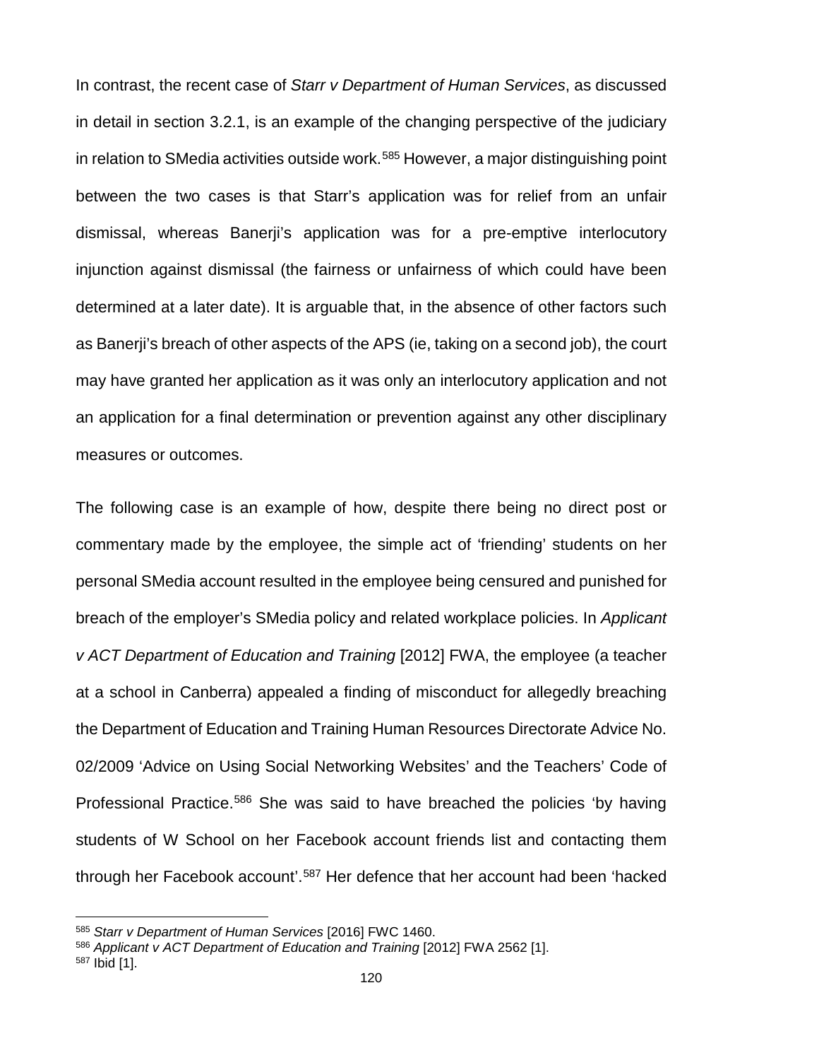In contrast, the recent case of *Starr v Department of Human Services*, as discussed in detail in section 3.2.1, is an example of the changing perspective of the judiciary in relation to SMedia activities outside work.[585] However, a major distinguishing point between the two cases is that Starr's application was for relief from an unfair dismissal, whereas Banerji's application was for a pre-emptive interlocutory injunction against dismissal (the fairness or unfairness of which could have been determined at a later date). It is arguable that, in the absence of other factors such as Banerji's breach of other aspects of the APS (ie, taking on a second job), the court may have granted her application as it was only an interlocutory application and not an application for a final determination or prevention against any other disciplinary measures or outcomes.

The following case is an example of how, despite there being no direct post or commentary made by the employee, the simple act of 'friending' students on her personal SMedia account resulted in the employee being censured and punished for breach of the employer's SMedia policy and related workplace policies. In *Applicant v ACT Department of Education and Training* [2012] FWA, the employee (a teacher at a school in Canberra) appealed a finding of misconduct for allegedly breaching the Department of Education and Training Human Resources Directorate Advice No. 02/2009 'Advice on Using Social Networking Websites' and the Teachers' Code of Professional Practice.[586] She was said to have breached the policies 'by having students of W School on her Facebook account friends list and contacting them through her Facebook account'.[587] Her defence that her account had been 'hacked

---

[585] *Starr v Department of Human Services* [2016] FWC 1460.

[586] *Applicant v ACT Department of Education and Training* [2012] FWA 2562 [1].

[587] Ibid [1].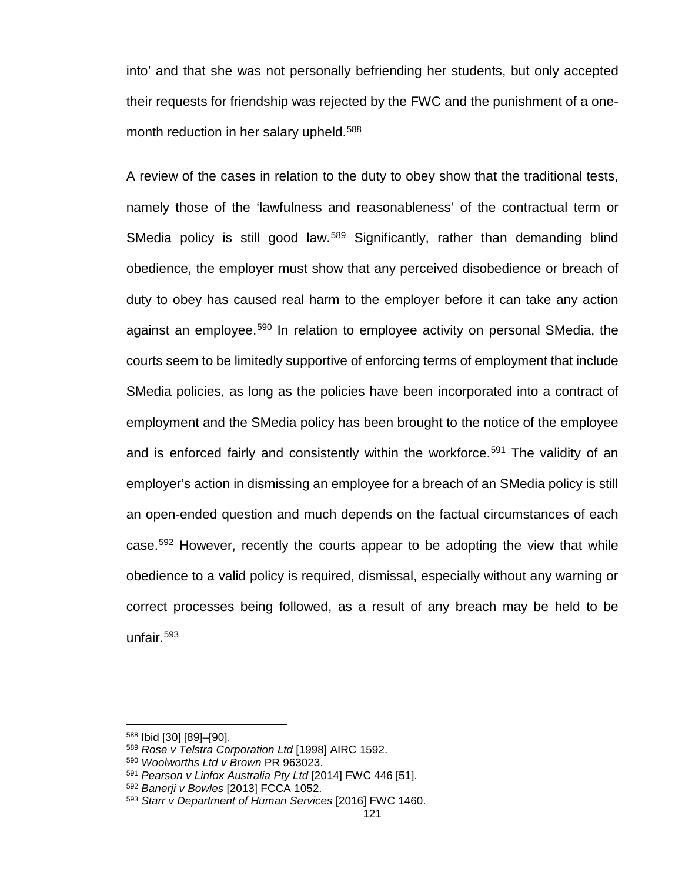into' and that she was not personally befriending her students, but only accepted their requests for friendship was rejected by the FWC and the punishment of a one-month reduction in her salary upheld.[588]

A review of the cases in relation to the duty to obey show that the traditional tests, namely those of the 'lawfulness and reasonableness' of the contractual term or SMedia policy is still good law.[589] Significantly, rather than demanding blind obedience, the employer must show that any perceived disobedience or breach of duty to obey has caused real harm to the employer before it can take any action against an employee.[590] In relation to employee activity on personal SMedia, the courts seem to be limitedly supportive of enforcing terms of employment that include SMedia policies, as long as the policies have been incorporated into a contract of employment and the SMedia policy has been brought to the notice of the employee and is enforced fairly and consistently within the workforce.[591] The validity of an employer's action in dismissing an employee for a breach of an SMedia policy is still an open-ended question and much depends on the factual circumstances of each case.[592] However, recently the courts appear to be adopting the view that while obedience to a valid policy is required, dismissal, especially without any warning or correct processes being followed, as a result of any breach may be held to be unfair.[593]

---

[588] Ibid [30] [89]–[90].

[589] *Rose v Telstra Corporation Ltd* [1998] AIRC 1592.

[590] *Woolworths Ltd v Brown* PR 963023.

[591] *Pearson v Linfox Australia Pty Ltd* [2014] FWC 446 [51].

[592] *Banerji v Bowles* [2013] FCCA 1052.

[593] *Starr v Department of Human Services* [2016] FWC 1460.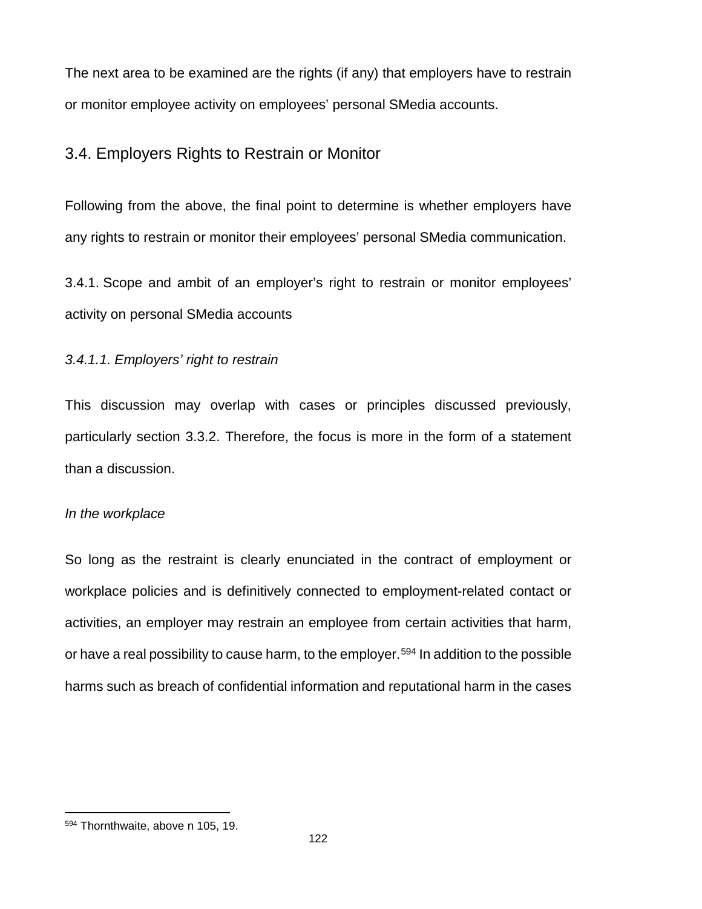The next area to be examined are the rights (if any) that employers have to restrain or monitor employee activity on employees' personal SMedia accounts.

## 3.4. Employers Rights to Restrain or Monitor

Following from the above, the final point to determine is whether employers have any rights to restrain or monitor their employees' personal SMedia communication.

### 3.4.1. Scope and ambit of an employer's right to restrain or monitor employees' activity on personal SMedia accounts

#### *3.4.1.1. Employers' right to restrain*

This discussion may overlap with cases or principles discussed previously, particularly section 3.3.2. Therefore, the focus is more in the form of a statement than a discussion.

*In the workplace*

So long as the restraint is clearly enunciated in the contract of employment or workplace policies and is definitively connected to employment-related contact or activities, an employer may restrain an employee from certain activities that harm, or have a real possibility to cause harm, to the employer.[594] In addition to the possible harms such as breach of confidential information and reputational harm in the cases

---

[594] Thornthwaite, above n 105, 19.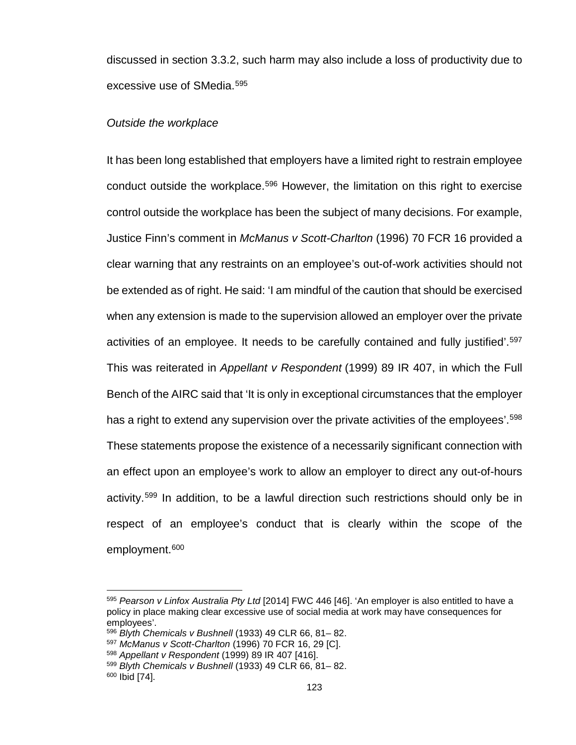discussed in section 3.3.2, such harm may also include a loss of productivity due to excessive use of SMedia.[595]

*Outside the workplace*

It has been long established that employers have a limited right to restrain employee conduct outside the workplace.[596] However, the limitation on this right to exercise control outside the workplace has been the subject of many decisions. For example, Justice Finn's comment in *McManus v Scott-Charlton* (1996) 70 FCR 16 provided a clear warning that any restraints on an employee's out-of-work activities should not be extended as of right. He said: 'I am mindful of the caution that should be exercised when any extension is made to the supervision allowed an employer over the private activities of an employee. It needs to be carefully contained and fully justified'.[597] This was reiterated in *Appellant v Respondent* (1999) 89 IR 407, in which the Full Bench of the AIRC said that 'It is only in exceptional circumstances that the employer has a right to extend any supervision over the private activities of the employees'.[598] These statements propose the existence of a necessarily significant connection with an effect upon an employee's work to allow an employer to direct any out-of-hours activity.[599] In addition, to be a lawful direction such restrictions should only be in respect of an employee's conduct that is clearly within the scope of the employment.[600]

---

[595] *Pearson v Linfox Australia Pty Ltd* [2014] FWC 446 [46]. 'An employer is also entitled to have a policy in place making clear excessive use of social media at work may have consequences for employees'.

[596] *Blyth Chemicals v Bushnell* (1933) 49 CLR 66, 81– 82.

[597] *McManus v Scott-Charlton* (1996) 70 FCR 16, 29 [C].

[598] *Appellant v Respondent* (1999) 89 IR 407 [416].

[599] *Blyth Chemicals v Bushnell* (1933) 49 CLR 66, 81– 82.

[600] Ibid [74].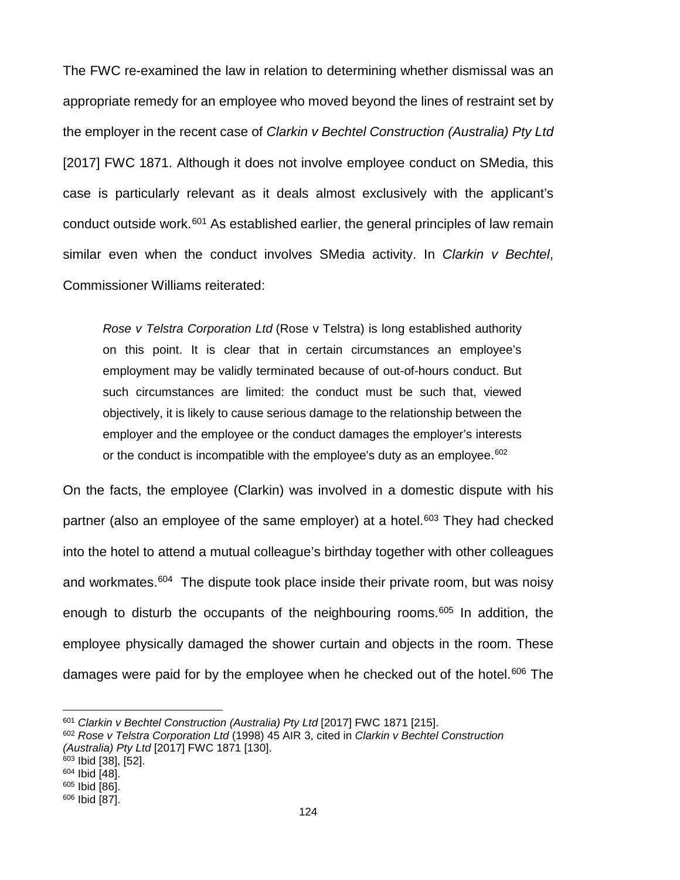The FWC re-examined the law in relation to determining whether dismissal was an appropriate remedy for an employee who moved beyond the lines of restraint set by the employer in the recent case of *Clarkin v Bechtel Construction (Australia) Pty Ltd* [2017] FWC 1871. Although it does not involve employee conduct on SMedia, this case is particularly relevant as it deals almost exclusively with the applicant's conduct outside work.[601] As established earlier, the general principles of law remain similar even when the conduct involves SMedia activity. In *Clarkin v Bechtel*, Commissioner Williams reiterated:

> *Rose v Telstra Corporation Ltd* (Rose v Telstra) is long established authority on this point. It is clear that in certain circumstances an employee's employment may be validly terminated because of out-of-hours conduct. But such circumstances are limited: the conduct must be such that, viewed objectively, it is likely to cause serious damage to the relationship between the employer and the employee or the conduct damages the employer's interests or the conduct is incompatible with the employee's duty as an employee.[602]

On the facts, the employee (Clarkin) was involved in a domestic dispute with his partner (also an employee of the same employer) at a hotel.[603] They had checked into the hotel to attend a mutual colleague's birthday together with other colleagues and workmates.[604] The dispute took place inside their private room, but was noisy enough to disturb the occupants of the neighbouring rooms.[605] In addition, the employee physically damaged the shower curtain and objects in the room. These damages were paid for by the employee when he checked out of the hotel.[606] The

---

[601] *Clarkin v Bechtel Construction (Australia) Pty Ltd* [2017] FWC 1871 [215].
[602] *Rose v Telstra Corporation Ltd* (1998) 45 AIR 3, cited in *Clarkin v Bechtel Construction (Australia) Pty Ltd* [2017] FWC 1871 [130].
[603] Ibid [38], [52].
[604] Ibid [48].
[605] Ibid [86].
[606] Ibid [87].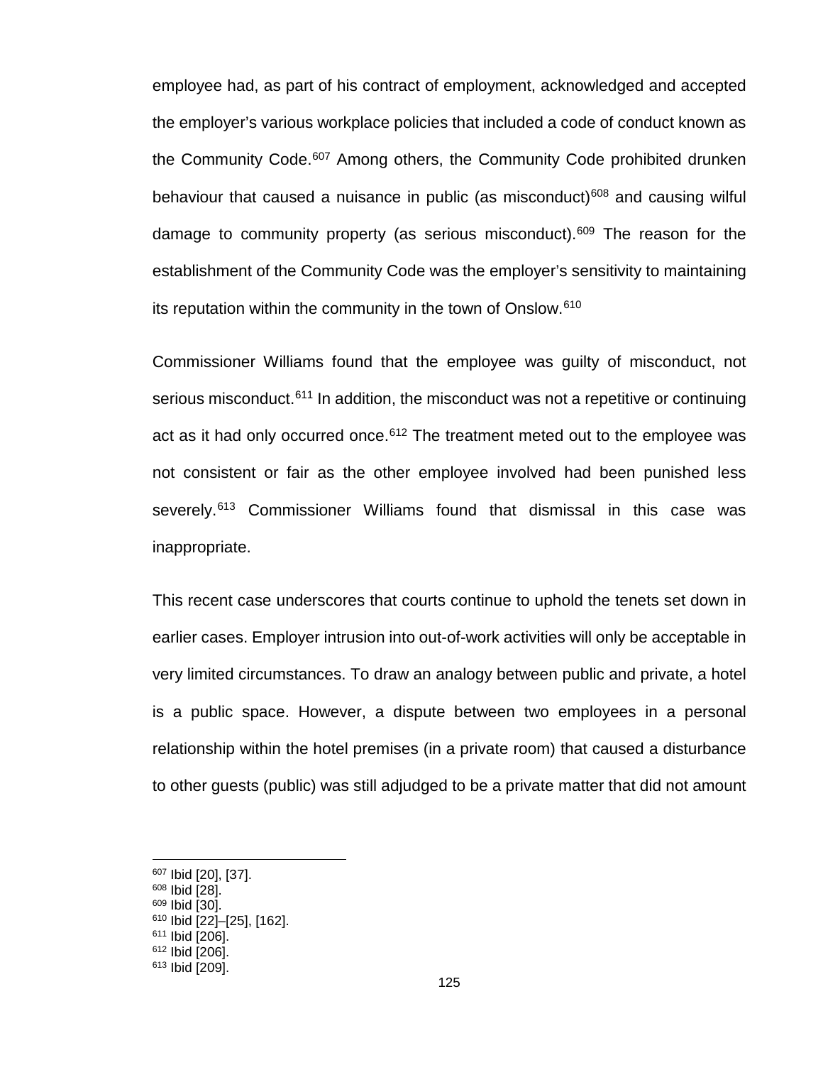employee had, as part of his contract of employment, acknowledged and accepted the employer's various workplace policies that included a code of conduct known as the Community Code.[607] Among others, the Community Code prohibited drunken behaviour that caused a nuisance in public (as misconduct)[608] and causing wilful damage to community property (as serious misconduct).[609] The reason for the establishment of the Community Code was the employer's sensitivity to maintaining its reputation within the community in the town of Onslow.[610]

Commissioner Williams found that the employee was guilty of misconduct, not serious misconduct.[611] In addition, the misconduct was not a repetitive or continuing act as it had only occurred once.[612] The treatment meted out to the employee was not consistent or fair as the other employee involved had been punished less severely.[613] Commissioner Williams found that dismissal in this case was inappropriate.

This recent case underscores that courts continue to uphold the tenets set down in earlier cases. Employer intrusion into out-of-work activities will only be acceptable in very limited circumstances. To draw an analogy between public and private, a hotel is a public space. However, a dispute between two employees in a personal relationship within the hotel premises (in a private room) that caused a disturbance to other guests (public) was still adjudged to be a private matter that did not amount

---

[607] Ibid [20], [37].
[608] Ibid [28].
[609] Ibid [30].
[610] Ibid [22]–[25], [162].
[611] Ibid [206].
[612] Ibid [206].
[613] Ibid [209].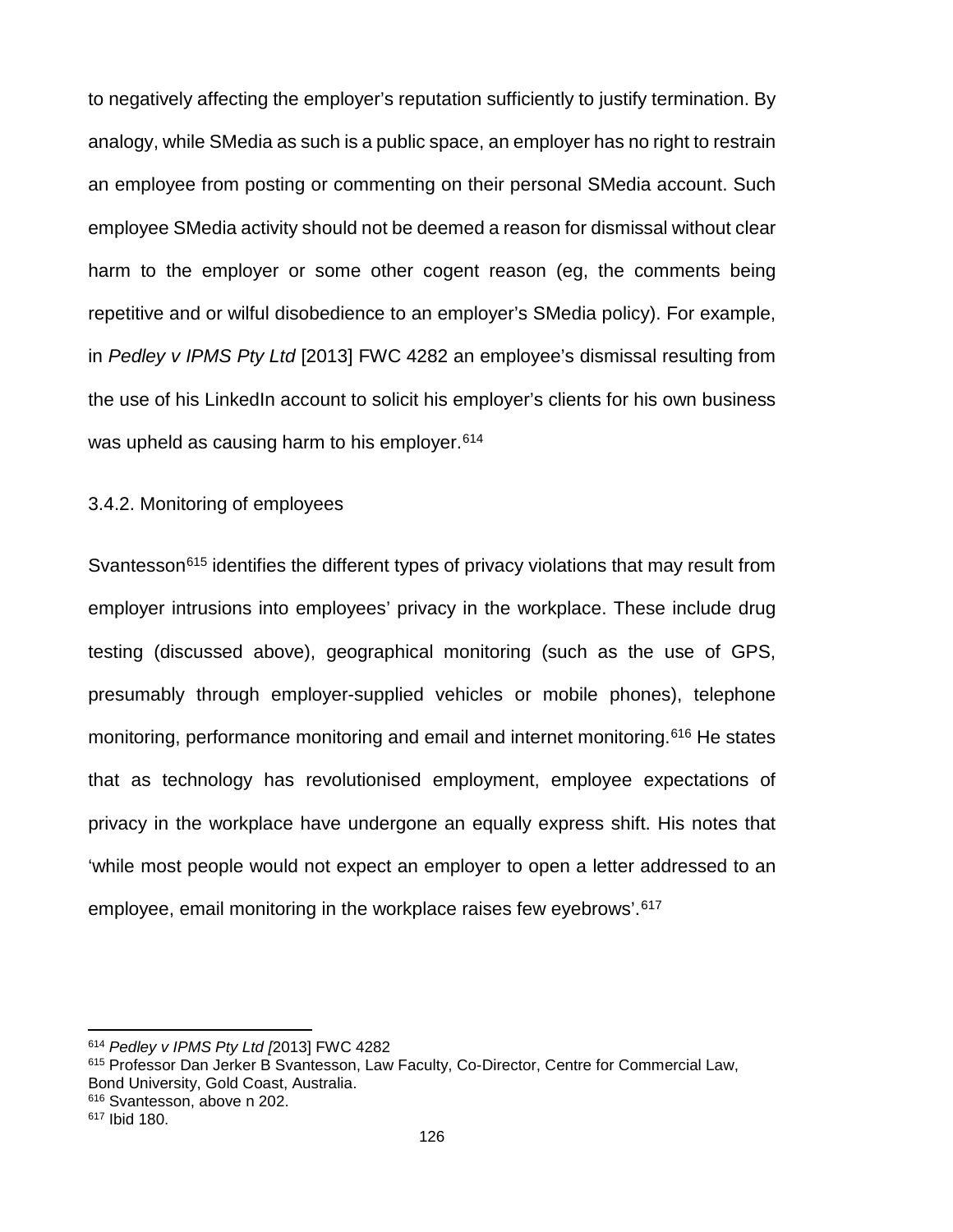to negatively affecting the employer's reputation sufficiently to justify termination. By analogy, while SMedia as such is a public space, an employer has no right to restrain an employee from posting or commenting on their personal SMedia account. Such employee SMedia activity should not be deemed a reason for dismissal without clear harm to the employer or some other cogent reason (eg, the comments being repetitive and or wilful disobedience to an employer's SMedia policy). For example, in *Pedley v IPMS Pty Ltd* [2013] FWC 4282 an employee's dismissal resulting from the use of his LinkedIn account to solicit his employer's clients for his own business was upheld as causing harm to his employer.[614]

### 3.4.2. Monitoring of employees

Svantesson[615] identifies the different types of privacy violations that may result from employer intrusions into employees' privacy in the workplace. These include drug testing (discussed above), geographical monitoring (such as the use of GPS, presumably through employer-supplied vehicles or mobile phones), telephone monitoring, performance monitoring and email and internet monitoring.[616] He states that as technology has revolutionised employment, employee expectations of privacy in the workplace have undergone an equally express shift. His notes that 'while most people would not expect an employer to open a letter addressed to an employee, email monitoring in the workplace raises few eyebrows'.[617]

---

[614] *Pedley v IPMS Pty Ltd [*2013] FWC 4282

[615] Professor Dan Jerker B Svantesson, Law Faculty, Co-Director, Centre for Commercial Law, Bond University, Gold Coast, Australia.

[616] Svantesson, above n 202.

[617] Ibid 180.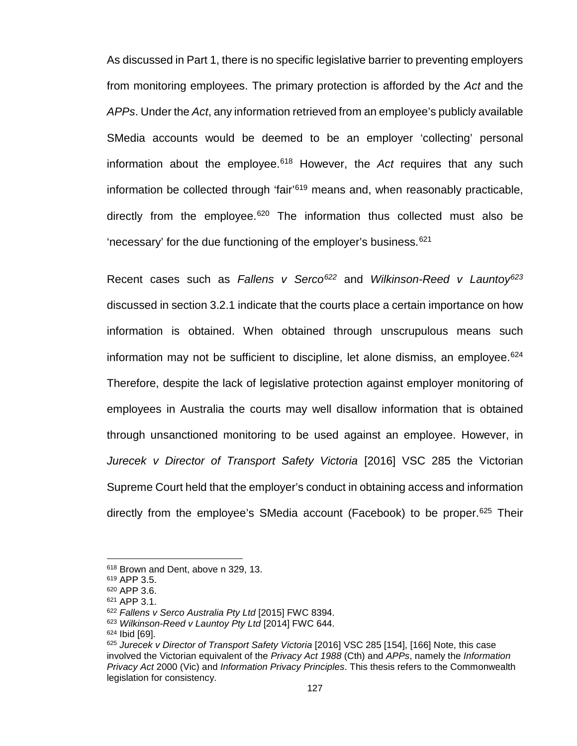As discussed in Part 1, there is no specific legislative barrier to preventing employers from monitoring employees. The primary protection is afforded by the *Act* and the *APPs*. Under the *Act*, any information retrieved from an employee's publicly available SMedia accounts would be deemed to be an employer 'collecting' personal information about the employee.[618] However, the *Act* requires that any such information be collected through 'fair'[619] means and, when reasonably practicable, directly from the employee.[620] The information thus collected must also be 'necessary' for the due functioning of the employer's business.[621]

Recent cases such as *Fallens v Serco*[622] and *Wilkinson-Reed v Launtoy*[623] discussed in section 3.2.1 indicate that the courts place a certain importance on how information is obtained. When obtained through unscrupulous means such information may not be sufficient to discipline, let alone dismiss, an employee.[624] Therefore, despite the lack of legislative protection against employer monitoring of employees in Australia the courts may well disallow information that is obtained through unsanctioned monitoring to be used against an employee. However, in *Jurecek v Director of Transport Safety Victoria* [2016] VSC 285 the Victorian Supreme Court held that the employer's conduct in obtaining access and information directly from the employee's SMedia account (Facebook) to be proper.[625] Their

---

[618] Brown and Dent, above n 329, 13.

[619] APP 3.5.

[620] APP 3.6.

[621] APP 3.1.

[622] *Fallens v Serco Australia Pty Ltd* [2015] FWC 8394.

[623] *Wilkinson-Reed v Launtoy Pty Ltd* [2014] FWC 644.

[624] Ibid [69].

[625] *Jurecek v Director of Transport Safety Victoria* [2016] VSC 285 [154], [166] Note, this case involved the Victorian equivalent of the *Privacy Act 1988* (Cth) and *APPs*, namely the *Information Privacy Act* 2000 (Vic) and *Information Privacy Principles*. This thesis refers to the Commonwealth legislation for consistency.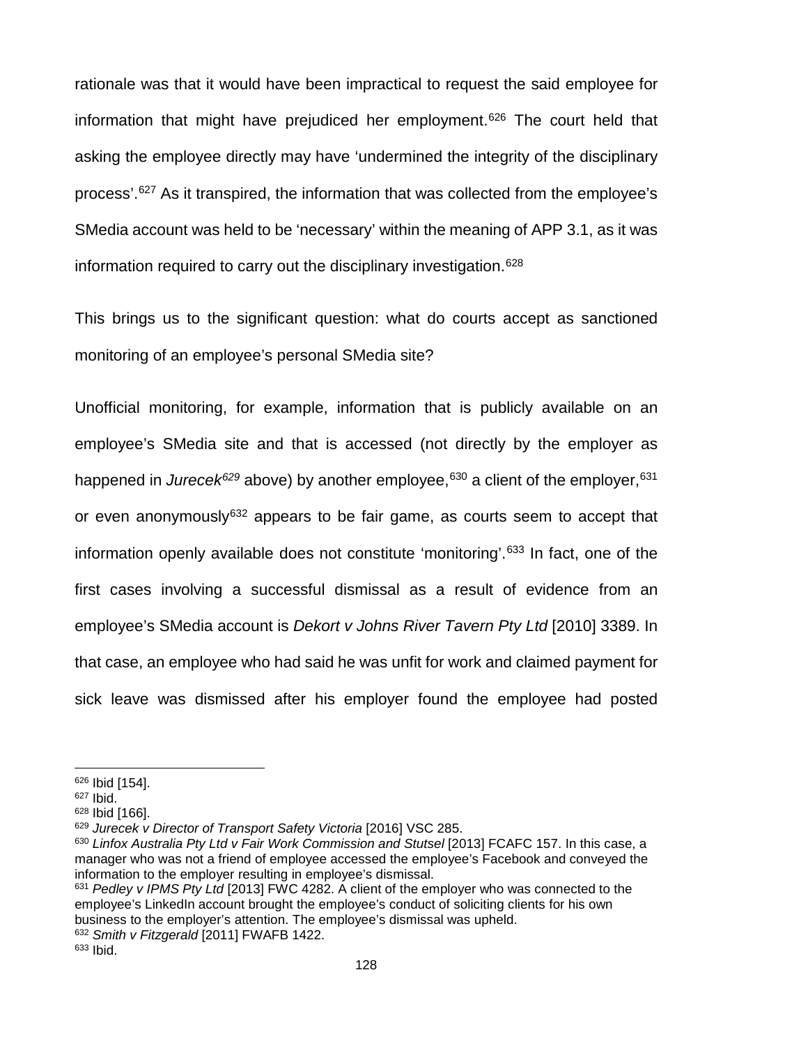rationale was that it would have been impractical to request the said employee for information that might have prejudiced her employment.[626] The court held that asking the employee directly may have 'undermined the integrity of the disciplinary process'.[627] As it transpired, the information that was collected from the employee's SMedia account was held to be 'necessary' within the meaning of APP 3.1, as it was information required to carry out the disciplinary investigation.[628]

This brings us to the significant question: what do courts accept as sanctioned monitoring of an employee's personal SMedia site?

Unofficial monitoring, for example, information that is publicly available on an employee's SMedia site and that is accessed (not directly by the employer as happened in *Jurecek*[629] above) by another employee,[630] a client of the employer,[631] or even anonymously[632] appears to be fair game, as courts seem to accept that information openly available does not constitute 'monitoring'.[633] In fact, one of the first cases involving a successful dismissal as a result of evidence from an employee's SMedia account is *Dekort v Johns River Tavern Pty Ltd* [2010] 3389. In that case, an employee who had said he was unfit for work and claimed payment for sick leave was dismissed after his employer found the employee had posted

---

[626] Ibid [154].

[627] Ibid.

[628] Ibid [166].

[629] *Jurecek v Director of Transport Safety Victoria* [2016] VSC 285.

[630] *Linfox Australia Pty Ltd v Fair Work Commission and Stutsel* [2013] FCAFC 157. In this case, a manager who was not a friend of employee accessed the employee's Facebook and conveyed the information to the employer resulting in employee's dismissal.

[631] *Pedley v IPMS Pty Ltd* [2013] FWC 4282. A client of the employer who was connected to the employee's LinkedIn account brought the employee's conduct of soliciting clients for his own business to the employer's attention. The employee's dismissal was upheld.

[632] *Smith v Fitzgerald* [2011] FWAFB 1422.

[633] Ibid.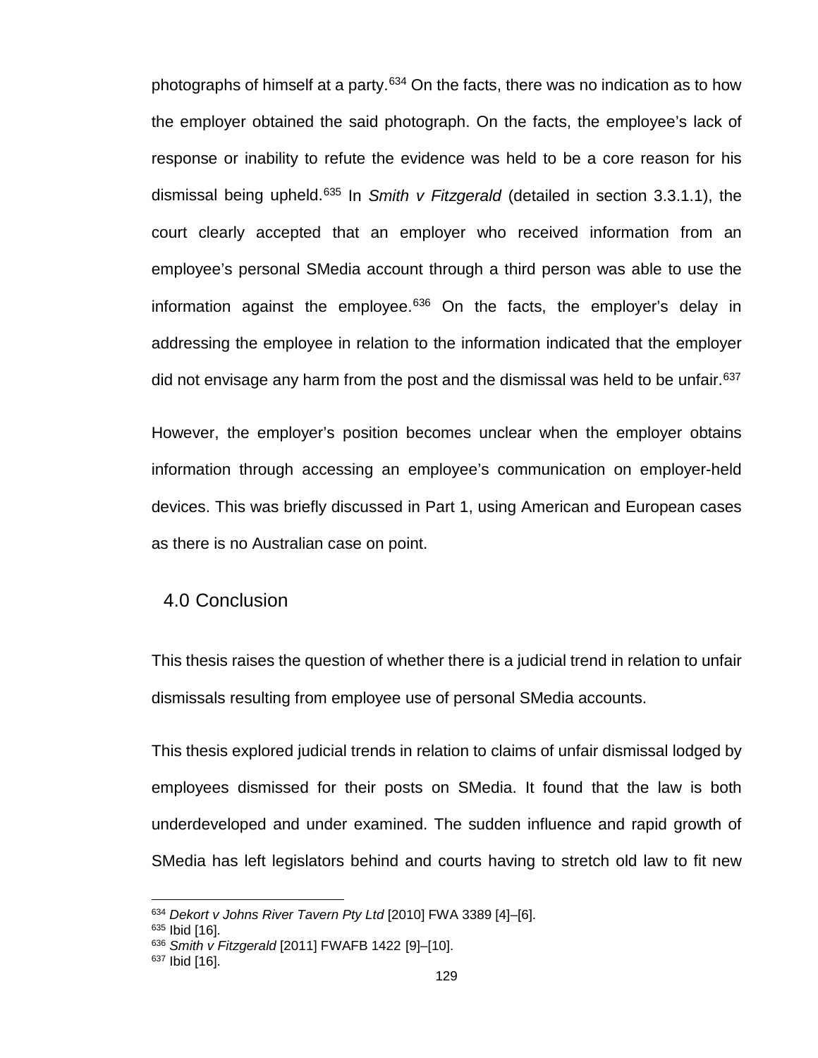photographs of himself at a party.[634] On the facts, there was no indication as to how the employer obtained the said photograph. On the facts, the employee's lack of response or inability to refute the evidence was held to be a core reason for his dismissal being upheld.[635] In *Smith v Fitzgerald* (detailed in section 3.3.1.1), the court clearly accepted that an employer who received information from an employee's personal SMedia account through a third person was able to use the information against the employee.[636] On the facts, the employer's delay in addressing the employee in relation to the information indicated that the employer did not envisage any harm from the post and the dismissal was held to be unfair.[637]

However, the employer's position becomes unclear when the employer obtains information through accessing an employee's communication on employer-held devices. This was briefly discussed in Part 1, using American and European cases as there is no Australian case on point.

## 4.0 Conclusion

This thesis raises the question of whether there is a judicial trend in relation to unfair dismissals resulting from employee use of personal SMedia accounts.

This thesis explored judicial trends in relation to claims of unfair dismissal lodged by employees dismissed for their posts on SMedia. It found that the law is both underdeveloped and under examined. The sudden influence and rapid growth of SMedia has left legislators behind and courts having to stretch old law to fit new

---

[634] *Dekort v Johns River Tavern Pty Ltd* [2010] FWA 3389 [4]–[6].

[635] Ibid [16].

[636] *Smith v Fitzgerald* [2011] FWAFB 1422 [9]–[10].

[637] Ibid [16].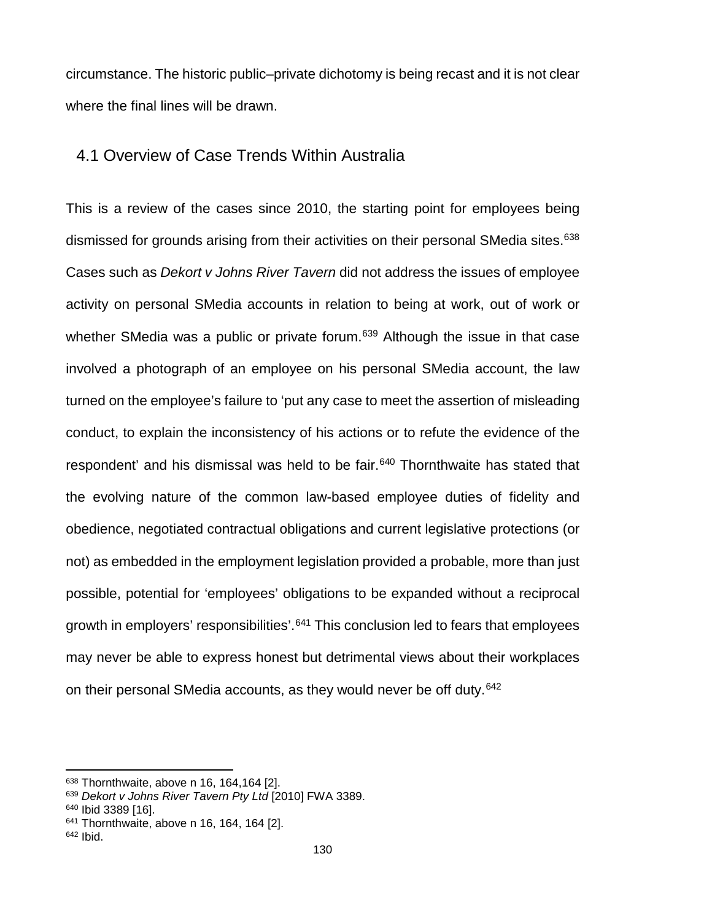circumstance. The historic public–private dichotomy is being recast and it is not clear where the final lines will be drawn.

## 4.1 Overview of Case Trends Within Australia

This is a review of the cases since 2010, the starting point for employees being dismissed for grounds arising from their activities on their personal SMedia sites.[638] Cases such as *Dekort v Johns River Tavern* did not address the issues of employee activity on personal SMedia accounts in relation to being at work, out of work or whether SMedia was a public or private forum.[639] Although the issue in that case involved a photograph of an employee on his personal SMedia account, the law turned on the employee's failure to 'put any case to meet the assertion of misleading conduct, to explain the inconsistency of his actions or to refute the evidence of the respondent' and his dismissal was held to be fair.[640] Thornthwaite has stated that the evolving nature of the common law-based employee duties of fidelity and obedience, negotiated contractual obligations and current legislative protections (or not) as embedded in the employment legislation provided a probable, more than just possible, potential for 'employees' obligations to be expanded without a reciprocal growth in employers' responsibilities'.[641] This conclusion led to fears that employees may never be able to express honest but detrimental views about their workplaces on their personal SMedia accounts, as they would never be off duty.[642]

---

[638] Thornthwaite, above n 16, 164,164 [2].
[639] *Dekort v Johns River Tavern Pty Ltd* [2010] FWA 3389.
[640] Ibid 3389 [16].
[641] Thornthwaite, above n 16, 164, 164 [2].
[642] Ibid.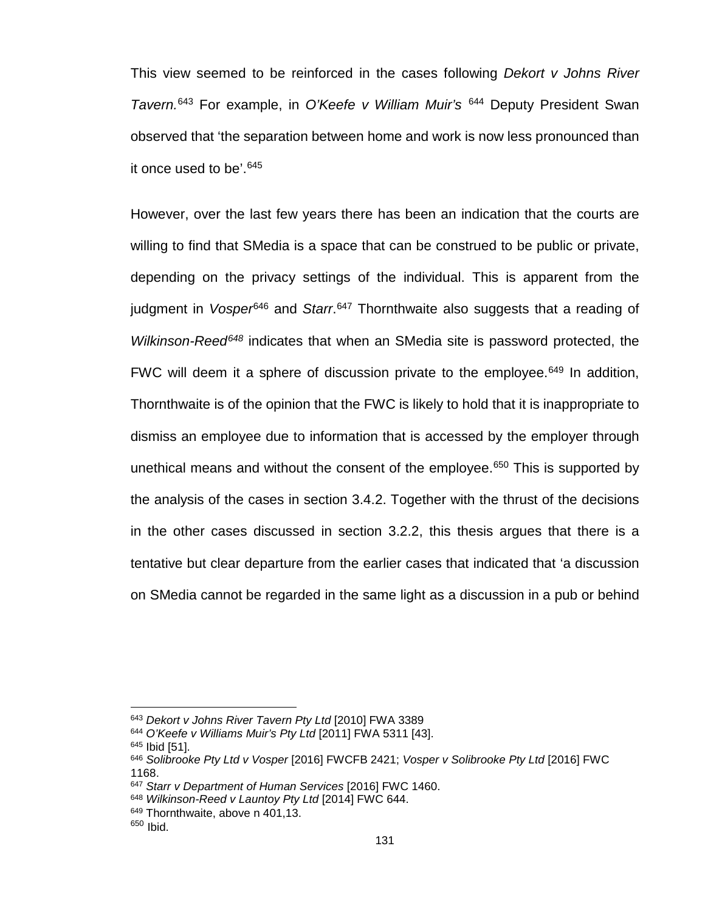This view seemed to be reinforced in the cases following *Dekort v Johns River Tavern.*[643] For example, in *O'Keefe v William Muir's* [644] Deputy President Swan observed that 'the separation between home and work is now less pronounced than it once used to be'.[645]

However, over the last few years there has been an indication that the courts are willing to find that SMedia is a space that can be construed to be public or private, depending on the privacy settings of the individual. This is apparent from the judgment in *Vosper*[646] and *Starr*.[647] Thornthwaite also suggests that a reading of *Wilkinson-Reed*[648] indicates that when an SMedia site is password protected, the FWC will deem it a sphere of discussion private to the employee.[649] In addition, Thornthwaite is of the opinion that the FWC is likely to hold that it is inappropriate to dismiss an employee due to information that is accessed by the employer through unethical means and without the consent of the employee.[650] This is supported by the analysis of the cases in section 3.4.2. Together with the thrust of the decisions in the other cases discussed in section 3.2.2, this thesis argues that there is a tentative but clear departure from the earlier cases that indicated that 'a discussion on SMedia cannot be regarded in the same light as a discussion in a pub or behind

---

[643] *Dekort v Johns River Tavern Pty Ltd* [2010] FWA 3389

[644] *O'Keefe v Williams Muir's Pty Ltd* [2011] FWA 5311 [43].

[645] Ibid [51].

[646] *Solibrooke Pty Ltd v Vosper* [2016] FWCFB 2421; *Vosper v Solibrooke Pty Ltd* [2016] FWC 1168.

[647] *Starr v Department of Human Services* [2016] FWC 1460.

[648] *Wilkinson-Reed v Launtoy Pty Ltd* [2014] FWC 644.

[649] Thornthwaite, above n 401,13.

[650] Ibid.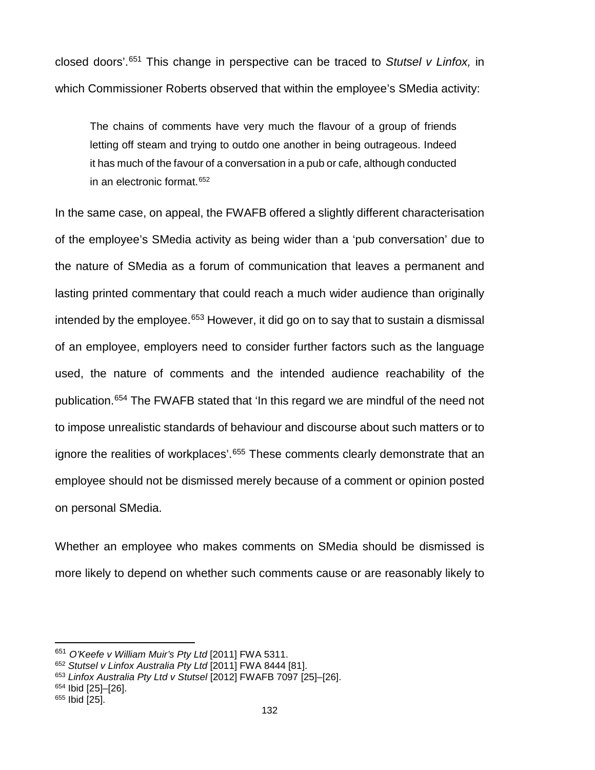closed doors'.[651] This change in perspective can be traced to *Stutsel v Linfox,* in which Commissioner Roberts observed that within the employee's SMedia activity:

> The chains of comments have very much the flavour of a group of friends letting off steam and trying to outdo one another in being outrageous. Indeed it has much of the favour of a conversation in a pub or cafe, although conducted in an electronic format.[652]

In the same case, on appeal, the FWAFB offered a slightly different characterisation of the employee's SMedia activity as being wider than a 'pub conversation' due to the nature of SMedia as a forum of communication that leaves a permanent and lasting printed commentary that could reach a much wider audience than originally intended by the employee.[653] However, it did go on to say that to sustain a dismissal of an employee, employers need to consider further factors such as the language used, the nature of comments and the intended audience reachability of the publication.[654] The FWAFB stated that 'In this regard we are mindful of the need not to impose unrealistic standards of behaviour and discourse about such matters or to ignore the realities of workplaces'.[655] These comments clearly demonstrate that an employee should not be dismissed merely because of a comment or opinion posted on personal SMedia.

Whether an employee who makes comments on SMedia should be dismissed is more likely to depend on whether such comments cause or are reasonably likely to

---

[651] *O'Keefe v William Muir's Pty Ltd* [2011] FWA 5311.
[652] *Stutsel v Linfox Australia Pty Ltd* [2011] FWA 8444 [81].
[653] *Linfox Australia Pty Ltd v Stutsel* [2012] FWAFB 7097 [25]–[26].
[654] Ibid [25]–[26].
[655] Ibid [25].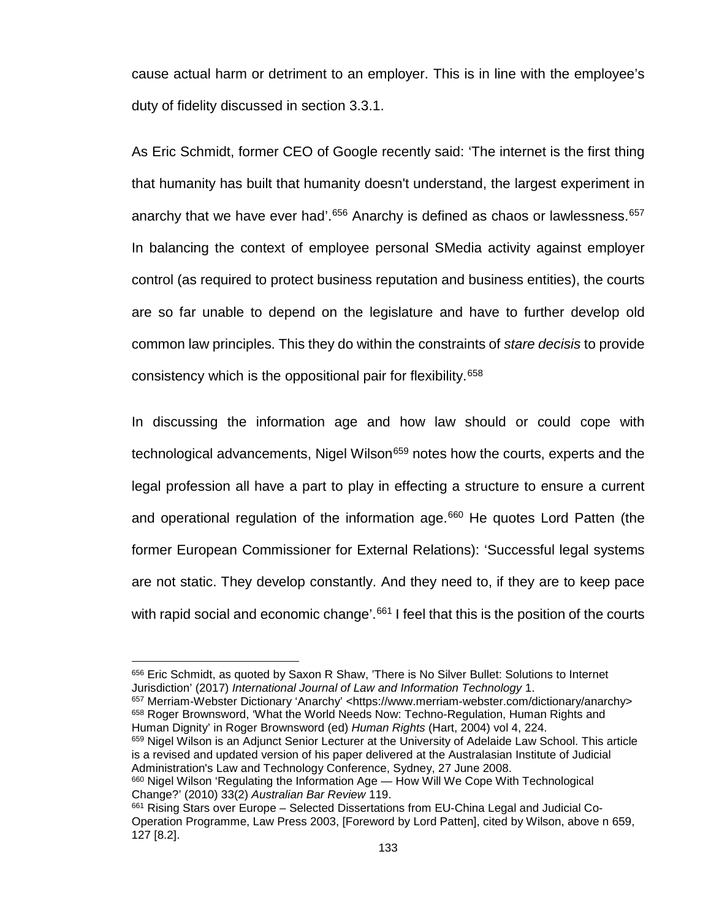cause actual harm or detriment to an employer. This is in line with the employee's duty of fidelity discussed in section 3.3.1.

As Eric Schmidt, former CEO of Google recently said: 'The internet is the first thing that humanity has built that humanity doesn't understand, the largest experiment in anarchy that we have ever had'.[656] Anarchy is defined as chaos or lawlessness.[657] In balancing the context of employee personal SMedia activity against employer control (as required to protect business reputation and business entities), the courts are so far unable to depend on the legislature and have to further develop old common law principles. This they do within the constraints of *stare decisis* to provide consistency which is the oppositional pair for flexibility.[658]

In discussing the information age and how law should or could cope with technological advancements, Nigel Wilson[659] notes how the courts, experts and the legal profession all have a part to play in effecting a structure to ensure a current and operational regulation of the information age.[660] He quotes Lord Patten (the former European Commissioner for External Relations): 'Successful legal systems are not static. They develop constantly. And they need to, if they are to keep pace with rapid social and economic change'.[661] I feel that this is the position of the courts

---

[656] Eric Schmidt, as quoted by Saxon R Shaw, 'There is No Silver Bullet: Solutions to Internet Jurisdiction' (2017) *International Journal of Law and Information Technology* 1.

[657] Merriam-Webster Dictionary 'Anarchy' <https://www.merriam-webster.com/dictionary/anarchy>

[658] Roger Brownsword, 'What the World Needs Now: Techno-Regulation, Human Rights and Human Dignity' in Roger Brownsword (ed) *Human Rights* (Hart, 2004) vol 4, 224.

[659] Nigel Wilson is an Adjunct Senior Lecturer at the University of Adelaide Law School. This article is a revised and updated version of his paper delivered at the Australasian Institute of Judicial Administration's Law and Technology Conference, Sydney, 27 June 2008.

[660] Nigel Wilson 'Regulating the Information Age — How Will We Cope With Technological Change?' (2010) 33(2) *Australian Bar Review* 119.

[661] Rising Stars over Europe – Selected Dissertations from EU-China Legal and Judicial Co-Operation Programme, Law Press 2003, [Foreword by Lord Patten], cited by Wilson, above n 659, 127 [8.2].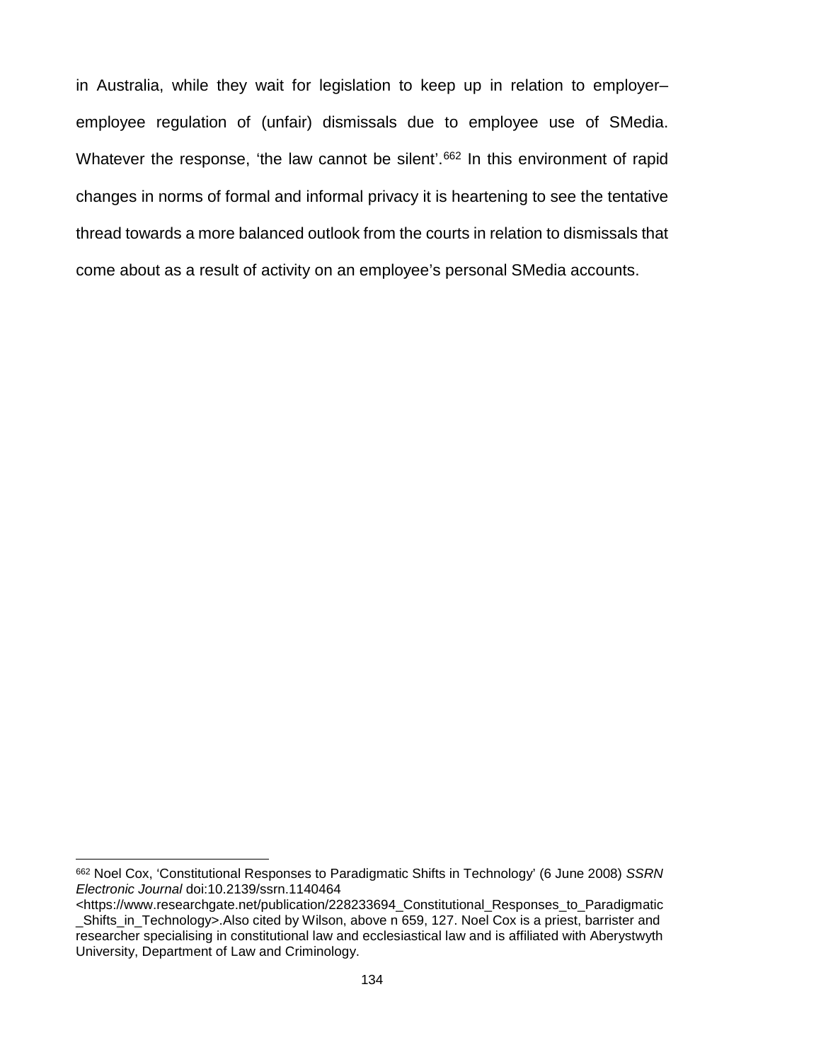in Australia, while they wait for legislation to keep up in relation to employer–employee regulation of (unfair) dismissals due to employee use of SMedia. Whatever the response, 'the law cannot be silent'.[662] In this environment of rapid changes in norms of formal and informal privacy it is heartening to see the tentative thread towards a more balanced outlook from the courts in relation to dismissals that come about as a result of activity on an employee's personal SMedia accounts.

---

[662] Noel Cox, 'Constitutional Responses to Paradigmatic Shifts in Technology' (6 June 2008) *SSRN Electronic Journal* doi:10.2139/ssrn.1140464 <https://www.researchgate.net/publication/228233694_Constitutional_Responses_to_Paradigmatic_Shifts_in_Technology>.Also cited by Wilson, above n 659, 127. Noel Cox is a priest, barrister and researcher specialising in constitutional law and ecclesiastical law and is affiliated with Aberystwyth University, Department of Law and Criminology.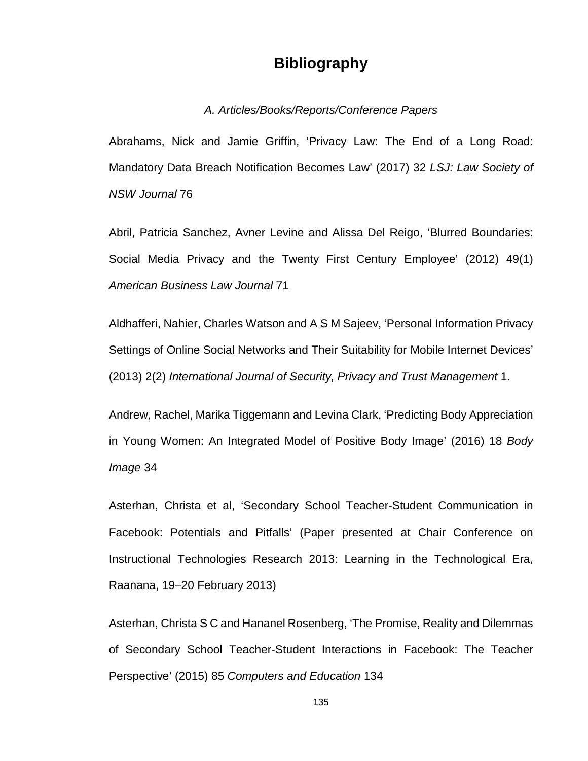# Bibliography

*A. Articles/Books/Reports/Conference Papers*

Abrahams, Nick and Jamie Griffin, 'Privacy Law: The End of a Long Road: Mandatory Data Breach Notification Becomes Law' (2017) 32 *LSJ: Law Society of NSW Journal* 76

Abril, Patricia Sanchez, Avner Levine and Alissa Del Reigo, 'Blurred Boundaries: Social Media Privacy and the Twenty First Century Employee' (2012) 49(1) *American Business Law Journal* 71

Aldhafferi, Nahier, Charles Watson and A S M Sajeev, 'Personal Information Privacy Settings of Online Social Networks and Their Suitability for Mobile Internet Devices' (2013) 2(2) *International Journal of Security, Privacy and Trust Management* 1.

Andrew, Rachel, Marika Tiggemann and Levina Clark, 'Predicting Body Appreciation in Young Women: An Integrated Model of Positive Body Image' (2016) 18 *Body Image* 34

Asterhan, Christa et al, 'Secondary School Teacher-Student Communication in Facebook: Potentials and Pitfalls' (Paper presented at Chair Conference on Instructional Technologies Research 2013: Learning in the Technological Era, Raanana, 19–20 February 2013)

Asterhan, Christa S C and Hananel Rosenberg, 'The Promise, Reality and Dilemmas of Secondary School Teacher-Student Interactions in Facebook: The Teacher Perspective' (2015) 85 *Computers and Education* 134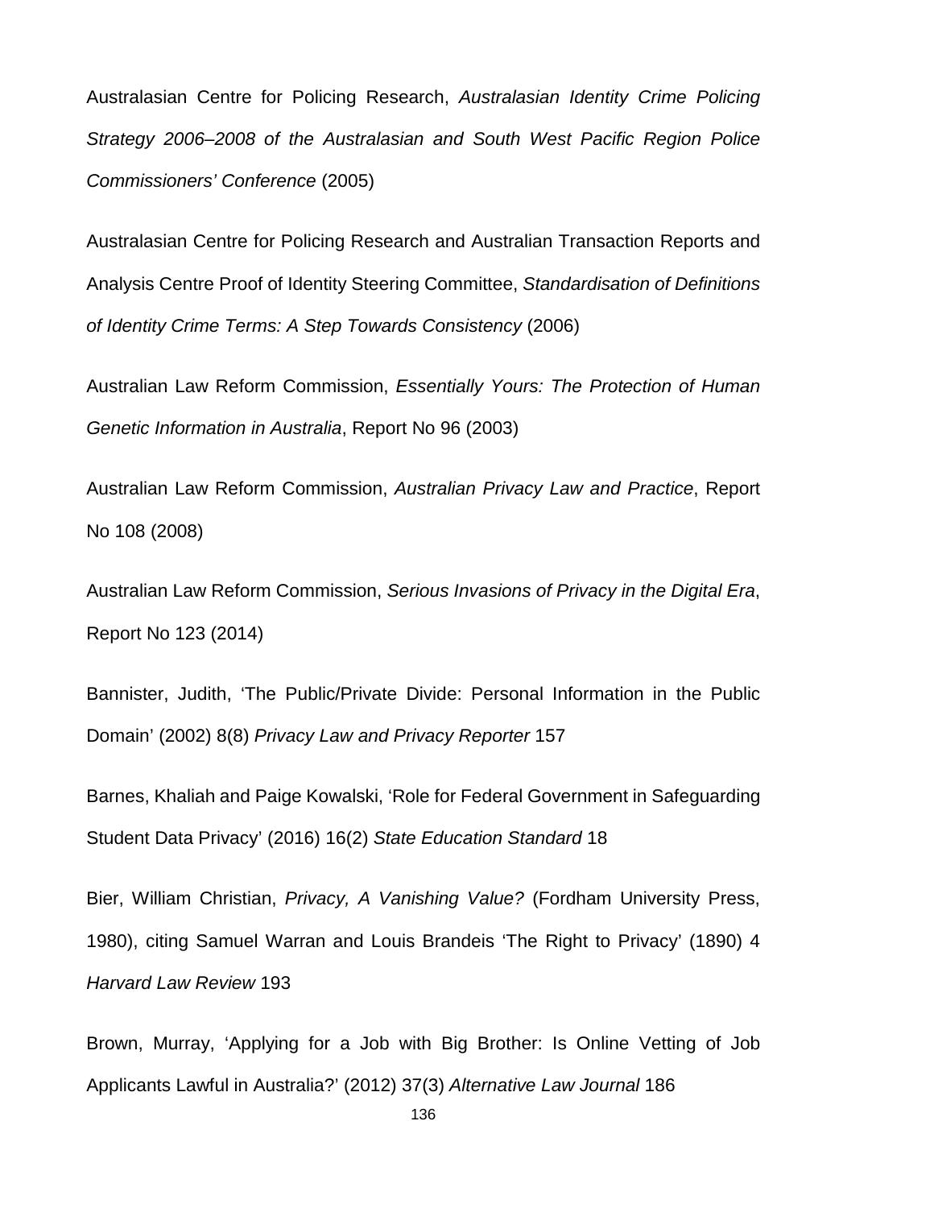Australasian Centre for Policing Research, *Australasian Identity Crime Policing Strategy 2006–2008 of the Australasian and South West Pacific Region Police Commissioners' Conference* (2005)

Australasian Centre for Policing Research and Australian Transaction Reports and Analysis Centre Proof of Identity Steering Committee, *Standardisation of Definitions of Identity Crime Terms: A Step Towards Consistency* (2006)

Australian Law Reform Commission, *Essentially Yours: The Protection of Human Genetic Information in Australia*, Report No 96 (2003)

Australian Law Reform Commission, *Australian Privacy Law and Practice*, Report No 108 (2008)

Australian Law Reform Commission, *Serious Invasions of Privacy in the Digital Era*, Report No 123 (2014)

Bannister, Judith, 'The Public/Private Divide: Personal Information in the Public Domain' (2002) 8(8) *Privacy Law and Privacy Reporter* 157

Barnes, Khaliah and Paige Kowalski, 'Role for Federal Government in Safeguarding Student Data Privacy' (2016) 16(2) *State Education Standard* 18

Bier, William Christian, *Privacy, A Vanishing Value?* (Fordham University Press, 1980), citing Samuel Warran and Louis Brandeis 'The Right to Privacy' (1890) 4 *Harvard Law Review* 193

Brown, Murray, 'Applying for a Job with Big Brother: Is Online Vetting of Job Applicants Lawful in Australia?' (2012) 37(3) *Alternative Law Journal* 186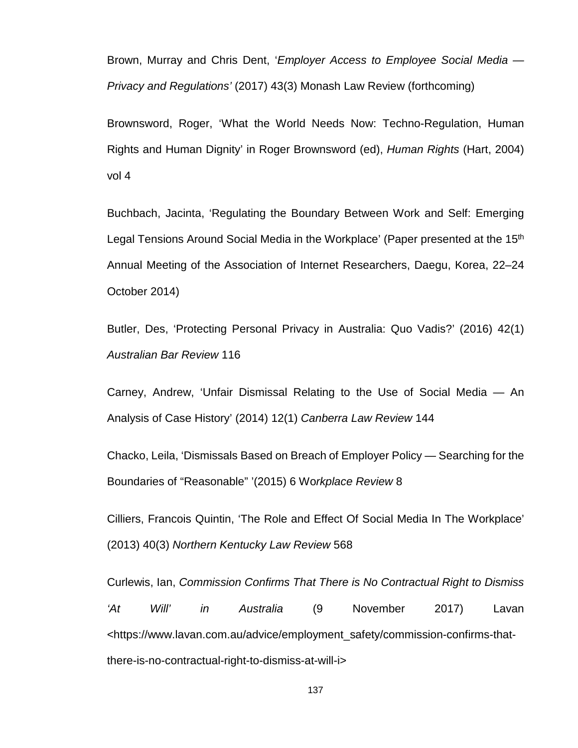Brown, Murray and Chris Dent, '*Employer Access to Employee Social Media — Privacy and Regulations'* (2017) 43(3) Monash Law Review (forthcoming)

Brownsword, Roger, 'What the World Needs Now: Techno-Regulation, Human Rights and Human Dignity' in Roger Brownsword (ed), *Human Rights* (Hart, 2004) vol 4

Buchbach, Jacinta, 'Regulating the Boundary Between Work and Self: Emerging Legal Tensions Around Social Media in the Workplace' (Paper presented at the 15th Annual Meeting of the Association of Internet Researchers, Daegu, Korea, 22–24 October 2014)

Butler, Des, 'Protecting Personal Privacy in Australia: Quo Vadis?' (2016) 42(1) *Australian Bar Review* 116

Carney, Andrew, 'Unfair Dismissal Relating to the Use of Social Media — An Analysis of Case History' (2014) 12(1) *Canberra Law Review* 144

Chacko, Leila, 'Dismissals Based on Breach of Employer Policy — Searching for the Boundaries of "Reasonable" '(2015) 6 Wo*rkplace Review* 8

Cilliers, Francois Quintin, 'The Role and Effect Of Social Media In The Workplace' (2013) 40(3) *Northern Kentucky Law Review* 568

Curlewis, Ian, *Commission Confirms That There is No Contractual Right to Dismiss 'At Will' in Australia* (9 November 2017) Lavan <https://www.lavan.com.au/advice/employment_safety/commission-confirms-that-there-is-no-contractual-right-to-dismiss-at-will-i>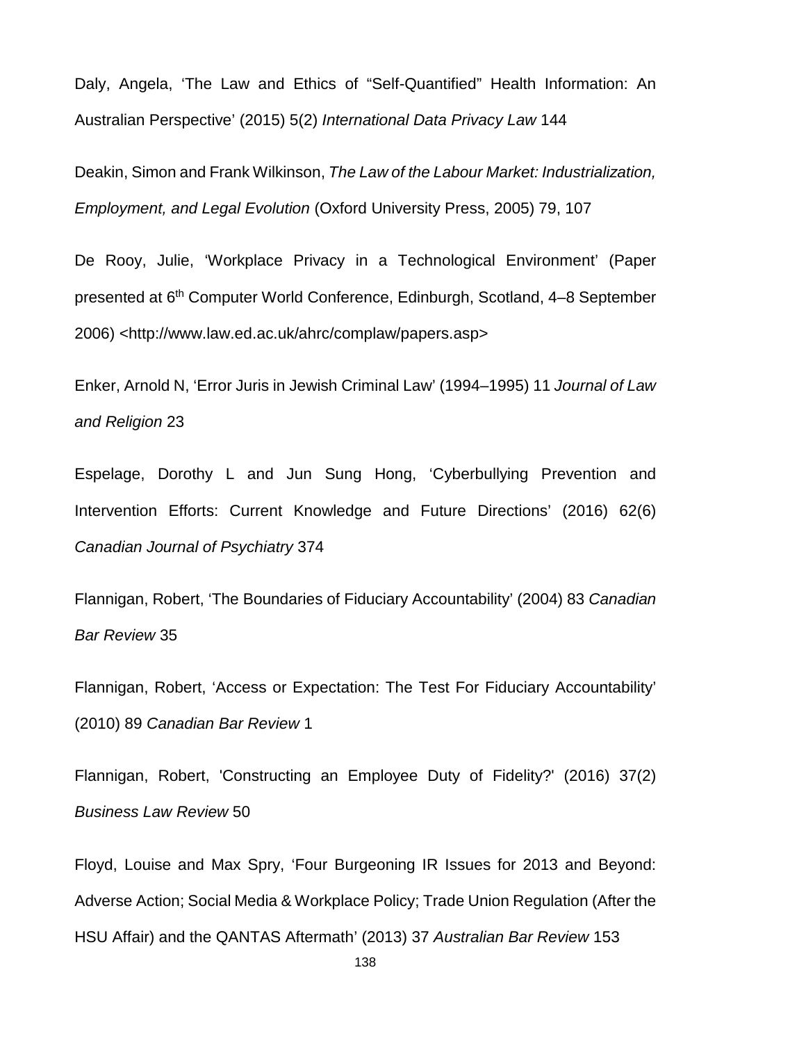Daly, Angela, 'The Law and Ethics of "Self-Quantified" Health Information: An Australian Perspective' (2015) 5(2) *International Data Privacy Law* 144

Deakin, Simon and Frank Wilkinson, *The Law of the Labour Market: Industrialization, Employment, and Legal Evolution* (Oxford University Press, 2005) 79, 107

De Rooy, Julie, 'Workplace Privacy in a Technological Environment' (Paper presented at 6th Computer World Conference, Edinburgh, Scotland, 4–8 September 2006) <http://www.law.ed.ac.uk/ahrc/complaw/papers.asp>

Enker, Arnold N, 'Error Juris in Jewish Criminal Law' (1994–1995) 11 *Journal of Law and Religion* 23

Espelage, Dorothy L and Jun Sung Hong, 'Cyberbullying Prevention and Intervention Efforts: Current Knowledge and Future Directions' (2016) 62(6) *Canadian Journal of Psychiatry* 374

Flannigan, Robert, 'The Boundaries of Fiduciary Accountability' (2004) 83 *Canadian Bar Review* 35

Flannigan, Robert, 'Access or Expectation: The Test For Fiduciary Accountability' (2010) 89 *Canadian Bar Review* 1

Flannigan, Robert, 'Constructing an Employee Duty of Fidelity?' (2016) 37(2) *Business Law Review* 50

Floyd, Louise and Max Spry, 'Four Burgeoning IR Issues for 2013 and Beyond: Adverse Action; Social Media & Workplace Policy; Trade Union Regulation (After the HSU Affair) and the QANTAS Aftermath' (2013) 37 *Australian Bar Review* 153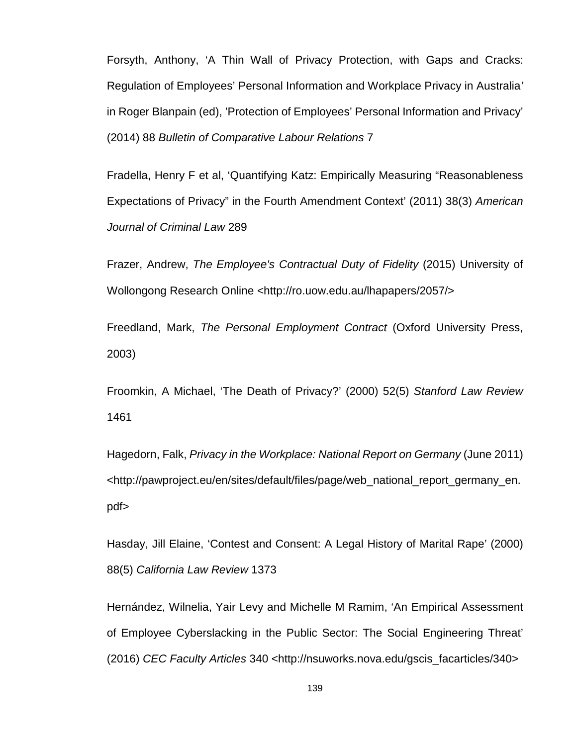Forsyth, Anthony, 'A Thin Wall of Privacy Protection, with Gaps and Cracks: Regulation of Employees' Personal Information and Workplace Privacy in Australia' in Roger Blanpain (ed), 'Protection of Employees' Personal Information and Privacy' (2014) 88 *Bulletin of Comparative Labour Relations* 7

Fradella, Henry F et al, 'Quantifying Katz: Empirically Measuring "Reasonableness Expectations of Privacy" in the Fourth Amendment Context' (2011) 38(3) *American Journal of Criminal Law* 289

Frazer, Andrew, *The Employee's Contractual Duty of Fidelity* (2015) University of Wollongong Research Online <http://ro.uow.edu.au/lhapapers/2057/>

Freedland, Mark, *The Personal Employment Contract* (Oxford University Press, 2003)

Froomkin, A Michael, 'The Death of Privacy?' (2000) 52(5) *Stanford Law Review* 1461

Hagedorn, Falk, *Privacy in the Workplace: National Report on Germany* (June 2011) <http://pawproject.eu/en/sites/default/files/page/web_national_report_germany_en.pdf>

Hasday, Jill Elaine, 'Contest and Consent: A Legal History of Marital Rape' (2000) 88(5) *California Law Review* 1373

Hernández, Wilnelia, Yair Levy and Michelle M Ramim, 'An Empirical Assessment of Employee Cyberslacking in the Public Sector: The Social Engineering Threat' (2016) *CEC Faculty Articles* 340 <http://nsuworks.nova.edu/gscis_facarticles/340>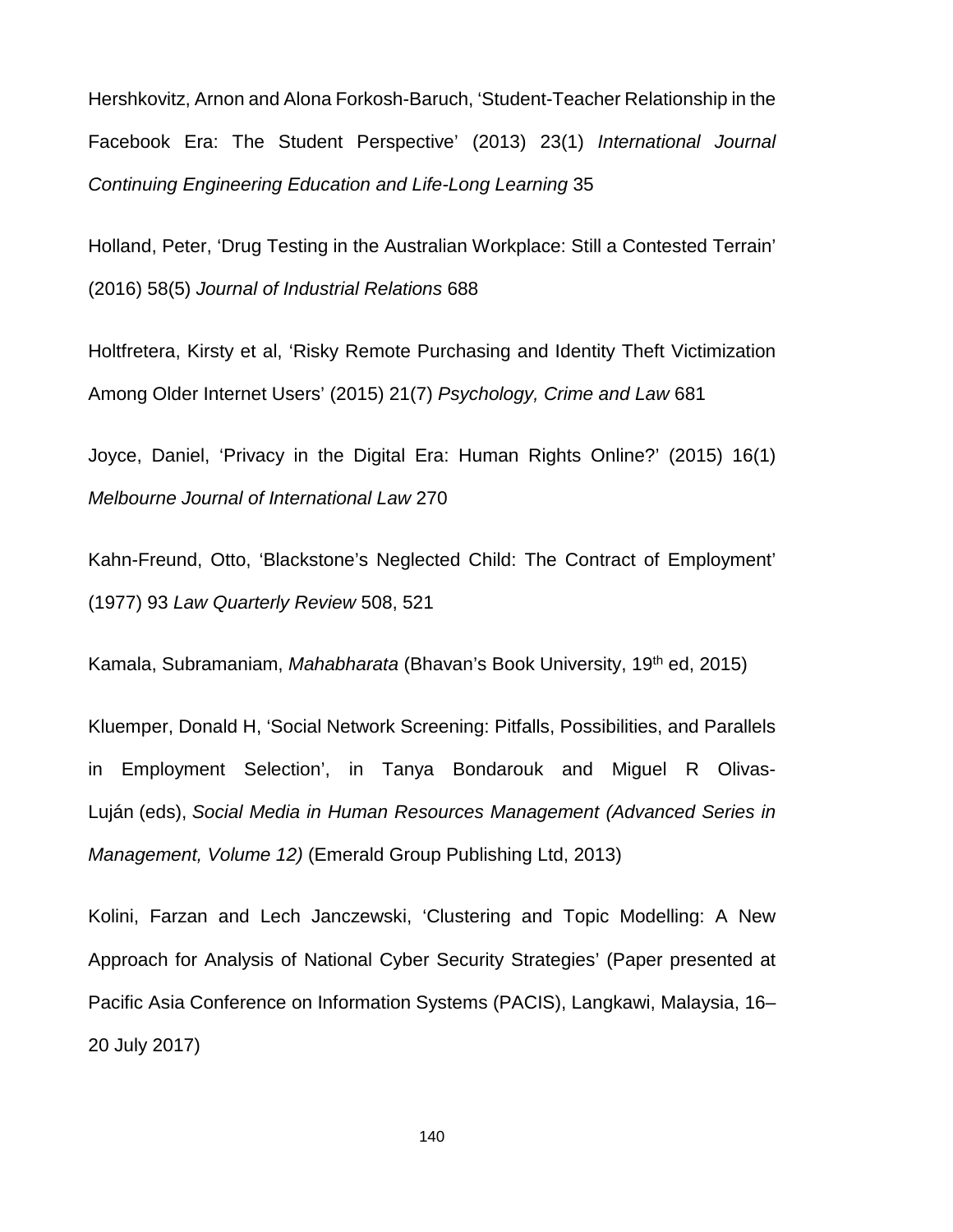Hershkovitz, Arnon and Alona Forkosh-Baruch, 'Student-Teacher Relationship in the Facebook Era: The Student Perspective' (2013) 23(1) *International Journal Continuing Engineering Education and Life-Long Learning* 35

Holland, Peter, 'Drug Testing in the Australian Workplace: Still a Contested Terrain' (2016) 58(5) *Journal of Industrial Relations* 688

Holtfretera, Kirsty et al, 'Risky Remote Purchasing and Identity Theft Victimization Among Older Internet Users' (2015) 21(7) *Psychology, Crime and Law* 681

Joyce, Daniel, 'Privacy in the Digital Era: Human Rights Online?' (2015) 16(1) *Melbourne Journal of International Law* 270

Kahn-Freund, Otto, 'Blackstone's Neglected Child: The Contract of Employment' (1977) 93 *Law Quarterly Review* 508, 521

Kamala, Subramaniam, *Mahabharata* (Bhavan's Book University, 19th ed, 2015)

Kluemper, Donald H, 'Social Network Screening: Pitfalls, Possibilities, and Parallels in Employment Selection', in Tanya Bondarouk and Miguel R Olivas-Luján (eds), *Social Media in Human Resources Management (Advanced Series in Management, Volume 12)* (Emerald Group Publishing Ltd, 2013)

Kolini, Farzan and Lech Janczewski, 'Clustering and Topic Modelling: A New Approach for Analysis of National Cyber Security Strategies' (Paper presented at Pacific Asia Conference on Information Systems (PACIS), Langkawi, Malaysia, 16–20 July 2017)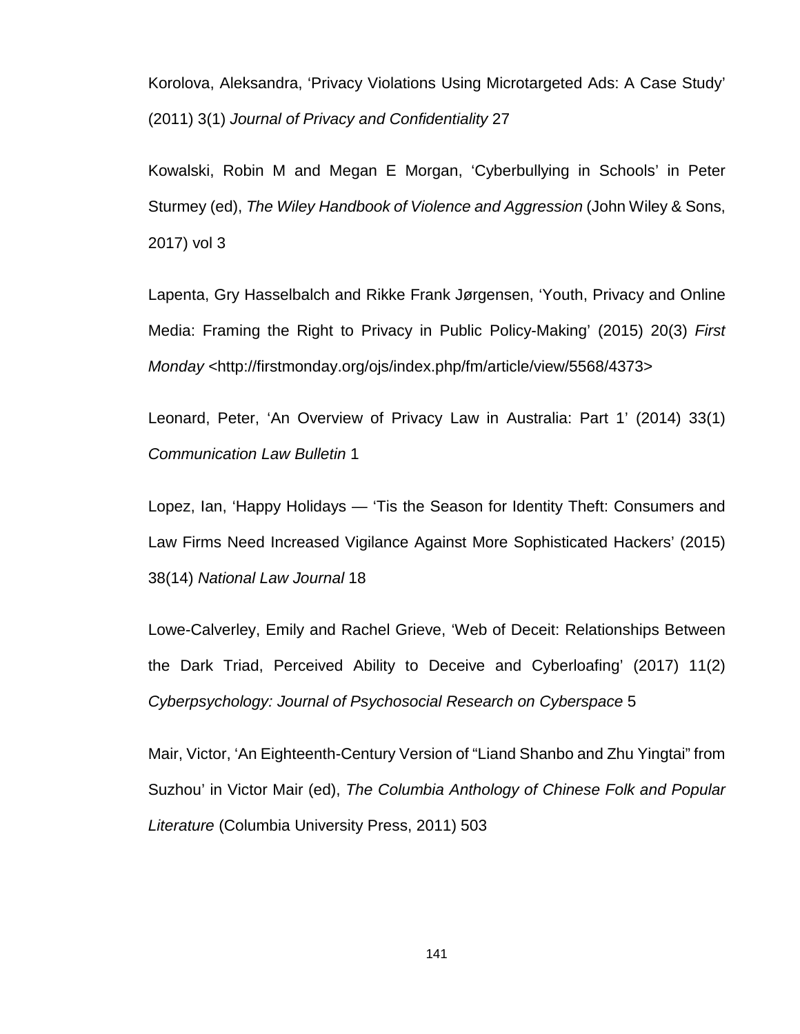Korolova, Aleksandra, ‘Privacy Violations Using Microtargeted Ads: A Case Study’ (2011) 3(1) *Journal of Privacy and Confidentiality* 27

Kowalski, Robin M and Megan E Morgan, ‘Cyberbullying in Schools’ in Peter Sturmey (ed), *The Wiley Handbook of Violence and Aggression* (John Wiley & Sons, 2017) vol 3

Lapenta, Gry Hasselbalch and Rikke Frank Jørgensen, ‘Youth, Privacy and Online Media: Framing the Right to Privacy in Public Policy-Making’ (2015) 20(3) *First Monday* <http://firstmonday.org/ojs/index.php/fm/article/view/5568/4373>

Leonard, Peter, ‘An Overview of Privacy Law in Australia: Part 1’ (2014) 33(1) *Communication Law Bulletin* 1

Lopez, Ian, ‘Happy Holidays — ‘Tis the Season for Identity Theft: Consumers and Law Firms Need Increased Vigilance Against More Sophisticated Hackers’ (2015) 38(14) *National Law Journal* 18

Lowe-Calverley, Emily and Rachel Grieve, ‘Web of Deceit: Relationships Between the Dark Triad, Perceived Ability to Deceive and Cyberloafing’ (2017) 11(2) *Cyberpsychology: Journal of Psychosocial Research on Cyberspace* 5

Mair, Victor, ‘An Eighteenth-Century Version of “Liand Shanbo and Zhu Yingtai” from Suzhou’ in Victor Mair (ed), *The Columbia Anthology of Chinese Folk and Popular Literature* (Columbia University Press, 2011) 503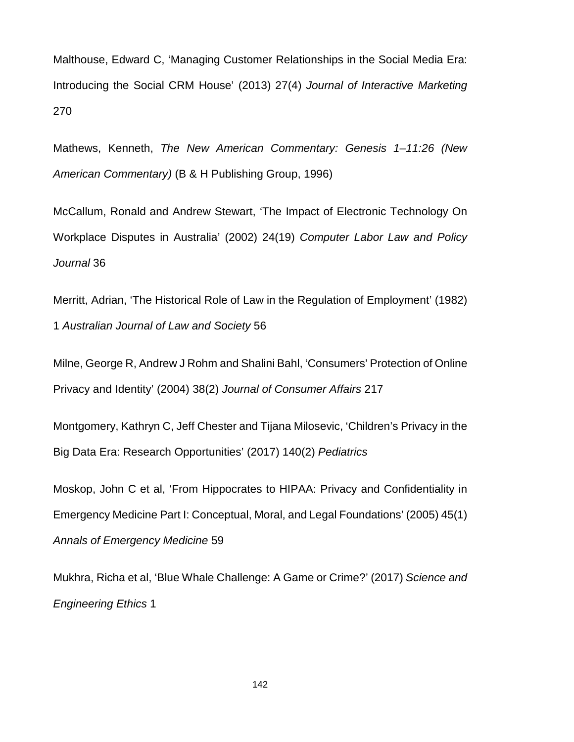Malthouse, Edward C, 'Managing Customer Relationships in the Social Media Era: Introducing the Social CRM House' (2013) 27(4) *Journal of Interactive Marketing* 270

Mathews, Kenneth, *The New American Commentary: Genesis 1–11:26 (New American Commentary)* (B & H Publishing Group, 1996)

McCallum, Ronald and Andrew Stewart, 'The Impact of Electronic Technology On Workplace Disputes in Australia' (2002) 24(19) *Computer Labor Law and Policy Journal* 36

Merritt, Adrian, 'The Historical Role of Law in the Regulation of Employment' (1982) 1 *Australian Journal of Law and Society* 56

Milne, George R, Andrew J Rohm and Shalini Bahl, 'Consumers' Protection of Online Privacy and Identity' (2004) 38(2) *Journal of Consumer Affairs* 217

Montgomery, Kathryn C, Jeff Chester and Tijana Milosevic, 'Children's Privacy in the Big Data Era: Research Opportunities' (2017) 140(2) *Pediatrics*

Moskop, John C et al, 'From Hippocrates to HIPAA: Privacy and Confidentiality in Emergency Medicine Part I: Conceptual, Moral, and Legal Foundations' (2005) 45(1) *Annals of Emergency Medicine* 59

Mukhra, Richa et al, 'Blue Whale Challenge: A Game or Crime?' (2017) *Science and Engineering Ethics* 1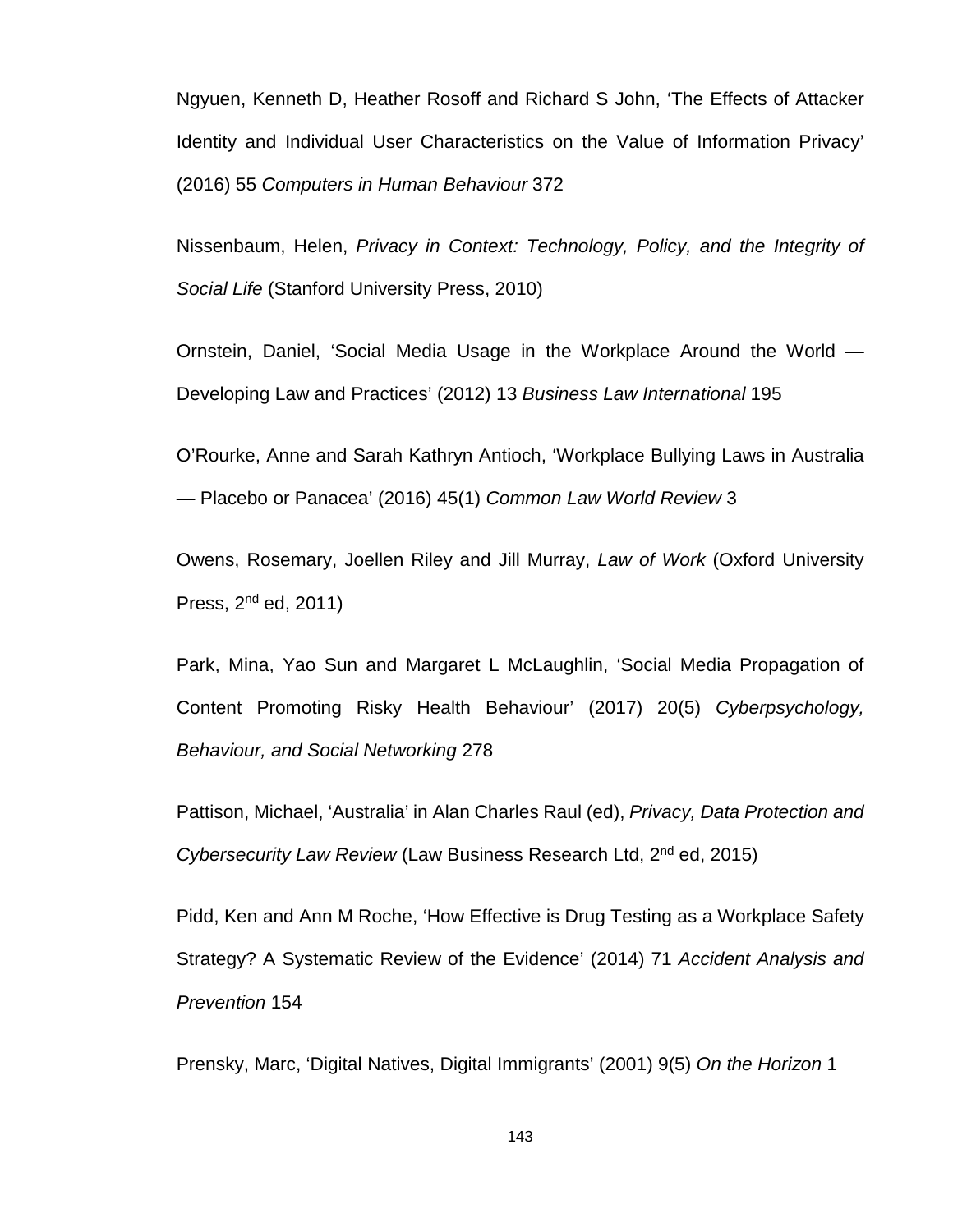Ngyuen, Kenneth D, Heather Rosoff and Richard S John, 'The Effects of Attacker Identity and Individual User Characteristics on the Value of Information Privacy' (2016) 55 *Computers in Human Behaviour* 372

Nissenbaum, Helen, *Privacy in Context: Technology, Policy, and the Integrity of Social Life* (Stanford University Press, 2010)

Ornstein, Daniel, 'Social Media Usage in the Workplace Around the World — Developing Law and Practices' (2012) 13 *Business Law International* 195

O'Rourke, Anne and Sarah Kathryn Antioch, 'Workplace Bullying Laws in Australia — Placebo or Panacea' (2016) 45(1) *Common Law World Review* 3

Owens, Rosemary, Joellen Riley and Jill Murray, *Law of Work* (Oxford University Press, 2nd ed, 2011)

Park, Mina, Yao Sun and Margaret L McLaughlin, 'Social Media Propagation of Content Promoting Risky Health Behaviour' (2017) 20(5) *Cyberpsychology, Behaviour, and Social Networking* 278

Pattison, Michael, 'Australia' in Alan Charles Raul (ed), *Privacy, Data Protection and Cybersecurity Law Review* (Law Business Research Ltd, 2nd ed, 2015)

Pidd, Ken and Ann M Roche, 'How Effective is Drug Testing as a Workplace Safety Strategy? A Systematic Review of the Evidence' (2014) 71 *Accident Analysis and Prevention* 154

Prensky, Marc, 'Digital Natives, Digital Immigrants' (2001) 9(5) *On the Horizon* 1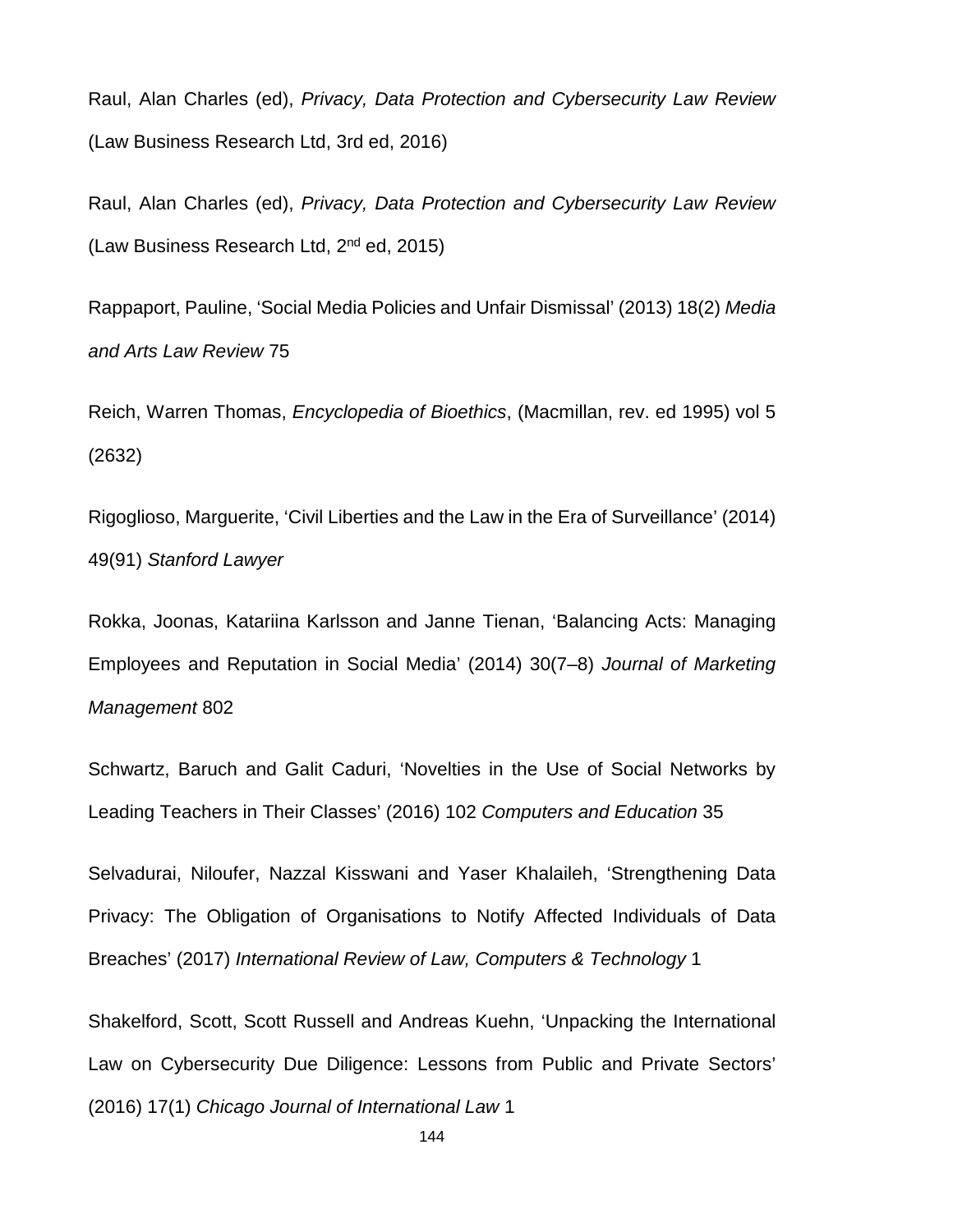Raul, Alan Charles (ed), *Privacy, Data Protection and Cybersecurity Law Review* (Law Business Research Ltd, 3rd ed, 2016)

Raul, Alan Charles (ed), *Privacy, Data Protection and Cybersecurity Law Review* (Law Business Research Ltd, 2nd ed, 2015)

Rappaport, Pauline, 'Social Media Policies and Unfair Dismissal' (2013) 18(2) *Media and Arts Law Review* 75

Reich, Warren Thomas, *Encyclopedia of Bioethics*, (Macmillan, rev. ed 1995) vol 5 (2632)

Rigoglioso, Marguerite, 'Civil Liberties and the Law in the Era of Surveillance' (2014) 49(91) *Stanford Lawyer*

Rokka, Joonas, Katariina Karlsson and Janne Tienan, 'Balancing Acts: Managing Employees and Reputation in Social Media' (2014) 30(7–8) *Journal of Marketing Management* 802

Schwartz, Baruch and Galit Caduri, 'Novelties in the Use of Social Networks by Leading Teachers in Their Classes' (2016) 102 *Computers and Education* 35

Selvadurai, Niloufer, Nazzal Kisswani and Yaser Khalaileh, 'Strengthening Data Privacy: The Obligation of Organisations to Notify Affected Individuals of Data Breaches' (2017) *International Review of Law, Computers & Technology* 1

Shakelford, Scott, Scott Russell and Andreas Kuehn, 'Unpacking the International Law on Cybersecurity Due Diligence: Lessons from Public and Private Sectors' (2016) 17(1) *Chicago Journal of International Law* 1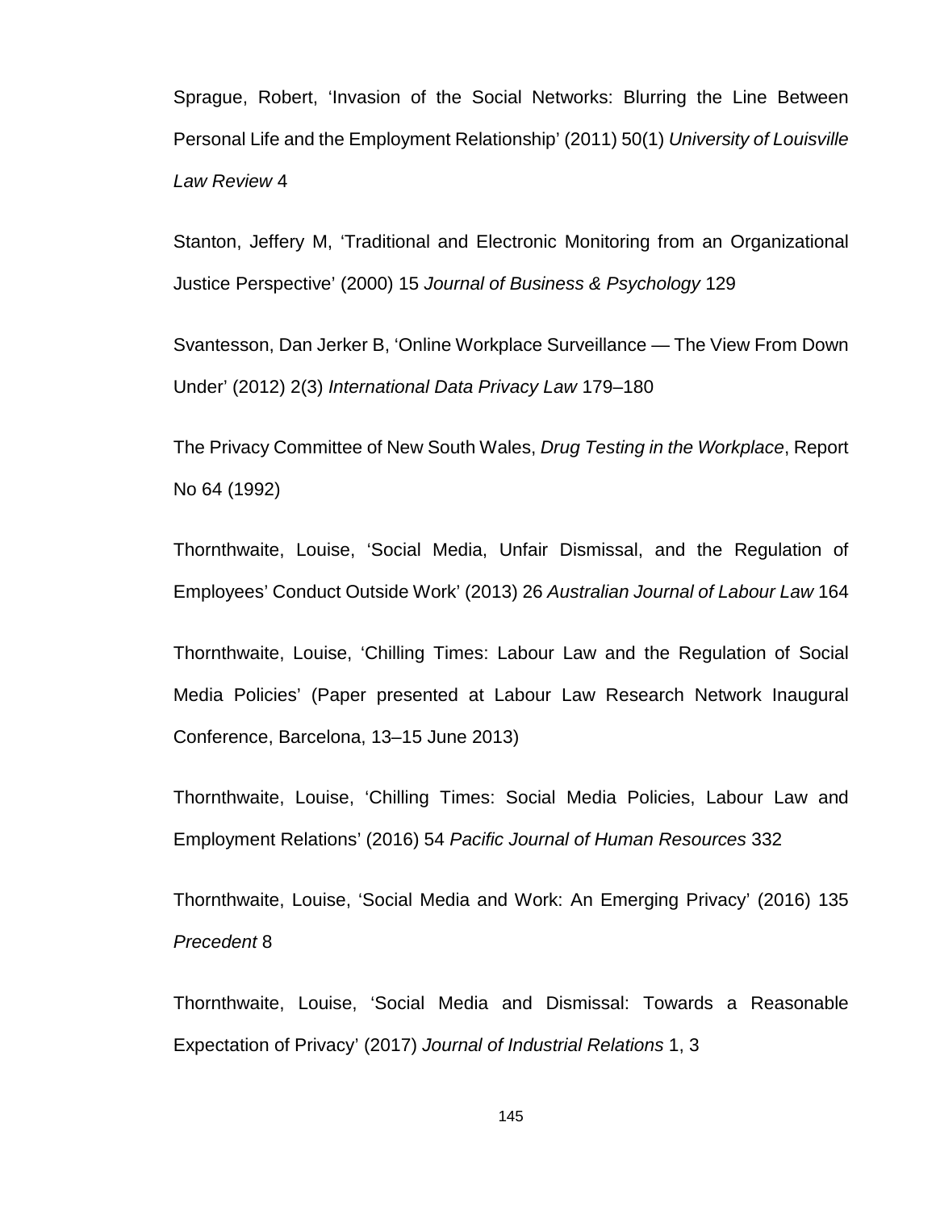Sprague, Robert, 'Invasion of the Social Networks: Blurring the Line Between Personal Life and the Employment Relationship' (2011) 50(1) *University of Louisville Law Review* 4

Stanton, Jeffery M, 'Traditional and Electronic Monitoring from an Organizational Justice Perspective' (2000) 15 *Journal of Business & Psychology* 129

Svantesson, Dan Jerker B, 'Online Workplace Surveillance — The View From Down Under' (2012) 2(3) *International Data Privacy Law* 179–180

The Privacy Committee of New South Wales, *Drug Testing in the Workplace*, Report No 64 (1992)

Thornthwaite, Louise, 'Social Media, Unfair Dismissal, and the Regulation of Employees' Conduct Outside Work' (2013) 26 *Australian Journal of Labour Law* 164

Thornthwaite, Louise, 'Chilling Times: Labour Law and the Regulation of Social Media Policies' (Paper presented at Labour Law Research Network Inaugural Conference, Barcelona, 13–15 June 2013)

Thornthwaite, Louise, 'Chilling Times: Social Media Policies, Labour Law and Employment Relations' (2016) 54 *Pacific Journal of Human Resources* 332

Thornthwaite, Louise, 'Social Media and Work: An Emerging Privacy' (2016) 135 *Precedent* 8

Thornthwaite, Louise, 'Social Media and Dismissal: Towards a Reasonable Expectation of Privacy' (2017) *Journal of Industrial Relations* 1, 3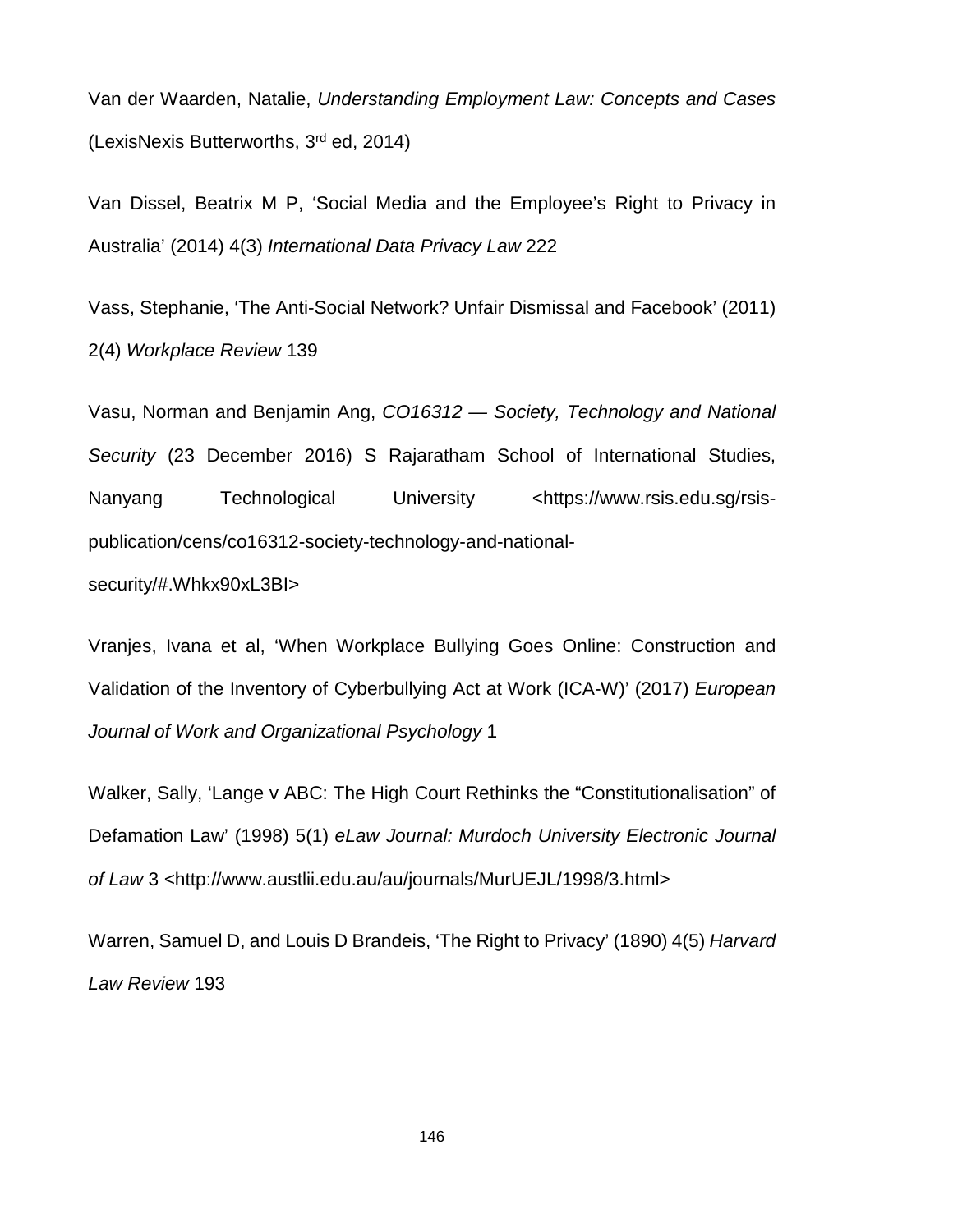Van der Waarden, Natalie, *Understanding Employment Law: Concepts and Cases* (LexisNexis Butterworths, 3rd ed, 2014)

Van Dissel, Beatrix M P, 'Social Media and the Employee's Right to Privacy in Australia' (2014) 4(3) *International Data Privacy Law* 222

Vass, Stephanie, 'The Anti-Social Network? Unfair Dismissal and Facebook' (2011) 2(4) *Workplace Review* 139

Vasu, Norman and Benjamin Ang, *CO16312 — Society, Technology and National Security* (23 December 2016) S Rajaratham School of International Studies, Nanyang Technological University <https://www.rsis.edu.sg/rsis-publication/cens/co16312-society-technology-and-national-security/#.Whkx90xL3BI>

Vranjes, Ivana et al, 'When Workplace Bullying Goes Online: Construction and Validation of the Inventory of Cyberbullying Act at Work (ICA-W)' (2017) *European Journal of Work and Organizational Psychology* 1

Walker, Sally, 'Lange v ABC: The High Court Rethinks the "Constitutionalisation" of Defamation Law' (1998) 5(1) *eLaw Journal: Murdoch University Electronic Journal of Law* 3 <http://www.austlii.edu.au/au/journals/MurUEJL/1998/3.html>

Warren, Samuel D, and Louis D Brandeis, 'The Right to Privacy' (1890) 4(5) *Harvard Law Review* 193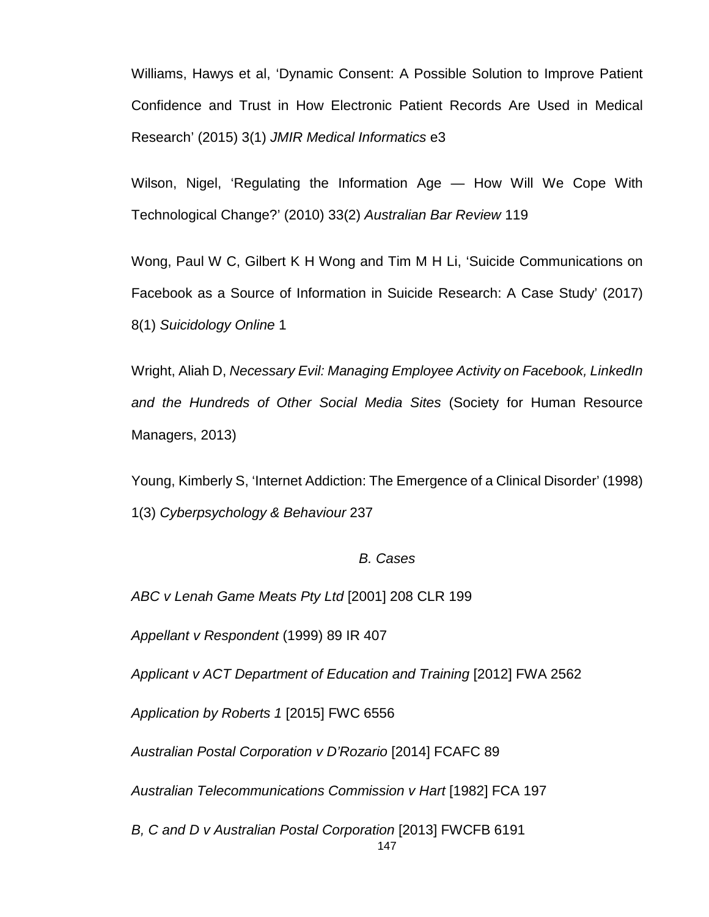Williams, Hawys et al, 'Dynamic Consent: A Possible Solution to Improve Patient Confidence and Trust in How Electronic Patient Records Are Used in Medical Research' (2015) 3(1) *JMIR Medical Informatics* e3

Wilson, Nigel, 'Regulating the Information Age — How Will We Cope With Technological Change?' (2010) 33(2) *Australian Bar Review* 119

Wong, Paul W C, Gilbert K H Wong and Tim M H Li, 'Suicide Communications on Facebook as a Source of Information in Suicide Research: A Case Study' (2017) 8(1) *Suicidology Online* 1

Wright, Aliah D, *Necessary Evil: Managing Employee Activity on Facebook, LinkedIn and the Hundreds of Other Social Media Sites* (Society for Human Resource Managers, 2013)

Young, Kimberly S, 'Internet Addiction: The Emergence of a Clinical Disorder' (1998) 1(3) *Cyberpsychology & Behaviour* 237

### *B. Cases*

*ABC v Lenah Game Meats Pty Ltd* [2001] 208 CLR 199

*Appellant v Respondent* (1999) 89 IR 407

*Applicant v ACT Department of Education and Training* [2012] FWA 2562

*Application by Roberts 1* [2015] FWC 6556

*Australian Postal Corporation v D'Rozario* [2014] FCAFC 89

*Australian Telecommunications Commission v Hart* [1982] FCA 197

*B, C and D v Australian Postal Corporation* [2013] FWCFB 6191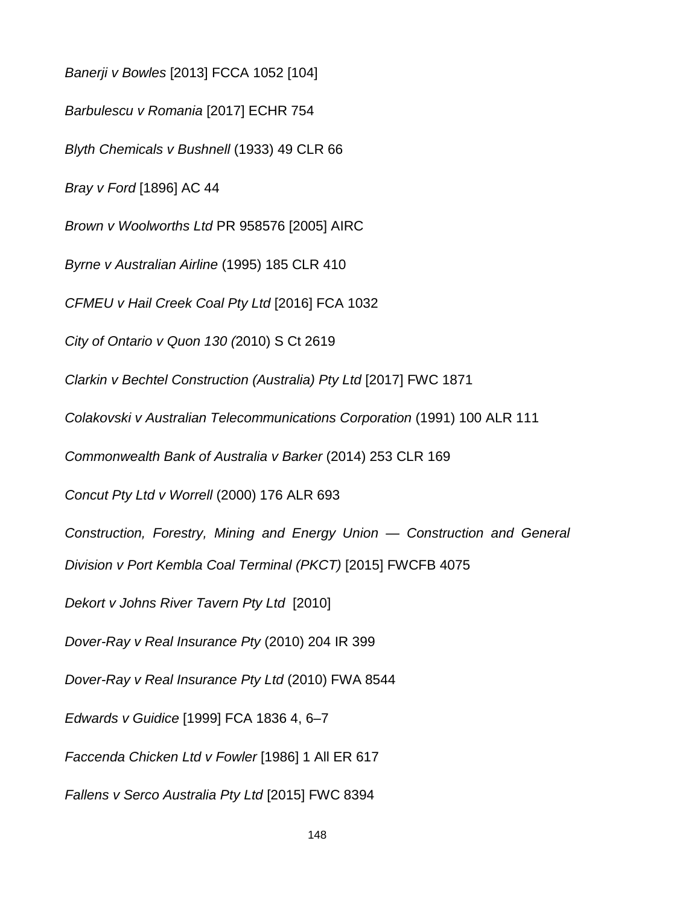*Banerji v Bowles* [2013] FCCA 1052 [104]

*Barbulescu v Romania* [2017] ECHR 754

*Blyth Chemicals v Bushnell* (1933) 49 CLR 66

*Bray v Ford* [1896] AC 44

*Brown v Woolworths Ltd* PR 958576 [2005] AIRC

*Byrne v Australian Airline* (1995) 185 CLR 410

*CFMEU v Hail Creek Coal Pty Ltd* [2016] FCA 1032

*City of Ontario v Quon 130 (*2010) S Ct 2619

*Clarkin v Bechtel Construction (Australia) Pty Ltd* [2017] FWC 1871

*Colakovski v Australian Telecommunications Corporation* (1991) 100 ALR 111

*Commonwealth Bank of Australia v Barker* (2014) 253 CLR 169

*Concut Pty Ltd v Worrell* (2000) 176 ALR 693

*Construction, Forestry, Mining and Energy Union — Construction and General Division v Port Kembla Coal Terminal (PKCT)* [2015] FWCFB 4075

*Dekort v Johns River Tavern Pty Ltd* [2010]

*Dover-Ray v Real Insurance Pty* (2010) 204 IR 399

*Dover-Ray v Real Insurance Pty Ltd* (2010) FWA 8544

*Edwards v Guidice* [1999] FCA 1836 4, 6–7

*Faccenda Chicken Ltd v Fowler* [1986] 1 All ER 617

*Fallens v Serco Australia Pty Ltd* [2015] FWC 8394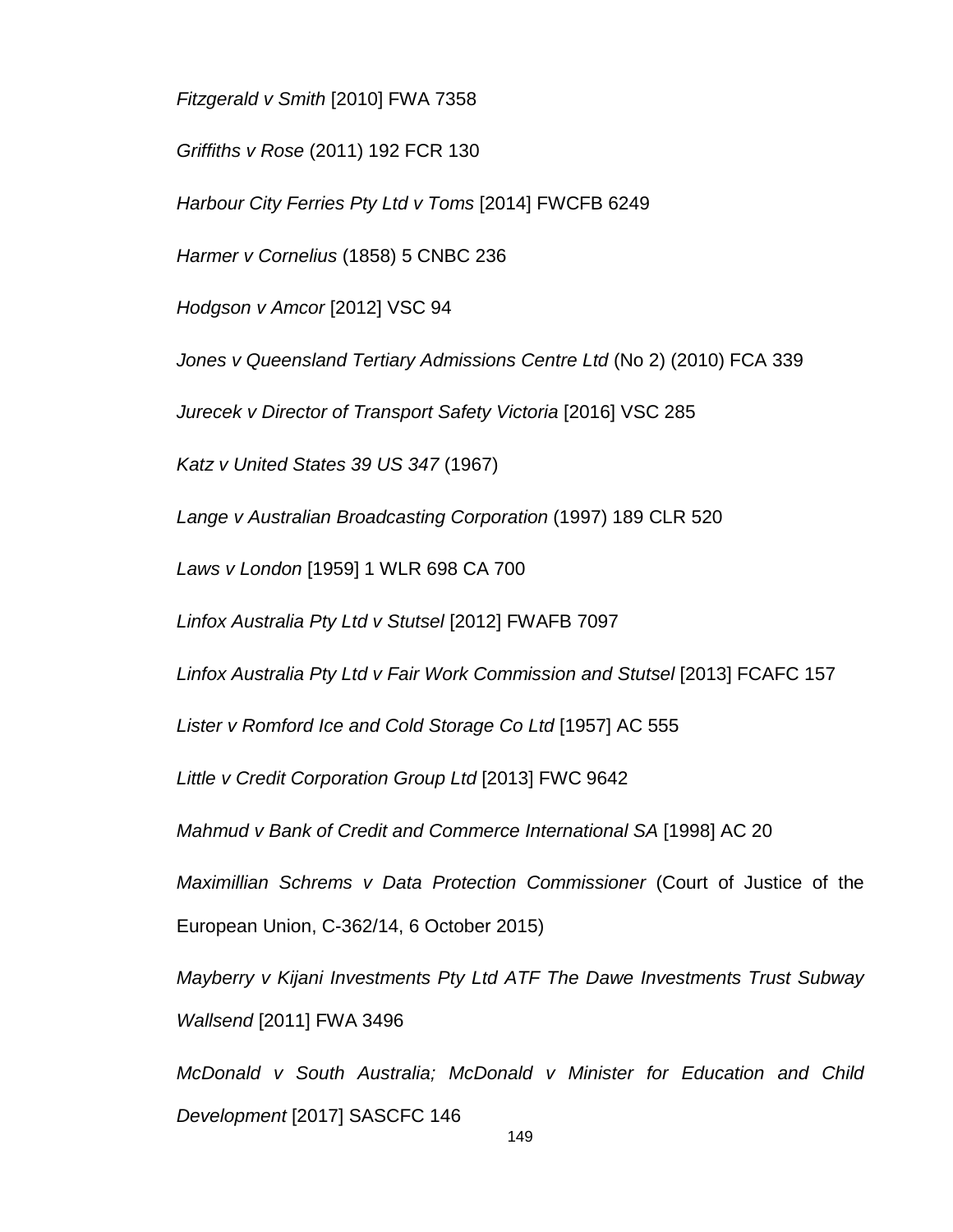*Fitzgerald v Smith* [2010] FWA 7358

*Griffiths v Rose* (2011) 192 FCR 130

*Harbour City Ferries Pty Ltd v Toms* [2014] FWCFB 6249

*Harmer v Cornelius* (1858) 5 CNBC 236

*Hodgson v Amcor* [2012] VSC 94

*Jones v Queensland Tertiary Admissions Centre Ltd* (No 2) (2010) FCA 339

*Jurecek v Director of Transport Safety Victoria* [2016] VSC 285

*Katz v United States 39 US 347* (1967)

*Lange v Australian Broadcasting Corporation* (1997) 189 CLR 520

*Laws v London* [1959] 1 WLR 698 CA 700

*Linfox Australia Pty Ltd v Stutsel* [2012] FWAFB 7097

*Linfox Australia Pty Ltd v Fair Work Commission and Stutsel* [2013] FCAFC 157

*Lister v Romford Ice and Cold Storage Co Ltd* [1957] AC 555

*Little v Credit Corporation Group Ltd* [2013] FWC 9642

*Mahmud v Bank of Credit and Commerce International SA* [1998] AC 20

*Maximillian Schrems v Data Protection Commissioner* (Court of Justice of the European Union, C-362/14, 6 October 2015)

*Mayberry v Kijani Investments Pty Ltd ATF The Dawe Investments Trust Subway Wallsend* [2011] FWA 3496

*McDonald v South Australia; McDonald v Minister for Education and Child Development* [2017] SASCFC 146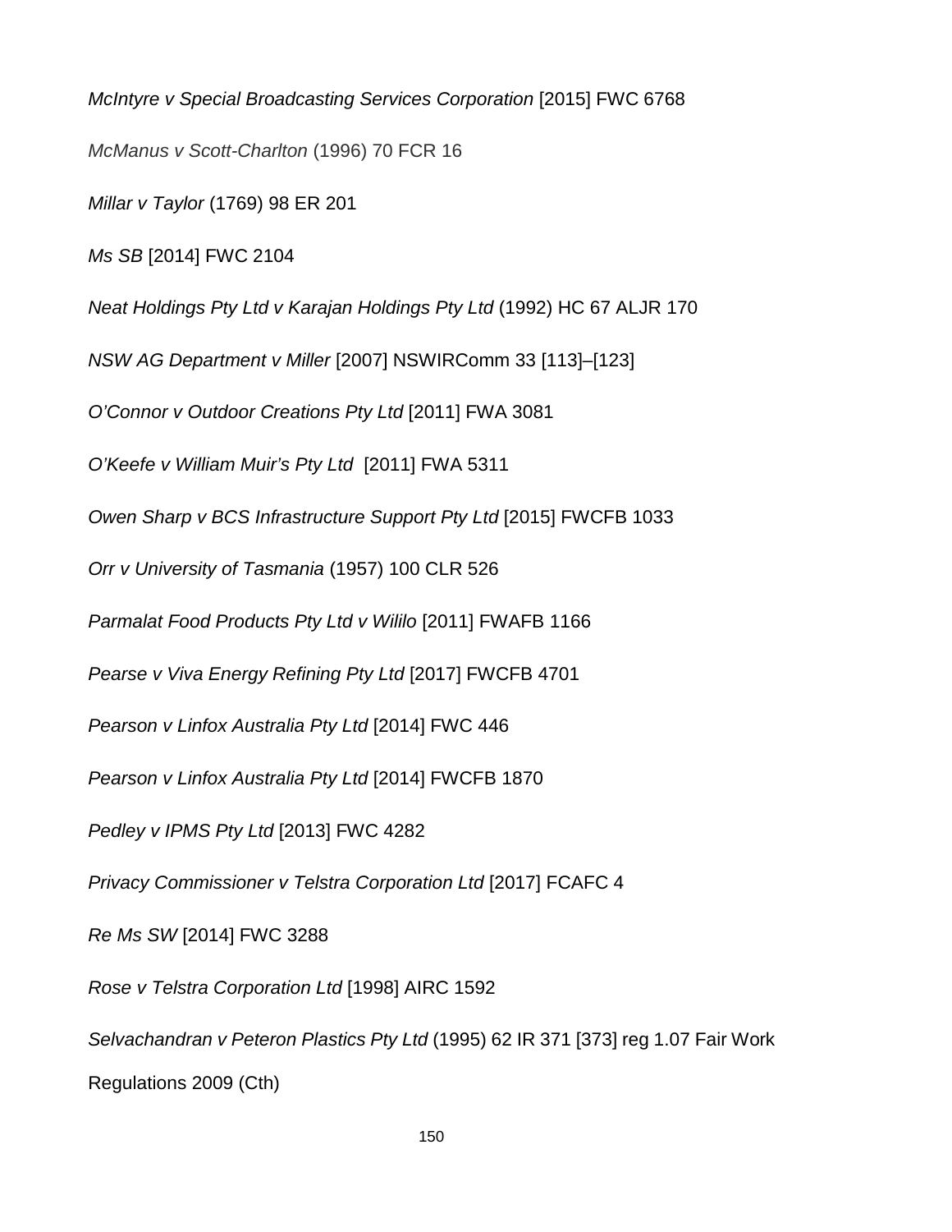*McIntyre v Special Broadcasting Services Corporation* [2015] FWC 6768

*McManus v Scott-Charlton* (1996) 70 FCR 16

*Millar v Taylor* (1769) 98 ER 201

*Ms SB* [2014] FWC 2104

*Neat Holdings Pty Ltd v Karajan Holdings Pty Ltd* (1992) HC 67 ALJR 170

*NSW AG Department v Miller* [2007] NSWIRComm 33 [113]–[123]

*O'Connor v Outdoor Creations Pty Ltd* [2011] FWA 3081

*O'Keefe v William Muir's Pty Ltd* [2011] FWA 5311

*Owen Sharp v BCS Infrastructure Support Pty Ltd* [2015] FWCFB 1033

*Orr v University of Tasmania* (1957) 100 CLR 526

*Parmalat Food Products Pty Ltd v Wililo* [2011] FWAFB 1166

*Pearse v Viva Energy Refining Pty Ltd* [2017] FWCFB 4701

*Pearson v Linfox Australia Pty Ltd* [2014] FWC 446

*Pearson v Linfox Australia Pty Ltd* [2014] FWCFB 1870

*Pedley v IPMS Pty Ltd* [2013] FWC 4282

*Privacy Commissioner v Telstra Corporation Ltd* [2017] FCAFC 4

*Re Ms SW* [2014] FWC 3288

*Rose v Telstra Corporation Ltd* [1998] AIRC 1592

*Selvachandran v Peteron Plastics Pty Ltd* (1995) 62 IR 371 [373] reg 1.07 Fair Work Regulations 2009 (Cth)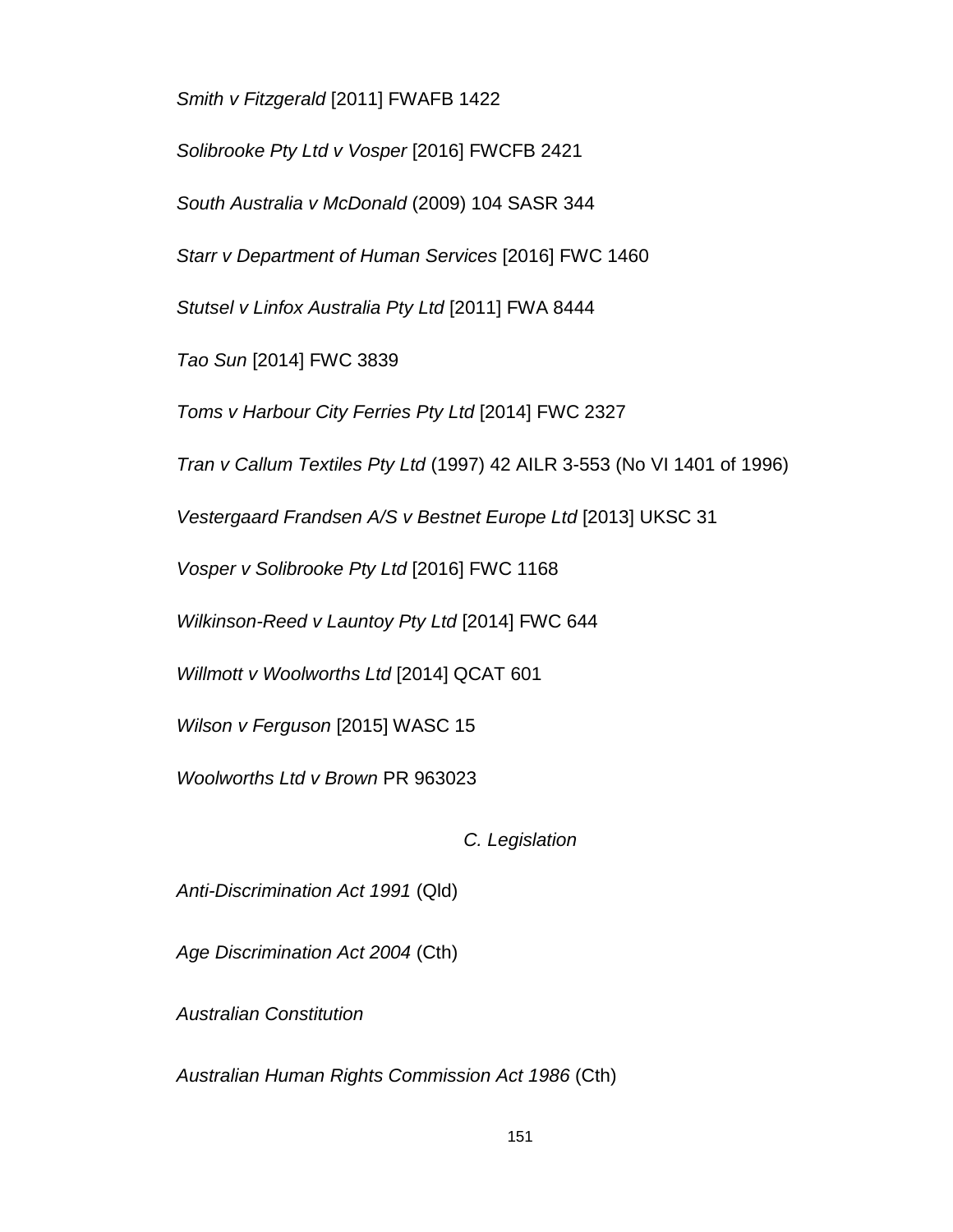*Smith v Fitzgerald* [2011] FWAFB 1422

*Solibrooke Pty Ltd v Vosper* [2016] FWCFB 2421

*South Australia v McDonald* (2009) 104 SASR 344

*Starr v Department of Human Services* [2016] FWC 1460

*Stutsel v Linfox Australia Pty Ltd* [2011] FWA 8444

*Tao Sun* [2014] FWC 3839

*Toms v Harbour City Ferries Pty Ltd* [2014] FWC 2327

*Tran v Callum Textiles Pty Ltd* (1997) 42 AILR 3-553 (No VI 1401 of 1996)

*Vestergaard Frandsen A/S v Bestnet Europe Ltd* [2013] UKSC 31

*Vosper v Solibrooke Pty Ltd* [2016] FWC 1168

*Wilkinson-Reed v Launtoy Pty Ltd* [2014] FWC 644

*Willmott v Woolworths Ltd* [2014] QCAT 601

*Wilson v Ferguson* [2015] WASC 15

*Woolworths Ltd v Brown* PR 963023

### *C. Legislation*

*Anti-Discrimination Act 1991* (Qld)

*Age Discrimination Act 2004* (Cth)

*Australian Constitution*

*Australian Human Rights Commission Act 1986* (Cth)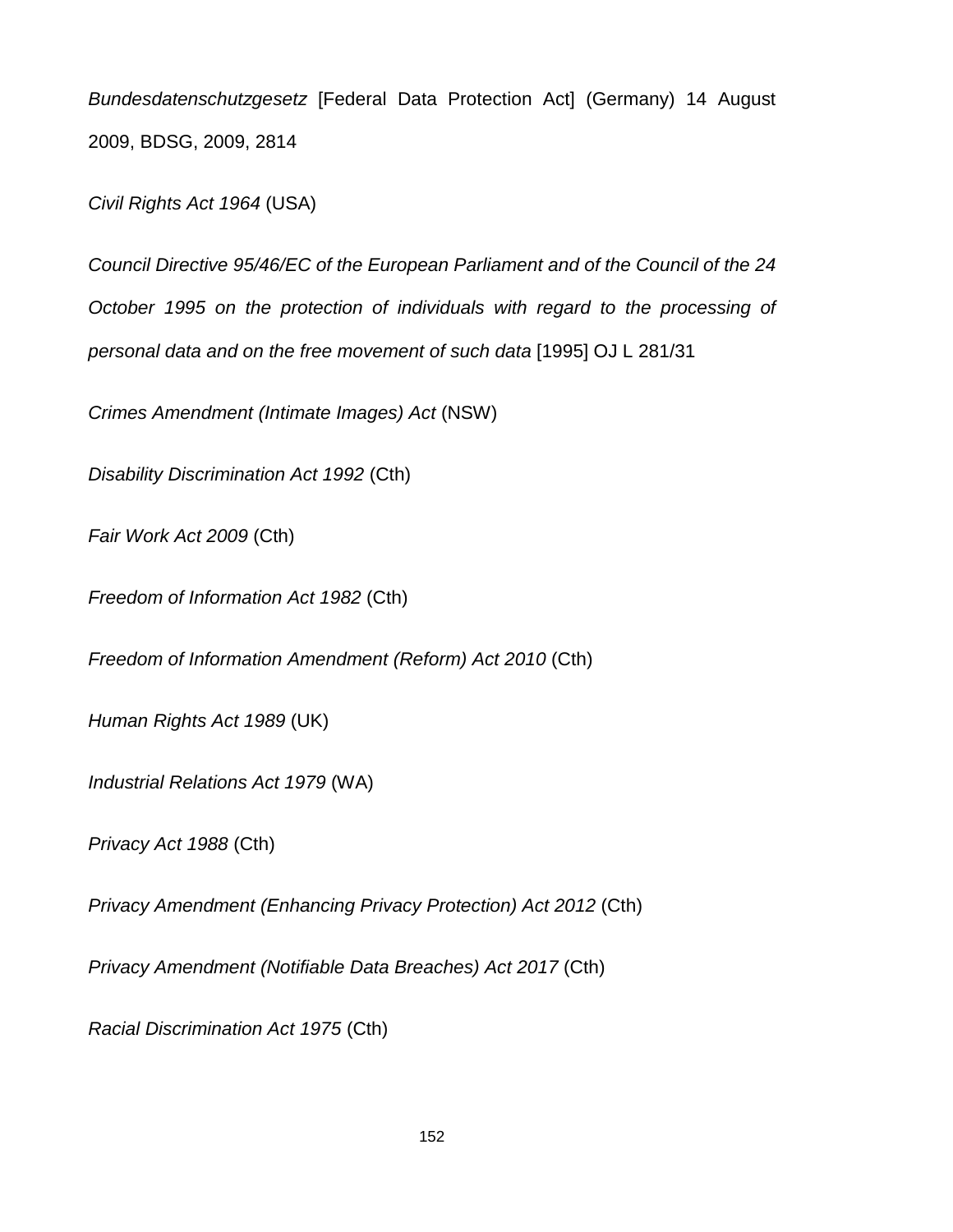*Bundesdatenschutzgesetz* [Federal Data Protection Act] (Germany) 14 August 2009, BDSG, 2009, 2814

*Civil Rights Act 1964* (USA)

*Council Directive 95/46/EC of the European Parliament and of the Council of the 24 October 1995 on the protection of individuals with regard to the processing of personal data and on the free movement of such data* [1995] OJ L 281/31

*Crimes Amendment (Intimate Images) Act* (NSW)

*Disability Discrimination Act 1992* (Cth)

*Fair Work Act 2009* (Cth)

*Freedom of Information Act 1982* (Cth)

*Freedom of Information Amendment (Reform) Act 2010* (Cth)

*Human Rights Act 1989* (UK)

*Industrial Relations Act 1979* (WA)

*Privacy Act 1988* (Cth)

*Privacy Amendment (Enhancing Privacy Protection) Act 2012* (Cth)

*Privacy Amendment (Notifiable Data Breaches) Act 2017* (Cth)

*Racial Discrimination Act 1975* (Cth)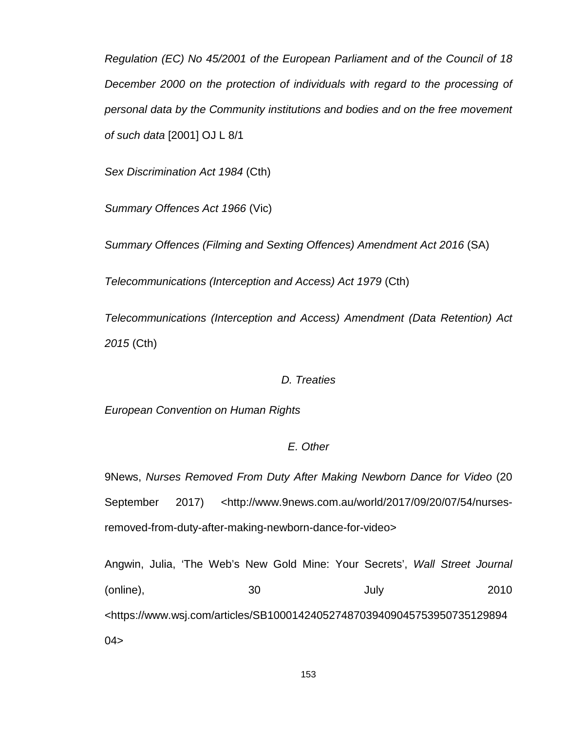*Regulation (EC) No 45/2001 of the European Parliament and of the Council of 18 December 2000 on the protection of individuals with regard to the processing of personal data by the Community institutions and bodies and on the free movement of such data* [2001] OJ L 8/1

*Sex Discrimination Act 1984* (Cth)

*Summary Offences Act 1966* (Vic)

*Summary Offences (Filming and Sexting Offences) Amendment Act 2016* (SA)

*Telecommunications (Interception and Access) Act 1979* (Cth)

*Telecommunications (Interception and Access) Amendment (Data Retention) Act 2015* (Cth)

### *D. Treaties*

*European Convention on Human Rights*

### *E. Other*

9News, *Nurses Removed From Duty After Making Newborn Dance for Video* (20 September 2017) <http://www.9news.com.au/world/2017/09/20/07/54/nurses-removed-from-duty-after-making-newborn-dance-for-video>

Angwin, Julia, 'The Web's New Gold Mine: Your Secrets', *Wall Street Journal* (online), 30 July 2010 <https://www.wsj.com/articles/SB10001424052748703940904575395073512989404>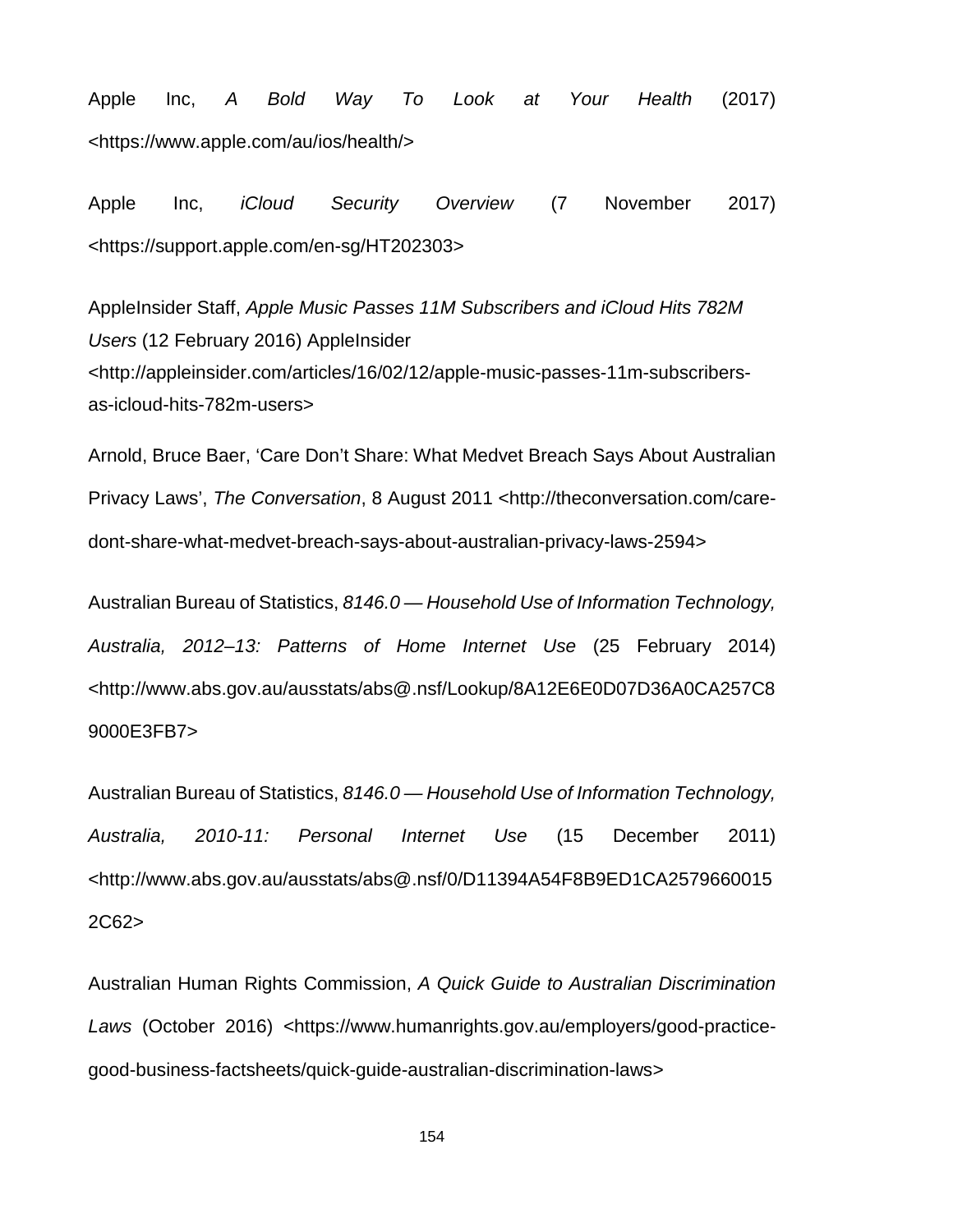Apple Inc, *A Bold Way To Look at Your Health* (2017) <https://www.apple.com/au/ios/health/>

Apple Inc, *iCloud Security Overview* (7 November 2017) <https://support.apple.com/en-sg/HT202303>

AppleInsider Staff, *Apple Music Passes 11M Subscribers and iCloud Hits 782M Users* (12 February 2016) AppleInsider <http://appleinsider.com/articles/16/02/12/apple-music-passes-11m-subscribers-as-icloud-hits-782m-users>

Arnold, Bruce Baer, 'Care Don't Share: What Medvet Breach Says About Australian Privacy Laws', *The Conversation*, 8 August 2011 <http://theconversation.com/care-dont-share-what-medvet-breach-says-about-australian-privacy-laws-2594>

Australian Bureau of Statistics, *8146.0 — Household Use of Information Technology, Australia, 2012–13: Patterns of Home Internet Use* (25 February 2014) <http://www.abs.gov.au/ausstats/abs@.nsf/Lookup/8A12E6E0D07D36A0CA257C89000E3FB7>

Australian Bureau of Statistics, *8146.0 — Household Use of Information Technology, Australia, 2010-11: Personal Internet Use* (15 December 2011) <http://www.abs.gov.au/ausstats/abs@.nsf/0/D11394A54F8B9ED1CA25796600152C62>

Australian Human Rights Commission, *A Quick Guide to Australian Discrimination Laws* (October 2016) <https://www.humanrights.gov.au/employers/good-practice-good-business-factsheets/quick-guide-australian-discrimination-laws>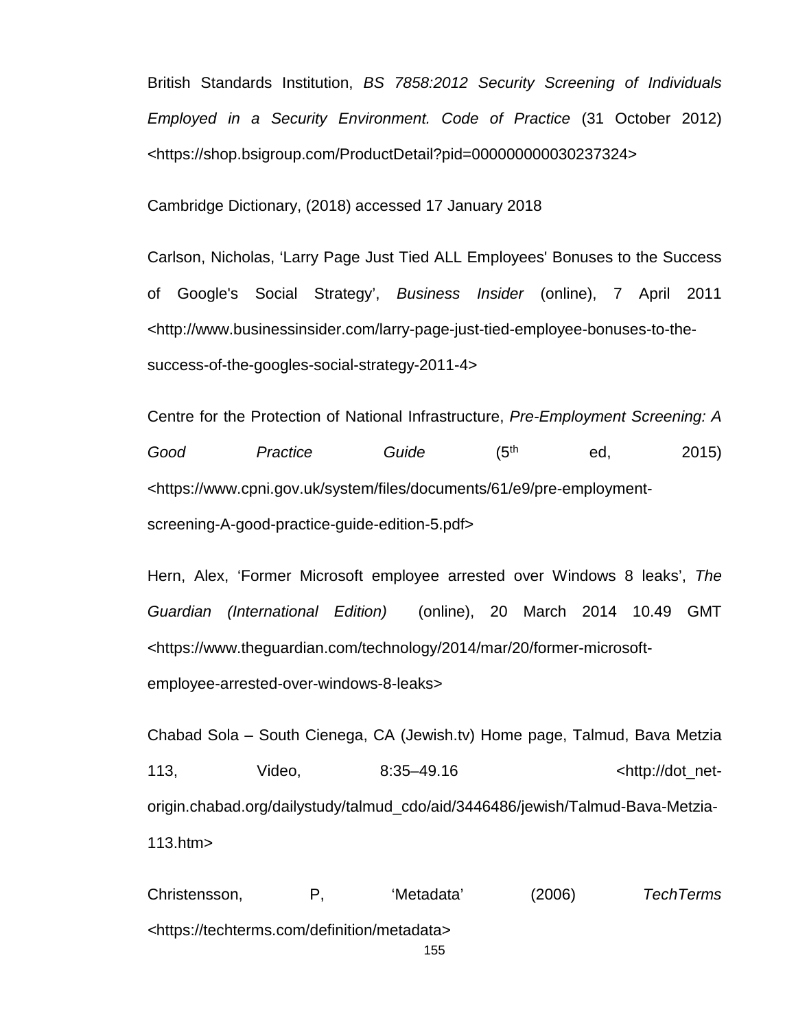British Standards Institution, *BS 7858:2012 Security Screening of Individuals Employed in a Security Environment. Code of Practice* (31 October 2012) <https://shop.bsigroup.com/ProductDetail?pid=000000000030237324>

Cambridge Dictionary, (2018) accessed 17 January 2018

Carlson, Nicholas, 'Larry Page Just Tied ALL Employees' Bonuses to the Success of Google's Social Strategy', *Business Insider* (online), 7 April 2011 <http://www.businessinsider.com/larry-page-just-tied-employee-bonuses-to-the-success-of-the-googles-social-strategy-2011-4>

Centre for the Protection of National Infrastructure, *Pre-Employment Screening: A Good Practice Guide* (5th ed, 2015) <https://www.cpni.gov.uk/system/files/documents/61/e9/pre-employment-screening-A-good-practice-guide-edition-5.pdf>

Hern, Alex, 'Former Microsoft employee arrested over Windows 8 leaks', *The Guardian (International Edition)* (online), 20 March 2014 10.49 GMT <https://www.theguardian.com/technology/2014/mar/20/former-microsoft-employee-arrested-over-windows-8-leaks>

Chabad Sola – South Cienega, CA (Jewish.tv) Home page, Talmud, Bava Metzia 113, Video, 8:35–49.16 <http://dot_net-origin.chabad.org/dailystudy/talmud_cdo/aid/3446486/jewish/Talmud-Bava-Metzia-113.htm>

Christensson, P, 'Metadata' (2006) *TechTerms* <https://techterms.com/definition/metadata>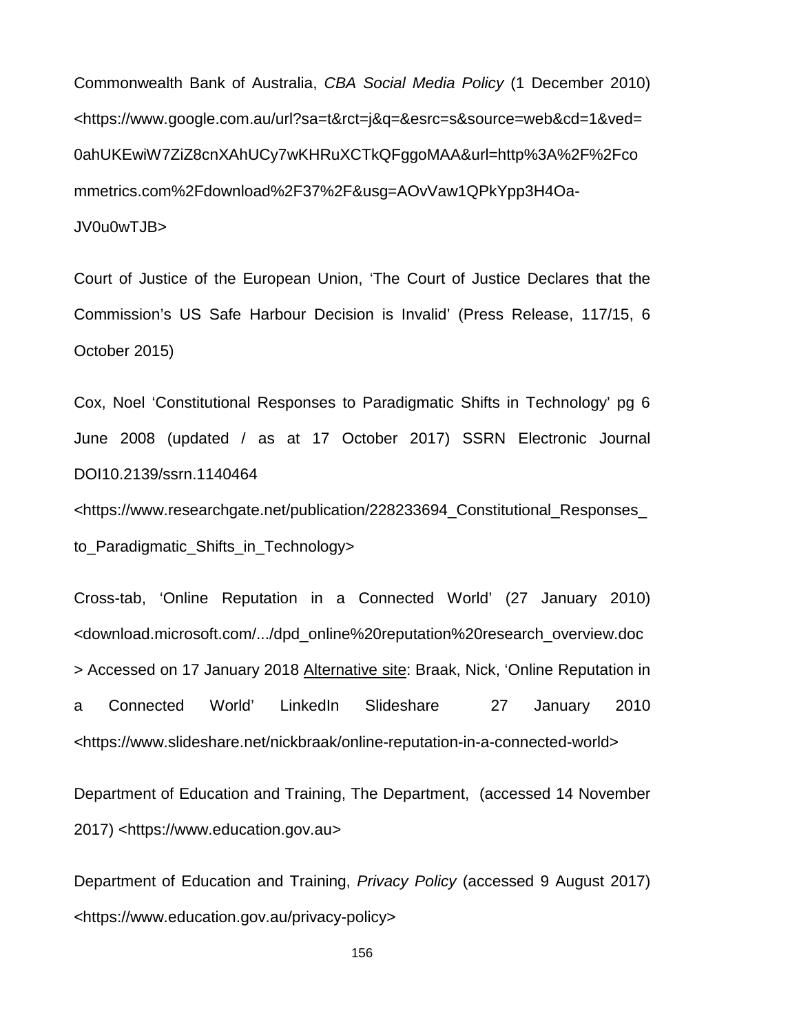Commonwealth Bank of Australia, *CBA Social Media Policy* (1 December 2010) <https://www.google.com.au/url?sa=t&rct=j&q=&esrc=s&source=web&cd=1&ved=0ahUKEwiW7ZiZ8cnXAhUCy7wKHRuXCTkQFggoMAA&url=http%3A%2F%2Fcommetrics.com%2Fdownload%2F37%2F&usg=AOvVaw1QPkYpp3H4Oa-JV0u0wTJB>

Court of Justice of the European Union, 'The Court of Justice Declares that the Commission's US Safe Harbour Decision is Invalid' (Press Release, 117/15, 6 October 2015)

Cox, Noel 'Constitutional Responses to Paradigmatic Shifts in Technology' pg 6 June 2008 (updated / as at 17 October 2017) SSRN Electronic Journal DOI10.2139/ssrn.1140464 <https://www.researchgate.net/publication/228233694_Constitutional_Responses_to_Paradigmatic_Shifts_in_Technology>

Cross-tab, 'Online Reputation in a Connected World' (27 January 2010) <download.microsoft.com/.../dpd_online%20reputation%20research_overview.doc> Accessed on 17 January 2018 Alternative site: Braak, Nick, 'Online Reputation in a Connected World' LinkedIn Slideshare 27 January 2010 <https://www.slideshare.net/nickbraak/online-reputation-in-a-connected-world>

Department of Education and Training, The Department, (accessed 14 November 2017) <https://www.education.gov.au>

Department of Education and Training, *Privacy Policy* (accessed 9 August 2017) <https://www.education.gov.au/privacy-policy>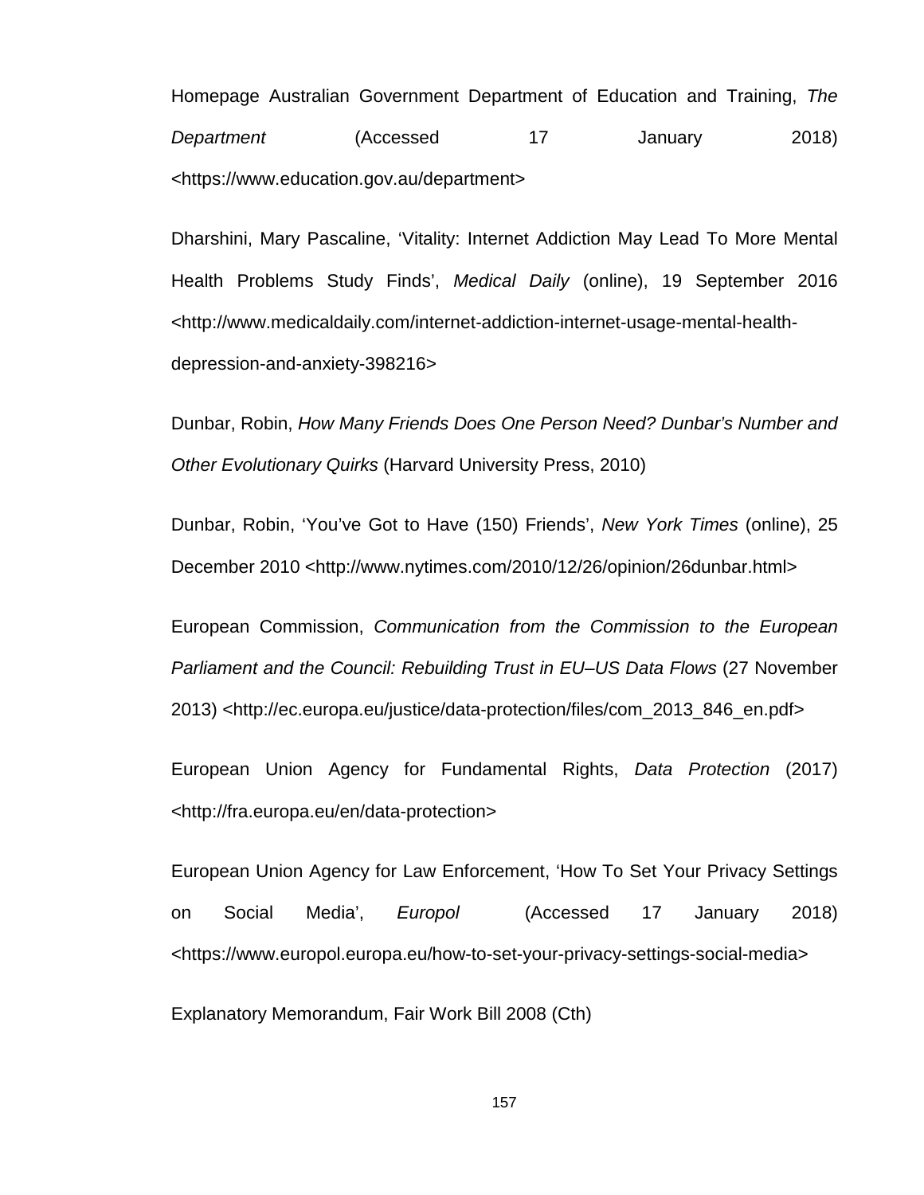Homepage Australian Government Department of Education and Training, *The Department* (Accessed 17 January 2018) <https://www.education.gov.au/department>

Dharshini, Mary Pascaline, 'Vitality: Internet Addiction May Lead To More Mental Health Problems Study Finds', *Medical Daily* (online), 19 September 2016 <http://www.medicaldaily.com/internet-addiction-internet-usage-mental-health-depression-and-anxiety-398216>

Dunbar, Robin, *How Many Friends Does One Person Need? Dunbar's Number and Other Evolutionary Quirks* (Harvard University Press, 2010)

Dunbar, Robin, 'You've Got to Have (150) Friends', *New York Times* (online), 25 December 2010 <http://www.nytimes.com/2010/12/26/opinion/26dunbar.html>

European Commission, *Communication from the Commission to the European Parliament and the Council: Rebuilding Trust in EU–US Data Flows* (27 November 2013) <http://ec.europa.eu/justice/data-protection/files/com_2013_846_en.pdf>

European Union Agency for Fundamental Rights, *Data Protection* (2017) <http://fra.europa.eu/en/data-protection>

European Union Agency for Law Enforcement, 'How To Set Your Privacy Settings on Social Media', *Europol* (Accessed 17 January 2018) <https://www.europol.europa.eu/how-to-set-your-privacy-settings-social-media>

Explanatory Memorandum, Fair Work Bill 2008 (Cth)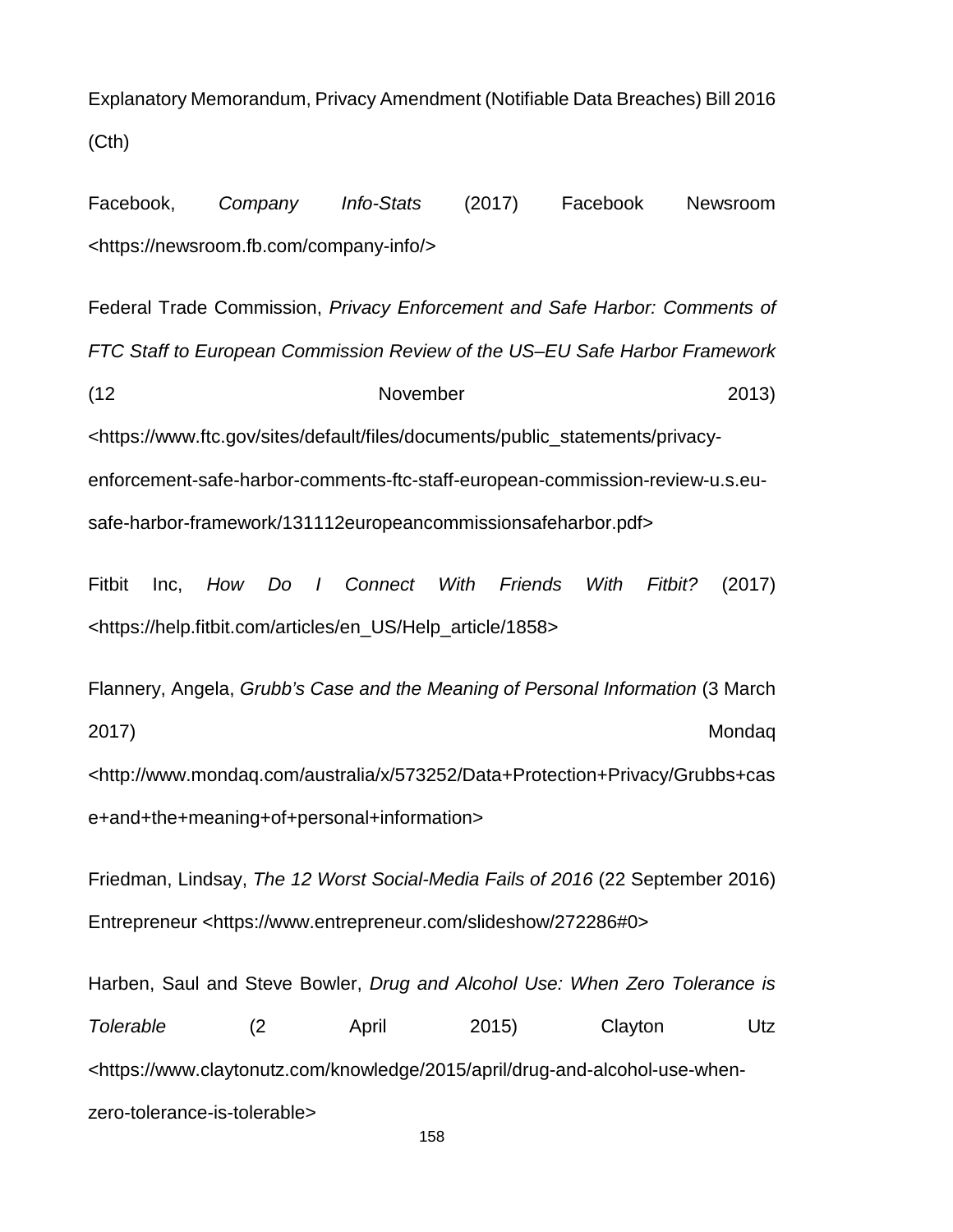Explanatory Memorandum, Privacy Amendment (Notifiable Data Breaches) Bill 2016 (Cth)

Facebook, *Company Info-Stats* (2017) Facebook Newsroom <https://newsroom.fb.com/company-info/>

Federal Trade Commission, *Privacy Enforcement and Safe Harbor: Comments of FTC Staff to European Commission Review of the US–EU Safe Harbor Framework* (12 November 2013) <https://www.ftc.gov/sites/default/files/documents/public_statements/privacy-enforcement-safe-harbor-comments-ftc-staff-european-commission-review-u.s.eu-safe-harbor-framework/131112europeancommissionsafeharbor.pdf>

Fitbit Inc, *How Do I Connect With Friends With Fitbit?* (2017) <https://help.fitbit.com/articles/en_US/Help_article/1858>

Flannery, Angela, *Grubb's Case and the Meaning of Personal Information* (3 March 2017) Mondaq <http://www.mondaq.com/australia/x/573252/Data+Protection+Privacy/Grubbs+case+and+the+meaning+of+personal+information>

Friedman, Lindsay, *The 12 Worst Social-Media Fails of 2016* (22 September 2016) Entrepreneur <https://www.entrepreneur.com/slideshow/272286#0>

Harben, Saul and Steve Bowler, *Drug and Alcohol Use: When Zero Tolerance is Tolerable* (2 April 2015) Clayton Utz <https://www.claytonutz.com/knowledge/2015/april/drug-and-alcohol-use-when-zero-tolerance-is-tolerable>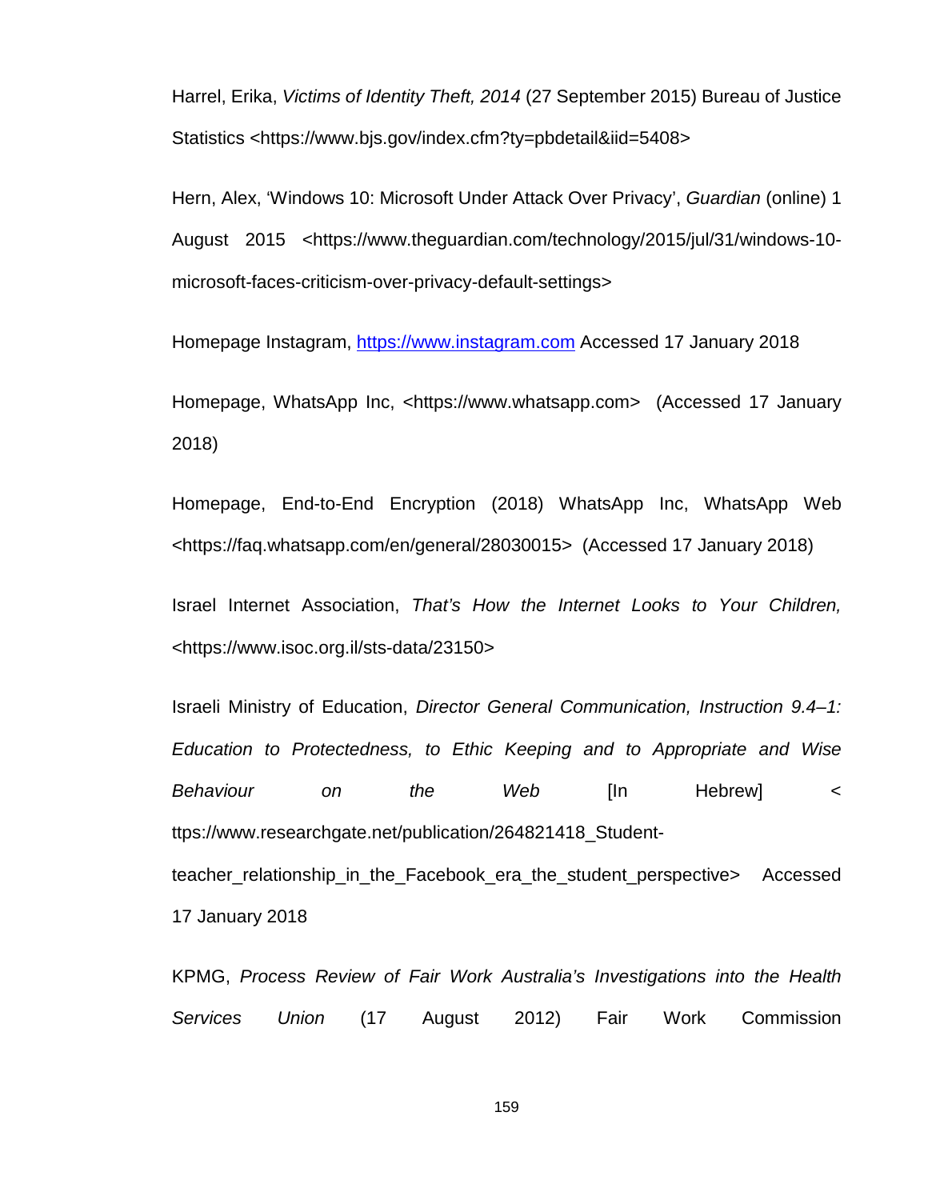Harrel, Erika, *Victims of Identity Theft, 2014* (27 September 2015) Bureau of Justice Statistics <https://www.bjs.gov/index.cfm?ty=pbdetail&iid=5408>

Hern, Alex, 'Windows 10: Microsoft Under Attack Over Privacy', *Guardian* (online) 1 August 2015 <https://www.theguardian.com/technology/2015/jul/31/windows-10-microsoft-faces-criticism-over-privacy-default-settings>

Homepage Instagram, https://www.instagram.com Accessed 17 January 2018

Homepage, WhatsApp Inc, <https://www.whatsapp.com> (Accessed 17 January 2018)

Homepage, End-to-End Encryption (2018) WhatsApp Inc, WhatsApp Web <https://faq.whatsapp.com/en/general/28030015> (Accessed 17 January 2018)

Israel Internet Association, *That's How the Internet Looks to Your Children,* <https://www.isoc.org.il/sts-data/23150>

Israeli Ministry of Education, *Director General Communication, Instruction 9.4–1: Education to Protectedness, to Ethic Keeping and to Appropriate and Wise Behaviour on the Web* [In Hebrew] < ttps://www.researchgate.net/publication/264821418_Student-teacher_relationship_in_the_Facebook_era_the_student_perspective> Accessed 17 January 2018

KPMG, *Process Review of Fair Work Australia's Investigations into the Health Services Union* (17 August 2012) Fair Work Commission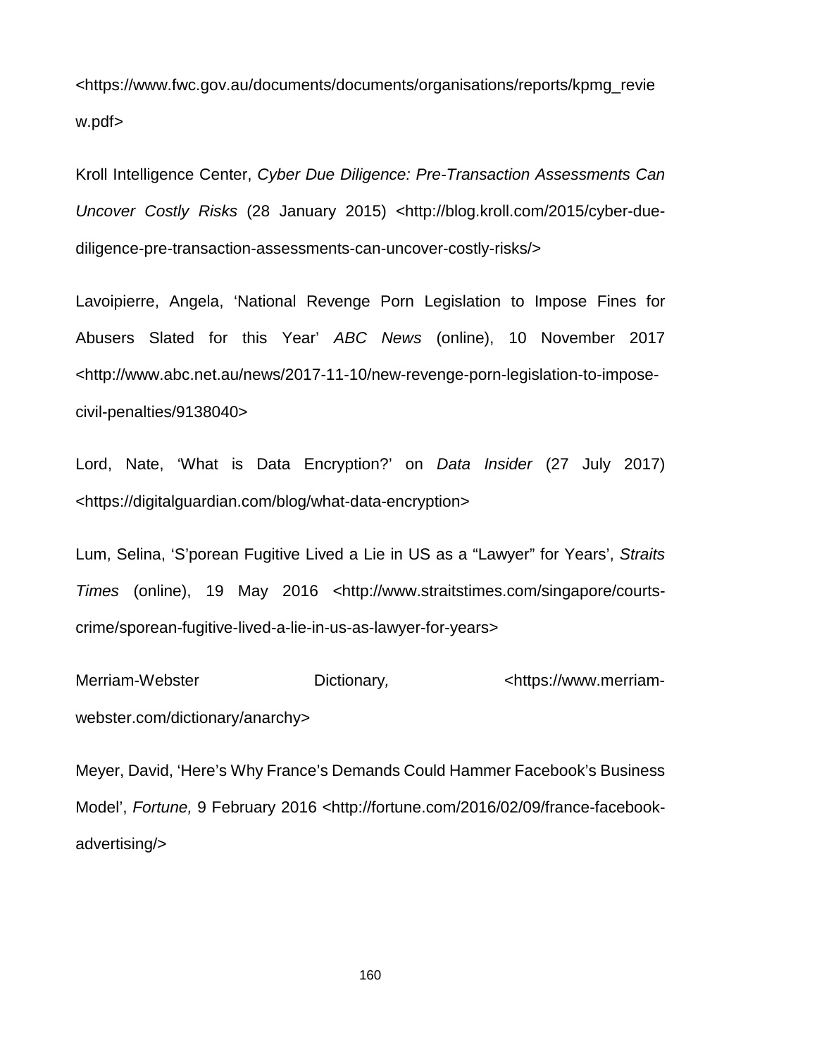<https://www.fwc.gov.au/documents/documents/organisations/reports/kpmg_review.pdf>

Kroll Intelligence Center, *Cyber Due Diligence: Pre-Transaction Assessments Can Uncover Costly Risks* (28 January 2015) <http://blog.kroll.com/2015/cyber-due-diligence-pre-transaction-assessments-can-uncover-costly-risks/>

Lavoipierre, Angela, 'National Revenge Porn Legislation to Impose Fines for Abusers Slated for this Year' *ABC News* (online), 10 November 2017 <http://www.abc.net.au/news/2017-11-10/new-revenge-porn-legislation-to-impose-civil-penalties/9138040>

Lord, Nate, 'What is Data Encryption?' on *Data Insider* (27 July 2017) <https://digitalguardian.com/blog/what-data-encryption>

Lum, Selina, 'S'porean Fugitive Lived a Lie in US as a "Lawyer" for Years', *Straits Times* (online), 19 May 2016 <http://www.straitstimes.com/singapore/courts-crime/sporean-fugitive-lived-a-lie-in-us-as-lawyer-for-years>

Merriam-Webster Dictionary*,* <https://www.merriam-webster.com/dictionary/anarchy>

Meyer, David, 'Here's Why France's Demands Could Hammer Facebook's Business Model', *Fortune,* 9 February 2016 <http://fortune.com/2016/02/09/france-facebook-advertising/>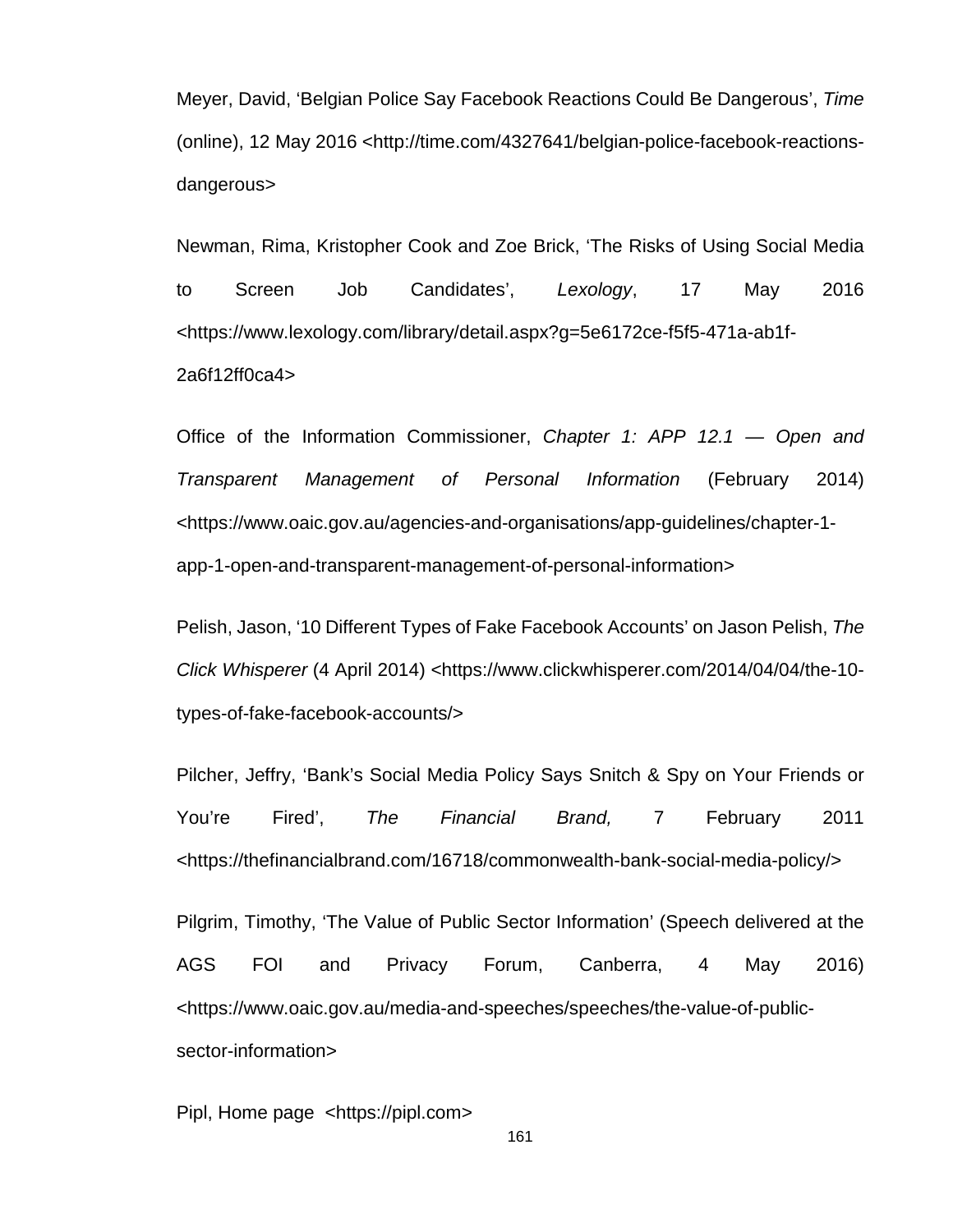Meyer, David, ‘Belgian Police Say Facebook Reactions Could Be Dangerous’, *Time* (online), 12 May 2016 <http://time.com/4327641/belgian-police-facebook-reactions-dangerous>

Newman, Rima, Kristopher Cook and Zoe Brick, ‘The Risks of Using Social Media to Screen Job Candidates’, *Lexology*, 17 May 2016 <https://www.lexology.com/library/detail.aspx?g=5e6172ce-f5f5-471a-ab1f-2a6f12ff0ca4>

Office of the Information Commissioner, *Chapter 1: APP 12.1 — Open and Transparent Management of Personal Information* (February 2014) <https://www.oaic.gov.au/agencies-and-organisations/app-guidelines/chapter-1-app-1-open-and-transparent-management-of-personal-information>

Pelish, Jason, ‘10 Different Types of Fake Facebook Accounts’ on Jason Pelish, *The Click Whisperer* (4 April 2014) <https://www.clickwhisperer.com/2014/04/04/the-10-types-of-fake-facebook-accounts/>

Pilcher, Jeffry, ‘Bank’s Social Media Policy Says Snitch & Spy on Your Friends or You’re Fired’, *The Financial Brand,* 7 February 2011 <https://thefinancialbrand.com/16718/commonwealth-bank-social-media-policy/>

Pilgrim, Timothy, ‘The Value of Public Sector Information’ (Speech delivered at the AGS FOI and Privacy Forum, Canberra, 4 May 2016) <https://www.oaic.gov.au/media-and-speeches/speeches/the-value-of-public-sector-information>

Pipl, Home page <https://pipl.com>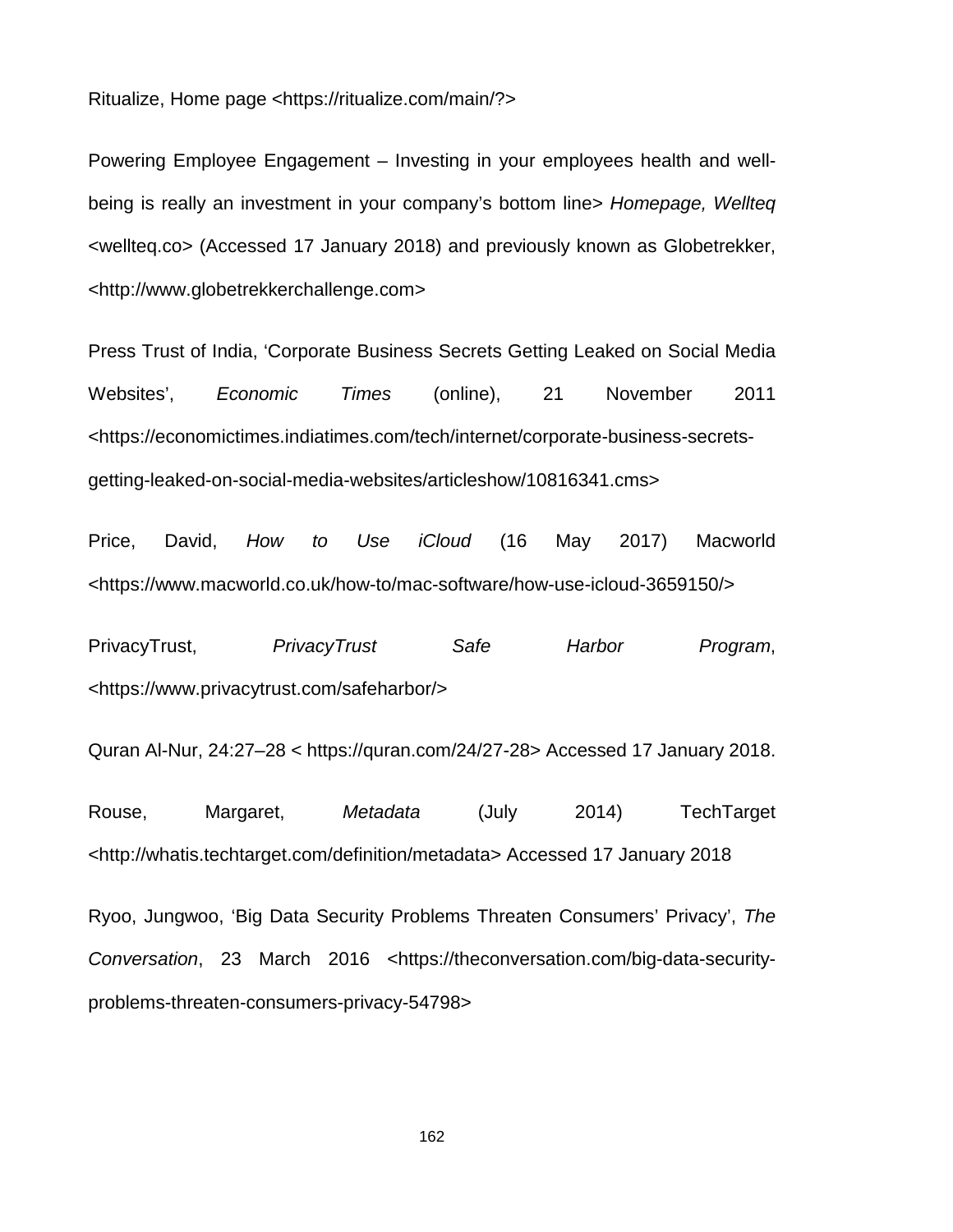Ritualize, Home page <https://ritualize.com/main/?>

Powering Employee Engagement – Investing in your employees health and well-being is really an investment in your company's bottom line> *Homepage, Wellteq* <wellteq.co> (Accessed 17 January 2018) and previously known as Globetrekker, <http://www.globetrekkerchallenge.com>

Press Trust of India, 'Corporate Business Secrets Getting Leaked on Social Media Websites', *Economic Times* (online), 21 November 2011 <https://economictimes.indiatimes.com/tech/internet/corporate-business-secrets-getting-leaked-on-social-media-websites/articleshow/10816341.cms>

Price, David, *How to Use iCloud* (16 May 2017) Macworld <https://www.macworld.co.uk/how-to/mac-software/how-use-icloud-3659150/>

PrivacyTrust, *PrivacyTrust Safe Harbor Program*, <https://www.privacytrust.com/safeharbor/>

Quran Al-Nur, 24:27–28 < https://quran.com/24/27-28> Accessed 17 January 2018.

Rouse, Margaret, *Metadata* (July 2014) TechTarget <http://whatis.techtarget.com/definition/metadata> Accessed 17 January 2018

Ryoo, Jungwoo, 'Big Data Security Problems Threaten Consumers' Privacy', *The Conversation*, 23 March 2016 <https://theconversation.com/big-data-security-problems-threaten-consumers-privacy-54798>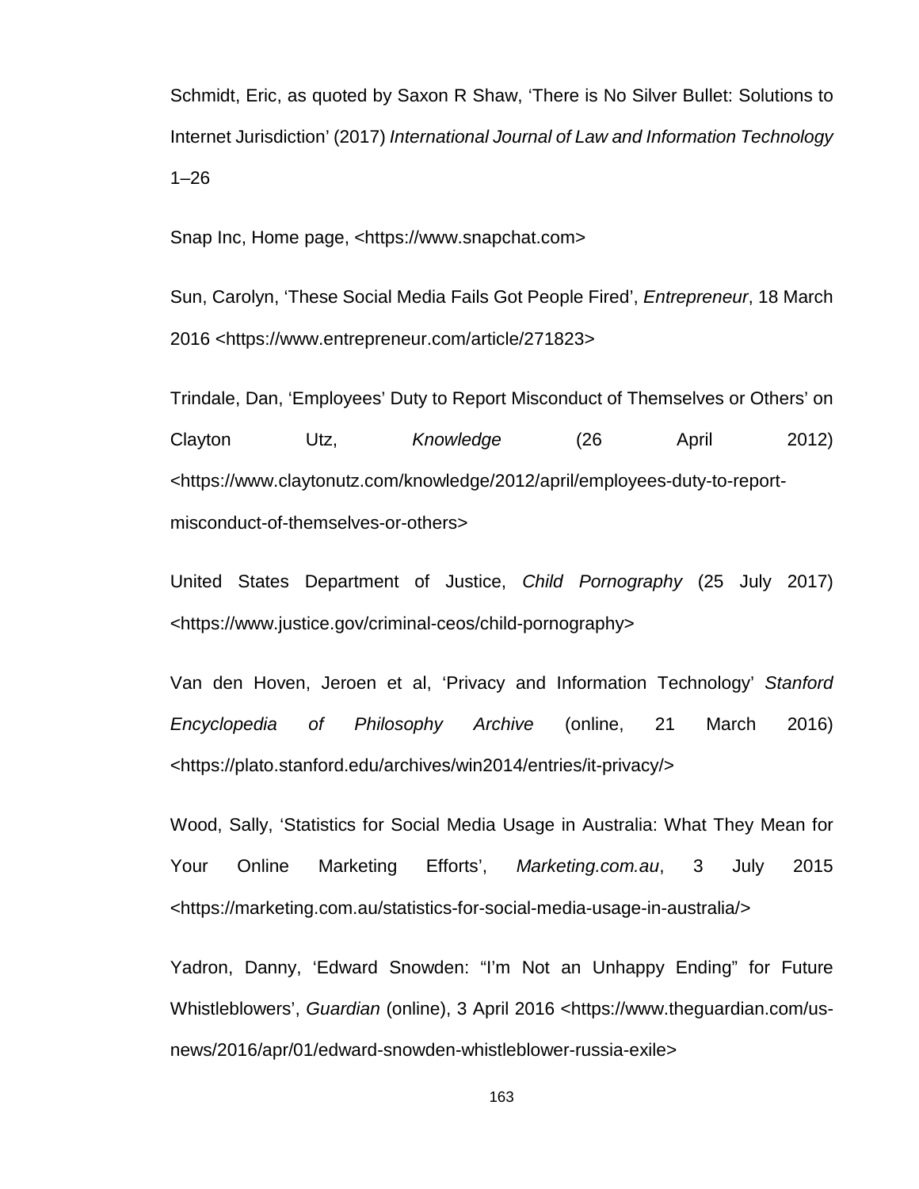Schmidt, Eric, as quoted by Saxon R Shaw, 'There is No Silver Bullet: Solutions to Internet Jurisdiction' (2017) *International Journal of Law and Information Technology* 1–26

Snap Inc, Home page, <https://www.snapchat.com>

Sun, Carolyn, 'These Social Media Fails Got People Fired', *Entrepreneur*, 18 March 2016 <https://www.entrepreneur.com/article/271823>

Trindale, Dan, 'Employees' Duty to Report Misconduct of Themselves or Others' on Clayton Utz, *Knowledge* (26 April 2012) <https://www.claytonutz.com/knowledge/2012/april/employees-duty-to-report-misconduct-of-themselves-or-others>

United States Department of Justice, *Child Pornography* (25 July 2017) <https://www.justice.gov/criminal-ceos/child-pornography>

Van den Hoven, Jeroen et al, 'Privacy and Information Technology' *Stanford Encyclopedia of Philosophy Archive* (online, 21 March 2016) <https://plato.stanford.edu/archives/win2014/entries/it-privacy/>

Wood, Sally, 'Statistics for Social Media Usage in Australia: What They Mean for Your Online Marketing Efforts', *Marketing.com.au*, 3 July 2015 <https://marketing.com.au/statistics-for-social-media-usage-in-australia/>

Yadron, Danny, 'Edward Snowden: "I'm Not an Unhappy Ending" for Future Whistleblowers', *Guardian* (online), 3 April 2016 <https://www.theguardian.com/us-news/2016/apr/01/edward-snowden-whistleblower-russia-exile>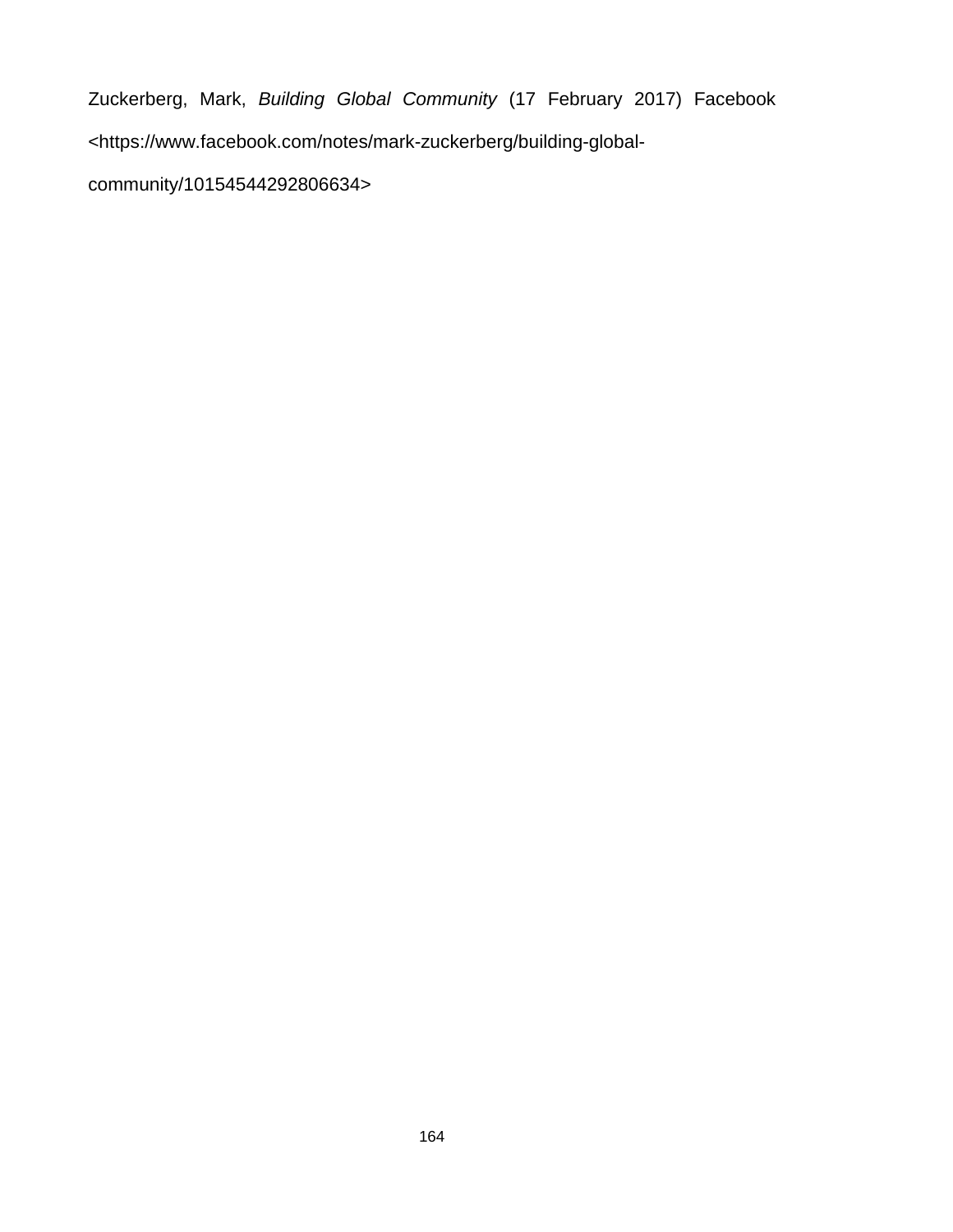Zuckerberg, Mark, *Building Global Community* (17 February 2017) Facebook <https://www.facebook.com/notes/mark-zuckerberg/building-global-community/10154544292806634>